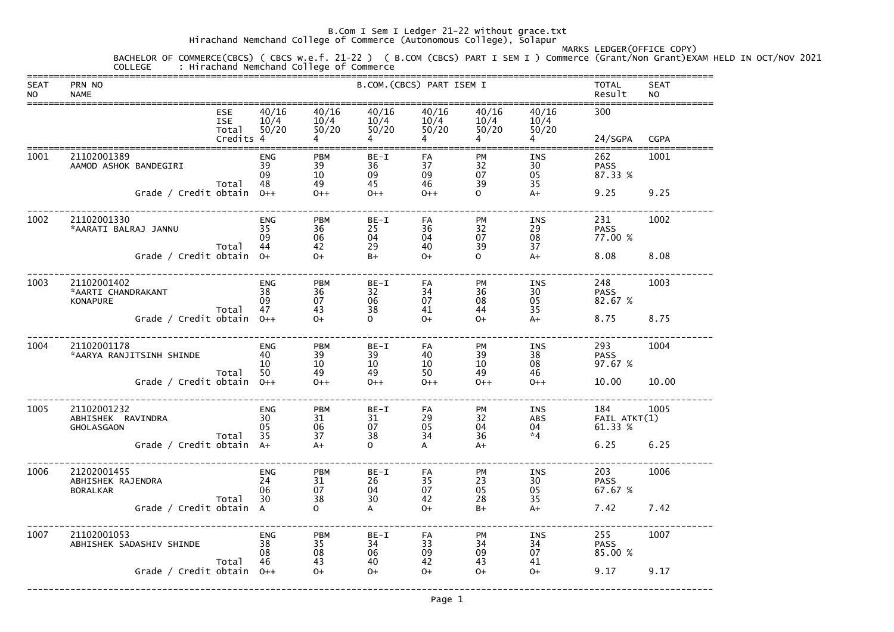B.Com I Sem I Ledger 21-22 without grace.txt

Hirachand Nemchand College of Commerce (Autonomous College), Solapur

MARKS LEDGER(OFFICE COPY)

BACHELOR OF COMMERCE(CBCS) ( CBCS w.e.f. 21-22 ) ( B.COM (CBCS) PART I SEM I ) Commerce (Grant/Non Grant)EXAM HELD IN OCT/NOV 2021

COLLEGE : Hirachand Nemchand College of Commerce

| SEAT NO | PRN NO / NAME | | B.COM.(CBCS) PART ISEM I | | | | | | TOTAL Result | SEAT NO |
|---|---|---|---|---|---|---|---|---|---|---|
| | | ESE | 40/16 | 40/16 | 40/16 | 40/16 | 40/16 | 40/16 | 300 | |
| | | ISE | 10/4 | 10/4 | 10/4 | 10/4 | 10/4 | 10/4 | | |
| | | Total | 50/20 | 50/20 | 50/20 | 50/20 | 50/20 | 50/20 | | |
| | | Credits | 4 | 4 | 4 | 4 | 4 | 4 | 24/SGPA | CGPA |
| 1001 | 21102001389 | | ENG | PBM | BE-I | FA | PM | INS | 262 | 1001 |
| | AAMOD ASHOK BANDEGIRI | | 39 | 39 | 36 | 37 | 32 | 30 | PASS | |
| | | | 09 | 10 | 09 | 09 | 07 | 05 | 87.33 % | |
| | | Total | 48 | 49 | 45 | 46 | 39 | 35 | | |
| | | Grade / Credit obtain | O++ | O++ | O++ | O++ | O | A+ | 9.25 | 9.25 |
| 1002 | 21102001330 | | ENG | PBM | BE-I | FA | PM | INS | 231 | 1002 |
| | *AARATI BALRAJ JANNU | | 35 | 36 | 25 | 36 | 32 | 29 | PASS | |
| | | | 09 | 06 | 04 | 04 | 07 | 08 | 77.00 % | |
| | | Total | 44 | 42 | 29 | 40 | 39 | 37 | | |
| | | Grade / Credit obtain | O+ | O+ | B+ | O+ | O | A+ | 8.08 | 8.08 |
| 1003 | 21102001402 | | ENG | PBM | BE-I | FA | PM | INS | 248 | 1003 |
| | *AARTI CHANDRAKANT | | 38 | 36 | 32 | 34 | 36 | 30 | PASS | |
| | KONAPURE | | 09 | 07 | 06 | 07 | 08 | 05 | 82.67 % | |
| | | Total | 47 | 43 | 38 | 41 | 44 | 35 | | |
| | | Grade / Credit obtain | O++ | O+ | O | O+ | O+ | A+ | 8.75 | 8.75 |
| 1004 | 21102001178 | | ENG | PBM | BE-I | FA | PM | INS | 293 | 1004 |
| | *AARYA RANJITSINH SHINDE | | 40 | 39 | 39 | 40 | 39 | 38 | PASS | |
| | | | 10 | 10 | 10 | 10 | 10 | 08 | 97.67 % | |
| | | Total | 50 | 49 | 49 | 50 | 49 | 46 | | |
| | | Grade / Credit obtain | O++ | O++ | O++ | O++ | O++ | O++ | 10.00 | 10.00 |
| 1005 | 21102001232 | | ENG | PBM | BE-I | FA | PM | INS | 184 | 1005 |
| | ABHISHEK RAVINDRA | | 30 | 31 | 31 | 29 | 32 | ABS | FAIL ATKT(1) | |
| | GHOLASGAON | | 05 | 06 | 07 | 05 | 04 | 04 | 61.33 % | |
| | | Total | 35 | 37 | 38 | 34 | 36 | *4 | | |
| | | Grade / Credit obtain | A+ | A+ | O | A | A+ | | 6.25 | 6.25 |
| 1006 | 21202001455 | | ENG | PBM | BE-I | FA | PM | INS | 203 | 1006 |
| | ABHISHEK RAJENDRA | | 24 | 31 | 26 | 35 | 23 | 30 | PASS | |
| | BORALKAR | | 06 | 07 | 04 | 07 | 05 | 05 | 67.67 % | |
| | | Total | 30 | 38 | 30 | 42 | 28 | 35 | | |
| | | Grade / Credit obtain | A | O | A | O+ | B+ | A+ | 7.42 | 7.42 |
| 1007 | 21102001053 | | ENG | PBM | BE-I | FA | PM | INS | 255 | 1007 |
| | ABHISHEK SADASHIV SHINDE | | 38 | 35 | 34 | 33 | 34 | 34 | PASS | |
| | | | 08 | 08 | 06 | 09 | 09 | 07 | 85.00 % | |
| | | Total | 46 | 43 | 40 | 42 | 43 | 41 | | |
| | | Grade / Credit obtain | O++ | O+ | O+ | O+ | O+ | O+ | 9.17 | 9.17 |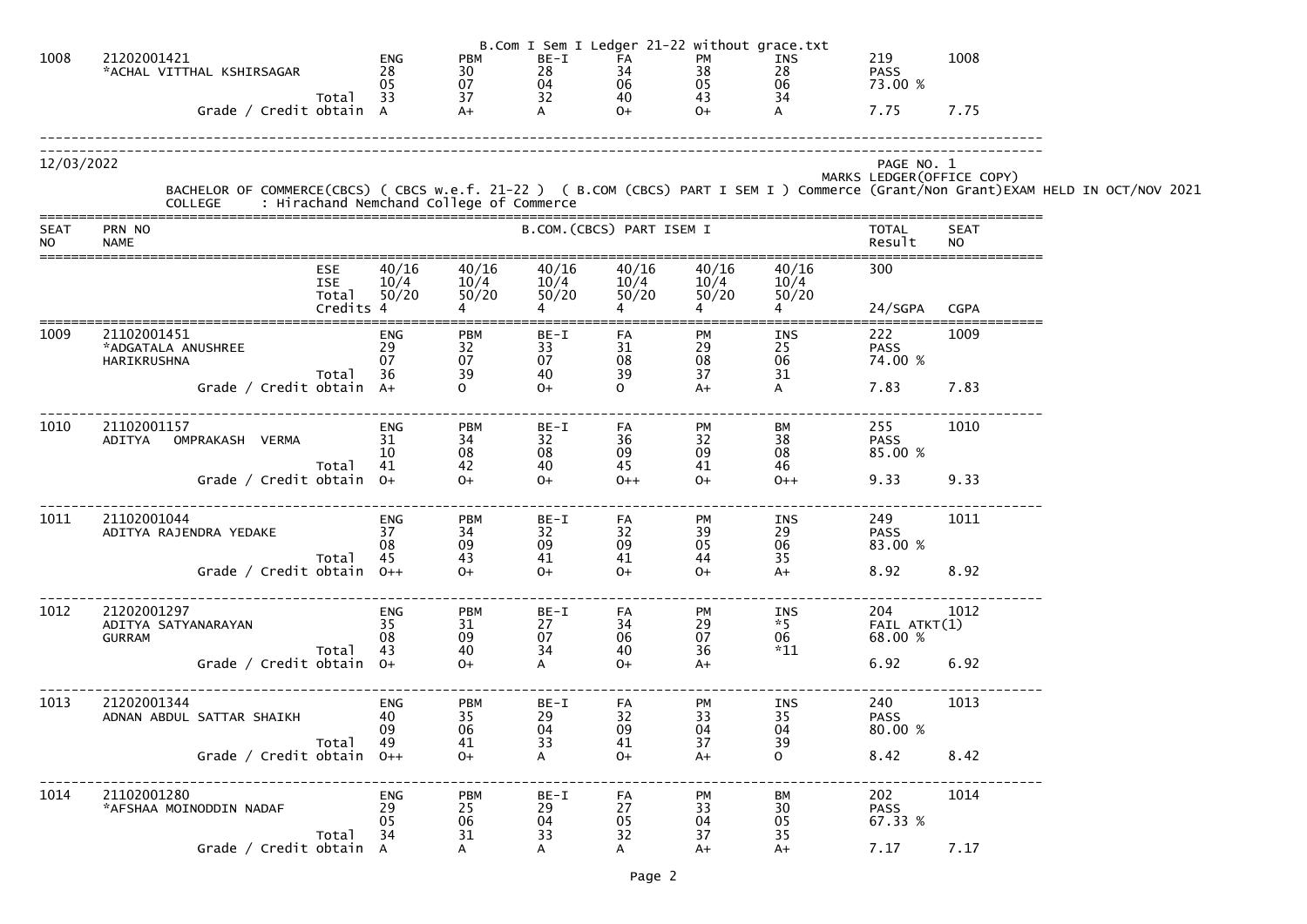| 1008 | 21202001421 *ACHAL VITTHAL KSHIRSAGAR | | ENG | PBM | BE-I | FA | PM | INS | 219 | 1008 |
|---|---|---|---|---|---|---|---|---|---|---|
| | | | 28 | 30 | 28 | 34 | 38 | 28 | PASS | |
| | | | 05 | 07 | 04 | 06 | 05 | 06 | 73.00 % | |
| | | Total | 33 | 37 | 32 | 40 | 43 | 34 | | |
| | Grade / Credit obtain | | A | A+ | A | O+ | O+ | A | 7.75 | 7.75 |

12/03/2022

PAGE NO. 1

MARKS LEDGER(OFFICE COPY)

BACHELOR OF COMMERCE(CBCS) ( CBCS w.e.f. 21-22 ) ( B.COM (CBCS) PART I SEM I ) Commerce (Grant/Non Grant)EXAM HELD IN OCT/NOV 2021

COLLEGE : Hirachand Nemchand College of Commerce

| SEAT NO | PRN NO NAME | | B.COM.(CBCS) PART ISEM I | | | | | | TOTAL Result | SEAT NO |
|---|---|---|---|---|---|---|---|---|---|---|
| | | ESE | 40/16 | 40/16 | 40/16 | 40/16 | 40/16 | 40/16 | 300 | |
| | | ISE | 10/4 | 10/4 | 10/4 | 10/4 | 10/4 | 10/4 | | |
| | | Total | 50/20 | 50/20 | 50/20 | 50/20 | 50/20 | 50/20 | | |
| | | Credits | 4 | 4 | 4 | 4 | 4 | 4 | 24/SGPA | CGPA |
| 1009 | 21102001451 *ADGATALA ANUSHREE HARIKRUSHNA | | ENG | PBM | BE-I | FA | PM | INS | 222 | 1009 |
| | | | 29 | 32 | 33 | 31 | 29 | 25 | PASS | |
| | | | 07 | 07 | 07 | 08 | 08 | 06 | 74.00 % | |
| | | Total | 36 | 39 | 40 | 39 | 37 | 31 | | |
| | Grade / Credit obtain | | A+ | O | O+ | O | A+ | A | 7.83 | 7.83 |
| 1010 | 21102001157 ADITYA OMPRAKASH VERMA | | ENG | PBM | BE-I | FA | PM | BM | 255 | 1010 |
| | | | 31 | 34 | 32 | 36 | 32 | 38 | PASS | |
| | | | 10 | 08 | 08 | 09 | 09 | 08 | 85.00 % | |
| | | Total | 41 | 42 | 40 | 45 | 41 | 46 | | |
| | Grade / Credit obtain | | O+ | O+ | O+ | O++ | O+ | O++ | 9.33 | 9.33 |
| 1011 | 21102001044 ADITYA RAJENDRA YEDAKE | | ENG | PBM | BE-I | FA | PM | INS | 249 | 1011 |
| | | | 37 | 34 | 32 | 32 | 39 | 29 | PASS | |
| | | | 08 | 09 | 09 | 09 | 05 | 06 | 83.00 % | |
| | | Total | 45 | 43 | 41 | 41 | 44 | 35 | | |
| | Grade / Credit obtain | | O++ | O+ | O+ | O+ | O+ | A+ | 8.92 | 8.92 |
| 1012 | 21202001297 ADITYA SATYANARAYAN GURRAM | | ENG | PBM | BE-I | FA | PM | INS | 204 | 1012 |
| | | | 35 | 31 | 27 | 34 | 29 | *5 | FAIL ATKT(1) | |
| | | | 08 | 09 | 07 | 06 | 07 | 06 | 68.00 % | |
| | | Total | 43 | 40 | 34 | 40 | 36 | *11 | | |
| | Grade / Credit obtain | | O+ | O+ | A | O+ | A+ | | 6.92 | 6.92 |
| 1013 | 21202001344 ADNAN ABDUL SATTAR SHAIKH | | ENG | PBM | BE-I | FA | PM | INS | 240 | 1013 |
| | | | 40 | 35 | 29 | 32 | 33 | 35 | PASS | |
| | | | 09 | 06 | 04 | 09 | 04 | 04 | 80.00 % | |
| | | Total | 49 | 41 | 33 | 41 | 37 | 39 | | |
| | Grade / Credit obtain | | O++ | O+ | A | O+ | A+ | O | 8.42 | 8.42 |
| 1014 | 21102001280 *AFSHAA MOINODDIN NADAF | | ENG | PBM | BE-I | FA | PM | BM | 202 | 1014 |
| | | | 29 | 25 | 29 | 27 | 33 | 30 | PASS | |
| | | | 05 | 06 | 04 | 05 | 04 | 05 | 67.33 % | |
| | | Total | 34 | 31 | 33 | 32 | 37 | 35 | | |
| | Grade / Credit obtain | | A | A | A | A | A+ | A+ | 7.17 | 7.17 |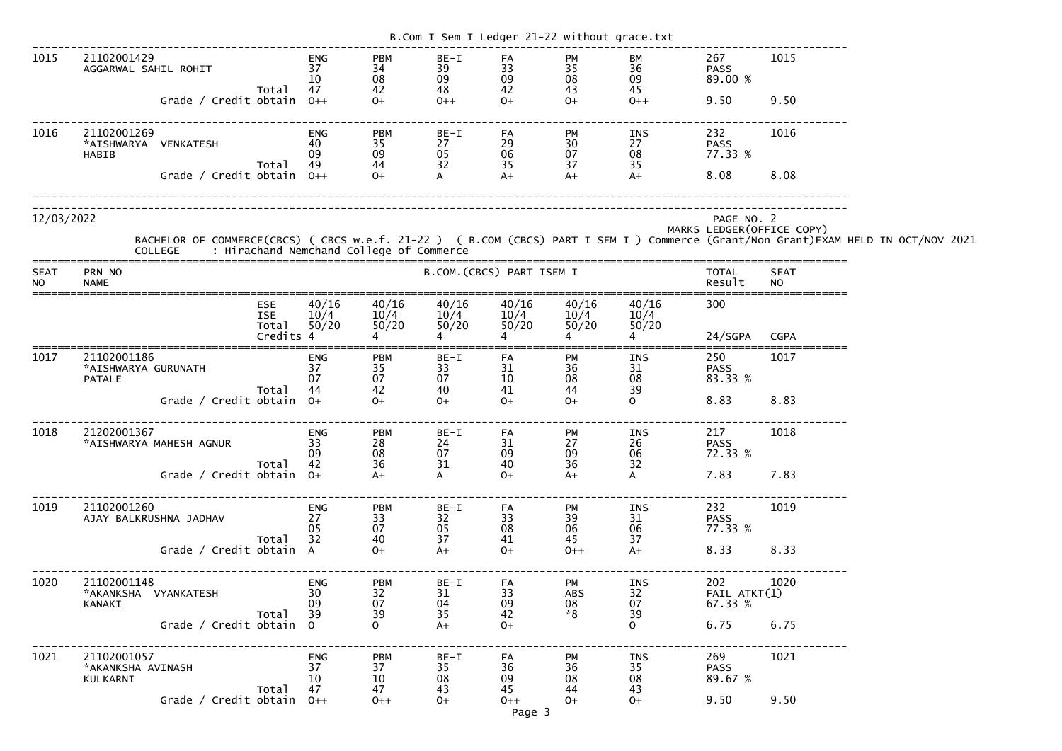| 1015 | 21102001429 AGGARWAL SAHIL ROHIT | | ENG | PBM | BE-I | FA | PM | BM | 267 | 1015 |
|---|---|---|---|---|---|---|---|---|---|---|
| | | | 37 | 34 | 39 | 33 | 35 | 36 | PASS | |
| | | | 10 | 08 | 09 | 09 | 08 | 09 | 89.00 % | |
| | | Total | 47 | 42 | 48 | 42 | 43 | 45 | | |
| | | Grade / Credit obtain | O++ | O+ | O++ | O+ | O+ | O++ | 9.50 | 9.50 |

| 1016 | 21102001269 *AISHWARYA VENKATESH HABIB | | ENG | PBM | BE-I | FA | PM | INS | 232 | 1016 |
|---|---|---|---|---|---|---|---|---|---|---|
| | | | 40 | 35 | 27 | 29 | 30 | 27 | PASS | |
| | | | 09 | 09 | 05 | 06 | 07 | 08 | 77.33 % | |
| | | Total | 49 | 44 | 32 | 35 | 37 | 35 | | |
| | | Grade / Credit obtain | O++ | O+ | A | A+ | A+ | A+ | 8.08 | 8.08 |

12/03/2022

PAGE NO. 2

MARKS LEDGER(OFFICE COPY)

BACHELOR OF COMMERCE(CBCS) ( CBCS w.e.f. 21-22 ) ( B.COM (CBCS) PART I SEM I ) Commerce (Grant/Non Grant)EXAM HELD IN OCT/NOV 2021

COLLEGE : Hirachand Nemchand College of Commerce

| SEAT NO | PRN NO NAME | | B.COM.(CBCS) PART ISEM I | | | | | | TOTAL Result | SEAT NO |
|---|---|---|---|---|---|---|---|---|---|---|
| | | ESE | 40/16 | 40/16 | 40/16 | 40/16 | 40/16 | 40/16 | 300 | |
| | | ISE | 10/4 | 10/4 | 10/4 | 10/4 | 10/4 | 10/4 | | |
| | | Total | 50/20 | 50/20 | 50/20 | 50/20 | 50/20 | 50/20 | | |
| | | Credits | 4 | 4 | 4 | 4 | 4 | 4 | 24/SGPA | CGPA |
| 1017 | 21102001186 *AISHWARYA GURUNATH PATALE | | ENG | PBM | BE-I | FA | PM | INS | 250 | 1017 |
| | | | 37 | 35 | 33 | 31 | 36 | 31 | PASS | |
| | | | 07 | 07 | 07 | 10 | 08 | 08 | 83.33 % | |
| | | Total | 44 | 42 | 40 | 41 | 44 | 39 | | |
| | | Grade / Credit obtain | O+ | O+ | O+ | O+ | O+ | O | 8.83 | 8.83 |
| 1018 | 21202001367 *AISHWARYA MAHESH AGNUR | | ENG | PBM | BE-I | FA | PM | INS | 217 | 1018 |
| | | | 33 | 28 | 24 | 31 | 27 | 26 | PASS | |
| | | | 09 | 08 | 07 | 09 | 09 | 06 | 72.33 % | |
| | | Total | 42 | 36 | 31 | 40 | 36 | 32 | | |
| | | Grade / Credit obtain | O+ | A+ | A | O+ | A+ | A | 7.83 | 7.83 |
| 1019 | 21102001260 AJAY BALKRUSHNA JADHAV | | ENG | PBM | BE-I | FA | PM | INS | 232 | 1019 |
| | | | 27 | 33 | 32 | 33 | 39 | 31 | PASS | |
| | | | 05 | 07 | 05 | 08 | 06 | 06 | 77.33 % | |
| | | Total | 32 | 40 | 37 | 41 | 45 | 37 | | |
| | | Grade / Credit obtain | A | O+ | A+ | O+ | O++ | A+ | 8.33 | 8.33 |
| 1020 | 21102001148 *AKANKSHA VYANKATESH KANAKI | | ENG | PBM | BE-I | FA | PM | INS | 202 | 1020 |
| | | | 30 | 32 | 31 | 33 | ABS | 32 | FAIL ATKT(1) | |
| | | | 09 | 07 | 04 | 09 | 08 | 07 | 67.33 % | |
| | | Total | 39 | 39 | 35 | 42 | *8 | 39 | | |
| | | Grade / Credit obtain | O | O | A+ | O+ | | O | 6.75 | 6.75 |
| 1021 | 21102001057 *AKANKSHA AVINASH KULKARNI | | ENG | PBM | BE-I | FA | PM | INS | 269 | 1021 |
| | | | 37 | 37 | 35 | 36 | 36 | 35 | PASS | |
| | | | 10 | 10 | 08 | 09 | 08 | 08 | 89.67 % | |
| | | Total | 47 | 47 | 43 | 45 | 44 | 43 | | |
| | | Grade / Credit obtain | O++ | O++ | O+ | O++ | O+ | O+ | 9.50 | 9.50 |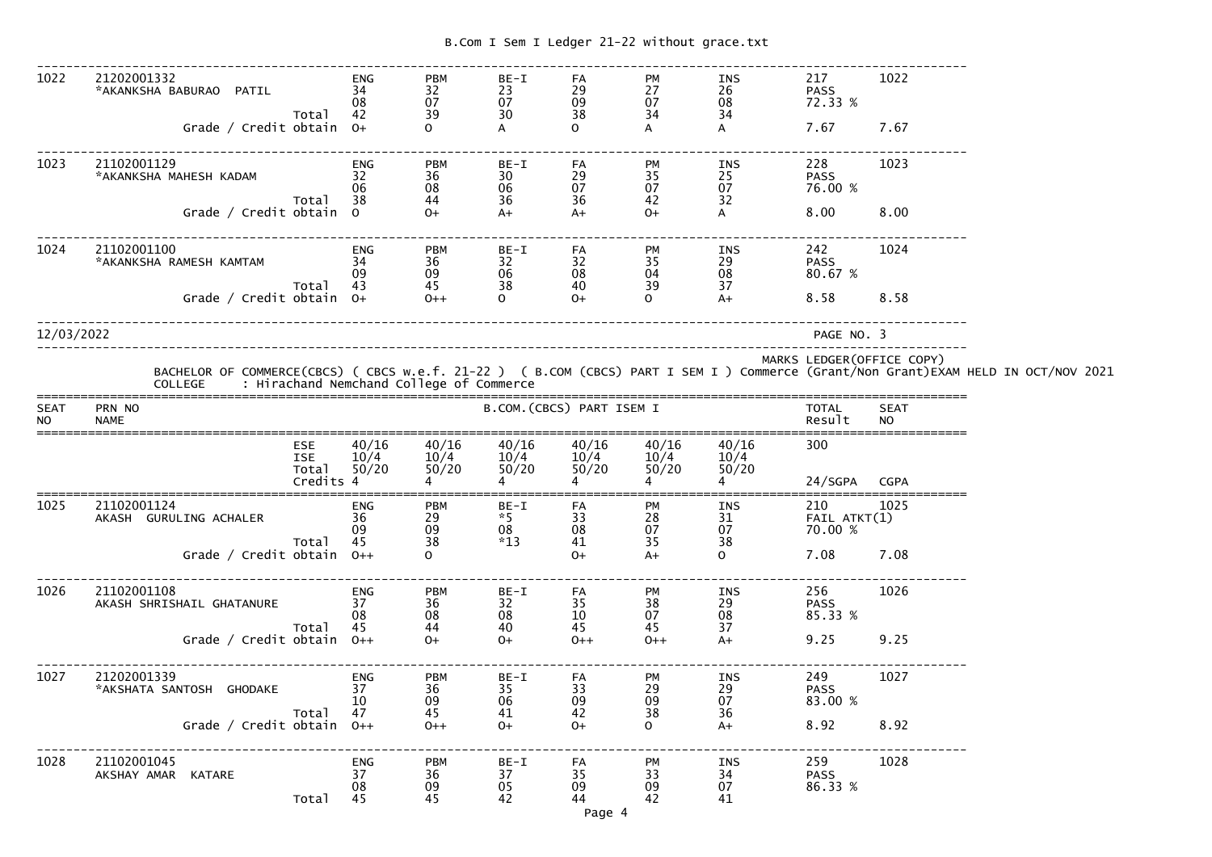| SEAT NO | PRN NO / NAME | | ENG | PBM | BE-I | FA | PM | INS | TOTAL / Result | SEAT NO |
|---|---|---|---|---|---|---|---|---|---|---|
| 1022 | 21202001332 | | ENG | PBM | BE-I | FA | PM | INS | 217 | 1022 |
| | *AKANKSHA BABURAO PATIL | | 34 | 32 | 23 | 29 | 27 | 26 | PASS | |
| | | | 08 | 07 | 07 | 09 | 07 | 08 | 72.33 % | |
| | | Total | 42 | 39 | 30 | 38 | 34 | 34 | | |
| | | Grade / Credit obtain | O+ | O | A | O | A | A | 7.67 | 7.67 |
| 1023 | 21102001129 | | ENG | PBM | BE-I | FA | PM | INS | 228 | 1023 |
| | *AKANKSHA MAHESH KADAM | | 32 | 36 | 30 | 29 | 35 | 25 | PASS | |
| | | | 06 | 08 | 06 | 07 | 07 | 07 | 76.00 % | |
| | | Total | 38 | 44 | 36 | 36 | 42 | 32 | | |
| | | Grade / Credit obtain | O | O+ | A+ | A+ | O+ | A | 8.00 | 8.00 |
| 1024 | 21102001100 | | ENG | PBM | BE-I | FA | PM | INS | 242 | 1024 |
| | *AKANKSHA RAMESH KAMTAM | | 34 | 36 | 32 | 32 | 35 | 29 | PASS | |
| | | | 09 | 09 | 06 | 08 | 04 | 08 | 80.67 % | |
| | | Total | 43 | 45 | 38 | 40 | 39 | 37 | | |
| | | Grade / Credit obtain | O+ | O++ | O | O+ | O | A+ | 8.58 | 8.58 |

12/03/2022

MARKS LEDGER(OFFICE COPY)

BACHELOR OF COMMERCE(CBCS) ( CBCS w.e.f. 21-22 ) ( B.COM (CBCS) PART I SEM I ) Commerce (Grant/Non Grant)EXAM HELD IN OCT/NOV 2021

COLLEGE : Hirachand Nemchand College of Commerce

| SEAT NO | PRN NO / NAME | | B.COM.(CBCS) PART ISEM I | | | | | | TOTAL / Result | SEAT NO |
|---|---|---|---|---|---|---|---|---|---|---|
| | | ESE | 40/16 | 40/16 | 40/16 | 40/16 | 40/16 | 40/16 | 300 | |
| | | ISE | 10/4 | 10/4 | 10/4 | 10/4 | 10/4 | 10/4 | | |
| | | Total | 50/20 | 50/20 | 50/20 | 50/20 | 50/20 | 50/20 | | |
| | | Credits | 4 | 4 | 4 | 4 | 4 | 4 | 24/SGPA | CGPA |
| 1025 | 21102001124 | | ENG | PBM | BE-I | FA | PM | INS | 210 | 1025 |
| | AKASH GURULING ACHALER | | 36 | 29 | *5 | 33 | 28 | 31 | FAIL ATKT(1) | |
| | | | 09 | 09 | 08 | 08 | 07 | 07 | 70.00 % | |
| | | Total | 45 | 38 | *13 | 41 | 35 | 38 | | |
| | | Grade / Credit obtain | O++ | O | | O+ | A+ | O | 7.08 | 7.08 |
| 1026 | 21102001108 | | ENG | PBM | BE-I | FA | PM | INS | 256 | 1026 |
| | AKASH SHRISHAIL GHATANURE | | 37 | 36 | 32 | 35 | 38 | 29 | PASS | |
| | | | 08 | 08 | 08 | 10 | 07 | 08 | 85.33 % | |
| | | Total | 45 | 44 | 40 | 45 | 45 | 37 | | |
| | | Grade / Credit obtain | O++ | O+ | O+ | O++ | O++ | A+ | 9.25 | 9.25 |
| 1027 | 21202001339 | | ENG | PBM | BE-I | FA | PM | INS | 249 | 1027 |
| | *AKSHATA SANTOSH GHODAKE | | 37 | 36 | 35 | 33 | 29 | 29 | PASS | |
| | | | 10 | 09 | 06 | 09 | 09 | 07 | 83.00 % | |
| | | Total | 47 | 45 | 41 | 42 | 38 | 36 | | |
| | | Grade / Credit obtain | O++ | O++ | O+ | O+ | O | A+ | 8.92 | 8.92 |
| 1028 | 21102001045 | | ENG | PBM | BE-I | FA | PM | INS | 259 | 1028 |
| | AKSHAY AMAR KATARE | | 37 | 36 | 37 | 35 | 33 | 34 | PASS | |
| | | | 08 | 09 | 05 | 09 | 09 | 07 | 86.33 % | |
| | | Total | 45 | 45 | 42 | 44 | 42 | 41 | | |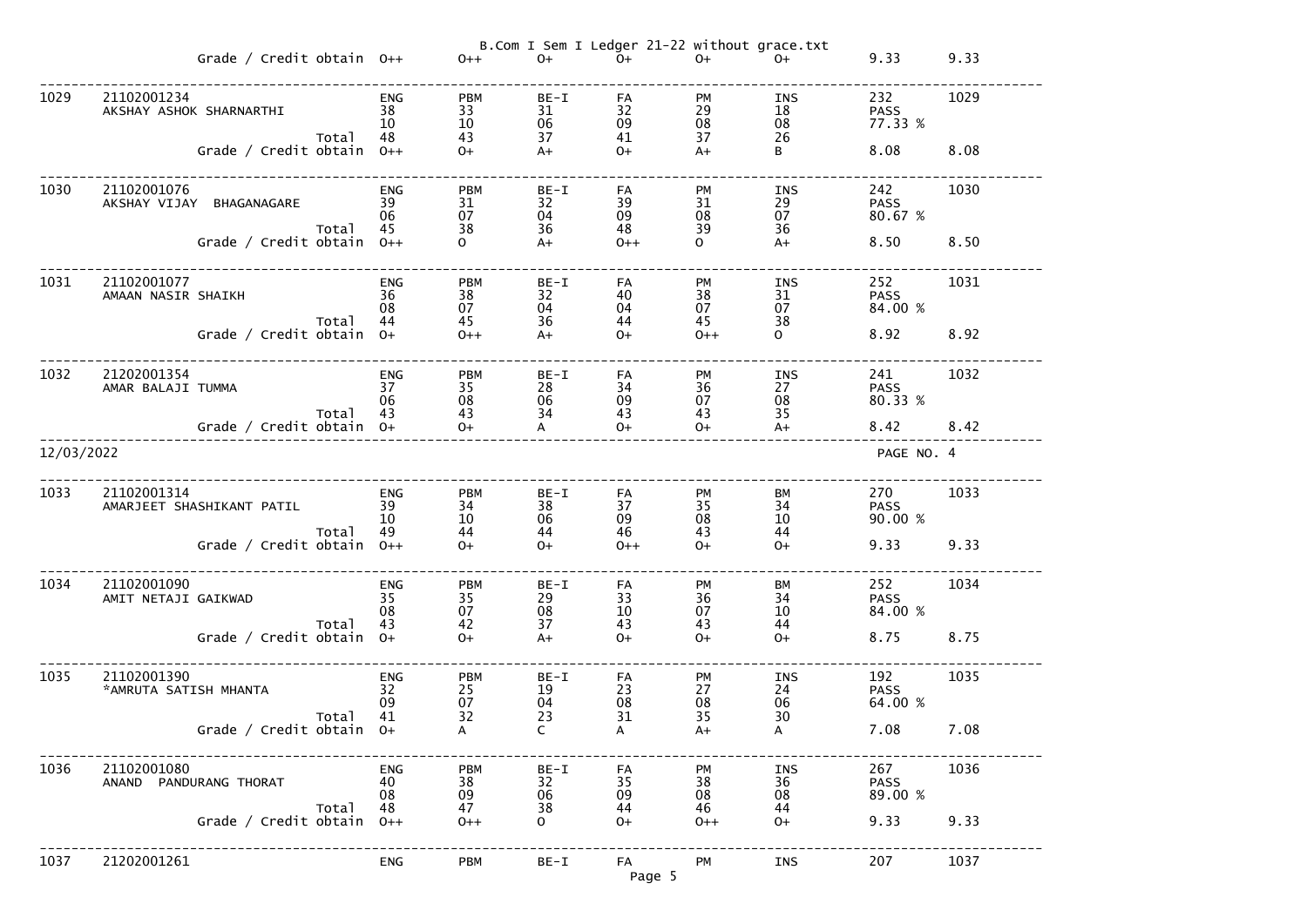| | | | | | | | | | |
|---|---|---|---|---|---|---|---|---|---|
| | Grade / Credit obtain | O++ | O++ | O+ | O+ | O+ | O+ | 9.33 | 9.33 |
| 1029 | 21102001234 | ENG | PBM | BE-I | FA | PM | INS | 232 | 1029 |
| | AKSHAY ASHOK SHARNARTHI | 38 | 33 | 31 | 32 | 29 | 18 | PASS | |
| | | 10 | 10 | 06 | 09 | 08 | 08 | 77.33 % | |
| | Total | 48 | 43 | 37 | 41 | 37 | 26 | | |
| | Grade / Credit obtain | O++ | O+ | A+ | O+ | A+ | B | 8.08 | 8.08 |
| 1030 | 21102001076 | ENG | PBM | BE-I | FA | PM | INS | 242 | 1030 |
| | AKSHAY VIJAY BHAGANAGARE | 39 | 31 | 32 | 39 | 31 | 29 | PASS | |
| | | 06 | 07 | 04 | 09 | 08 | 07 | 80.67 % | |
| | Total | 45 | 38 | 36 | 48 | 39 | 36 | | |
| | Grade / Credit obtain | O++ | O | A+ | O++ | O | A+ | 8.50 | 8.50 |
| 1031 | 21102001077 | ENG | PBM | BE-I | FA | PM | INS | 252 | 1031 |
| | AMAAN NASIR SHAIKH | 36 | 38 | 32 | 40 | 38 | 31 | PASS | |
| | | 08 | 07 | 04 | 04 | 07 | 07 | 84.00 % | |
| | Total | 44 | 45 | 36 | 44 | 45 | 38 | | |
| | Grade / Credit obtain | O+ | O++ | A+ | O+ | O++ | O | 8.92 | 8.92 |
| 1032 | 21202001354 | ENG | PBM | BE-I | FA | PM | INS | 241 | 1032 |
| | AMAR BALAJI TUMMA | 37 | 35 | 28 | 34 | 36 | 27 | PASS | |
| | | 06 | 08 | 06 | 09 | 07 | 08 | 80.33 % | |
| | Total | 43 | 43 | 34 | 43 | 43 | 35 | | |
| | Grade / Credit obtain | O+ | O+ | A | O+ | O+ | A+ | 8.42 | 8.42 |

12/03/2022 PAGE NO. 4

| | | | | | | | | | |
|---|---|---|---|---|---|---|---|---|---|
| 1033 | 21102001314 | ENG | PBM | BE-I | FA | PM | BM | 270 | 1033 |
| | AMARJEET SHASHIKANT PATIL | 39 | 34 | 38 | 37 | 35 | 34 | PASS | |
| | | 10 | 10 | 06 | 09 | 08 | 10 | 90.00 % | |
| | Total | 49 | 44 | 44 | 46 | 43 | 44 | | |
| | Grade / Credit obtain | O++ | O+ | O+ | O++ | O+ | O+ | 9.33 | 9.33 |
| 1034 | 21102001090 | ENG | PBM | BE-I | FA | PM | BM | 252 | 1034 |
| | AMIT NETAJI GAIKWAD | 35 | 35 | 29 | 33 | 36 | 34 | PASS | |
| | | 08 | 07 | 08 | 10 | 07 | 10 | 84.00 % | |
| | Total | 43 | 42 | 37 | 43 | 43 | 44 | | |
| | Grade / Credit obtain | O+ | O+ | A+ | O+ | O+ | O+ | 8.75 | 8.75 |
| 1035 | 21102001390 | ENG | PBM | BE-I | FA | PM | INS | 192 | 1035 |
| | *AMRUTA SATISH MHANTA | 32 | 25 | 19 | 23 | 27 | 24 | PASS | |
| | | 09 | 07 | 04 | 08 | 08 | 06 | 64.00 % | |
| | Total | 41 | 32 | 23 | 31 | 35 | 30 | | |
| | Grade / Credit obtain | O+ | A | C | A | A+ | A | 7.08 | 7.08 |
| 1036 | 21102001080 | ENG | PBM | BE-I | FA | PM | INS | 267 | 1036 |
| | ANAND PANDURANG THORAT | 40 | 38 | 32 | 35 | 38 | 36 | PASS | |
| | | 08 | 09 | 06 | 09 | 08 | 08 | 89.00 % | |
| | Total | 48 | 47 | 38 | 44 | 46 | 44 | | |
| | Grade / Credit obtain | O++ | O++ | O | O+ | O++ | O+ | 9.33 | 9.33 |
| 1037 | 21202001261 | ENG | PBM | BE-I | FA | PM | INS | 207 | 1037 |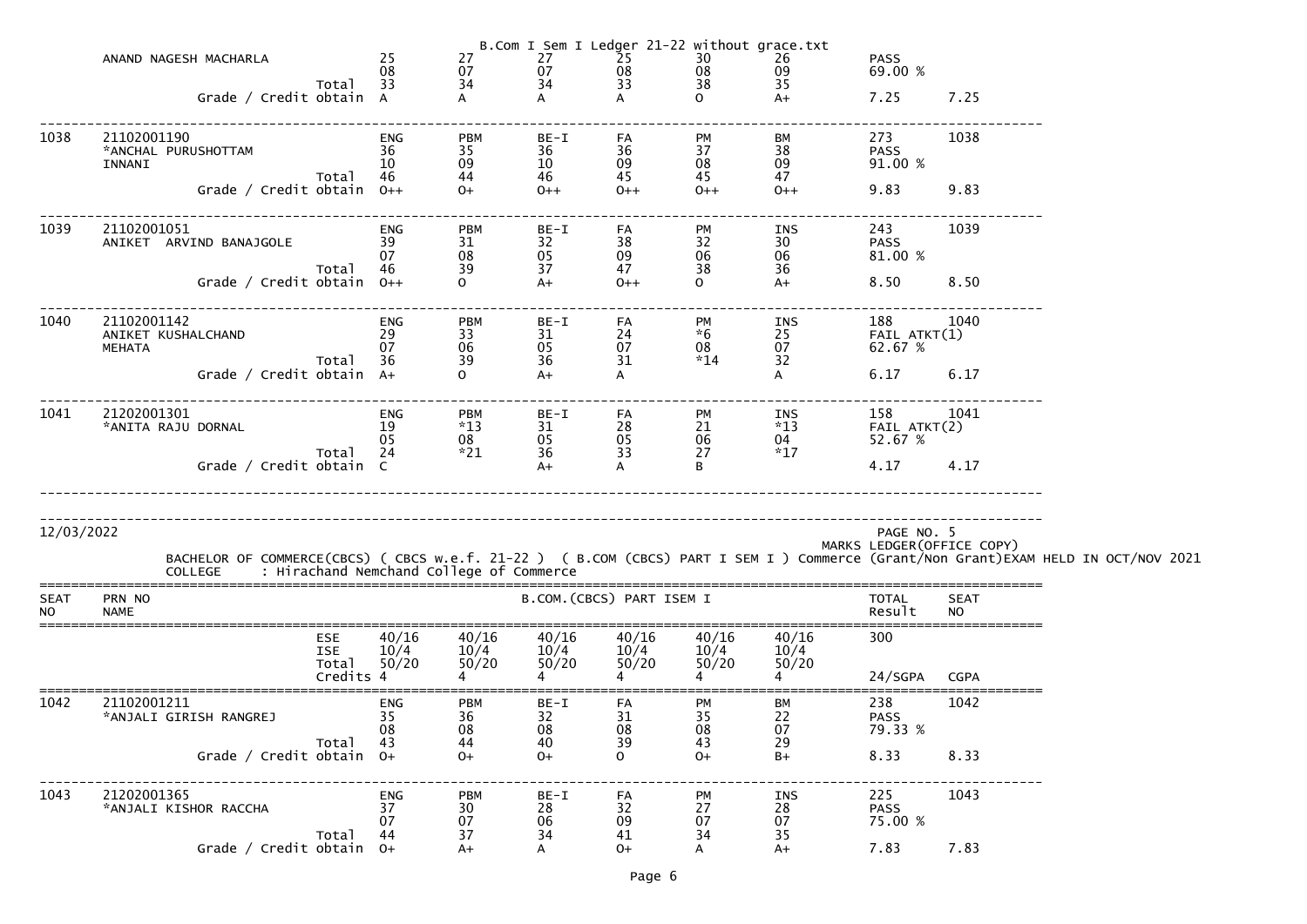B.Com I Sem I Ledger 21-22 without grace.txt

| SEAT NO | PRN NO / NAME | | Sub1 | Sub2 | Sub3 | Sub4 | Sub5 | Sub6 | TOTAL / Result | SEAT NO |
|---|---|---|---|---|---|---|---|---|---|---|
| | ANAND NAGESH MACHARLA | | 25 | 27 | 27 | 25 | 30 | 26 | PASS | |
| | | | 08 | 07 | 07 | 08 | 08 | 09 | 69.00 % | |
| | | Total | 33 | 34 | 34 | 33 | 38 | 35 | | |
| | | Grade / Credit obtain | A | A | A | A | O | A+ | 7.25 | 7.25 |
| 1038 | 21102001190 | | ENG | PBM | BE-I | FA | PM | BM | 273 | 1038 |
| | *ANCHAL PURUSHOTTAM | | 36 | 35 | 36 | 36 | 37 | 38 | PASS | |
| | INNANI | | 10 | 09 | 10 | 09 | 08 | 09 | 91.00 % | |
| | | Total | 46 | 44 | 46 | 45 | 45 | 47 | | |
| | | Grade / Credit obtain | O++ | O+ | O++ | O++ | O++ | O++ | 9.83 | 9.83 |
| 1039 | 21102001051 | | ENG | PBM | BE-I | FA | PM | INS | 243 | 1039 |
| | ANIKET ARVIND BANAJGOLE | | 39 | 31 | 32 | 38 | 32 | 30 | PASS | |
| | | | 07 | 08 | 05 | 09 | 06 | 06 | 81.00 % | |
| | | Total | 46 | 39 | 37 | 47 | 38 | 36 | | |
| | | Grade / Credit obtain | O++ | O | A+ | O++ | O | A+ | 8.50 | 8.50 |
| 1040 | 21102001142 | | ENG | PBM | BE-I | FA | PM | INS | 188 | 1040 |
| | ANIKET KUSHALCHAND | | 29 | 33 | 31 | 24 | *6 | 25 | FAIL ATKT(1) | |
| | MEHATA | | 07 | 06 | 05 | 07 | 08 | 07 | 62.67 % | |
| | | Total | 36 | 39 | 36 | 31 | *14 | 32 | | |
| | | Grade / Credit obtain | A+ | O | A+ | A | | A | 6.17 | 6.17 |
| 1041 | 21202001301 | | ENG | PBM | BE-I | FA | PM | INS | 158 | 1041 |
| | *ANITA RAJU DORNAL | | 19 | *13 | 31 | 28 | 21 | *13 | FAIL ATKT(2) | |
| | | | 05 | 08 | 05 | 05 | 06 | 04 | 52.67 % | |
| | | Total | 24 | *21 | 36 | 33 | 27 | *17 | | |
| | | Grade / Credit obtain | C | | A+ | A | B | | 4.17 | 4.17 |

12/03/2022

PAGE NO. 5

MARKS LEDGER(OFFICE COPY)

BACHELOR OF COMMERCE(CBCS) ( CBCS w.e.f. 21-22 ) ( B.COM (CBCS) PART I SEM I ) Commerce (Grant/Non Grant)EXAM HELD IN OCT/NOV 2021

COLLEGE : Hirachand Nemchand College of Commerce

| SEAT NO | PRN NO / NAME | B.COM.(CBCS) PART ISEM I | | | | | | | TOTAL Result | SEAT NO |
|---|---|---|---|---|---|---|---|---|---|---|
| | | ESE | 40/16 | 40/16 | 40/16 | 40/16 | 40/16 | 40/16 | 300 | |
| | | ISE | 10/4 | 10/4 | 10/4 | 10/4 | 10/4 | 10/4 | | |
| | | Total | 50/20 | 50/20 | 50/20 | 50/20 | 50/20 | 50/20 | | |
| | | Credits | 4 | 4 | 4 | 4 | 4 | 4 | 24/SGPA | CGPA |
| 1042 | 21102001211 | | ENG | PBM | BE-I | FA | PM | BM | 238 | 1042 |
| | *ANJALI GIRISH RANGREJ | | 35 | 36 | 32 | 31 | 35 | 22 | PASS | |
| | | | 08 | 08 | 08 | 08 | 08 | 07 | 79.33 % | |
| | | Total | 43 | 44 | 40 | 39 | 43 | 29 | | |
| | | Grade / Credit obtain | O+ | O+ | O+ | O | O+ | B+ | 8.33 | 8.33 |
| 1043 | 21202001365 | | ENG | PBM | BE-I | FA | PM | INS | 225 | 1043 |
| | *ANJALI KISHOR RACCHA | | 37 | 30 | 28 | 32 | 27 | 28 | PASS | |
| | | | 07 | 07 | 06 | 09 | 07 | 07 | 75.00 % | |
| | | Total | 44 | 37 | 34 | 41 | 34 | 35 | | |
| | | Grade / Credit obtain | O+ | A+ | A | O+ | A | A+ | 7.83 | 7.83 |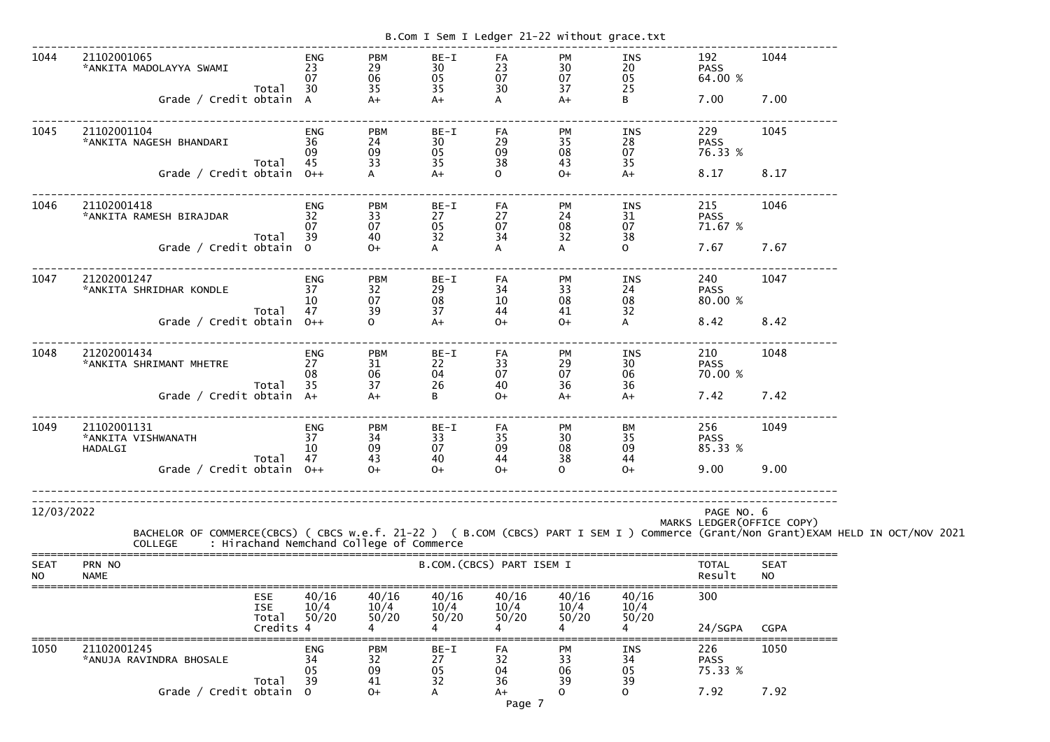| 1044 | 21102001065 | | ENG | PBM | BE-I | FA | PM | INS | 192 | 1044 |
|---|---|---|---|---|---|---|---|---|---|---|
| | *ANKITA MADOLAYYA SWAMI | | 23 | 29 | 30 | 23 | 30 | 20 | PASS | |
| | | | 07 | 06 | 05 | 07 | 07 | 05 | 64.00 % | |
| | | Total | 30 | 35 | 35 | 30 | 37 | 25 | | |
| | Grade / Credit obtain | | A | A+ | A+ | A | A+ | B | 7.00 | 7.00 |

| 1045 | 21102001104 | | ENG | PBM | BE-I | FA | PM | INS | 229 | 1045 |
|---|---|---|---|---|---|---|---|---|---|---|
| | *ANKITA NAGESH BHANDARI | | 36 | 24 | 30 | 29 | 35 | 28 | PASS | |
| | | | 09 | 09 | 05 | 09 | 08 | 07 | 76.33 % | |
| | | Total | 45 | 33 | 35 | 38 | 43 | 35 | | |
| | Grade / Credit obtain | | O++ | A | A+ | O | O+ | A+ | 8.17 | 8.17 |

| 1046 | 21102001418 | | ENG | PBM | BE-I | FA | PM | INS | 215 | 1046 |
|---|---|---|---|---|---|---|---|---|---|---|
| | *ANKITA RAMESH BIRAJDAR | | 32 | 33 | 27 | 27 | 24 | 31 | PASS | |
| | | | 07 | 07 | 05 | 07 | 08 | 07 | 71.67 % | |
| | | Total | 39 | 40 | 32 | 34 | 32 | 38 | | |
| | Grade / Credit obtain | | O | O+ | A | A | A | O | 7.67 | 7.67 |

| 1047 | 21202001247 | | ENG | PBM | BE-I | FA | PM | INS | 240 | 1047 |
|---|---|---|---|---|---|---|---|---|---|---|
| | *ANKITA SHRIDHAR KONDLE | | 37 | 32 | 29 | 34 | 33 | 24 | PASS | |
| | | | 10 | 07 | 08 | 10 | 08 | 08 | 80.00 % | |
| | | Total | 47 | 39 | 37 | 44 | 41 | 32 | | |
| | Grade / Credit obtain | | O++ | O | A+ | O+ | O+ | A | 8.42 | 8.42 |

| 1048 | 21202001434 | | ENG | PBM | BE-I | FA | PM | INS | 210 | 1048 |
|---|---|---|---|---|---|---|---|---|---|---|
| | *ANKITA SHRIMANT MHETRE | | 27 | 31 | 22 | 33 | 29 | 30 | PASS | |
| | | | 08 | 06 | 04 | 07 | 07 | 06 | 70.00 % | |
| | | Total | 35 | 37 | 26 | 40 | 36 | 36 | | |
| | Grade / Credit obtain | | A+ | A+ | B | O+ | A+ | A+ | 7.42 | 7.42 |

| 1049 | 21102001131 | | ENG | PBM | BE-I | FA | PM | BM | 256 | 1049 |
|---|---|---|---|---|---|---|---|---|---|---|
| | *ANKITA VISHWANATH | | 37 | 34 | 33 | 35 | 30 | 35 | PASS | |
| | HADALGI | | 10 | 09 | 07 | 09 | 08 | 09 | 85.33 % | |
| | | Total | 47 | 43 | 40 | 44 | 38 | 44 | | |
| | Grade / Credit obtain | | O++ | O+ | O+ | O+ | O | O+ | 9.00 | 9.00 |

12/03/2022

PAGE NO. 6

MARKS LEDGER(OFFICE COPY)

BACHELOR OF COMMERCE(CBCS) ( CBCS w.e.f. 21-22 ) ( B.COM (CBCS) PART I SEM I ) Commerce (Grant/Non Grant)EXAM HELD IN OCT/NOV 2021

COLLEGE : Hirachand Nemchand College of Commerce

| SEAT NO | PRN NO NAME | | B.COM.(CBCS) PART ISEM I | | | | | | TOTAL Result | SEAT NO |
|---|---|---|---|---|---|---|---|---|---|---|
| | | ESE | 40/16 | 40/16 | 40/16 | 40/16 | 40/16 | 40/16 | 300 | |
| | | ISE | 10/4 | 10/4 | 10/4 | 10/4 | 10/4 | 10/4 | | |
| | | Total | 50/20 | 50/20 | 50/20 | 50/20 | 50/20 | 50/20 | | |
| | | Credits | 4 | 4 | 4 | 4 | 4 | 4 | 24/SGPA | CGPA |
| 1050 | 21102001245 | | ENG | PBM | BE-I | FA | PM | INS | 226 | 1050 |
| | *ANUJA RAVINDRA BHOSALE | | 34 | 32 | 27 | 32 | 33 | 34 | PASS | |
| | | | 05 | 09 | 05 | 04 | 06 | 05 | 75.33 % | |
| | | Total | 39 | 41 | 32 | 36 | 39 | 39 | | |
| | Grade / Credit obtain | | O | O+ | A | A+ | O | O | 7.92 | 7.92 |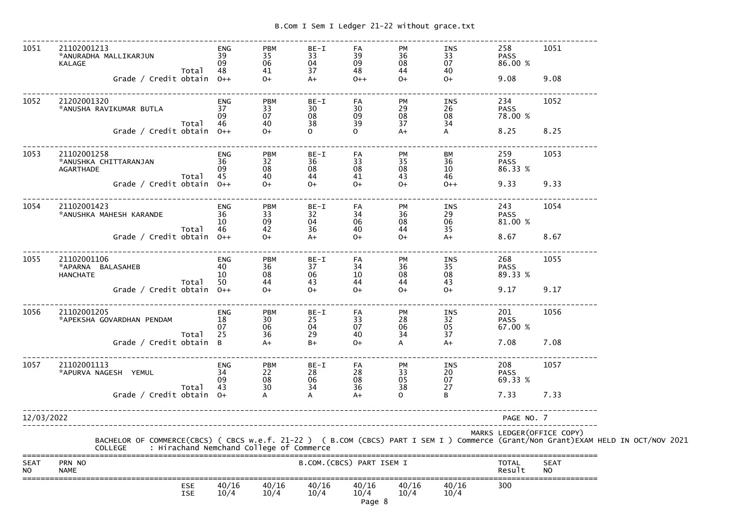| SEAT NO | PRN NO / NAME | | ENG | PBM | BE-I | FA | PM | INS | TOTAL / Result | SEAT NO |
|---|---|---|---|---|---|---|---|---|---|---|
| 1051 | 21102001213 *ANURADHA MALLIKARJUN KALAGE | | ENG | PBM | BE-I | FA | PM | INS | 258 | 1051 |
| | | | 39 | 35 | 33 | 39 | 36 | 33 | PASS | |
| | | | 09 | 06 | 04 | 09 | 08 | 07 | 86.00 % | |
| | | Total | 48 | 41 | 37 | 48 | 44 | 40 | | |
| | | Grade / Credit obtain | O++ | O+ | A+ | O++ | O+ | O+ | 9.08 | 9.08 |
| 1052 | 21202001320 *ANUSHA RAVIKUMAR BUTLA | | ENG | PBM | BE-I | FA | PM | INS | 234 | 1052 |
| | | | 37 | 33 | 30 | 30 | 29 | 26 | PASS | |
| | | | 09 | 07 | 08 | 09 | 08 | 08 | 78.00 % | |
| | | Total | 46 | 40 | 38 | 39 | 37 | 34 | | |
| | | Grade / Credit obtain | O++ | O+ | O | O | A+ | A | 8.25 | 8.25 |
| 1053 | 21102001258 *ANUSHKA CHITTARANJAN AGARTHADE | | ENG | PBM | BE-I | FA | PM | BM | 259 | 1053 |
| | | | 36 | 32 | 36 | 33 | 35 | 36 | PASS | |
| | | | 09 | 08 | 08 | 08 | 08 | 10 | 86.33 % | |
| | | Total | 45 | 40 | 44 | 41 | 43 | 46 | | |
| | | Grade / Credit obtain | O++ | O+ | O+ | O+ | O+ | O++ | 9.33 | 9.33 |
| 1054 | 21102001423 *ANUSHKA MAHESH KARANDE | | ENG | PBM | BE-I | FA | PM | INS | 243 | 1054 |
| | | | 36 | 33 | 32 | 34 | 36 | 29 | PASS | |
| | | | 10 | 09 | 04 | 06 | 08 | 06 | 81.00 % | |
| | | Total | 46 | 42 | 36 | 40 | 44 | 35 | | |
| | | Grade / Credit obtain | O++ | O+ | A+ | O+ | O+ | A+ | 8.67 | 8.67 |
| 1055 | 21102001106 *APARNA BALASAHEB HANCHATE | | ENG | PBM | BE-I | FA | PM | INS | 268 | 1055 |
| | | | 40 | 36 | 37 | 34 | 36 | 35 | PASS | |
| | | | 10 | 08 | 06 | 10 | 08 | 08 | 89.33 % | |
| | | Total | 50 | 44 | 43 | 44 | 44 | 43 | | |
| | | Grade / Credit obtain | O++ | O+ | O+ | O+ | O+ | O+ | 9.17 | 9.17 |
| 1056 | 21102001205 *APEKSHA GOVARDHAN PENDAM | | ENG | PBM | BE-I | FA | PM | INS | 201 | 1056 |
| | | | 18 | 30 | 25 | 33 | 28 | 32 | PASS | |
| | | | 07 | 06 | 04 | 07 | 06 | 05 | 67.00 % | |
| | | Total | 25 | 36 | 29 | 40 | 34 | 37 | | |
| | | Grade / Credit obtain | B | A+ | B+ | O+ | A | A+ | 7.08 | 7.08 |
| 1057 | 21102001113 *APURVA NAGESH YEMUL | | ENG | PBM | BE-I | FA | PM | INS | 208 | 1057 |
| | | | 34 | 22 | 28 | 28 | 33 | 20 | PASS | |
| | | | 09 | 08 | 06 | 08 | 05 | 07 | 69.33 % | |
| | | Total | 43 | 30 | 34 | 36 | 38 | 27 | | |
| | | Grade / Credit obtain | O+ | A | A | A+ | O | B | 7.33 | 7.33 |

12/03/2022

MARKS LEDGER(OFFICE COPY)

BACHELOR OF COMMERCE(CBCS) ( CBCS w.e.f. 21-22 ) ( B.COM (CBCS) PART I SEM I ) Commerce (Grant/Non Grant)EXAM HELD IN OCT/NOV 2021

COLLEGE : Hirachand Nemchand College of Commerce

| SEAT NO | PRN NO NAME | | | | B.COM.(CBCS) PART ISEM I | | | | TOTAL Result | SEAT NO |
|---|---|---|---|---|---|---|---|---|---|---|
| | | ESE | 40/16 | 40/16 | 40/16 | 40/16 | 40/16 | 40/16 | 300 | |
| | | ISE | 10/4 | 10/4 | 10/4 | 10/4 | 10/4 | 10/4 | | |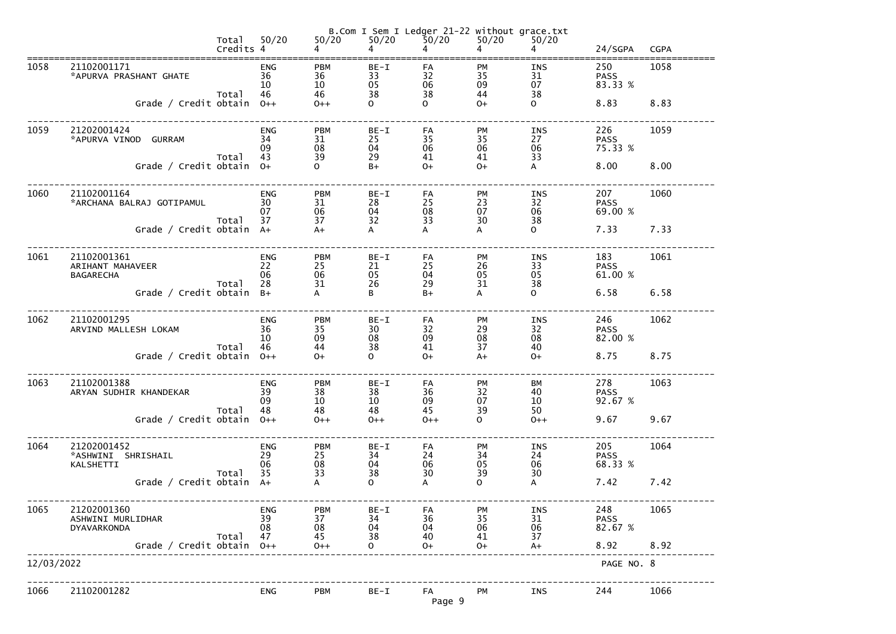B.Com I Sem I Ledger 21-22 without grace.txt

| | | | 50/20 | 50/20 | 50/20 | 50/20 | 50/20 | 50/20 | | |
|---|---|---|---|---|---|---|---|---|---|---|
| | | Total Credits | 4 | 4 | 4 | 4 | 4 | 4 | 24/SGPA | CGPA |
| 1058 | 21102001171 | | ENG | PBM | BE-I | FA | PM | INS | 250 | 1058 |
| | *APURVA PRASHANT GHATE | | 36 | 36 | 33 | 32 | 35 | 31 | PASS | |
| | | | 10 | 10 | 05 | 06 | 09 | 07 | 83.33 % | |
| | | Total | 46 | 46 | 38 | 38 | 44 | 38 | | |
| | Grade / Credit obtain | | O++ | O++ | O | O | O+ | O | 8.83 | 8.83 |
| 1059 | 21202001424 | | ENG | PBM | BE-I | FA | PM | INS | 226 | 1059 |
| | *APURVA VINOD GURRAM | | 34 | 31 | 25 | 35 | 35 | 27 | PASS | |
| | | | 09 | 08 | 04 | 06 | 06 | 06 | 75.33 % | |
| | | Total | 43 | 39 | 29 | 41 | 41 | 33 | | |
| | Grade / Credit obtain | | O+ | O | B+ | O+ | O+ | A | 8.00 | 8.00 |
| 1060 | 21102001164 | | ENG | PBM | BE-I | FA | PM | INS | 207 | 1060 |
| | *ARCHANA BALRAJ GOTIPAMUL | | 30 | 31 | 28 | 25 | 23 | 32 | PASS | |
| | | | 07 | 06 | 04 | 08 | 07 | 06 | 69.00 % | |
| | | Total | 37 | 37 | 32 | 33 | 30 | 38 | | |
| | Grade / Credit obtain | | A+ | A+ | A | A | A | O | 7.33 | 7.33 |
| 1061 | 21102001361 | | ENG | PBM | BE-I | FA | PM | INS | 183 | 1061 |
| | ARIHANT MAHAVEER | | 22 | 25 | 21 | 25 | 26 | 33 | PASS | |
| | BAGARECHA | | 06 | 06 | 05 | 04 | 05 | 05 | 61.00 % | |
| | | Total | 28 | 31 | 26 | 29 | 31 | 38 | | |
| | Grade / Credit obtain | | B+ | A | B | B+ | A | O | 6.58 | 6.58 |
| 1062 | 21102001295 | | ENG | PBM | BE-I | FA | PM | INS | 246 | 1062 |
| | ARVIND MALLESH LOKAM | | 36 | 35 | 30 | 32 | 29 | 32 | PASS | |
| | | | 10 | 09 | 08 | 09 | 08 | 08 | 82.00 % | |
| | | Total | 46 | 44 | 38 | 41 | 37 | 40 | | |
| | Grade / Credit obtain | | O++ | O+ | O | O+ | A+ | O+ | 8.75 | 8.75 |
| 1063 | 21102001388 | | ENG | PBM | BE-I | FA | PM | BM | 278 | 1063 |
| | ARYAN SUDHIR KHANDEKAR | | 39 | 38 | 38 | 36 | 32 | 40 | PASS | |
| | | | 09 | 10 | 10 | 09 | 07 | 10 | 92.67 % | |
| | | Total | 48 | 48 | 48 | 45 | 39 | 50 | | |
| | Grade / Credit obtain | | O++ | O++ | O++ | O++ | O | O++ | 9.67 | 9.67 |
| 1064 | 21202001452 | | ENG | PBM | BE-I | FA | PM | INS | 205 | 1064 |
| | *ASHWINI SHRISHAIL | | 29 | 25 | 34 | 24 | 34 | 24 | PASS | |
| | KALSHETTI | | 06 | 08 | 04 | 06 | 05 | 06 | 68.33 % | |
| | | Total | 35 | 33 | 38 | 30 | 39 | 30 | | |
| | Grade / Credit obtain | | A+ | A | O | A | O | A | 7.42 | 7.42 |
| 1065 | 21202001360 | | ENG | PBM | BE-I | FA | PM | INS | 248 | 1065 |
| | ASHWINI MURLIDHAR | | 39 | 37 | 34 | 36 | 35 | 31 | PASS | |
| | DYAVARKONDA | | 08 | 08 | 04 | 04 | 06 | 06 | 82.67 % | |
| | | Total | 47 | 45 | 38 | 40 | 41 | 37 | | |
| | Grade / Credit obtain | | O++ | O++ | O | O+ | O+ | A+ | 8.92 | 8.92 |

12/03/2022 PAGE NO. 8

| | | | | | | | | | | |
|---|---|---|---|---|---|---|---|---|---|---|
| 1066 | 21102001282 | | ENG | PBM | BE-I | FA | PM | INS | 244 | 1066 |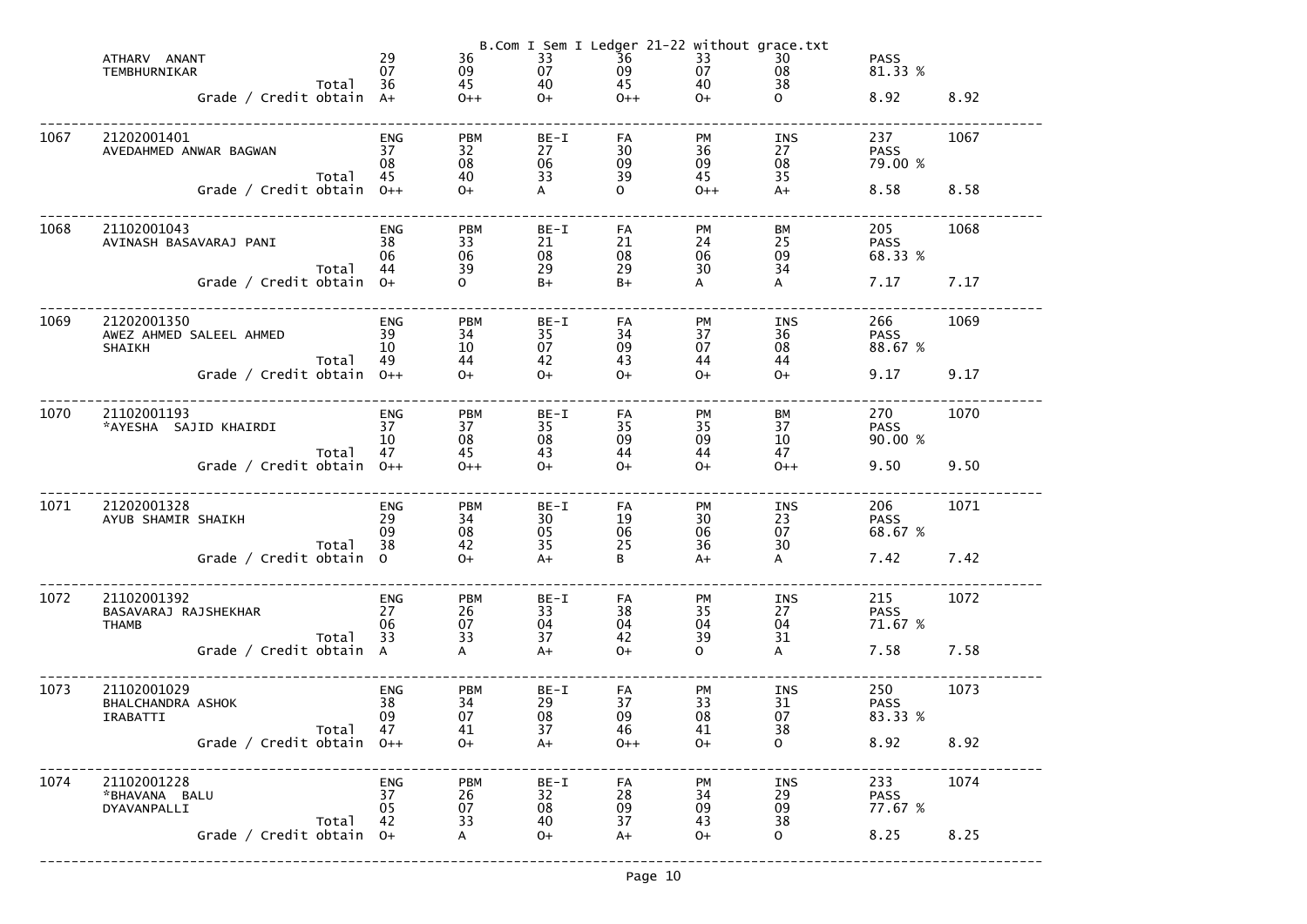B.Com I Sem I Ledger 21-22 without grace.txt

| Sr | Seat No / Name | | Sub1 | Sub2 | Sub3 | Sub4 | Sub5 | Sub6 | Result | Sr |
|---|---|---|---|---|---|---|---|---|---|---|
| | ATHARV ANANT | | 29 | 36 | 33 | 36 | 33 | 30 | PASS | |
| | TEMBHURNIKAR | | 07 | 09 | 07 | 09 | 07 | 08 | 81.33 % | |
| | | Total | 36 | 45 | 40 | 45 | 40 | 38 | | |
| | | Grade / Credit obtain | A+ | O++ | O+ | O++ | O+ | O | 8.92 | 8.92 |
| 1067 | 21202001401 | | ENG | PBM | BE-I | FA | PM | INS | 237 | 1067 |
| | AVEDAHMED ANWAR BAGWAN | | 37 | 32 | 27 | 30 | 36 | 27 | PASS | |
| | | | 08 | 08 | 06 | 09 | 09 | 08 | 79.00 % | |
| | | Total | 45 | 40 | 33 | 39 | 45 | 35 | | |
| | | Grade / Credit obtain | O++ | O+ | A | O | O++ | A+ | 8.58 | 8.58 |
| 1068 | 21102001043 | | ENG | PBM | BE-I | FA | PM | BM | 205 | 1068 |
| | AVINASH BASAVARAJ PANI | | 38 | 33 | 21 | 21 | 24 | 25 | PASS | |
| | | | 06 | 06 | 08 | 08 | 06 | 09 | 68.33 % | |
| | | Total | 44 | 39 | 29 | 29 | 30 | 34 | | |
| | | Grade / Credit obtain | O+ | O | B+ | B+ | A | A | 7.17 | 7.17 |
| 1069 | 21202001350 | | ENG | PBM | BE-I | FA | PM | INS | 266 | 1069 |
| | AWEZ AHMED SALEEL AHMED | | 39 | 34 | 35 | 34 | 37 | 36 | PASS | |
| | SHAIKH | | 10 | 10 | 07 | 09 | 07 | 08 | 88.67 % | |
| | | Total | 49 | 44 | 42 | 43 | 44 | 44 | | |
| | | Grade / Credit obtain | O++ | O+ | O+ | O+ | O+ | O+ | 9.17 | 9.17 |
| 1070 | 21102001193 | | ENG | PBM | BE-I | FA | PM | BM | 270 | 1070 |
| | *AYESHA SAJID KHAIRDI | | 37 | 37 | 35 | 35 | 35 | 37 | PASS | |
| | | | 10 | 08 | 08 | 09 | 09 | 10 | 90.00 % | |
| | | Total | 47 | 45 | 43 | 44 | 44 | 47 | | |
| | | Grade / Credit obtain | O++ | O++ | O+ | O+ | O+ | O++ | 9.50 | 9.50 |
| 1071 | 21202001328 | | ENG | PBM | BE-I | FA | PM | INS | 206 | 1071 |
| | AYUB SHAMIR SHAIKH | | 29 | 34 | 30 | 19 | 30 | 23 | PASS | |
| | | | 09 | 08 | 05 | 06 | 06 | 07 | 68.67 % | |
| | | Total | 38 | 42 | 35 | 25 | 36 | 30 | | |
| | | Grade / Credit obtain | O | O+ | A+ | B | A+ | A | 7.42 | 7.42 |
| 1072 | 21102001392 | | ENG | PBM | BE-I | FA | PM | INS | 215 | 1072 |
| | BASAVARAJ RAJSHEKHAR | | 27 | 26 | 33 | 38 | 35 | 27 | PASS | |
| | THAMB | | 06 | 07 | 04 | 04 | 04 | 04 | 71.67 % | |
| | | Total | 33 | 33 | 37 | 42 | 39 | 31 | | |
| | | Grade / Credit obtain | A | A | A+ | O+ | O | A | 7.58 | 7.58 |
| 1073 | 21102001029 | | ENG | PBM | BE-I | FA | PM | INS | 250 | 1073 |
| | BHALCHANDRA ASHOK | | 38 | 34 | 29 | 37 | 33 | 31 | PASS | |
| | IRABATTI | | 09 | 07 | 08 | 09 | 08 | 07 | 83.33 % | |
| | | Total | 47 | 41 | 37 | 46 | 41 | 38 | | |
| | | Grade / Credit obtain | O++ | O+ | A+ | O++ | O+ | O | 8.92 | 8.92 |
| 1074 | 21102001228 | | ENG | PBM | BE-I | FA | PM | INS | 233 | 1074 |
| | *BHAVANA BALU | | 37 | 26 | 32 | 28 | 34 | 29 | PASS | |
| | DYAVANPALLI | | 05 | 07 | 08 | 09 | 09 | 09 | 77.67 % | |
| | | Total | 42 | 33 | 40 | 37 | 43 | 38 | | |
| | | Grade / Credit obtain | O+ | A | O+ | A+ | O+ | O | 8.25 | 8.25 |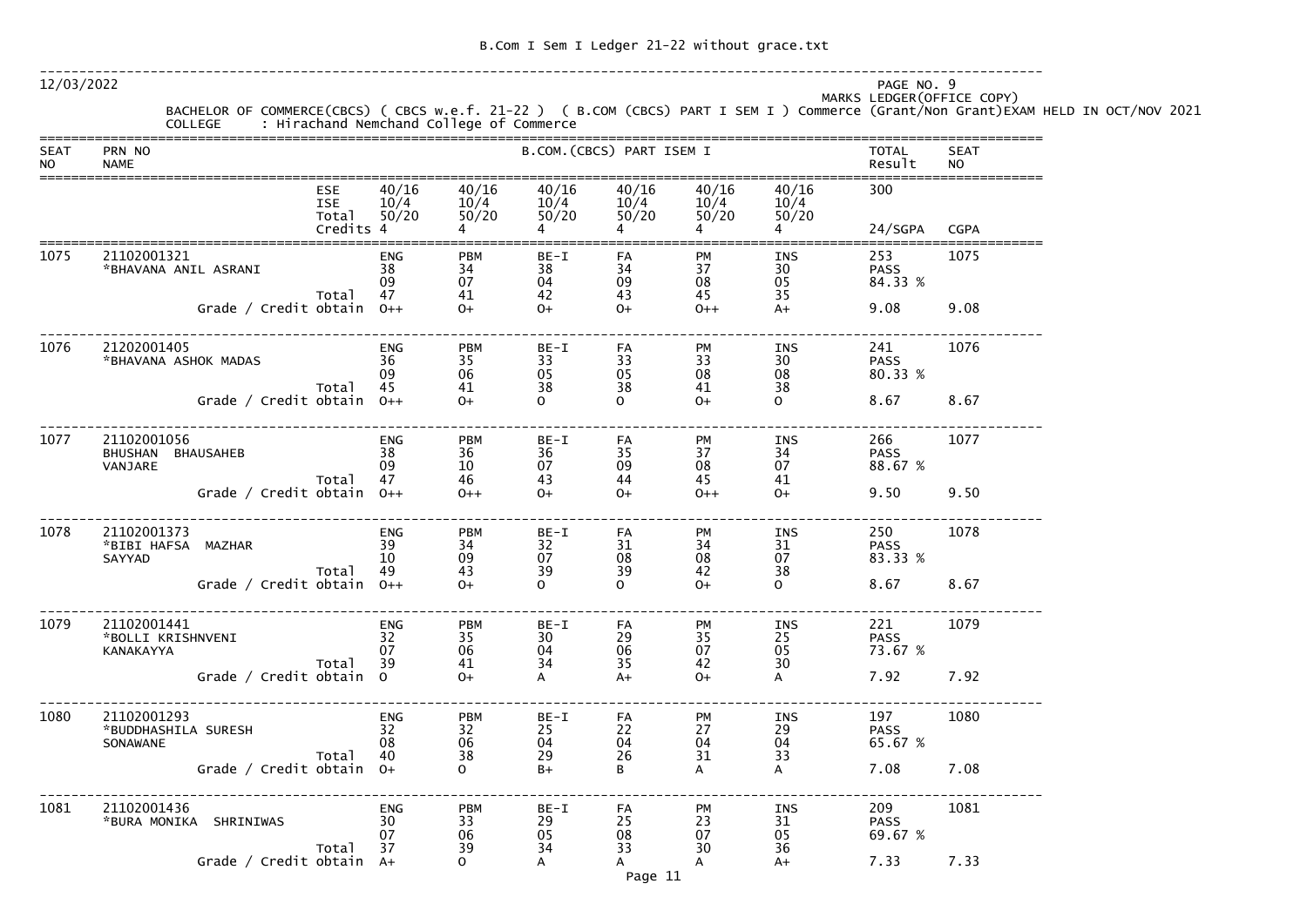12/03/2022

PAGE NO. 9

MARKS LEDGER(OFFICE COPY)

BACHELOR OF COMMERCE(CBCS) ( CBCS w.e.f. 21-22 ) ( B.COM (CBCS) PART I SEM I ) Commerce (Grant/Non Grant)EXAM HELD IN OCT/NOV 2021

COLLEGE : Hirachand Nemchand College of Commerce

| SEAT NO | PRN NO / NAME | | B.COM.(CBCS) PART ISEM I | | | | | | TOTAL Result | SEAT NO |
|---|---|---|---|---|---|---|---|---|---|---|
| | | ESE | 40/16 | 40/16 | 40/16 | 40/16 | 40/16 | 40/16 | 300 | |
| | | ISE | 10/4 | 10/4 | 10/4 | 10/4 | 10/4 | 10/4 | | |
| | | Total | 50/20 | 50/20 | 50/20 | 50/20 | 50/20 | 50/20 | | |
| | | Credits | 4 | 4 | 4 | 4 | 4 | 4 | 24/SGPA | CGPA |
| 1075 | 21102001321 *BHAVANA ANIL ASRANI | | ENG | PBM | BE-I | FA | PM | INS | 253 | 1075 |
| | | | 38 | 34 | 38 | 34 | 37 | 30 | PASS | |
| | | | 09 | 07 | 04 | 09 | 08 | 05 | 84.33 % | |
| | | Total | 47 | 41 | 42 | 43 | 45 | 35 | | |
| | | Grade / Credit obtain | O++ | O+ | O+ | O+ | O++ | A+ | 9.08 | 9.08 |
| 1076 | 21202001405 *BHAVANA ASHOK MADAS | | ENG | PBM | BE-I | FA | PM | INS | 241 | 1076 |
| | | | 36 | 35 | 33 | 33 | 33 | 30 | PASS | |
| | | | 09 | 06 | 05 | 05 | 08 | 08 | 80.33 % | |
| | | Total | 45 | 41 | 38 | 38 | 41 | 38 | | |
| | | Grade / Credit obtain | O++ | O+ | O | O | O+ | O | 8.67 | 8.67 |
| 1077 | 21102001056 BHUSHAN BHAUSAHEB VANJARE | | ENG | PBM | BE-I | FA | PM | INS | 266 | 1077 |
| | | | 38 | 36 | 36 | 35 | 37 | 34 | PASS | |
| | | | 09 | 10 | 07 | 09 | 08 | 07 | 88.67 % | |
| | | Total | 47 | 46 | 43 | 44 | 45 | 41 | | |
| | | Grade / Credit obtain | O++ | O++ | O+ | O+ | O++ | O+ | 9.50 | 9.50 |
| 1078 | 21102001373 *BIBI HAFSA MAZHAR SAYYAD | | ENG | PBM | BE-I | FA | PM | INS | 250 | 1078 |
| | | | 39 | 34 | 32 | 31 | 34 | 31 | PASS | |
| | | | 10 | 09 | 07 | 08 | 08 | 07 | 83.33 % | |
| | | Total | 49 | 43 | 39 | 39 | 42 | 38 | | |
| | | Grade / Credit obtain | O++ | O+ | O | O | O+ | O | 8.67 | 8.67 |
| 1079 | 21102001441 *BOLLI KRISHNVENI KANAKAYYA | | ENG | PBM | BE-I | FA | PM | INS | 221 | 1079 |
| | | | 32 | 35 | 30 | 29 | 35 | 25 | PASS | |
| | | | 07 | 06 | 04 | 06 | 07 | 05 | 73.67 % | |
| | | Total | 39 | 41 | 34 | 35 | 42 | 30 | | |
| | | Grade / Credit obtain | O | O+ | A | A+ | O+ | A | 7.92 | 7.92 |
| 1080 | 21102001293 *BUDDHASHILA SURESH SONAWANE | | ENG | PBM | BE-I | FA | PM | INS | 197 | 1080 |
| | | | 32 | 32 | 25 | 22 | 27 | 29 | PASS | |
| | | | 08 | 06 | 04 | 04 | 04 | 04 | 65.67 % | |
| | | Total | 40 | 38 | 29 | 26 | 31 | 33 | | |
| | | Grade / Credit obtain | O+ | O | B+ | B | A | A | 7.08 | 7.08 |
| 1081 | 21102001436 *BURA MONIKA SHRINIWAS | | ENG | PBM | BE-I | FA | PM | INS | 209 | 1081 |
| | | | 30 | 33 | 29 | 25 | 23 | 31 | PASS | |
| | | | 07 | 06 | 05 | 08 | 07 | 05 | 69.67 % | |
| | | Total | 37 | 39 | 34 | 33 | 30 | 36 | | |
| | | Grade / Credit obtain | A+ | O | A | A | A | A+ | 7.33 | 7.33 |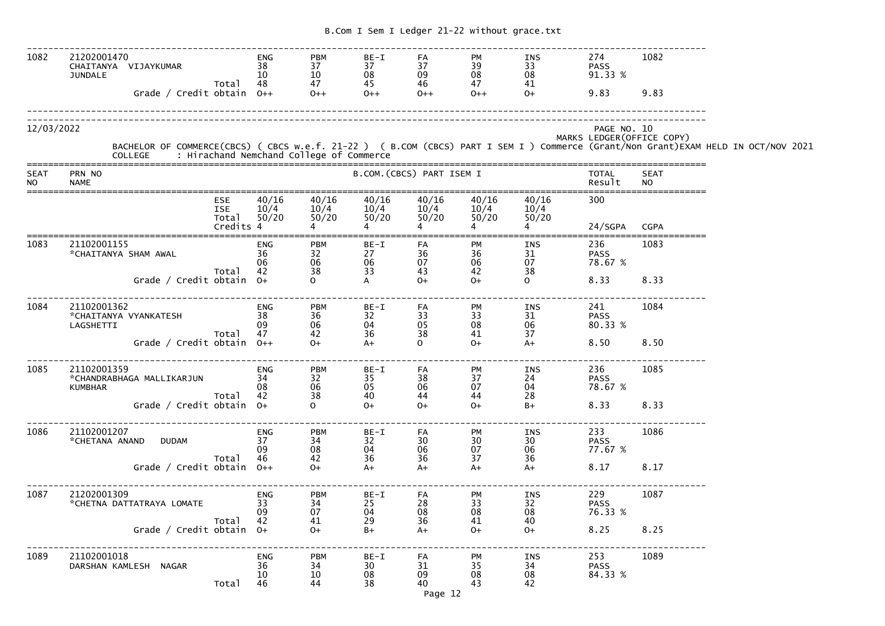| 1082 | 21202001470 CHAITANYA VIJAYKUMAR JUNDALE | | ENG | PBM | BE-I | FA | PM | INS | 274 PASS 91.33 % | 1082 |
|---|---|---|---|---|---|---|---|---|---|---|
| | | | 38 | 37 | 37 | 37 | 39 | 33 | | |
| | | | 10 | 10 | 08 | 09 | 08 | 08 | | |
| | | Total | 48 | 47 | 45 | 46 | 47 | 41 | | |
| | | Grade / Credit obtain | O++ | O++ | O++ | O++ | O++ | O+ | 9.83 | 9.83 |

12/03/2022

PAGE NO. 10

MARKS LEDGER(OFFICE COPY)

BACHELOR OF COMMERCE(CBCS) ( CBCS w.e.f. 21-22 ) ( B.COM (CBCS) PART I SEM I ) Commerce (Grant/Non Grant)EXAM HELD IN OCT/NOV 2021

COLLEGE : Hirachand Nemchand College of Commerce

| SEAT NO | PRN NO NAME | | B.COM.(CBCS) PART ISEM I | | | | | | TOTAL Result | SEAT NO |
|---|---|---|---|---|---|---|---|---|---|---|
| | | ESE | 40/16 | 40/16 | 40/16 | 40/16 | 40/16 | 40/16 | 300 | |
| | | ISE | 10/4 | 10/4 | 10/4 | 10/4 | 10/4 | 10/4 | | |
| | | Total | 50/20 | 50/20 | 50/20 | 50/20 | 50/20 | 50/20 | | |
| | | Credits | 4 | 4 | 4 | 4 | 4 | 4 | 24/SGPA | CGPA |
| 1083 | 21102001155 *CHAITANYA SHAM AWAL | | ENG | PBM | BE-I | FA | PM | INS | 236 PASS 78.67 % | 1083 |
| | | | 36 | 32 | 27 | 36 | 36 | 31 | | |
| | | | 06 | 06 | 06 | 07 | 06 | 07 | | |
| | | Total | 42 | 38 | 33 | 43 | 42 | 38 | | |
| | | Grade / Credit obtain | O+ | O | A | O+ | O+ | O | 8.33 | 8.33 |
| 1084 | 21102001362 *CHAITANYA VYANKATESH LAGSHETTI | | ENG | PBM | BE-I | FA | PM | INS | 241 PASS 80.33 % | 1084 |
| | | | 38 | 36 | 32 | 33 | 33 | 31 | | |
| | | | 09 | 06 | 04 | 05 | 08 | 06 | | |
| | | Total | 47 | 42 | 36 | 38 | 41 | 37 | | |
| | | Grade / Credit obtain | O++ | O+ | A+ | O | O+ | A+ | 8.50 | 8.50 |
| 1085 | 21102001359 *CHANDRABHAGA MALLIKARJUN KUMBHAR | | ENG | PBM | BE-I | FA | PM | INS | 236 PASS 78.67 % | 1085 |
| | | | 34 | 32 | 35 | 38 | 37 | 24 | | |
| | | | 08 | 06 | 05 | 06 | 07 | 04 | | |
| | | Total | 42 | 38 | 40 | 44 | 44 | 28 | | |
| | | Grade / Credit obtain | O+ | O | O+ | O+ | O+ | B+ | 8.33 | 8.33 |
| 1086 | 21102001207 *CHETANA ANAND DUDAM | | ENG | PBM | BE-I | FA | PM | INS | 233 PASS 77.67 % | 1086 |
| | | | 37 | 34 | 32 | 30 | 30 | 30 | | |
| | | | 09 | 08 | 04 | 06 | 07 | 06 | | |
| | | Total | 46 | 42 | 36 | 36 | 37 | 36 | | |
| | | Grade / Credit obtain | O++ | O+ | A+ | A+ | A+ | A+ | 8.17 | 8.17 |
| 1087 | 21202001309 *CHETNA DATTATRAYA LOMATE | | ENG | PBM | BE-I | FA | PM | INS | 229 PASS 76.33 % | 1087 |
| | | | 33 | 34 | 25 | 28 | 33 | 32 | | |
| | | | 09 | 07 | 04 | 08 | 08 | 08 | | |
| | | Total | 42 | 41 | 29 | 36 | 41 | 40 | | |
| | | Grade / Credit obtain | O+ | O+ | B+ | A+ | O+ | O+ | 8.25 | 8.25 |
| 1089 | 21102001018 DARSHAN KAMLESH NAGAR | | ENG | PBM | BE-I | FA | PM | INS | 253 PASS 84.33 % | 1089 |
| | | | 36 | 34 | 30 | 31 | 35 | 34 | | |
| | | | 10 | 10 | 08 | 09 | 08 | 08 | | |
| | | Total | 46 | 44 | 38 | 40 | 43 | 42 | | |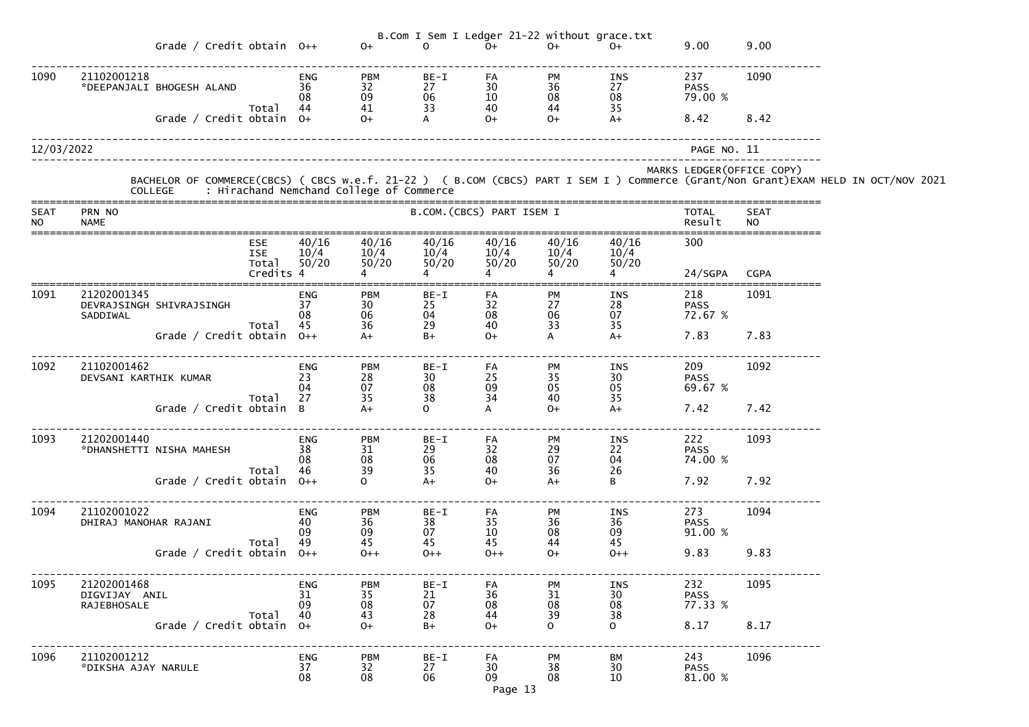B.Com I Sem I Ledger 21-22 without grace.txt

| | Grade / Credit obtain | O++ | O+ | O | O+ | O+ | O+ | 9.00 | 9.00 |
|---|---|---|---|---|---|---|---|---|---|

| SEAT NO | PRN NO / NAME | | | | | | | TOTAL / Result | SEAT NO |
|---|---|---|---|---|---|---|---|---|---|
| 1090 | 21102001218 *DEEPANJALI BHOGESH ALAND | ENG | PBM | BE-I | FA | PM | INS | 237 | 1090 |
| | | 36 | 32 | 27 | 30 | 36 | 27 | PASS | |
| | | 08 | 09 | 06 | 10 | 08 | 08 | 79.00 % | |
| | Total | 44 | 41 | 33 | 40 | 44 | 35 | | |
| | Grade / Credit obtain | O+ | O+ | A | O+ | O+ | A+ | 8.42 | 8.42 |

12/03/2022 PAGE NO. 11

MARKS LEDGER(OFFICE COPY)

BACHELOR OF COMMERCE(CBCS) ( CBCS w.e.f. 21-22 ) ( B.COM (CBCS) PART I SEM I ) Commerce (Grant/Non Grant)EXAM HELD IN OCT/NOV 2021

COLLEGE : Hirachand Nemchand College of Commerce

| SEAT NO | PRN NO / NAME | | B.COM.(CBCS) PART ISEM I | | | | | | TOTAL / Result | SEAT NO |
|---|---|---|---|---|---|---|---|---|---|---|
| | | ESE | 40/16 | 40/16 | 40/16 | 40/16 | 40/16 | 40/16 | 300 | |
| | | ISE | 10/4 | 10/4 | 10/4 | 10/4 | 10/4 | 10/4 | | |
| | | Total | 50/20 | 50/20 | 50/20 | 50/20 | 50/20 | 50/20 | | |
| | | Credits | 4 | 4 | 4 | 4 | 4 | 4 | 24/SGPA | CGPA |
| 1091 | 21202001345 DEVRAJSINGH SHIVRAJSINGH SADDIWAL | | ENG | PBM | BE-I | FA | PM | INS | 218 | 1091 |
| | | | 37 | 30 | 25 | 32 | 27 | 28 | PASS | |
| | | | 08 | 06 | 04 | 08 | 06 | 07 | 72.67 % | |
| | | Total | 45 | 36 | 29 | 40 | 33 | 35 | | |
| | Grade / Credit obtain | | O++ | A+ | B+ | O+ | A | A+ | 7.83 | 7.83 |
| 1092 | 21102001462 DEVSANI KARTHIK KUMAR | | ENG | PBM | BE-I | FA | PM | INS | 209 | 1092 |
| | | | 23 | 28 | 30 | 25 | 35 | 30 | PASS | |
| | | | 04 | 07 | 08 | 09 | 05 | 05 | 69.67 % | |
| | | Total | 27 | 35 | 38 | 34 | 40 | 35 | | |
| | Grade / Credit obtain | | B | A+ | O | A | O+ | A+ | 7.42 | 7.42 |
| 1093 | 21202001440 *DHANSHETTI NISHA MAHESH | | ENG | PBM | BE-I | FA | PM | INS | 222 | 1093 |
| | | | 38 | 31 | 29 | 32 | 29 | 22 | PASS | |
| | | | 08 | 08 | 06 | 08 | 07 | 04 | 74.00 % | |
| | | Total | 46 | 39 | 35 | 40 | 36 | 26 | | |
| | Grade / Credit obtain | | O++ | O | A+ | O+ | A+ | B | 7.92 | 7.92 |
| 1094 | 21102001022 DHIRAJ MANOHAR RAJANI | | ENG | PBM | BE-I | FA | PM | INS | 273 | 1094 |
| | | | 40 | 36 | 38 | 35 | 36 | 36 | PASS | |
| | | | 09 | 09 | 07 | 10 | 08 | 09 | 91.00 % | |
| | | Total | 49 | 45 | 45 | 45 | 44 | 45 | | |
| | Grade / Credit obtain | | O++ | O++ | O++ | O++ | O+ | O++ | 9.83 | 9.83 |
| 1095 | 21202001468 DIGVIJAY ANIL RAJEBHOSALE | | ENG | PBM | BE-I | FA | PM | INS | 232 | 1095 |
| | | | 31 | 35 | 21 | 36 | 31 | 30 | PASS | |
| | | | 09 | 08 | 07 | 08 | 08 | 08 | 77.33 % | |
| | | Total | 40 | 43 | 28 | 44 | 39 | 38 | | |
| | Grade / Credit obtain | | O+ | O+ | B+ | O+ | O | O | 8.17 | 8.17 |
| 1096 | 21102001212 *DIKSHA AJAY NARULE | | ENG | PBM | BE-I | FA | PM | BM | 243 | 1096 |
| | | | 37 | 32 | 27 | 30 | 38 | 30 | PASS | |
| | | | 08 | 08 | 06 | 09 | 08 | 10 | 81.00 % | |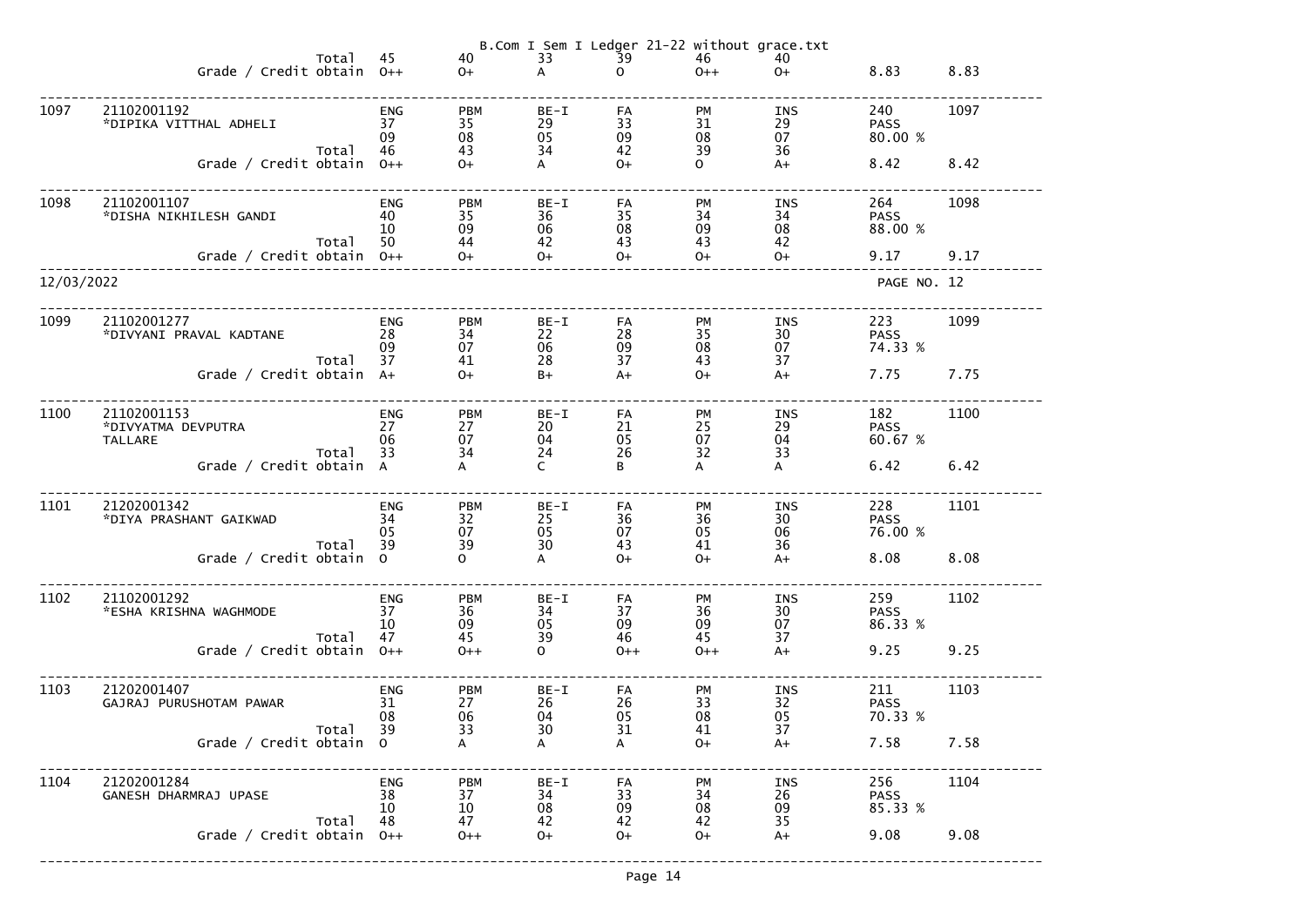| | | | | | | | | | |
|---|---|---|---|---|---|---|---|---|---|
| | Total | 45 | 40 | 33 | 39 | 46 | 40 | | |
| | Grade / Credit obtain | O++ | O+ | A | O | O++ | O+ | 8.83 | 8.83 |

| | | | | | | | | | | |
|---|---|---|---|---|---|---|---|---|---|---|
| 1097 | 21102001192 *DIPIKA VITTHAL ADHELI | ENG | PBM | BE-I | FA | PM | INS | 240 | 1097 |
| | | 37 | 35 | 29 | 33 | 31 | 29 | PASS | |
| | | 09 | 08 | 05 | 09 | 08 | 07 | 80.00 % | |
| | Total | 46 | 43 | 34 | 42 | 39 | 36 | | |
| | Grade / Credit obtain | O++ | O+ | A | O+ | O | A+ | 8.42 | 8.42 |

| | | | | | | | | | |
|---|---|---|---|---|---|---|---|---|---|
| 1098 | 21102001107 *DISHA NIKHILESH GANDI | ENG | PBM | BE-I | FA | PM | INS | 264 | 1098 |
| | | 40 | 35 | 36 | 35 | 34 | 34 | PASS | |
| | | 10 | 09 | 06 | 08 | 09 | 08 | 88.00 % | |
| | Total | 50 | 44 | 42 | 43 | 43 | 42 | | |
| | Grade / Credit obtain | O++ | O+ | O+ | O+ | O+ | O+ | 9.17 | 9.17 |

12/03/2022 PAGE NO. 12

| | | | | | | | | | |
|---|---|---|---|---|---|---|---|---|---|
| 1099 | 21102001277 *DIVYANI PRAVAL KADTANE | ENG | PBM | BE-I | FA | PM | INS | 223 | 1099 |
| | | 28 | 34 | 22 | 28 | 35 | 30 | PASS | |
| | | 09 | 07 | 06 | 09 | 08 | 07 | 74.33 % | |
| | Total | 37 | 41 | 28 | 37 | 43 | 37 | | |
| | Grade / Credit obtain | A+ | O+ | B+ | A+ | O+ | A+ | 7.75 | 7.75 |

| | | | | | | | | | |
|---|---|---|---|---|---|---|---|---|---|
| 1100 | 21102001153 *DIVYATMA DEVPUTRA TALLARE | ENG | PBM | BE-I | FA | PM | INS | 182 | 1100 |
| | | 27 | 27 | 20 | 21 | 25 | 29 | PASS | |
| | | 06 | 07 | 04 | 05 | 07 | 04 | 60.67 % | |
| | Total | 33 | 34 | 24 | 26 | 32 | 33 | | |
| | Grade / Credit obtain | A | A | C | B | A | A | 6.42 | 6.42 |

| | | | | | | | | | |
|---|---|---|---|---|---|---|---|---|---|
| 1101 | 21202001342 *DIYA PRASHANT GAIKWAD | ENG | PBM | BE-I | FA | PM | INS | 228 | 1101 |
| | | 34 | 32 | 25 | 36 | 36 | 30 | PASS | |
| | | 05 | 07 | 05 | 07 | 05 | 06 | 76.00 % | |
| | Total | 39 | 39 | 30 | 43 | 41 | 36 | | |
| | Grade / Credit obtain | O | O | A | O+ | O+ | A+ | 8.08 | 8.08 |

| | | | | | | | | | |
|---|---|---|---|---|---|---|---|---|---|
| 1102 | 21102001292 *ESHA KRISHNA WAGHMODE | ENG | PBM | BE-I | FA | PM | INS | 259 | 1102 |
| | | 37 | 36 | 34 | 37 | 36 | 30 | PASS | |
| | | 10 | 09 | 05 | 09 | 09 | 07 | 86.33 % | |
| | Total | 47 | 45 | 39 | 46 | 45 | 37 | | |
| | Grade / Credit obtain | O++ | O++ | O | O++ | O++ | A+ | 9.25 | 9.25 |

| | | | | | | | | | |
|---|---|---|---|---|---|---|---|---|---|
| 1103 | 21202001407 GAJRAJ PURUSHOTAM PAWAR | ENG | PBM | BE-I | FA | PM | INS | 211 | 1103 |
| | | 31 | 27 | 26 | 26 | 33 | 32 | PASS | |
| | | 08 | 06 | 04 | 05 | 08 | 05 | 70.33 % | |
| | Total | 39 | 33 | 30 | 31 | 41 | 37 | | |
| | Grade / Credit obtain | O | A | A | A | O+ | A+ | 7.58 | 7.58 |

| | | | | | | | | | |
|---|---|---|---|---|---|---|---|---|---|
| 1104 | 21202001284 GANESH DHARMRAJ UPASE | ENG | PBM | BE-I | FA | PM | INS | 256 | 1104 |
| | | 38 | 37 | 34 | 33 | 34 | 26 | PASS | |
| | | 10 | 10 | 08 | 09 | 08 | 09 | 85.33 % | |
| | Total | 48 | 47 | 42 | 42 | 42 | 35 | | |
| | Grade / Credit obtain | O++ | O++ | O+ | O+ | O+ | A+ | 9.08 | 9.08 |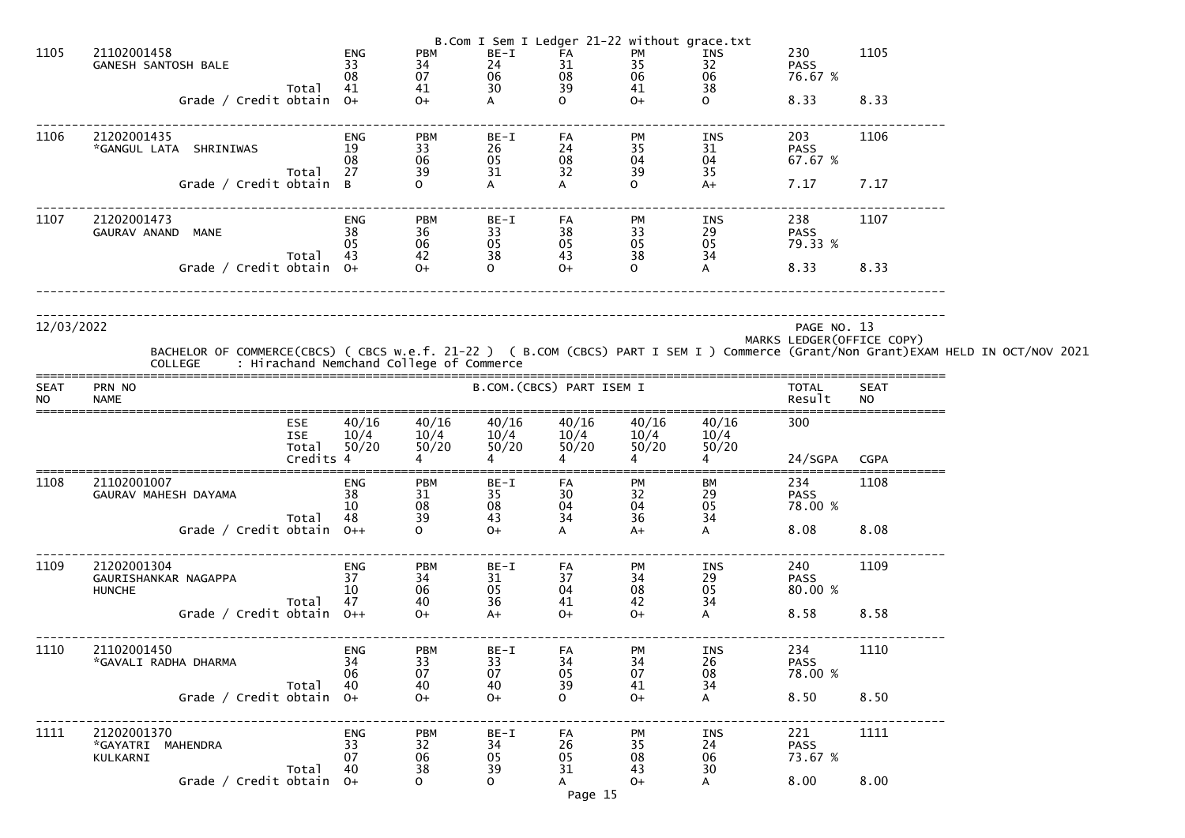| 1105 | 21102001458<br>GANESH SANTOSH BALE | | ENG | PBM | BE-I | FA | PM | INS | 230 | 1105 |
|---|---|---|---|---|---|---|---|---|---|---|
| | | | 33 | 34 | 24 | 31 | 35 | 32 | PASS | |
| | | | 08 | 07 | 06 | 08 | 06 | 06 | 76.67 % | |
| | | Total | 41 | 41 | 30 | 39 | 41 | 38 | | |
| | | Grade / Credit obtain | O+ | O+ | A | O | O+ | O | 8.33 | 8.33 |

| 1106 | 21202001435<br>*GANGUL LATA SHRINIWAS | | ENG | PBM | BE-I | FA | PM | INS | 203 | 1106 |
|---|---|---|---|---|---|---|---|---|---|---|
| | | | 19 | 33 | 26 | 24 | 35 | 31 | PASS | |
| | | | 08 | 06 | 05 | 08 | 04 | 04 | 67.67 % | |
| | | Total | 27 | 39 | 31 | 32 | 39 | 35 | | |
| | | Grade / Credit obtain | B | O | A | A | O | A+ | 7.17 | 7.17 |

| 1107 | 21202001473<br>GAURAV ANAND MANE | | ENG | PBM | BE-I | FA | PM | INS | 238 | 1107 |
|---|---|---|---|---|---|---|---|---|---|---|
| | | | 38 | 36 | 33 | 38 | 33 | 29 | PASS | |
| | | | 05 | 06 | 05 | 05 | 05 | 05 | 79.33 % | |
| | | Total | 43 | 42 | 38 | 43 | 38 | 34 | | |
| | | Grade / Credit obtain | O+ | O+ | O | O+ | O | A | 8.33 | 8.33 |

12/03/2022

PAGE NO. 13
MARKS LEDGER(OFFICE COPY)

BACHELOR OF COMMERCE(CBCS) ( CBCS w.e.f. 21-22 ) ( B.COM (CBCS) PART I SEM I ) Commerce (Grant/Non Grant)EXAM HELD IN OCT/NOV 2021

COLLEGE : Hirachand Nemchand College of Commerce

| SEAT NO | PRN NO<br>NAME | | B.COM.(CBCS) PART ISEM I | | | | | | TOTAL<br>Result | SEAT<br>NO |
|---|---|---|---|---|---|---|---|---|---|---|
| | | ESE | 40/16 | 40/16 | 40/16 | 40/16 | 40/16 | 40/16 | 300 | |
| | | ISE | 10/4 | 10/4 | 10/4 | 10/4 | 10/4 | 10/4 | | |
| | | Total | 50/20 | 50/20 | 50/20 | 50/20 | 50/20 | 50/20 | | |
| | | Credits | 4 | 4 | 4 | 4 | 4 | 4 | 24/SGPA | CGPA |

| 1108 | 21102001007<br>GAURAV MAHESH DAYAMA | | ENG | PBM | BE-I | FA | PM | BM | 234 | 1108 |
|---|---|---|---|---|---|---|---|---|---|---|
| | | | 38 | 31 | 35 | 30 | 32 | 29 | PASS | |
| | | | 10 | 08 | 08 | 04 | 04 | 05 | 78.00 % | |
| | | Total | 48 | 39 | 43 | 34 | 36 | 34 | | |
| | | Grade / Credit obtain | O++ | O | O+ | A | A+ | A | 8.08 | 8.08 |

| 1109 | 21202001304<br>GAURISHANKAR NAGAPPA<br>HUNCHE | | ENG | PBM | BE-I | FA | PM | INS | 240 | 1109 |
|---|---|---|---|---|---|---|---|---|---|---|
| | | | 37 | 34 | 31 | 37 | 34 | 29 | PASS | |
| | | | 10 | 06 | 05 | 04 | 08 | 05 | 80.00 % | |
| | | Total | 47 | 40 | 36 | 41 | 42 | 34 | | |
| | | Grade / Credit obtain | O++ | O+ | A+ | O+ | O+ | A | 8.58 | 8.58 |

| 1110 | 21102001450<br>*GAVALI RADHA DHARMA | | ENG | PBM | BE-I | FA | PM | INS | 234 | 1110 |
|---|---|---|---|---|---|---|---|---|---|---|
| | | | 34 | 33 | 33 | 34 | 34 | 26 | PASS | |
| | | | 06 | 07 | 07 | 05 | 07 | 08 | 78.00 % | |
| | | Total | 40 | 40 | 40 | 39 | 41 | 34 | | |
| | | Grade / Credit obtain | O+ | O+ | O+ | O | O+ | A | 8.50 | 8.50 |

| 1111 | 21202001370<br>*GAYATRI MAHENDRA<br>KULKARNI | | ENG | PBM | BE-I | FA | PM | INS | 221 | 1111 |
|---|---|---|---|---|---|---|---|---|---|---|
| | | | 33 | 32 | 34 | 26 | 35 | 24 | PASS | |
| | | | 07 | 06 | 05 | 05 | 08 | 06 | 73.67 % | |
| | | Total | 40 | 38 | 39 | 31 | 43 | 30 | | |
| | | Grade / Credit obtain | O+ | O | O | A | O+ | A | 8.00 | 8.00 |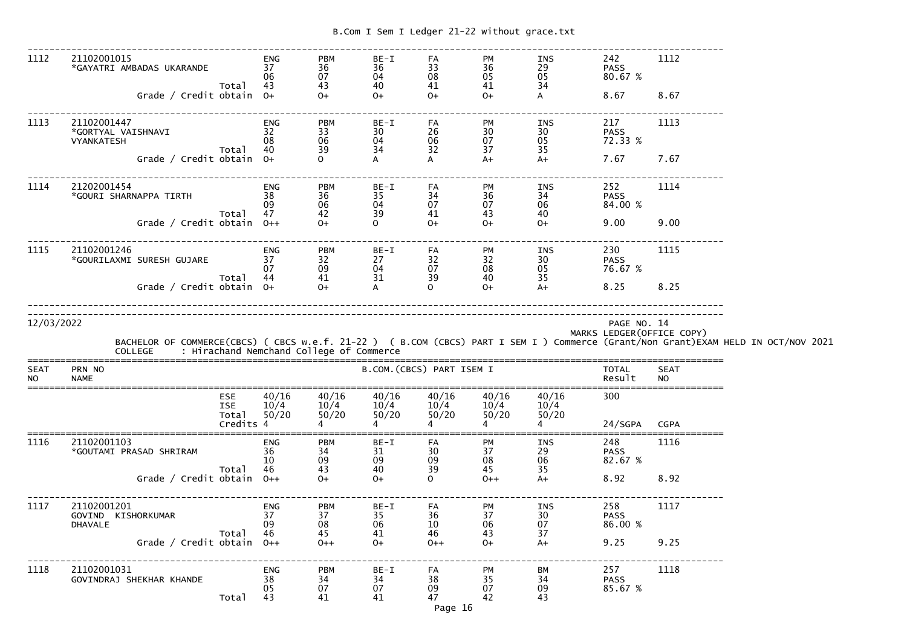| 1112 | 21102001015 *GAYATRI AMBADAS UKARANDE | | ENG | PBM | BE-I | FA | PM | INS | 242 | 1112 |
|---|---|---|---|---|---|---|---|---|---|---|
| | | | 37 | 36 | 36 | 33 | 36 | 29 | PASS | |
| | | | 06 | 07 | 04 | 08 | 05 | 05 | 80.67 % | |
| | | Total | 43 | 43 | 40 | 41 | 41 | 34 | | |
| | Grade / Credit obtain | | O+ | O+ | O+ | O+ | O+ | A | 8.67 | 8.67 |

| 1113 | 21102001447 *GORTYAL VAISHNAVI VYANKATESH | | ENG | PBM | BE-I | FA | PM | INS | 217 | 1113 |
|---|---|---|---|---|---|---|---|---|---|---|
| | | | 32 | 33 | 30 | 26 | 30 | 30 | PASS | |
| | | | 08 | 06 | 04 | 06 | 07 | 05 | 72.33 % | |
| | | Total | 40 | 39 | 34 | 32 | 37 | 35 | | |
| | Grade / Credit obtain | | O+ | O | A | A | A+ | A+ | 7.67 | 7.67 |

| 1114 | 21202001454 *GOURI SHARNAPPA TIRTH | | ENG | PBM | BE-I | FA | PM | INS | 252 | 1114 |
|---|---|---|---|---|---|---|---|---|---|---|
| | | | 38 | 36 | 35 | 34 | 36 | 34 | PASS | |
| | | | 09 | 06 | 04 | 07 | 07 | 06 | 84.00 % | |
| | | Total | 47 | 42 | 39 | 41 | 43 | 40 | | |
| | Grade / Credit obtain | | O++ | O+ | O | O+ | O+ | O+ | 9.00 | 9.00 |

| 1115 | 21102001246 *GOURILAXMI SURESH GUJARE | | ENG | PBM | BE-I | FA | PM | INS | 230 | 1115 |
|---|---|---|---|---|---|---|---|---|---|---|
| | | | 37 | 32 | 27 | 32 | 32 | 30 | PASS | |
| | | | 07 | 09 | 04 | 07 | 08 | 05 | 76.67 % | |
| | | Total | 44 | 41 | 31 | 39 | 40 | 35 | | |
| | Grade / Credit obtain | | O+ | O+ | A | O | O+ | A+ | 8.25 | 8.25 |

12/03/2022

PAGE NO. 14
MARKS LEDGER(OFFICE COPY)

BACHELOR OF COMMERCE(CBCS) ( CBCS w.e.f. 21-22 ) ( B.COM (CBCS) PART I SEM I ) Commerce (Grant/Non Grant)EXAM HELD IN OCT/NOV 2021
COLLEGE : Hirachand Nemchand College of Commerce

| SEAT NO | PRN NO NAME | | B.COM.(CBCS) PART ISEM I | | | | | | TOTAL Result | SEAT NO |
|---|---|---|---|---|---|---|---|---|---|---|
| | | ESE | 40/16 | 40/16 | 40/16 | 40/16 | 40/16 | 40/16 | 300 | |
| | | ISE | 10/4 | 10/4 | 10/4 | 10/4 | 10/4 | 10/4 | | |
| | | Total | 50/20 | 50/20 | 50/20 | 50/20 | 50/20 | 50/20 | | |
| | | Credits | 4 | 4 | 4 | 4 | 4 | 4 | 24/SGPA | CGPA |

| 1116 | 21102001103 *GOUTAMI PRASAD SHRIRAM | | ENG | PBM | BE-I | FA | PM | INS | 248 | 1116 |
|---|---|---|---|---|---|---|---|---|---|---|
| | | | 36 | 34 | 31 | 30 | 37 | 29 | PASS | |
| | | | 10 | 09 | 09 | 09 | 08 | 06 | 82.67 % | |
| | | Total | 46 | 43 | 40 | 39 | 45 | 35 | | |
| | Grade / Credit obtain | | O++ | O+ | O+ | O | O++ | A+ | 8.92 | 8.92 |

| 1117 | 21102001201 GOVIND KISHORKUMAR DHAVALE | | ENG | PBM | BE-I | FA | PM | INS | 258 | 1117 |
|---|---|---|---|---|---|---|---|---|---|---|
| | | | 37 | 37 | 35 | 36 | 37 | 30 | PASS | |
| | | | 09 | 08 | 06 | 10 | 06 | 07 | 86.00 % | |
| | | Total | 46 | 45 | 41 | 46 | 43 | 37 | | |
| | Grade / Credit obtain | | O++ | O++ | O+ | O++ | O+ | A+ | 9.25 | 9.25 |

| 1118 | 21102001031 GOVINDRAJ SHEKHAR KHANDE | | ENG | PBM | BE-I | FA | PM | BM | 257 | 1118 |
|---|---|---|---|---|---|---|---|---|---|---|
| | | | 38 | 34 | 34 | 38 | 35 | 34 | PASS | |
| | | | 05 | 07 | 07 | 09 | 07 | 09 | 85.67 % | |
| | | Total | 43 | 41 | 41 | 47 | 42 | 43 | | |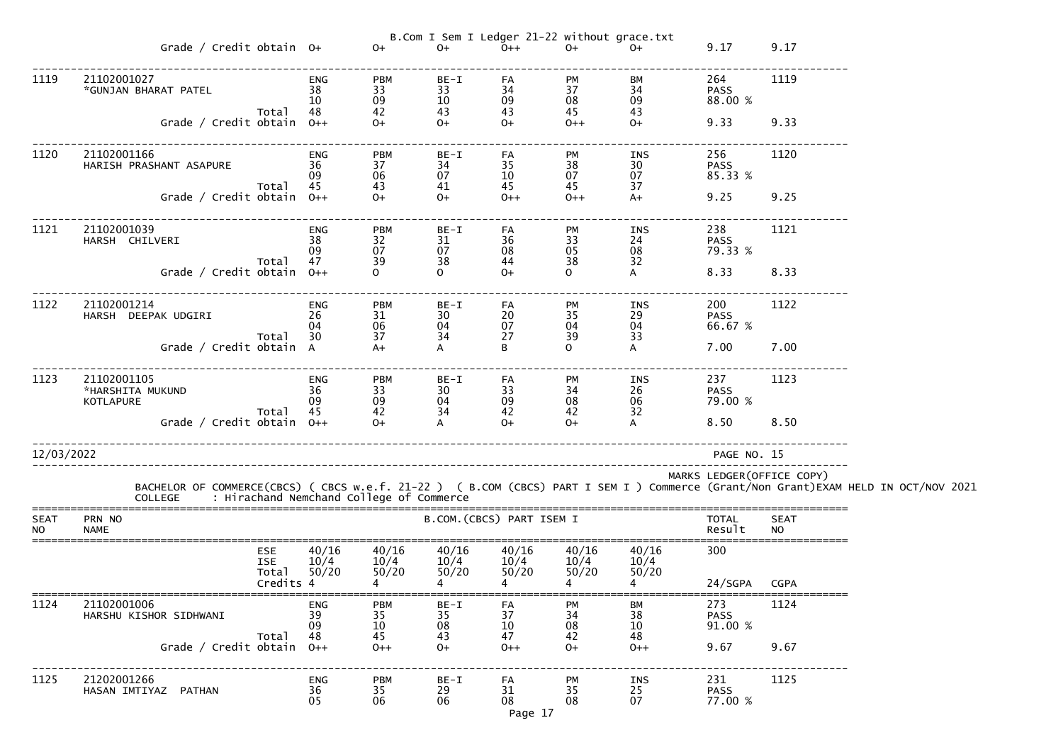| | | ENG | PBM | BE-I | FA | PM | BM | | |
|---|---|---|---|---|---|---|---|---|---|
| | Grade / Credit obtain | O+ | O+ | O+ | O++ | O+ | O+ | 9.17 | 9.17 |

| SEAT NO | PRN NO / NAME | | | | | | | | TOTAL / Result | SEAT NO / CGPA |
|---|---|---|---|---|---|---|---|---|---|---|
| 1119 | 21102001027 *GUNJAN BHARAT PATEL | | ENG | PBM | BE-I | FA | PM | BM | 264 | 1119 |
| | | | 38 | 33 | 33 | 34 | 37 | 34 | PASS | |
| | | | 10 | 09 | 10 | 09 | 08 | 09 | 88.00 % | |
| | | Total | 48 | 42 | 43 | 43 | 45 | 43 | | |
| | | Grade / Credit obtain | O++ | O+ | O+ | O+ | O++ | O+ | 9.33 | 9.33 |
| 1120 | 21102001166 HARISH PRASHANT ASAPURE | | ENG | PBM | BE-I | FA | PM | INS | 256 | 1120 |
| | | | 36 | 37 | 34 | 35 | 38 | 30 | PASS | |
| | | | 09 | 06 | 07 | 10 | 07 | 07 | 85.33 % | |
| | | Total | 45 | 43 | 41 | 45 | 45 | 37 | | |
| | | Grade / Credit obtain | O++ | O+ | O+ | O++ | O++ | A+ | 9.25 | 9.25 |
| 1121 | 21102001039 HARSH CHILVERI | | ENG | PBM | BE-I | FA | PM | INS | 238 | 1121 |
| | | | 38 | 32 | 31 | 36 | 33 | 24 | PASS | |
| | | | 09 | 07 | 07 | 08 | 05 | 08 | 79.33 % | |
| | | Total | 47 | 39 | 38 | 44 | 38 | 32 | | |
| | | Grade / Credit obtain | O++ | O | O | O+ | O | A | 8.33 | 8.33 |
| 1122 | 21102001214 HARSH DEEPAK UDGIRI | | ENG | PBM | BE-I | FA | PM | INS | 200 | 1122 |
| | | | 26 | 31 | 30 | 20 | 35 | 29 | PASS | |
| | | | 04 | 06 | 04 | 07 | 04 | 04 | 66.67 % | |
| | | Total | 30 | 37 | 34 | 27 | 39 | 33 | | |
| | | Grade / Credit obtain | A | A+ | A | B | O | A | 7.00 | 7.00 |
| 1123 | 21102001105 *HARSHITA MUKUND KOTLAPURE | | ENG | PBM | BE-I | FA | PM | INS | 237 | 1123 |
| | | | 36 | 33 | 30 | 33 | 34 | 26 | PASS | |
| | | | 09 | 09 | 04 | 09 | 08 | 06 | 79.00 % | |
| | | Total | 45 | 42 | 34 | 42 | 42 | 32 | | |
| | | Grade / Credit obtain | O++ | O+ | A | O+ | O+ | A | 8.50 | 8.50 |

12/03/2022 PAGE NO. 15

MARKS LEDGER(OFFICE COPY)

BACHELOR OF COMMERCE(CBCS) ( CBCS w.e.f. 21-22 ) ( B.COM (CBCS) PART I SEM I ) Commerce (Grant/Non Grant)EXAM HELD IN OCT/NOV 2021

COLLEGE : Hirachand Nemchand College of Commerce

| SEAT NO | PRN NO / NAME | B.COM.(CBCS) PART ISEM I | | | | | | | TOTAL / Result | SEAT NO |
|---|---|---|---|---|---|---|---|---|---|---|
| | | ESE | 40/16 | 40/16 | 40/16 | 40/16 | 40/16 | 40/16 | 300 | |
| | | ISE | 10/4 | 10/4 | 10/4 | 10/4 | 10/4 | 10/4 | | |
| | | Total | 50/20 | 50/20 | 50/20 | 50/20 | 50/20 | 50/20 | | |
| | | Credits | 4 | 4 | 4 | 4 | 4 | 4 | 24/SGPA | CGPA |
| 1124 | 21102001006 HARSHU KISHOR SIDHWANI | | ENG | PBM | BE-I | FA | PM | BM | 273 | 1124 |
| | | | 39 | 35 | 35 | 37 | 34 | 38 | PASS | |
| | | | 09 | 10 | 08 | 10 | 08 | 10 | 91.00 % | |
| | | Total | 48 | 45 | 43 | 47 | 42 | 48 | | |
| | | Grade / Credit obtain | O++ | O++ | O+ | O++ | O+ | O++ | 9.67 | 9.67 |
| 1125 | 21202001266 HASAN IMTIYAZ PATHAN | | ENG | PBM | BE-I | FA | PM | INS | 231 | 1125 |
| | | | 36 | 35 | 29 | 31 | 35 | 25 | PASS | |
| | | | 05 | 06 | 06 | 08 | 08 | 07 | 77.00 % | |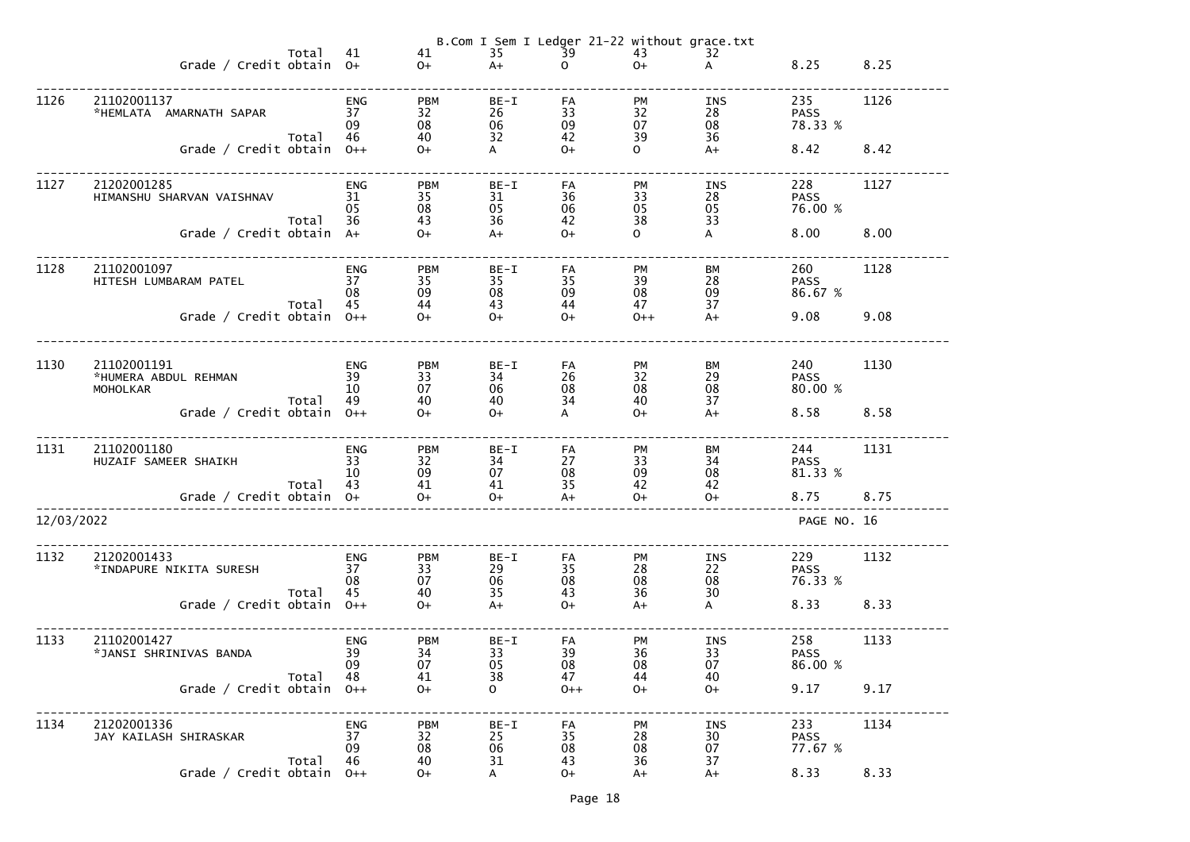B.Com I Sem I Ledger 21-22 without grace.txt

| Sr. No. | Seat No. / Name | | Sub 1 | Sub 2 | Sub 3 | Sub 4 | Sub 5 | Sub 6 | Total / Result / % | |
|---|---|---|---|---|---|---|---|---|---|---|
| | | Total | 41 | 41 | 35 | 39 | 43 | 32 | | |
| | | Grade / Credit obtain | O+ | O+ | A+ | O | O+ | A | 8.25 | 8.25 |
| 1126 | 21102001137 | | ENG | PBM | BE-I | FA | PM | INS | 235 | 1126 |
| | *HEMLATA AMARNATH SAPAR | | 37 | 32 | 26 | 33 | 32 | 28 | PASS | |
| | | | 09 | 08 | 06 | 09 | 07 | 08 | 78.33 % | |
| | | Total | 46 | 40 | 32 | 42 | 39 | 36 | | |
| | | Grade / Credit obtain | O++ | O+ | A | O+ | O | A+ | 8.42 | 8.42 |
| 1127 | 21202001285 | | ENG | PBM | BE-I | FA | PM | INS | 228 | 1127 |
| | HIMANSHU SHARVAN VAISHNAV | | 31 | 35 | 31 | 36 | 33 | 28 | PASS | |
| | | | 05 | 08 | 05 | 06 | 05 | 05 | 76.00 % | |
| | | Total | 36 | 43 | 36 | 42 | 38 | 33 | | |
| | | Grade / Credit obtain | A+ | O+ | A+ | O+ | O | A | 8.00 | 8.00 |
| 1128 | 21102001097 | | ENG | PBM | BE-I | FA | PM | BM | 260 | 1128 |
| | HITESH LUMBARAM PATEL | | 37 | 35 | 35 | 35 | 39 | 28 | PASS | |
| | | | 08 | 09 | 08 | 09 | 08 | 09 | 86.67 % | |
| | | Total | 45 | 44 | 43 | 44 | 47 | 37 | | |
| | | Grade / Credit obtain | O++ | O+ | O+ | O+ | O++ | A+ | 9.08 | 9.08 |
| 1130 | 21102001191 | | ENG | PBM | BE-I | FA | PM | BM | 240 | 1130 |
| | *HUMERA ABDUL REHMAN | | 39 | 33 | 34 | 26 | 32 | 29 | PASS | |
| | MOHOLKAR | | 10 | 07 | 06 | 08 | 08 | 08 | 80.00 % | |
| | | Total | 49 | 40 | 40 | 34 | 40 | 37 | | |
| | | Grade / Credit obtain | O++ | O+ | O+ | A | O+ | A+ | 8.58 | 8.58 |
| 1131 | 21102001180 | | ENG | PBM | BE-I | FA | PM | BM | 244 | 1131 |
| | HUZAIF SAMEER SHAIKH | | 33 | 32 | 34 | 27 | 33 | 34 | PASS | |
| | | | 10 | 09 | 07 | 08 | 09 | 08 | 81.33 % | |
| | | Total | 43 | 41 | 41 | 35 | 42 | 42 | | |
| | | Grade / Credit obtain | O+ | O+ | O+ | A+ | O+ | O+ | 8.75 | 8.75 |

12/03/2022 PAGE NO. 16

| Sr. No. | Seat No. / Name | | Sub 1 | Sub 2 | Sub 3 | Sub 4 | Sub 5 | Sub 6 | Total / Result / % | |
|---|---|---|---|---|---|---|---|---|---|---|
| 1132 | 21202001433 | | ENG | PBM | BE-I | FA | PM | INS | 229 | 1132 |
| | *INDAPURE NIKITA SURESH | | 37 | 33 | 29 | 35 | 28 | 22 | PASS | |
| | | | 08 | 07 | 06 | 08 | 08 | 08 | 76.33 % | |
| | | Total | 45 | 40 | 35 | 43 | 36 | 30 | | |
| | | Grade / Credit obtain | O++ | O+ | A+ | O+ | A+ | A | 8.33 | 8.33 |
| 1133 | 21102001427 | | ENG | PBM | BE-I | FA | PM | INS | 258 | 1133 |
| | *JANSI SHRINIVAS BANDA | | 39 | 34 | 33 | 39 | 36 | 33 | PASS | |
| | | | 09 | 07 | 05 | 08 | 08 | 07 | 86.00 % | |
| | | Total | 48 | 41 | 38 | 47 | 44 | 40 | | |
| | | Grade / Credit obtain | O++ | O+ | O | O++ | O+ | O+ | 9.17 | 9.17 |
| 1134 | 21202001336 | | ENG | PBM | BE-I | FA | PM | INS | 233 | 1134 |
| | JAY KAILASH SHIRASKAR | | 37 | 32 | 25 | 35 | 28 | 30 | PASS | |
| | | | 09 | 08 | 06 | 08 | 08 | 07 | 77.67 % | |
| | | Total | 46 | 40 | 31 | 43 | 36 | 37 | | |
| | | Grade / Credit obtain | O++ | O+ | A | O+ | A+ | A+ | 8.33 | 8.33 |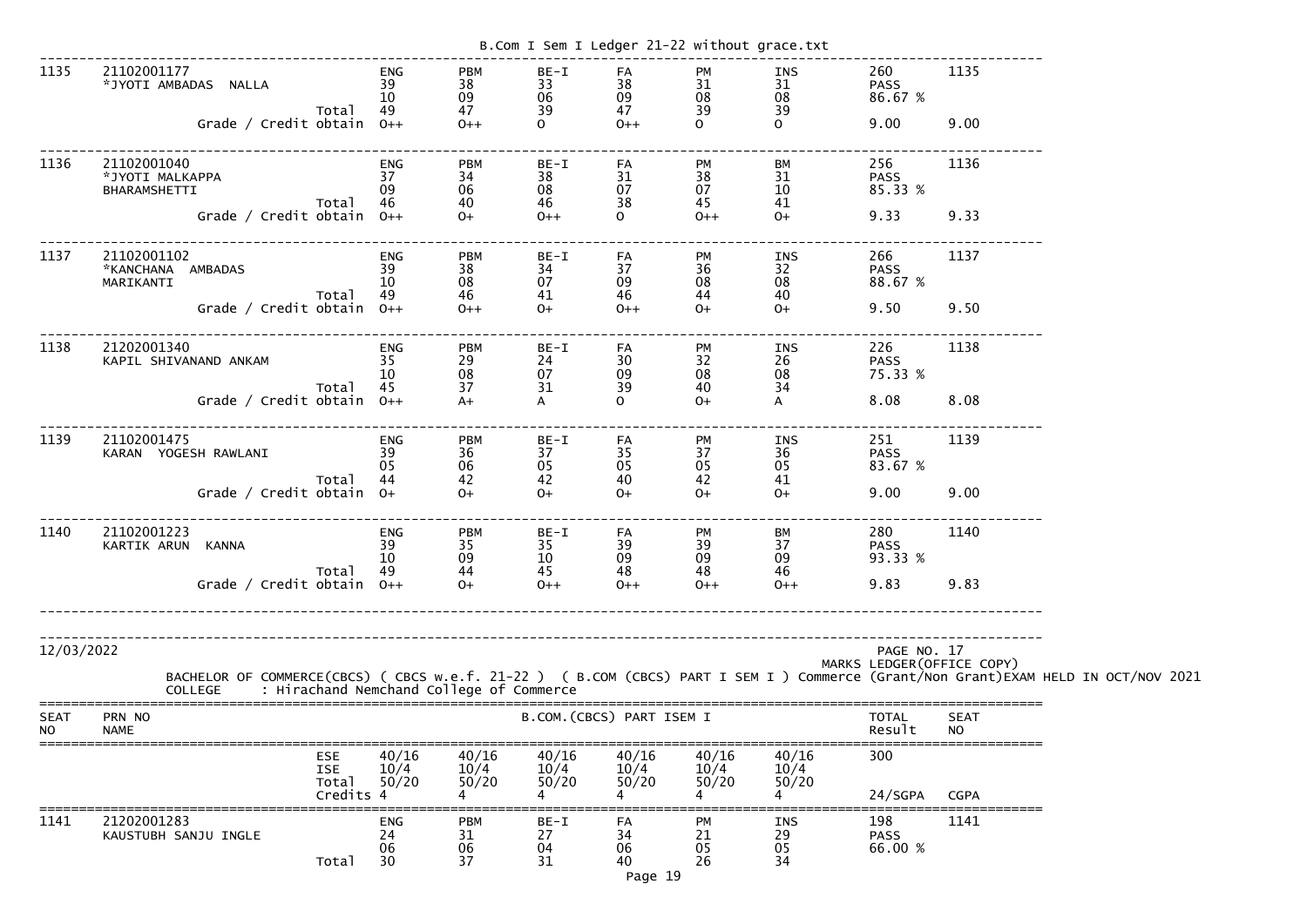| 1135 | 21102001177 *JYOTI AMBADAS NALLA | | ENG | PBM | BE-I | FA | PM | INS | 260 | 1135 |
|---|---|---|---|---|---|---|---|---|---|---|
| | | | 39 | 38 | 33 | 38 | 31 | 31 | PASS | |
| | | | 10 | 09 | 06 | 09 | 08 | 08 | 86.67 % | |
| | | Total | 49 | 47 | 39 | 47 | 39 | 39 | | |
| | Grade / Credit obtain | | O++ | O++ | O | O++ | O | O | 9.00 | 9.00 |

| 1136 | 21102001040 *JYOTI MALKAPPA BHARAMSHETTI | | ENG | PBM | BE-I | FA | PM | BM | 256 | 1136 |
|---|---|---|---|---|---|---|---|---|---|---|
| | | | 37 | 34 | 38 | 31 | 38 | 31 | PASS | |
| | | | 09 | 06 | 08 | 07 | 07 | 10 | 85.33 % | |
| | | Total | 46 | 40 | 46 | 38 | 45 | 41 | | |
| | Grade / Credit obtain | | O++ | O+ | O++ | O | O++ | O+ | 9.33 | 9.33 |

| 1137 | 21102001102 *KANCHANA AMBADAS MARIKANTI | | ENG | PBM | BE-I | FA | PM | INS | 266 | 1137 |
|---|---|---|---|---|---|---|---|---|---|---|
| | | | 39 | 38 | 34 | 37 | 36 | 32 | PASS | |
| | | | 10 | 08 | 07 | 09 | 08 | 08 | 88.67 % | |
| | | Total | 49 | 46 | 41 | 46 | 44 | 40 | | |
| | Grade / Credit obtain | | O++ | O++ | O+ | O++ | O+ | O+ | 9.50 | 9.50 |

| 1138 | 21202001340 KAPIL SHIVANAND ANKAM | | ENG | PBM | BE-I | FA | PM | INS | 226 | 1138 |
|---|---|---|---|---|---|---|---|---|---|---|
| | | | 35 | 29 | 24 | 30 | 32 | 26 | PASS | |
| | | | 10 | 08 | 07 | 09 | 08 | 08 | 75.33 % | |
| | | Total | 45 | 37 | 31 | 39 | 40 | 34 | | |
| | Grade / Credit obtain | | O++ | A+ | A | O | O+ | A | 8.08 | 8.08 |

| 1139 | 21102001475 KARAN YOGESH RAWLANI | | ENG | PBM | BE-I | FA | PM | INS | 251 | 1139 |
|---|---|---|---|---|---|---|---|---|---|---|
| | | | 39 | 36 | 37 | 35 | 37 | 36 | PASS | |
| | | | 05 | 06 | 05 | 05 | 05 | 05 | 83.67 % | |
| | | Total | 44 | 42 | 42 | 40 | 42 | 41 | | |
| | Grade / Credit obtain | | O+ | O+ | O+ | O+ | O+ | O+ | 9.00 | 9.00 |

| 1140 | 21102001223 KARTIK ARUN KANNA | | ENG | PBM | BE-I | FA | PM | BM | 280 | 1140 |
|---|---|---|---|---|---|---|---|---|---|---|
| | | | 39 | 35 | 35 | 39 | 39 | 37 | PASS | |
| | | | 10 | 09 | 10 | 09 | 09 | 09 | 93.33 % | |
| | | Total | 49 | 44 | 45 | 48 | 48 | 46 | | |
| | Grade / Credit obtain | | O++ | O+ | O++ | O++ | O++ | O++ | 9.83 | 9.83 |

12/03/2022

PAGE NO. 17
MARKS LEDGER(OFFICE COPY)

BACHELOR OF COMMERCE(CBCS) ( CBCS w.e.f. 21-22 ) ( B.COM (CBCS) PART I SEM I ) Commerce (Grant/Non Grant)EXAM HELD IN OCT/NOV 2021

COLLEGE : Hirachand Nemchand College of Commerce

| SEAT NO | PRN NO NAME | | B.COM.(CBCS) PART ISEM I | | | | | | TOTAL Result | SEAT NO |
|---|---|---|---|---|---|---|---|---|---|---|
| | | ESE | 40/16 | 40/16 | 40/16 | 40/16 | 40/16 | 40/16 | 300 | |
| | | ISE | 10/4 | 10/4 | 10/4 | 10/4 | 10/4 | 10/4 | | |
| | | Total | 50/20 | 50/20 | 50/20 | 50/20 | 50/20 | 50/20 | | |
| | | Credits | 4 | 4 | 4 | 4 | 4 | 4 | 24/SGPA | CGPA |
| 1141 | 21202001283 KAUSTUBH SANJU INGLE | | ENG | PBM | BE-I | FA | PM | INS | 198 | 1141 |
| | | | 24 | 31 | 27 | 34 | 21 | 29 | PASS | |
| | | | 06 | 06 | 04 | 06 | 05 | 05 | 66.00 % | |
| | | Total | 30 | 37 | 31 | 40 | 26 | 34 | | |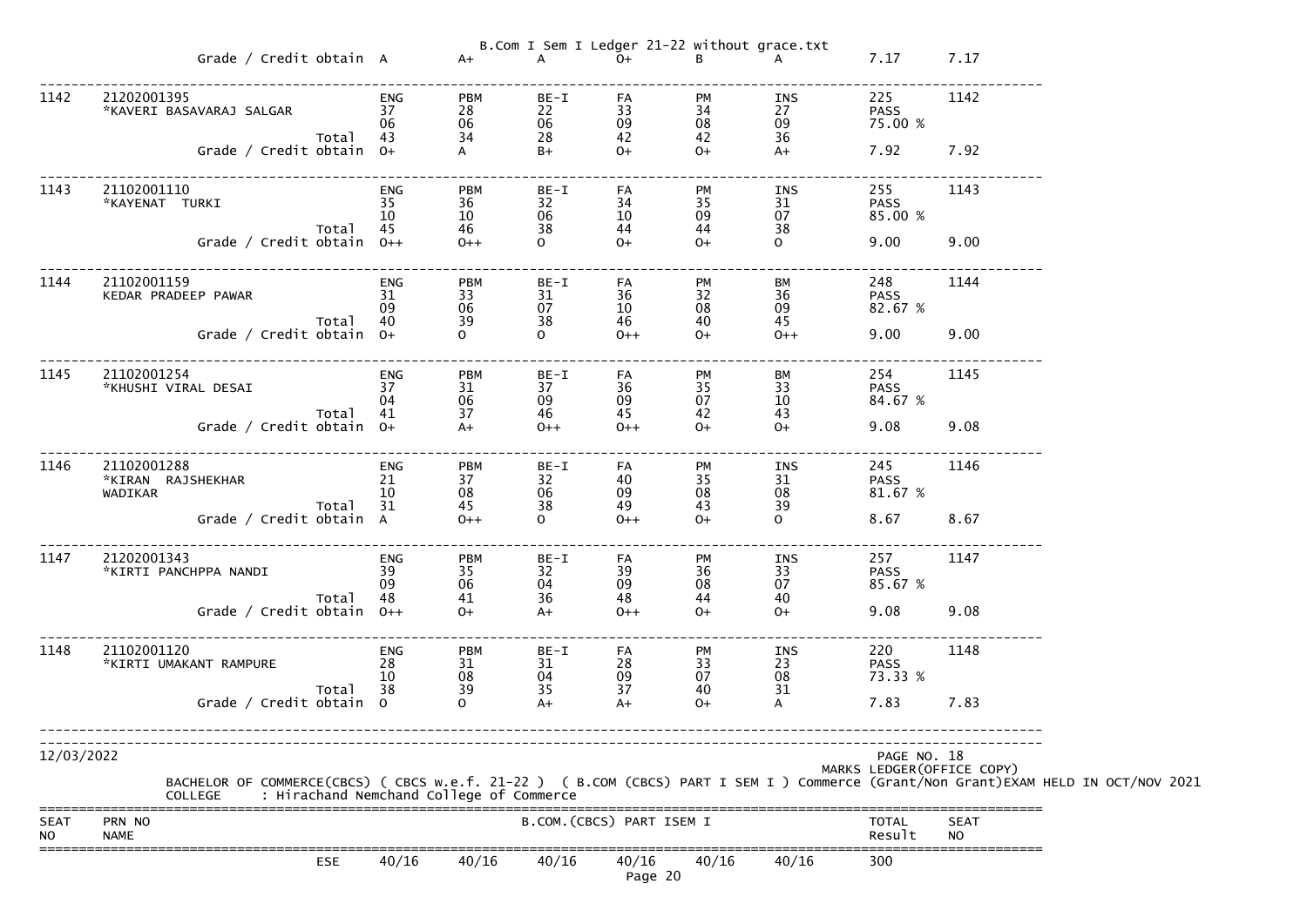| | | | | | | | | | |
|---|---|---|---|---|---|---|---|---|---|
| | Grade / Credit obtain | A | A+ | A | O+ | B | A | 7.17 | 7.17 |

| | | | | | | | | | |
|---|---|---|---|---|---|---|---|---|---|
| 1142 | 21202001395 | ENG | PBM | BE-I | FA | PM | INS | 225 | 1142 |
| | *KAVERI BASAVARAJ SALGAR | 37 | 28 | 22 | 33 | 34 | 27 | PASS | |
| | | 06 | 06 | 06 | 09 | 08 | 09 | 75.00 % | |
| | Total | 43 | 34 | 28 | 42 | 42 | 36 | | |
| | Grade / Credit obtain | O+ | A | B+ | O+ | O+ | A+ | 7.92 | 7.92 |
| 1143 | 21102001110 | ENG | PBM | BE-I | FA | PM | INS | 255 | 1143 |
| | *KAYENAT TURKI | 35 | 36 | 32 | 34 | 35 | 31 | PASS | |
| | | 10 | 10 | 06 | 10 | 09 | 07 | 85.00 % | |
| | Total | 45 | 46 | 38 | 44 | 44 | 38 | | |
| | Grade / Credit obtain | O++ | O++ | O | O+ | O+ | O | 9.00 | 9.00 |
| 1144 | 21102001159 | ENG | PBM | BE-I | FA | PM | BM | 248 | 1144 |
| | KEDAR PRADEEP PAWAR | 31 | 33 | 31 | 36 | 32 | 36 | PASS | |
| | | 09 | 06 | 07 | 10 | 08 | 09 | 82.67 % | |
| | Total | 40 | 39 | 38 | 46 | 40 | 45 | | |
| | Grade / Credit obtain | O+ | O | O | O++ | O+ | O++ | 9.00 | 9.00 |
| 1145 | 21102001254 | ENG | PBM | BE-I | FA | PM | BM | 254 | 1145 |
| | *KHUSHI VIRAL DESAI | 37 | 31 | 37 | 36 | 35 | 33 | PASS | |
| | | 04 | 06 | 09 | 09 | 07 | 10 | 84.67 % | |
| | Total | 41 | 37 | 46 | 45 | 42 | 43 | | |
| | Grade / Credit obtain | O+ | A+ | O++ | O++ | O+ | O+ | 9.08 | 9.08 |
| 1146 | 21102001288 | ENG | PBM | BE-I | FA | PM | INS | 245 | 1146 |
| | *KIRAN RAJSHEKHAR | 21 | 37 | 32 | 40 | 35 | 31 | PASS | |
| | WADIKAR | 10 | 08 | 06 | 09 | 08 | 08 | 81.67 % | |
| | Total | 31 | 45 | 38 | 49 | 43 | 39 | | |
| | Grade / Credit obtain | A | O++ | O | O++ | O+ | O | 8.67 | 8.67 |
| 1147 | 21202001343 | ENG | PBM | BE-I | FA | PM | INS | 257 | 1147 |
| | *KIRTI PANCHPPA NANDI | 39 | 35 | 32 | 39 | 36 | 33 | PASS | |
| | | 09 | 06 | 04 | 09 | 08 | 07 | 85.67 % | |
| | Total | 48 | 41 | 36 | 48 | 44 | 40 | | |
| | Grade / Credit obtain | O++ | O+ | A+ | O++ | O+ | O+ | 9.08 | 9.08 |
| 1148 | 21102001120 | ENG | PBM | BE-I | FA | PM | INS | 220 | 1148 |
| | *KIRTI UMAKANT RAMPURE | 28 | 31 | 31 | 28 | 33 | 23 | PASS | |
| | | 10 | 08 | 04 | 09 | 07 | 08 | 73.33 % | |
| | Total | 38 | 39 | 35 | 37 | 40 | 31 | | |
| | Grade / Credit obtain | O | O | A+ | A+ | O+ | A | 7.83 | 7.83 |

12/03/2022

PAGE NO. 18

MARKS LEDGER(OFFICE COPY)

BACHELOR OF COMMERCE(CBCS) ( CBCS w.e.f. 21-22 ) ( B.COM (CBCS) PART I SEM I ) Commerce (Grant/Non Grant)EXAM HELD IN OCT/NOV 2021

COLLEGE : Hirachand Nemchand College of Commerce

| SEAT NO | PRN NO NAME | | | | B.COM.(CBCS) PART ISEM I | | | TOTAL Result | SEAT NO |
|---|---|---|---|---|---|---|---|---|---|
| | ESE | 40/16 | 40/16 | 40/16 | 40/16 | 40/16 | 40/16 | 300 | |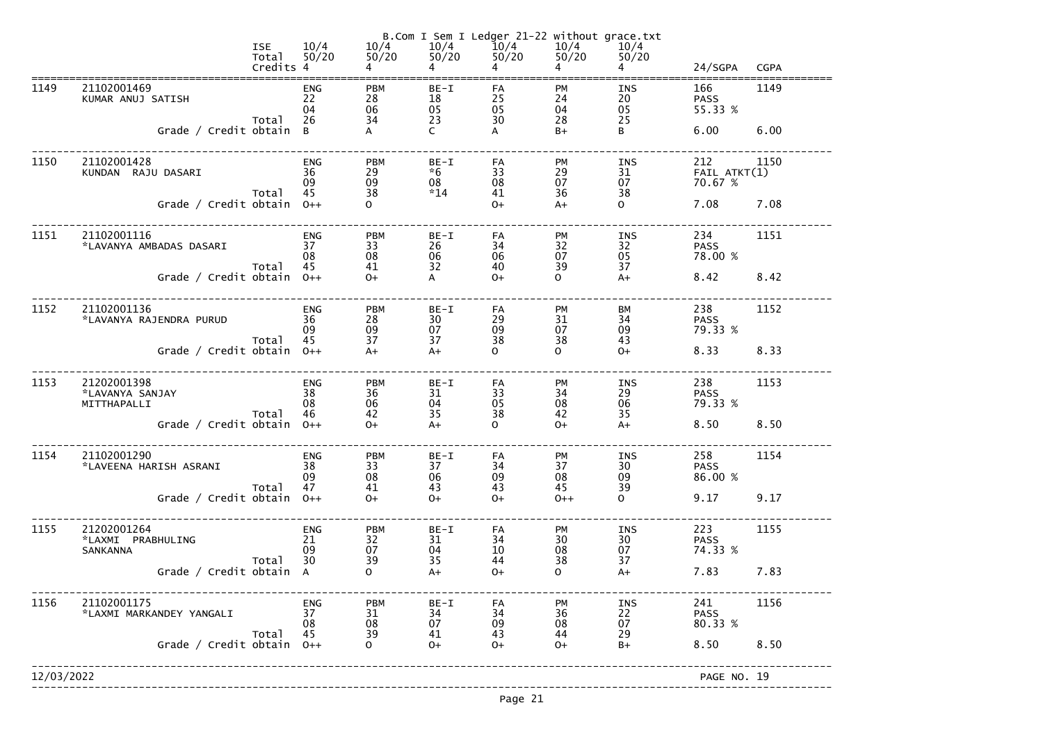# B.Com I Sem I Ledger 21-22 without grace.txt

| | | ISE 10/4 Total 50/20 Credits 4 | 10/4 50/20 4 | 10/4 50/20 4 | 10/4 50/20 4 | 10/4 50/20 4 | 10/4 50/20 4 | 24/SGPA | CGPA |
|---|---|---|---|---|---|---|---|---|---|
| 1149 | 21102001469 KUMAR ANUJ SATISH | ENG | PBM | BE-I | FA | PM | INS | 166 | 1149 |
| | | 22 | 28 | 18 | 25 | 24 | 20 | PASS | |
| | | 04 | 06 | 05 | 05 | 04 | 05 | 55.33 % | |
| | Total | 26 | 34 | 23 | 30 | 28 | 25 | | |
| | Grade / Credit obtain | B | A | C | A | B+ | B | 6.00 | 6.00 |
| 1150 | 21102001428 KUNDAN RAJU DASARI | ENG | PBM | BE-I | FA | PM | INS | 212 | 1150 |
| | | 36 | 29 | *6 | 33 | 29 | 31 | FAIL ATKT(1) | |
| | | 09 | 09 | 08 | 08 | 07 | 07 | 70.67 % | |
| | Total | 45 | 38 | *14 | 41 | 36 | 38 | | |
| | Grade / Credit obtain | O++ | O | | O+ | A+ | O | 7.08 | 7.08 |
| 1151 | 21102001116 *LAVANYA AMBADAS DASARI | ENG | PBM | BE-I | FA | PM | INS | 234 | 1151 |
| | | 37 | 33 | 26 | 34 | 32 | 32 | PASS | |
| | | 08 | 08 | 06 | 06 | 07 | 05 | 78.00 % | |
| | Total | 45 | 41 | 32 | 40 | 39 | 37 | | |
| | Grade / Credit obtain | O++ | O+ | A | O+ | O | A+ | 8.42 | 8.42 |
| 1152 | 21102001136 *LAVANYA RAJENDRA PURUD | ENG | PBM | BE-I | FA | PM | BM | 238 | 1152 |
| | | 36 | 28 | 30 | 29 | 31 | 34 | PASS | |
| | | 09 | 09 | 07 | 09 | 07 | 09 | 79.33 % | |
| | Total | 45 | 37 | 37 | 38 | 38 | 43 | | |
| | Grade / Credit obtain | O++ | A+ | A+ | O | O | O+ | 8.33 | 8.33 |
| 1153 | 21202001398 *LAVANYA SANJAY MITTHAPALLI | ENG | PBM | BE-I | FA | PM | INS | 238 | 1153 |
| | | 38 | 36 | 31 | 33 | 34 | 29 | PASS | |
| | | 08 | 06 | 04 | 05 | 08 | 06 | 79.33 % | |
| | Total | 46 | 42 | 35 | 38 | 42 | 35 | | |
| | Grade / Credit obtain | O++ | O+ | A+ | O | O+ | A+ | 8.50 | 8.50 |
| 1154 | 21102001290 *LAVEENA HARISH ASRANI | ENG | PBM | BE-I | FA | PM | INS | 258 | 1154 |
| | | 38 | 33 | 37 | 34 | 37 | 30 | PASS | |
| | | 09 | 08 | 06 | 09 | 08 | 09 | 86.00 % | |
| | Total | 47 | 41 | 43 | 43 | 45 | 39 | | |
| | Grade / Credit obtain | O++ | O+ | O+ | O+ | O++ | O | 9.17 | 9.17 |
| 1155 | 21202001264 *LAXMI PRABHULING SANKANNA | ENG | PBM | BE-I | FA | PM | INS | 223 | 1155 |
| | | 21 | 32 | 31 | 34 | 30 | 30 | PASS | |
| | | 09 | 07 | 04 | 10 | 08 | 07 | 74.33 % | |
| | Total | 30 | 39 | 35 | 44 | 38 | 37 | | |
| | Grade / Credit obtain | A | O | A+ | O+ | O | A+ | 7.83 | 7.83 |
| 1156 | 21102001175 *LAXMI MARKANDEY YANGALI | ENG | PBM | BE-I | FA | PM | INS | 241 | 1156 |
| | | 37 | 31 | 34 | 34 | 36 | 22 | PASS | |
| | | 08 | 08 | 07 | 09 | 08 | 07 | 80.33 % | |
| | Total | 45 | 39 | 41 | 43 | 44 | 29 | | |
| | Grade / Credit obtain | O++ | O | O+ | O+ | O+ | B+ | 8.50 | 8.50 |

12/03/2022 PAGE NO. 19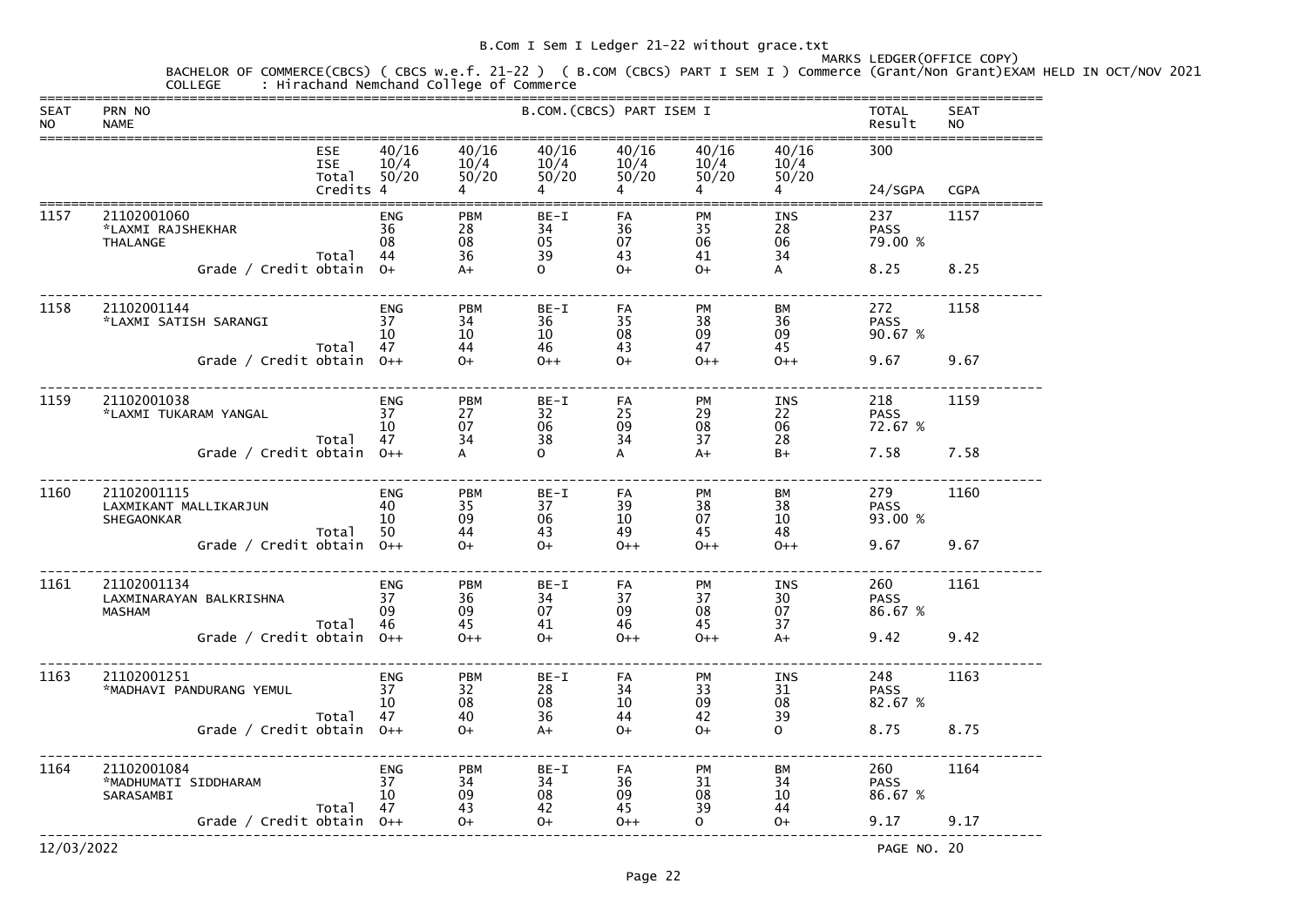B.Com I Sem I Ledger 21-22 without grace.txt

MARKS LEDGER(OFFICE COPY)

BACHELOR OF COMMERCE(CBCS) ( CBCS w.e.f. 21-22 ) ( B.COM (CBCS) PART I SEM I ) Commerce (Grant/Non Grant)EXAM HELD IN OCT/NOV 2021

COLLEGE : Hirachand Nemchand College of Commerce

| SEAT NO | PRN NO / NAME | | B.COM.(CBCS) PART ISEM I | | | | | | TOTAL Result | SEAT NO |
|---|---|---|---|---|---|---|---|---|---|---|
| | | ESE | 40/16 | 40/16 | 40/16 | 40/16 | 40/16 | 40/16 | 300 | |
| | | ISE | 10/4 | 10/4 | 10/4 | 10/4 | 10/4 | 10/4 | | |
| | | Total | 50/20 | 50/20 | 50/20 | 50/20 | 50/20 | 50/20 | | |
| | | Credits | 4 | 4 | 4 | 4 | 4 | 4 | 24/SGPA | CGPA |
| 1157 | 21102001060 *LAXMI RAJSHEKHAR THALANGE | | ENG | PBM | BE-I | FA | PM | INS | 237 | 1157 |
| | | | 36 | 28 | 34 | 36 | 35 | 28 | PASS | |
| | | | 08 | 08 | 05 | 07 | 06 | 06 | 79.00 % | |
| | | Total | 44 | 36 | 39 | 43 | 41 | 34 | | |
| | | Grade / Credit obtain | O+ | A+ | O | O+ | O+ | A | 8.25 | 8.25 |
| 1158 | 21102001144 *LAXMI SATISH SARANGI | | ENG | PBM | BE-I | FA | PM | BM | 272 | 1158 |
| | | | 37 | 34 | 36 | 35 | 38 | 36 | PASS | |
| | | | 10 | 10 | 10 | 08 | 09 | 09 | 90.67 % | |
| | | Total | 47 | 44 | 46 | 43 | 47 | 45 | | |
| | | Grade / Credit obtain | O++ | O+ | O++ | O+ | O++ | O++ | 9.67 | 9.67 |
| 1159 | 21102001038 *LAXMI TUKARAM YANGAL | | ENG | PBM | BE-I | FA | PM | INS | 218 | 1159 |
| | | | 37 | 27 | 32 | 25 | 29 | 22 | PASS | |
| | | | 10 | 07 | 06 | 09 | 08 | 06 | 72.67 % | |
| | | Total | 47 | 34 | 38 | 34 | 37 | 28 | | |
| | | Grade / Credit obtain | O++ | A | O | A | A+ | B+ | 7.58 | 7.58 |
| 1160 | 21102001115 LAXMIKANT MALLIKARJUN SHEGAONKAR | | ENG | PBM | BE-I | FA | PM | BM | 279 | 1160 |
| | | | 40 | 35 | 37 | 39 | 38 | 38 | PASS | |
| | | | 10 | 09 | 06 | 10 | 07 | 10 | 93.00 % | |
| | | Total | 50 | 44 | 43 | 49 | 45 | 48 | | |
| | | Grade / Credit obtain | O++ | O+ | O+ | O++ | O++ | O++ | 9.67 | 9.67 |
| 1161 | 21102001134 LAXMINARAYAN BALKRISHNA MASHAM | | ENG | PBM | BE-I | FA | PM | INS | 260 | 1161 |
| | | | 37 | 36 | 34 | 37 | 37 | 30 | PASS | |
| | | | 09 | 09 | 07 | 09 | 08 | 07 | 86.67 % | |
| | | Total | 46 | 45 | 41 | 46 | 45 | 37 | | |
| | | Grade / Credit obtain | O++ | O++ | O+ | O++ | O++ | A+ | 9.42 | 9.42 |
| 1163 | 21102001251 *MADHAVI PANDURANG YEMUL | | ENG | PBM | BE-I | FA | PM | INS | 248 | 1163 |
| | | | 37 | 32 | 28 | 34 | 33 | 31 | PASS | |
| | | | 10 | 08 | 08 | 10 | 09 | 08 | 82.67 % | |
| | | Total | 47 | 40 | 36 | 44 | 42 | 39 | | |
| | | Grade / Credit obtain | O++ | O+ | A+ | O+ | O+ | O | 8.75 | 8.75 |
| 1164 | 21102001084 *MADHUMATI SIDDHARAM SARASAMBI | | ENG | PBM | BE-I | FA | PM | BM | 260 | 1164 |
| | | | 37 | 34 | 34 | 36 | 31 | 34 | PASS | |
| | | | 10 | 09 | 08 | 09 | 08 | 10 | 86.67 % | |
| | | Total | 47 | 43 | 42 | 45 | 39 | 44 | | |
| | | Grade / Credit obtain | O++ | O+ | O+ | O++ | O | O+ | 9.17 | 9.17 |

12/03/2022 PAGE NO. 20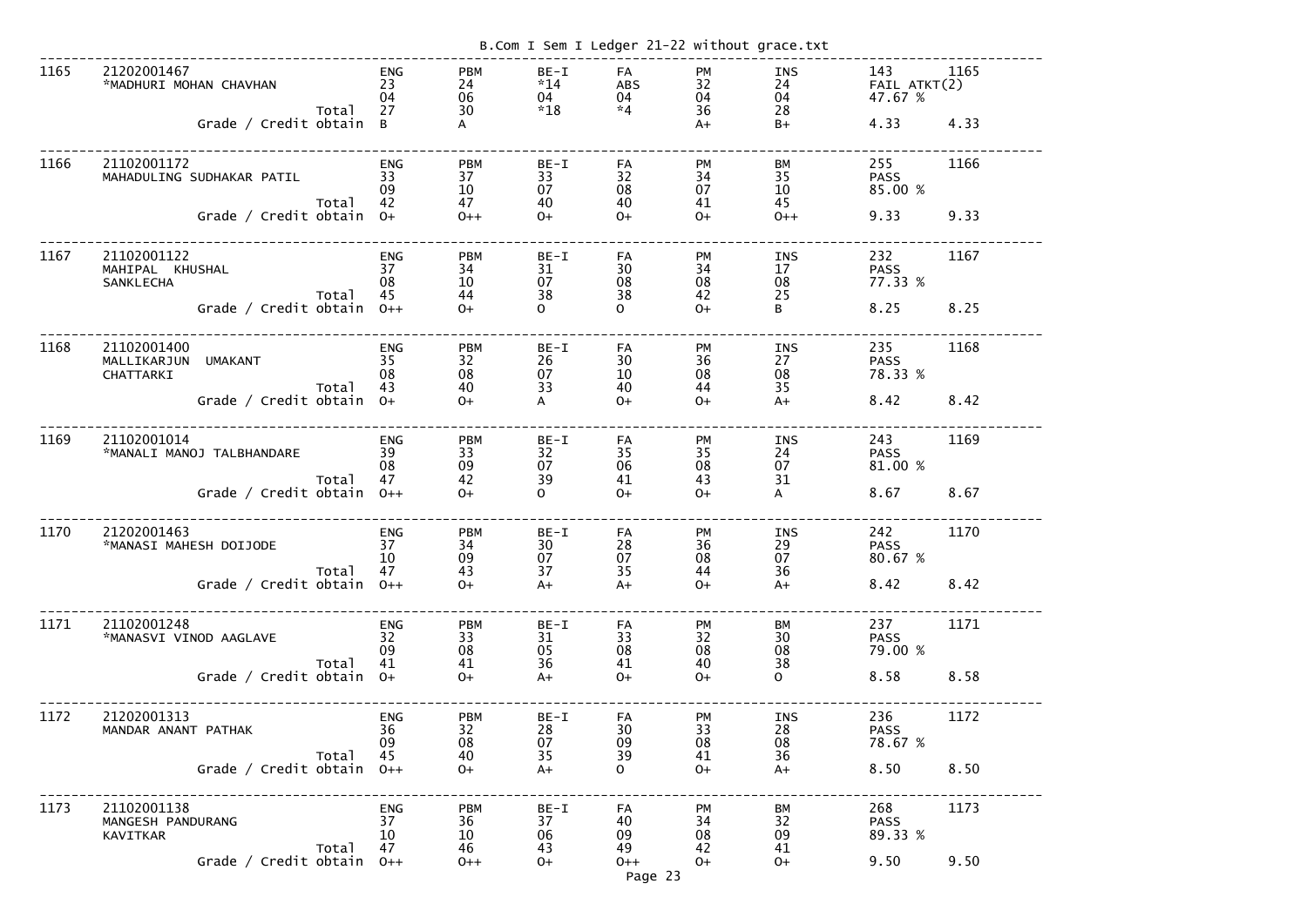B.Com I Sem I Ledger 21-22 without grace.txt

| Sr. | Seat No. / Name | | Sub 1 | Sub 2 | Sub 3 | Sub 4 | Sub 5 | Sub 6 | Result | |
|---|---|---|---|---|---|---|---|---|---|---|
| 1165 | 21202001467 | | ENG | PBM | BE-I | FA | PM | INS | 143 | 1165 |
| | *MADHURI MOHAN CHAVHAN | | 23 | 24 | *14 | ABS | 32 | 24 | FAIL ATKT(2) | |
| | | | 04 | 06 | 04 | 04 | 04 | 04 | 47.67 % | |
| | | Total | 27 | 30 | *18 | *4 | 36 | 28 | | |
| | Grade / Credit obtain | | B | A | | | A+ | B+ | 4.33 | 4.33 |
| 1166 | 21102001172 | | ENG | PBM | BE-I | FA | PM | BM | 255 | 1166 |
| | MAHADULING SUDHAKAR PATIL | | 33 | 37 | 33 | 32 | 34 | 35 | PASS | |
| | | | 09 | 10 | 07 | 08 | 07 | 10 | 85.00 % | |
| | | Total | 42 | 47 | 40 | 40 | 41 | 45 | | |
| | Grade / Credit obtain | | O+ | O++ | O+ | O+ | O+ | O++ | 9.33 | 9.33 |
| 1167 | 21102001122 | | ENG | PBM | BE-I | FA | PM | INS | 232 | 1167 |
| | MAHIPAL KHUSHAL | | 37 | 34 | 31 | 30 | 34 | 17 | PASS | |
| | SANKLECHA | | 08 | 10 | 07 | 08 | 08 | 08 | 77.33 % | |
| | | Total | 45 | 44 | 38 | 38 | 42 | 25 | | |
| | Grade / Credit obtain | | O++ | O+ | O | O | O+ | B | 8.25 | 8.25 |
| 1168 | 21102001400 | | ENG | PBM | BE-I | FA | PM | INS | 235 | 1168 |
| | MALLIKARJUN UMAKANT | | 35 | 32 | 26 | 30 | 36 | 27 | PASS | |
| | CHATTARKI | | 08 | 08 | 07 | 10 | 08 | 08 | 78.33 % | |
| | | Total | 43 | 40 | 33 | 40 | 44 | 35 | | |
| | Grade / Credit obtain | | O+ | O+ | A | O+ | O+ | A+ | 8.42 | 8.42 |
| 1169 | 21102001014 | | ENG | PBM | BE-I | FA | PM | INS | 243 | 1169 |
| | *MANALI MANOJ TALBHANDARE | | 39 | 33 | 32 | 35 | 35 | 24 | PASS | |
| | | | 08 | 09 | 07 | 06 | 08 | 07 | 81.00 % | |
| | | Total | 47 | 42 | 39 | 41 | 43 | 31 | | |
| | Grade / Credit obtain | | O++ | O+ | O | O+ | O+ | A | 8.67 | 8.67 |
| 1170 | 21202001463 | | ENG | PBM | BE-I | FA | PM | INS | 242 | 1170 |
| | *MANASI MAHESH DOIJODE | | 37 | 34 | 30 | 28 | 36 | 29 | PASS | |
| | | | 10 | 09 | 07 | 07 | 08 | 07 | 80.67 % | |
| | | Total | 47 | 43 | 37 | 35 | 44 | 36 | | |
| | Grade / Credit obtain | | O++ | O+ | A+ | A+ | O+ | A+ | 8.42 | 8.42 |
| 1171 | 21102001248 | | ENG | PBM | BE-I | FA | PM | BM | 237 | 1171 |
| | *MANASVI VINOD AAGLAVE | | 32 | 33 | 31 | 33 | 32 | 30 | PASS | |
| | | | 09 | 08 | 05 | 08 | 08 | 08 | 79.00 % | |
| | | Total | 41 | 41 | 36 | 41 | 40 | 38 | | |
| | Grade / Credit obtain | | O+ | O+ | A+ | O+ | O+ | O | 8.58 | 8.58 |
| 1172 | 21202001313 | | ENG | PBM | BE-I | FA | PM | INS | 236 | 1172 |
| | MANDAR ANANT PATHAK | | 36 | 32 | 28 | 30 | 33 | 28 | PASS | |
| | | | 09 | 08 | 07 | 09 | 08 | 08 | 78.67 % | |
| | | Total | 45 | 40 | 35 | 39 | 41 | 36 | | |
| | Grade / Credit obtain | | O++ | O+ | A+ | O | O+ | A+ | 8.50 | 8.50 |
| 1173 | 21102001138 | | ENG | PBM | BE-I | FA | PM | BM | 268 | 1173 |
| | MANGESH PANDURANG | | 37 | 36 | 37 | 40 | 34 | 32 | PASS | |
| | KAVITKAR | | 10 | 10 | 06 | 09 | 08 | 09 | 89.33 % | |
| | | Total | 47 | 46 | 43 | 49 | 42 | 41 | | |
| | Grade / Credit obtain | | O++ | O++ | O+ | O++ | O+ | O+ | 9.50 | 9.50 |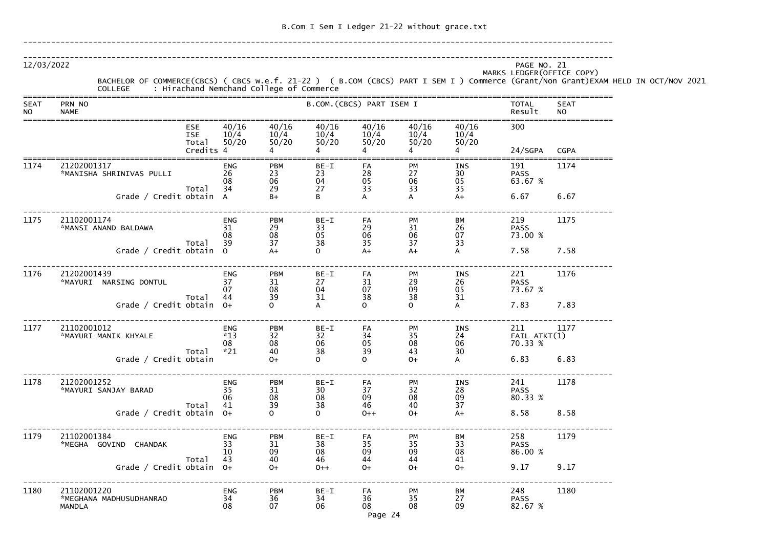12/03/2022

PAGE NO. 21
MARKS LEDGER(OFFICE COPY)

BACHELOR OF COMMERCE(CBCS) ( CBCS w.e.f. 21-22 ) ( B.COM (CBCS) PART I SEM I ) Commerce (Grant/Non Grant)EXAM HELD IN OCT/NOV 2021

COLLEGE : Hirachand Nemchand College of Commerce

| SEAT NO | PRN NO / NAME | | B.COM.(CBCS) PART ISEM I | | | | | | TOTAL Result | SEAT NO |
|---|---|---|---|---|---|---|---|---|---|---|
| | | ESE | 40/16 | 40/16 | 40/16 | 40/16 | 40/16 | 40/16 | 300 | |
| | | ISE | 10/4 | 10/4 | 10/4 | 10/4 | 10/4 | 10/4 | | |
| | | Total | 50/20 | 50/20 | 50/20 | 50/20 | 50/20 | 50/20 | | |
| | | Credits | 4 | 4 | 4 | 4 | 4 | 4 | 24/SGPA | CGPA |
| 1174 | 21202001317 | | ENG | PBM | BE-I | FA | PM | INS | 191 | 1174 |
| | *MANISHA SHRINIVAS PULLI | | 26 | 23 | 23 | 28 | 27 | 30 | PASS | |
| | | | 08 | 06 | 04 | 05 | 06 | 05 | 63.67 % | |
| | | Total | 34 | 29 | 27 | 33 | 33 | 35 | | |
| | Grade / Credit obtain | | A | B+ | B | A | A | A+ | 6.67 | 6.67 |
| 1175 | 21102001174 | | ENG | PBM | BE-I | FA | PM | BM | 219 | 1175 |
| | *MANSI ANAND BALDAWA | | 31 | 29 | 33 | 29 | 31 | 26 | PASS | |
| | | | 08 | 08 | 05 | 06 | 06 | 07 | 73.00 % | |
| | | Total | 39 | 37 | 38 | 35 | 37 | 33 | | |
| | Grade / Credit obtain | | O | A+ | O | A+ | A+ | A | 7.58 | 7.58 |
| 1176 | 21202001439 | | ENG | PBM | BE-I | FA | PM | INS | 221 | 1176 |
| | *MAYURI NARSING DONTUL | | 37 | 31 | 27 | 31 | 29 | 26 | PASS | |
| | | | 07 | 08 | 04 | 07 | 09 | 05 | 73.67 % | |
| | | Total | 44 | 39 | 31 | 38 | 38 | 31 | | |
| | Grade / Credit obtain | | O+ | O | A | O | O | A | 7.83 | 7.83 |
| 1177 | 21102001012 | | ENG | PBM | BE-I | FA | PM | INS | 211 | 1177 |
| | *MAYURI MANIK KHYALE | | *13 | 32 | 32 | 34 | 35 | 24 | FAIL ATKT(1) | |
| | | | 08 | 08 | 06 | 05 | 08 | 06 | 70.33 % | |
| | | Total | *21 | 40 | 38 | 39 | 43 | 30 | | |
| | Grade / Credit obtain | | | O+ | O | O | O+ | A | 6.83 | 6.83 |
| 1178 | 21202001252 | | ENG | PBM | BE-I | FA | PM | INS | 241 | 1178 |
| | *MAYURI SANJAY BARAD | | 35 | 31 | 30 | 37 | 32 | 28 | PASS | |
| | | | 06 | 08 | 08 | 09 | 08 | 09 | 80.33 % | |
| | | Total | 41 | 39 | 38 | 46 | 40 | 37 | | |
| | Grade / Credit obtain | | O+ | O | O | O++ | O+ | A+ | 8.58 | 8.58 |
| 1179 | 21102001384 | | ENG | PBM | BE-I | FA | PM | BM | 258 | 1179 |
| | *MEGHA GOVIND CHANDAK | | 33 | 31 | 38 | 35 | 35 | 33 | PASS | |
| | | | 10 | 09 | 08 | 09 | 09 | 08 | 86.00 % | |
| | | Total | 43 | 40 | 46 | 44 | 44 | 41 | | |
| | Grade / Credit obtain | | O+ | O+ | O++ | O+ | O+ | O+ | 9.17 | 9.17 |
| 1180 | 21102001220 | | ENG | PBM | BE-I | FA | PM | BM | 248 | 1180 |
| | *MEGHANA MADHUSUDHANRAO | | 34 | 36 | 34 | 36 | 35 | 27 | PASS | |
| | MANDLA | | 08 | 07 | 06 | 08 | 08 | 09 | 82.67 % | |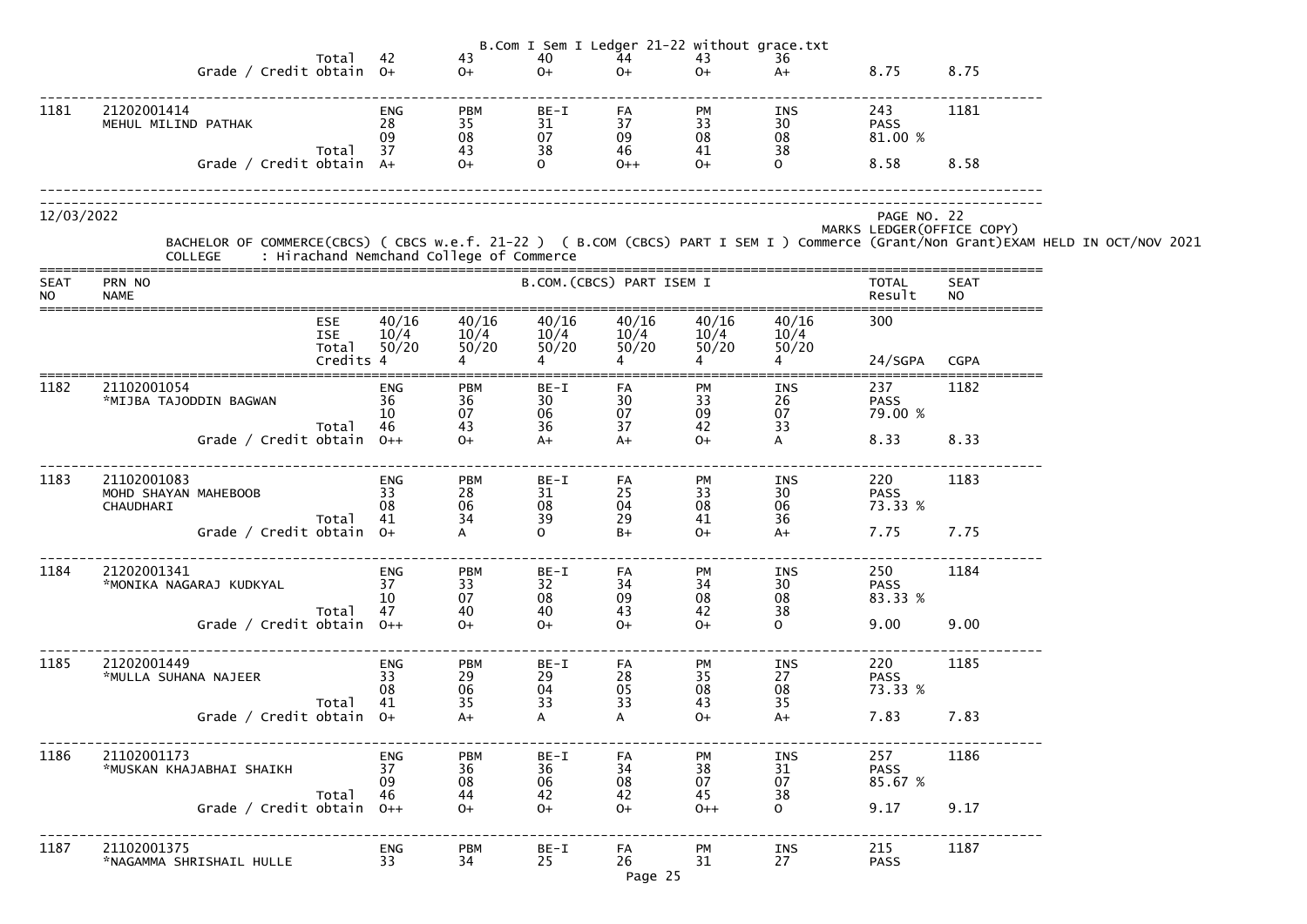| | | | | | | | | | | |
|---|---|---|---|---|---|---|---|---|---|---|
| | | Total | 42 | 43 | 40 | 44 | 43 | 36 | | |
| | | Grade / Credit obtain | O+ | O+ | O+ | O+ | O+ | A+ | 8.75 | 8.75 |
| 1181 | 21202001414 MEHUL MILIND PATHAK | | ENG | PBM | BE-I | FA | PM | INS | 243 | 1181 |
| | | | 28 | 35 | 31 | 37 | 33 | 30 | PASS | |
| | | | 09 | 08 | 07 | 09 | 08 | 08 | 81.00 % | |
| | | Total | 37 | 43 | 38 | 46 | 41 | 38 | | |
| | | Grade / Credit obtain | A+ | O+ | O | O++ | O+ | O | 8.58 | 8.58 |

12/03/2022

PAGE NO. 22

MARKS LEDGER(OFFICE COPY)

BACHELOR OF COMMERCE(CBCS) ( CBCS w.e.f. 21-22 ) ( B.COM (CBCS) PART I SEM I ) Commerce (Grant/Non Grant)EXAM HELD IN OCT/NOV 2021

COLLEGE : Hirachand Nemchand College of Commerce

| SEAT NO | PRN NO NAME | | B.COM.(CBCS) PART ISEM I | | | | | | TOTAL Result | SEAT NO |
|---|---|---|---|---|---|---|---|---|---|---|
| | | ESE | 40/16 | 40/16 | 40/16 | 40/16 | 40/16 | 40/16 | 300 | |
| | | ISE | 10/4 | 10/4 | 10/4 | 10/4 | 10/4 | 10/4 | | |
| | | Total | 50/20 | 50/20 | 50/20 | 50/20 | 50/20 | 50/20 | | |
| | | Credits | 4 | 4 | 4 | 4 | 4 | 4 | 24/SGPA | CGPA |
| 1182 | 21102001054 *MIJBA TAJODDIN BAGWAN | | ENG | PBM | BE-I | FA | PM | INS | 237 | 1182 |
| | | | 36 | 36 | 30 | 30 | 33 | 26 | PASS | |
| | | | 10 | 07 | 06 | 07 | 09 | 07 | 79.00 % | |
| | | Total | 46 | 43 | 36 | 37 | 42 | 33 | | |
| | | Grade / Credit obtain | O++ | O+ | A+ | A+ | O+ | A | 8.33 | 8.33 |
| 1183 | 21102001083 MOHD SHAYAN MAHEBOOB CHAUDHARI | | ENG | PBM | BE-I | FA | PM | INS | 220 | 1183 |
| | | | 33 | 28 | 31 | 25 | 33 | 30 | PASS | |
| | | | 08 | 06 | 08 | 04 | 08 | 06 | 73.33 % | |
| | | Total | 41 | 34 | 39 | 29 | 41 | 36 | | |
| | | Grade / Credit obtain | O+ | A | O | B+ | O+ | A+ | 7.75 | 7.75 |
| 1184 | 21202001341 *MONIKA NAGARAJ KUDKYAL | | ENG | PBM | BE-I | FA | PM | INS | 250 | 1184 |
| | | | 37 | 33 | 32 | 34 | 34 | 30 | PASS | |
| | | | 10 | 07 | 08 | 09 | 08 | 08 | 83.33 % | |
| | | Total | 47 | 40 | 40 | 43 | 42 | 38 | | |
| | | Grade / Credit obtain | O++ | O+ | O+ | O+ | O+ | O | 9.00 | 9.00 |
| 1185 | 21202001449 *MULLA SUHANA NAJEER | | ENG | PBM | BE-I | FA | PM | INS | 220 | 1185 |
| | | | 33 | 29 | 29 | 28 | 35 | 27 | PASS | |
| | | | 08 | 06 | 04 | 05 | 08 | 08 | 73.33 % | |
| | | Total | 41 | 35 | 33 | 33 | 43 | 35 | | |
| | | Grade / Credit obtain | O+ | A+ | A | A | O+ | A+ | 7.83 | 7.83 |
| 1186 | 21102001173 *MUSKAN KHAJABHAI SHAIKH | | ENG | PBM | BE-I | FA | PM | INS | 257 | 1186 |
| | | | 37 | 36 | 36 | 34 | 38 | 31 | PASS | |
| | | | 09 | 08 | 06 | 08 | 07 | 07 | 85.67 % | |
| | | Total | 46 | 44 | 42 | 42 | 45 | 38 | | |
| | | Grade / Credit obtain | O++ | O+ | O+ | O+ | O++ | O | 9.17 | 9.17 |
| 1187 | 21102001375 *NAGAMMA SHRISHAIL HULLE | | ENG | PBM | BE-I | FA | PM | INS | 215 | 1187 |
| | | | 33 | 34 | 25 | 26 | 31 | 27 | PASS | |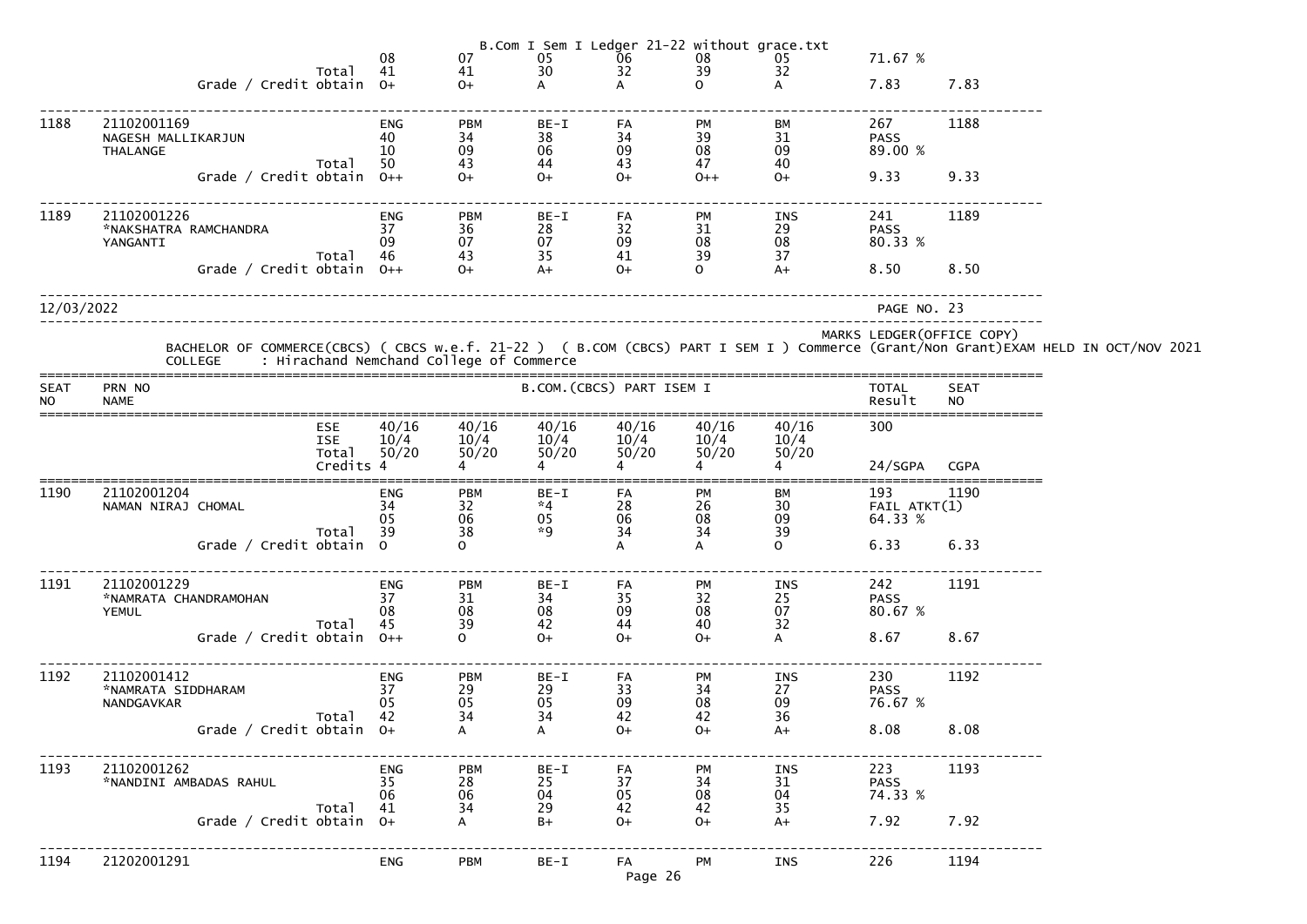| | | | | | | | | | | |
|---|---|---|---|---|---|---|---|---|---|---|
| | | | 08 | 07 | 05 | 06 | 08 | 05 | 71.67 % | |
| | | Total | 41 | 41 | 30 | 32 | 39 | 32 | | |
| | | Grade / Credit obtain | O+ | O+ | A | A | O | A | 7.83 | 7.83 |
| 1188 | 21102001169 | | ENG | PBM | BE-I | FA | PM | BM | 267 | 1188 |
| | NAGESH MALLIKARJUN | | 40 | 34 | 38 | 34 | 39 | 31 | PASS | |
| | THALANGE | | 10 | 09 | 06 | 09 | 08 | 09 | 89.00 % | |
| | | Total | 50 | 43 | 44 | 43 | 47 | 40 | | |
| | | Grade / Credit obtain | O++ | O+ | O+ | O+ | O++ | O+ | 9.33 | 9.33 |
| 1189 | 21102001226 | | ENG | PBM | BE-I | FA | PM | INS | 241 | 1189 |
| | *NAKSHATRA RAMCHANDRA | | 37 | 36 | 28 | 32 | 31 | 29 | PASS | |
| | YANGANTI | | 09 | 07 | 07 | 09 | 08 | 08 | 80.33 % | |
| | | Total | 46 | 43 | 35 | 41 | 39 | 37 | | |
| | | Grade / Credit obtain | O++ | O+ | A+ | O+ | O | A+ | 8.50 | 8.50 |

12/03/2022 PAGE NO. 23

MARKS LEDGER(OFFICE COPY)

BACHELOR OF COMMERCE(CBCS) ( CBCS w.e.f. 21-22 ) ( B.COM (CBCS) PART I SEM I ) Commerce (Grant/Non Grant)EXAM HELD IN OCT/NOV 2021

COLLEGE : Hirachand Nemchand College of Commerce

| SEAT NO | PRN NO NAME | | B.COM.(CBCS) PART ISEM I | | | | | | TOTAL Result | SEAT NO |
|---|---|---|---|---|---|---|---|---|---|---|
| | | ESE | 40/16 | 40/16 | 40/16 | 40/16 | 40/16 | 40/16 | 300 | |
| | | ISE | 10/4 | 10/4 | 10/4 | 10/4 | 10/4 | 10/4 | | |
| | | Total | 50/20 | 50/20 | 50/20 | 50/20 | 50/20 | 50/20 | | |
| | | Credits | 4 | 4 | 4 | 4 | 4 | 4 | 24/SGPA | CGPA |
| 1190 | 21102001204 | | ENG | PBM | BE-I | FA | PM | BM | 193 | 1190 |
| | NAMAN NIRAJ CHOMAL | | 34 | 32 | *4 | 28 | 26 | 30 | FAIL ATKT(1) | |
| | | | 05 | 06 | 05 | 06 | 08 | 09 | 64.33 % | |
| | | Total | 39 | 38 | *9 | 34 | 34 | 39 | | |
| | | Grade / Credit obtain | O | O | | A | A | O | 6.33 | 6.33 |
| 1191 | 21102001229 | | ENG | PBM | BE-I | FA | PM | INS | 242 | 1191 |
| | *NAMRATA CHANDRAMOHAN | | 37 | 31 | 34 | 35 | 32 | 25 | PASS | |
| | YEMUL | | 08 | 08 | 08 | 09 | 08 | 07 | 80.67 % | |
| | | Total | 45 | 39 | 42 | 44 | 40 | 32 | | |
| | | Grade / Credit obtain | O++ | O | O+ | O+ | O+ | A | 8.67 | 8.67 |
| 1192 | 21102001412 | | ENG | PBM | BE-I | FA | PM | INS | 230 | 1192 |
| | *NAMRATA SIDDHARAM | | 37 | 29 | 29 | 33 | 34 | 27 | PASS | |
| | NANDGAVKAR | | 05 | 05 | 05 | 09 | 08 | 09 | 76.67 % | |
| | | Total | 42 | 34 | 34 | 42 | 42 | 36 | | |
| | | Grade / Credit obtain | O+ | A | A | O+ | O+ | A+ | 8.08 | 8.08 |
| 1193 | 21102001262 | | ENG | PBM | BE-I | FA | PM | INS | 223 | 1193 |
| | *NANDINI AMBADAS RAHUL | | 35 | 28 | 25 | 37 | 34 | 31 | PASS | |
| | | | 06 | 06 | 04 | 05 | 08 | 04 | 74.33 % | |
| | | Total | 41 | 34 | 29 | 42 | 42 | 35 | | |
| | | Grade / Credit obtain | O+ | A | B+ | O+ | O+ | A+ | 7.92 | 7.92 |
| 1194 | 21202001291 | | ENG | PBM | BE-I | FA | PM | INS | 226 | 1194 |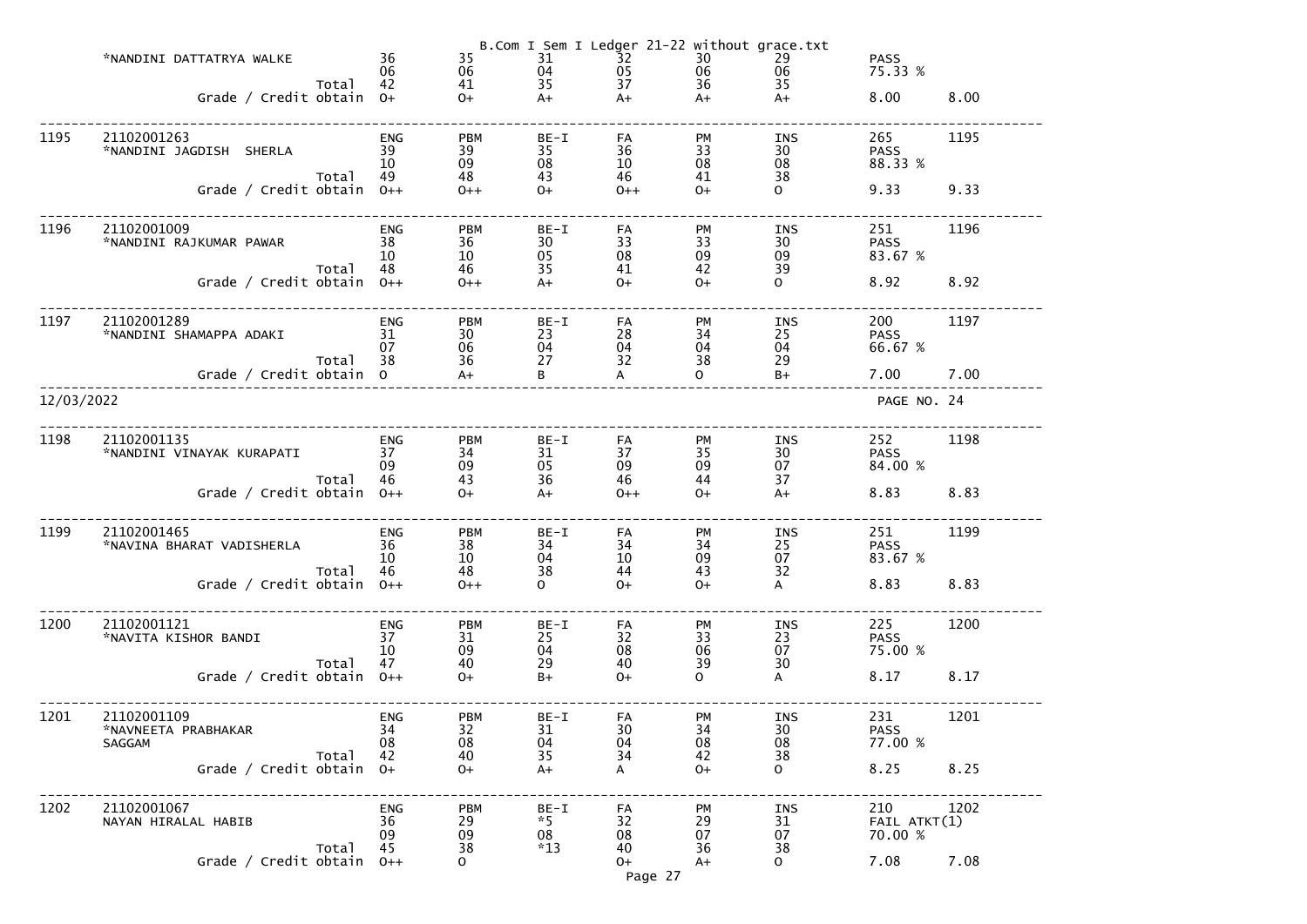B.Com I Sem I Ledger 21-22 without grace.txt

| Sr. | Seat No / Name | | ENG | PBM | BE-I | FA | PM | INS | Result | |
|---|---|---|---|---|---|---|---|---|---|---|
| | *NANDINI DATTATRYA WALKE | | 36 | 35 | 31 | 32 | 30 | 29 | PASS | |
| | | | 06 | 06 | 04 | 05 | 06 | 06 | 75.33 % | |
| | | Total | 42 | 41 | 35 | 37 | 36 | 35 | | |
| | | Grade / Credit obtain | O+ | O+ | A+ | A+ | A+ | A+ | 8.00 | 8.00 |
| 1195 | 21102001263 | | ENG | PBM | BE-I | FA | PM | INS | 265 | 1195 |
| | *NANDINI JAGDISH SHERLA | | 39 | 39 | 35 | 36 | 33 | 30 | PASS | |
| | | | 10 | 09 | 08 | 10 | 08 | 08 | 88.33 % | |
| | | Total | 49 | 48 | 43 | 46 | 41 | 38 | | |
| | | Grade / Credit obtain | O++ | O++ | O+ | O++ | O+ | O | 9.33 | 9.33 |
| 1196 | 21102001009 | | ENG | PBM | BE-I | FA | PM | INS | 251 | 1196 |
| | *NANDINI RAJKUMAR PAWAR | | 38 | 36 | 30 | 33 | 33 | 30 | PASS | |
| | | | 10 | 10 | 05 | 08 | 09 | 09 | 83.67 % | |
| | | Total | 48 | 46 | 35 | 41 | 42 | 39 | | |
| | | Grade / Credit obtain | O++ | O++ | A+ | O+ | O+ | O | 8.92 | 8.92 |
| 1197 | 21102001289 | | ENG | PBM | BE-I | FA | PM | INS | 200 | 1197 |
| | *NANDINI SHAMAPPA ADAKI | | 31 | 30 | 23 | 28 | 34 | 25 | PASS | |
| | | | 07 | 06 | 04 | 04 | 04 | 04 | 66.67 % | |
| | | Total | 38 | 36 | 27 | 32 | 38 | 29 | | |
| | | Grade / Credit obtain | O | A+ | B | A | O | B+ | 7.00 | 7.00 |

12/03/2022 PAGE NO. 24

| Sr. | Seat No / Name | | ENG | PBM | BE-I | FA | PM | INS | Result | |
|---|---|---|---|---|---|---|---|---|---|---|
| 1198 | 21102001135 | | ENG | PBM | BE-I | FA | PM | INS | 252 | 1198 |
| | *NANDINI VINAYAK KURAPATI | | 37 | 34 | 31 | 37 | 35 | 30 | PASS | |
| | | | 09 | 09 | 05 | 09 | 09 | 07 | 84.00 % | |
| | | Total | 46 | 43 | 36 | 46 | 44 | 37 | | |
| | | Grade / Credit obtain | O++ | O+ | A+ | O++ | O+ | A+ | 8.83 | 8.83 |
| 1199 | 21102001465 | | ENG | PBM | BE-I | FA | PM | INS | 251 | 1199 |
| | *NAVINA BHARAT VADISHERLA | | 36 | 38 | 34 | 34 | 34 | 25 | PASS | |
| | | | 10 | 10 | 04 | 10 | 09 | 07 | 83.67 % | |
| | | Total | 46 | 48 | 38 | 44 | 43 | 32 | | |
| | | Grade / Credit obtain | O++ | O++ | O | O+ | O+ | A | 8.83 | 8.83 |
| 1200 | 21102001121 | | ENG | PBM | BE-I | FA | PM | INS | 225 | 1200 |
| | *NAVITA KISHOR BANDI | | 37 | 31 | 25 | 32 | 33 | 23 | PASS | |
| | | | 10 | 09 | 04 | 08 | 06 | 07 | 75.00 % | |
| | | Total | 47 | 40 | 29 | 40 | 39 | 30 | | |
| | | Grade / Credit obtain | O++ | O+ | B+ | O+ | O | A | 8.17 | 8.17 |
| 1201 | 21102001109 | | ENG | PBM | BE-I | FA | PM | INS | 231 | 1201 |
| | *NAVNEETA PRABHAKAR SAGGAM | | 34 | 32 | 31 | 30 | 34 | 30 | PASS | |
| | | | 08 | 08 | 04 | 04 | 08 | 08 | 77.00 % | |
| | | Total | 42 | 40 | 35 | 34 | 42 | 38 | | |
| | | Grade / Credit obtain | O+ | O+ | A+ | A | O+ | O | 8.25 | 8.25 |
| 1202 | 21102001067 | | ENG | PBM | BE-I | FA | PM | INS | 210 | 1202 |
| | NAYAN HIRALAL HABIB | | 36 | 29 | *5 | 32 | 29 | 31 | FAIL ATKT(1) | |
| | | | 09 | 09 | 08 | 08 | 07 | 07 | 70.00 % | |
| | | Total | 45 | 38 | *13 | 40 | 36 | 38 | | |
| | | Grade / Credit obtain | O++ | O | | O+ | A+ | O | 7.08 | 7.08 |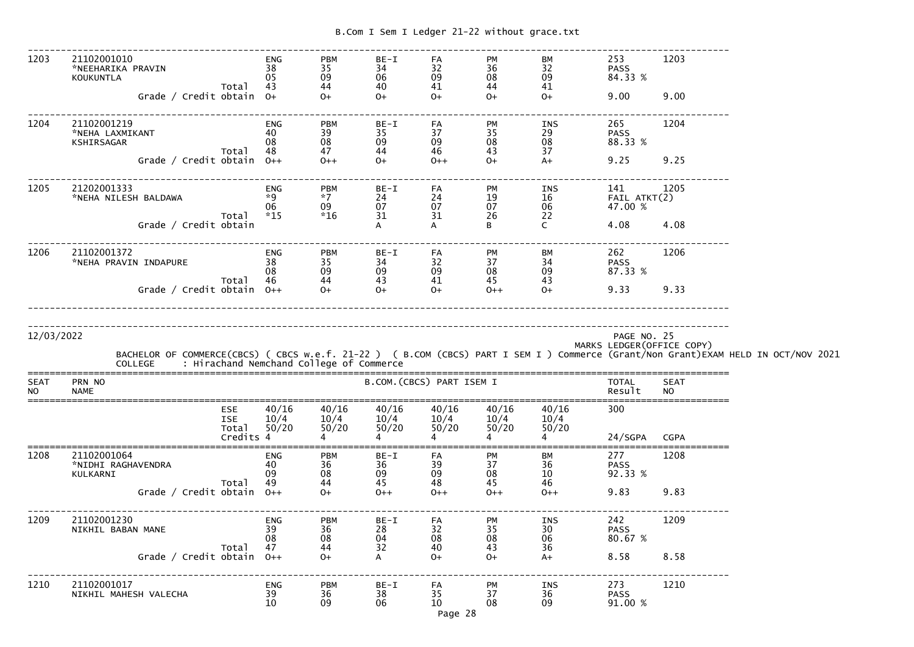| 1203 | 21102001010 *NEEHARIKA PRAVIN KOUKUNTLA | | ENG | PBM | BE-I | FA | PM | BM | 253 | 1203 |
|---|---|---|---|---|---|---|---|---|---|---|
| | | | 38 | 35 | 34 | 32 | 36 | 32 | PASS | |
| | | | 05 | 09 | 06 | 09 | 08 | 09 | 84.33 % | |
| | | Total | 43 | 44 | 40 | 41 | 44 | 41 | | |
| | | Grade / Credit obtain | O+ | O+ | O+ | O+ | O+ | O+ | 9.00 | 9.00 |

| 1204 | 21102001219 *NEHA LAXMIKANT KSHIRSAGAR | | ENG | PBM | BE-I | FA | PM | INS | 265 | 1204 |
|---|---|---|---|---|---|---|---|---|---|---|
| | | | 40 | 39 | 35 | 37 | 35 | 29 | PASS | |
| | | | 08 | 08 | 09 | 09 | 08 | 08 | 88.33 % | |
| | | Total | 48 | 47 | 44 | 46 | 43 | 37 | | |
| | | Grade / Credit obtain | O++ | O++ | O+ | O++ | O+ | A+ | 9.25 | 9.25 |

| 1205 | 21202001333 *NEHA NILESH BALDAWA | | ENG | PBM | BE-I | FA | PM | INS | 141 | 1205 |
|---|---|---|---|---|---|---|---|---|---|---|
| | | | *9 | *7 | 24 | 24 | 19 | 16 | FAIL ATKT(2) | |
| | | | 06 | 09 | 07 | 07 | 07 | 06 | 47.00 % | |
| | | Total | *15 | *16 | 31 | 31 | 26 | 22 | | |
| | | Grade / Credit obtain | | | A | A | B | C | 4.08 | 4.08 |

| 1206 | 21102001372 *NEHA PRAVIN INDAPURE | | ENG | PBM | BE-I | FA | PM | BM | 262 | 1206 |
|---|---|---|---|---|---|---|---|---|---|---|
| | | | 38 | 35 | 34 | 32 | 37 | 34 | PASS | |
| | | | 08 | 09 | 09 | 09 | 08 | 09 | 87.33 % | |
| | | Total | 46 | 44 | 43 | 41 | 45 | 43 | | |
| | | Grade / Credit obtain | O++ | O+ | O+ | O+ | O++ | O+ | 9.33 | 9.33 |

12/03/2022 PAGE NO. 25

MARKS LEDGER(OFFICE COPY)

BACHELOR OF COMMERCE(CBCS) ( CBCS w.e.f. 21-22 ) ( B.COM (CBCS) PART I SEM I ) Commerce (Grant/Non Grant)EXAM HELD IN OCT/NOV 2021

COLLEGE : Hirachand Nemchand College of Commerce

| SEAT NO | PRN NO NAME | | B.COM.(CBCS) PART ISEM I | | | | | | TOTAL Result | SEAT NO |
|---|---|---|---|---|---|---|---|---|---|---|
| | | ESE | 40/16 | 40/16 | 40/16 | 40/16 | 40/16 | 40/16 | 300 | |
| | | ISE | 10/4 | 10/4 | 10/4 | 10/4 | 10/4 | 10/4 | | |
| | | Total | 50/20 | 50/20 | 50/20 | 50/20 | 50/20 | 50/20 | | |
| | | Credits | 4 | 4 | 4 | 4 | 4 | 4 | 24/SGPA | CGPA |

| 1208 | 21102001064 *NIDHI RAGHAVENDRA KULKARNI | | ENG | PBM | BE-I | FA | PM | BM | 277 | 1208 |
|---|---|---|---|---|---|---|---|---|---|---|
| | | | 40 | 36 | 36 | 39 | 37 | 36 | PASS | |
| | | | 09 | 08 | 09 | 09 | 08 | 10 | 92.33 % | |
| | | Total | 49 | 44 | 45 | 48 | 45 | 46 | | |
| | | Grade / Credit obtain | O++ | O+ | O++ | O++ | O++ | O++ | 9.83 | 9.83 |

| 1209 | 21102001230 NIKHIL BABAN MANE | | ENG | PBM | BE-I | FA | PM | INS | 242 | 1209 |
|---|---|---|---|---|---|---|---|---|---|---|
| | | | 39 | 36 | 28 | 32 | 35 | 30 | PASS | |
| | | | 08 | 08 | 04 | 08 | 08 | 06 | 80.67 % | |
| | | Total | 47 | 44 | 32 | 40 | 43 | 36 | | |
| | | Grade / Credit obtain | O++ | O+ | A | O+ | O+ | A+ | 8.58 | 8.58 |

| 1210 | 21102001017 NIKHIL MAHESH VALECHA | | ENG | PBM | BE-I | FA | PM | INS | 273 | 1210 |
|---|---|---|---|---|---|---|---|---|---|---|
| | | | 39 | 36 | 38 | 35 | 37 | 36 | PASS | |
| | | | 10 | 09 | 06 | 10 | 08 | 09 | 91.00 % | |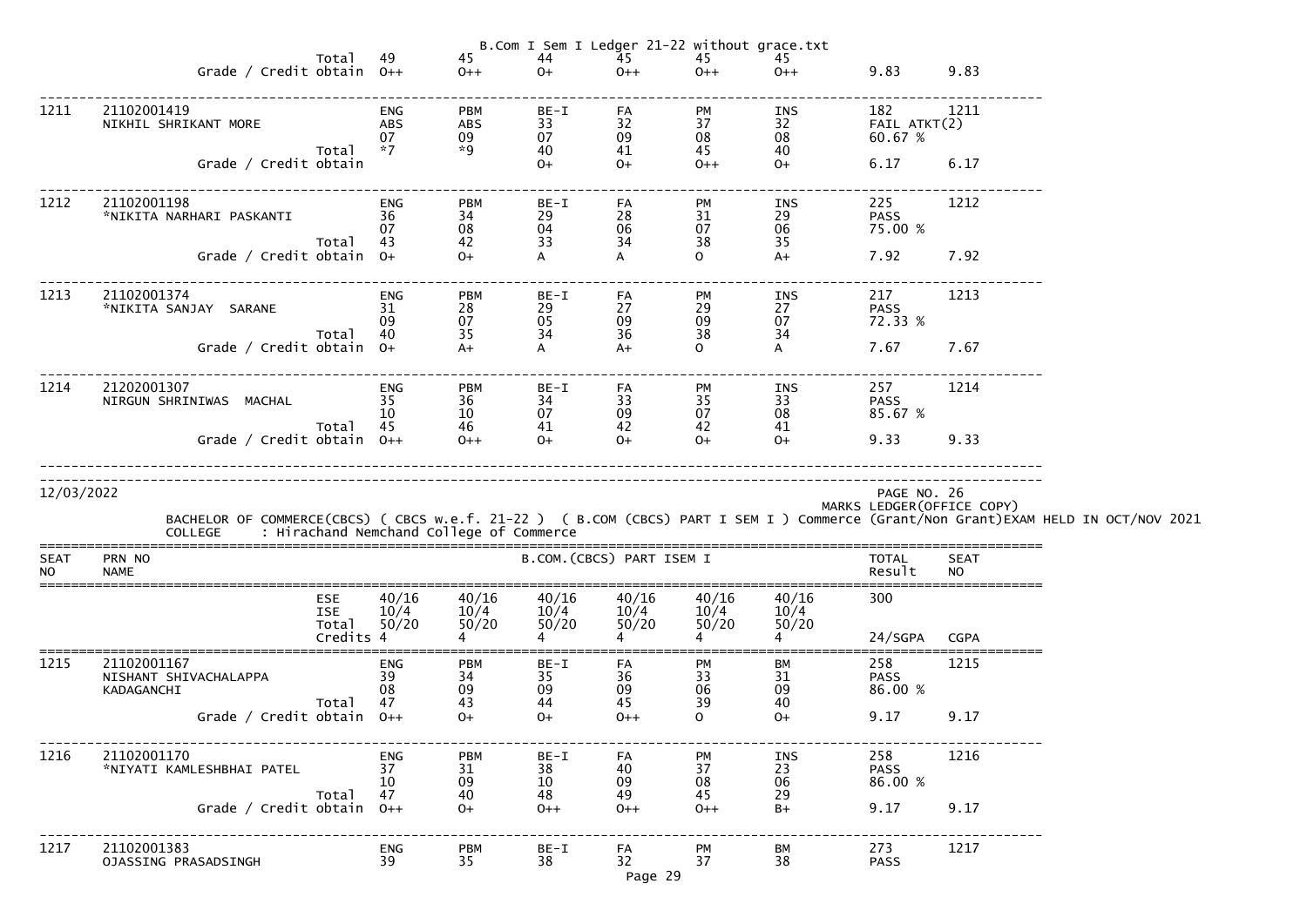| | | | | | | | | | |
|---|---|---|---|---|---|---|---|---|---|
| | Total | 49 | 45 | 44 | 45 | 45 | 45 | | |
| | Grade / Credit obtain | O++ | O++ | O+ | O++ | O++ | O++ | 9.83 | 9.83 |
| 1211 | 21102001419 NIKHIL SHRIKANT MORE | ENG | PBM | BE-I | FA | PM | INS | 182 | 1211 |
| | | ABS | ABS | 33 | 32 | 37 | 32 | FAIL ATKT(2) | |
| | | 07 | 09 | 07 | 09 | 08 | 08 | 60.67 % | |
| | Total | *7 | *9 | 40 | 41 | 45 | 40 | | |
| | Grade / Credit obtain | | | O+ | O+ | O++ | O+ | 6.17 | 6.17 |
| 1212 | 21102001198 *NIKITA NARHARI PASKANTI | ENG | PBM | BE-I | FA | PM | INS | 225 | 1212 |
| | | 36 | 34 | 29 | 28 | 31 | 29 | PASS | |
| | | 07 | 08 | 04 | 06 | 07 | 06 | 75.00 % | |
| | Total | 43 | 42 | 33 | 34 | 38 | 35 | | |
| | Grade / Credit obtain | O+ | O+ | A | A | O | A+ | 7.92 | 7.92 |
| 1213 | 21102001374 *NIKITA SANJAY SARANE | ENG | PBM | BE-I | FA | PM | INS | 217 | 1213 |
| | | 31 | 28 | 29 | 27 | 29 | 27 | PASS | |
| | | 09 | 07 | 05 | 09 | 09 | 07 | 72.33 % | |
| | Total | 40 | 35 | 34 | 36 | 38 | 34 | | |
| | Grade / Credit obtain | O+ | A+ | A | A+ | O | A | 7.67 | 7.67 |
| 1214 | 21202001307 NIRGUN SHRINIWAS MACHAL | ENG | PBM | BE-I | FA | PM | INS | 257 | 1214 |
| | | 35 | 36 | 34 | 33 | 35 | 33 | PASS | |
| | | 10 | 10 | 07 | 09 | 07 | 08 | 85.67 % | |
| | Total | 45 | 46 | 41 | 42 | 42 | 41 | | |
| | Grade / Credit obtain | O++ | O++ | O+ | O+ | O+ | O+ | 9.33 | 9.33 |

12/03/2022

PAGE NO. 26

MARKS LEDGER(OFFICE COPY)

BACHELOR OF COMMERCE(CBCS) ( CBCS w.e.f. 21-22 ) ( B.COM (CBCS) PART I SEM I ) Commerce (Grant/Non Grant)EXAM HELD IN OCT/NOV 2021

COLLEGE : Hirachand Nemchand College of Commerce

| SEAT NO | PRN NO / NAME | | B.COM.(CBCS) PART ISEM I | | | | | | TOTAL Result | SEAT NO |
|---|---|---|---|---|---|---|---|---|---|---|
| | | ESE | 40/16 | 40/16 | 40/16 | 40/16 | 40/16 | 40/16 | 300 | |
| | | ISE | 10/4 | 10/4 | 10/4 | 10/4 | 10/4 | 10/4 | | |
| | | Total | 50/20 | 50/20 | 50/20 | 50/20 | 50/20 | 50/20 | | |
| | | Credits | 4 | 4 | 4 | 4 | 4 | 4 | 24/SGPA | CGPA |
| 1215 | 21102001167 NISHANT SHIVACHALAPPA KADAGANCHI | | ENG | PBM | BE-I | FA | PM | BM | 258 | 1215 |
| | | | 39 | 34 | 35 | 36 | 33 | 31 | PASS | |
| | | | 08 | 09 | 09 | 09 | 06 | 09 | 86.00 % | |
| | | Total | 47 | 43 | 44 | 45 | 39 | 40 | | |
| | | Grade / Credit obtain | O++ | O+ | O+ | O++ | O | O+ | 9.17 | 9.17 |
| 1216 | 21102001170 *NIYATI KAMLESHBHAI PATEL | | ENG | PBM | BE-I | FA | PM | INS | 258 | 1216 |
| | | | 37 | 31 | 38 | 40 | 37 | 23 | PASS | |
| | | | 10 | 09 | 10 | 09 | 08 | 06 | 86.00 % | |
| | | Total | 47 | 40 | 48 | 49 | 45 | 29 | | |
| | | Grade / Credit obtain | O++ | O+ | O++ | O++ | O++ | B+ | 9.17 | 9.17 |
| 1217 | 21102001383 OJASSING PRASADSINGH | | ENG | PBM | BE-I | FA | PM | BM | 273 | 1217 |
| | | | 39 | 35 | 38 | 32 | 37 | 38 | PASS | |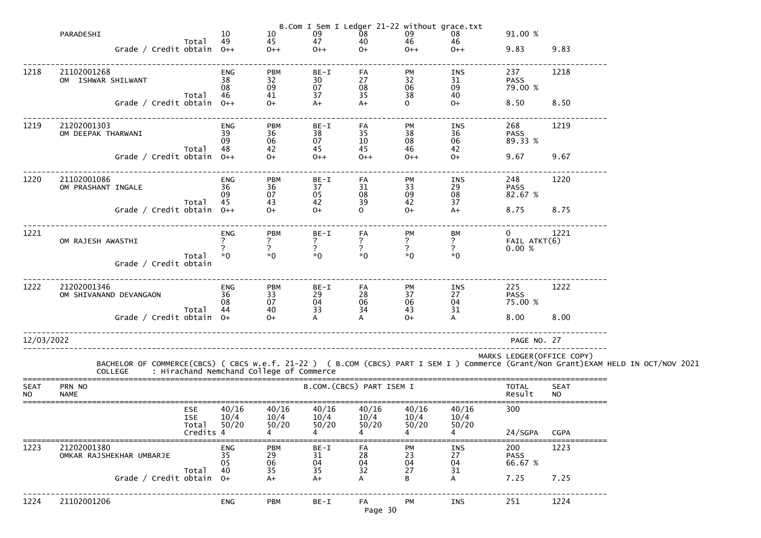| | PARADESHI | | 10 | 10 | 09 | 08 | 09 | 08 | 91.00 % | |
|---|---|---|---|---|---|---|---|---|---|---|
| | | Total | 49 | 45 | 47 | 40 | 46 | 46 | | |
| | | Grade / Credit obtain | O++ | O++ | O++ | O+ | O++ | O++ | 9.83 | 9.83 |

| | | | | | | | | | | |
|---|---|---|---|---|---|---|---|---|---|---|
| 1218 | 21102001268 | | ENG | PBM | BE-I | FA | PM | INS | 237 | 1218 |
| | OM ISHWAR SHILWANT | | 38 | 32 | 30 | 27 | 32 | 31 | PASS | |
| | | | 08 | 09 | 07 | 08 | 06 | 09 | 79.00 % | |
| | | Total | 46 | 41 | 37 | 35 | 38 | 40 | | |
| | | Grade / Credit obtain | O++ | O+ | A+ | A+ | O | O+ | 8.50 | 8.50 |
| 1219 | 21202001303 | | ENG | PBM | BE-I | FA | PM | INS | 268 | 1219 |
| | OM DEEPAK THARWANI | | 39 | 36 | 38 | 35 | 38 | 36 | PASS | |
| | | | 09 | 06 | 07 | 10 | 08 | 06 | 89.33 % | |
| | | Total | 48 | 42 | 45 | 45 | 46 | 42 | | |
| | | Grade / Credit obtain | O++ | O+ | O++ | O++ | O++ | O+ | 9.67 | 9.67 |
| 1220 | 21102001086 | | ENG | PBM | BE-I | FA | PM | INS | 248 | 1220 |
| | OM PRASHANT INGALE | | 36 | 36 | 37 | 31 | 33 | 29 | PASS | |
| | | | 09 | 07 | 05 | 08 | 09 | 08 | 82.67 % | |
| | | Total | 45 | 43 | 42 | 39 | 42 | 37 | | |
| | | Grade / Credit obtain | O++ | O+ | O+ | O | O+ | A+ | 8.75 | 8.75 |
| 1221 | | | ENG | PBM | BE-I | FA | PM | BM | 0 | 1221 |
| | OM RAJESH AWASTHI | | ? | ? | ? | ? | ? | ? | FAIL ATKT(6) | |
| | | | ? | ? | ? | ? | ? | ? | 0.00 % | |
| | | Total | *0 | *0 | *0 | *0 | *0 | *0 | | |
| | | Grade / Credit obtain | | | | | | | | |
| 1222 | 21202001346 | | ENG | PBM | BE-I | FA | PM | INS | 225 | 1222 |
| | OM SHIVANAND DEVANGAON | | 36 | 33 | 29 | 28 | 37 | 27 | PASS | |
| | | | 08 | 07 | 04 | 06 | 06 | 04 | 75.00 % | |
| | | Total | 44 | 40 | 33 | 34 | 43 | 31 | | |
| | | Grade / Credit obtain | O+ | O+ | A | A | O+ | A | 8.00 | 8.00 |

12/03/2022 PAGE NO. 27

MARKS LEDGER(OFFICE COPY)

BACHELOR OF COMMERCE(CBCS) ( CBCS w.e.f. 21-22 ) ( B.COM (CBCS) PART I SEM I ) Commerce (Grant/Non Grant)EXAM HELD IN OCT/NOV 2021

COLLEGE : Hirachand Nemchand College of Commerce

| SEAT NO | PRN NO NAME | | B.COM.(CBCS) PART ISEM I | | | | | | TOTAL Result | SEAT NO |
|---|---|---|---|---|---|---|---|---|---|---|
| | | ESE | 40/16 | 40/16 | 40/16 | 40/16 | 40/16 | 40/16 | 300 | |
| | | ISE | 10/4 | 10/4 | 10/4 | 10/4 | 10/4 | 10/4 | | |
| | | Total | 50/20 | 50/20 | 50/20 | 50/20 | 50/20 | 50/20 | | |
| | | Credits | 4 | 4 | 4 | 4 | 4 | 4 | 24/SGPA | CGPA |
| 1223 | 21202001380 | | ENG | PBM | BE-I | FA | PM | INS | 200 | 1223 |
| | OMKAR RAJSHEKHAR UMBARJE | | 35 | 29 | 31 | 28 | 23 | 27 | PASS | |
| | | | 05 | 06 | 04 | 04 | 04 | 04 | 66.67 % | |
| | | Total | 40 | 35 | 35 | 32 | 27 | 31 | | |
| | | Grade / Credit obtain | O+ | A+ | A+ | A | B | A | 7.25 | 7.25 |
| 1224 | 21102001206 | | ENG | PBM | BE-I | FA | PM | INS | 251 | 1224 |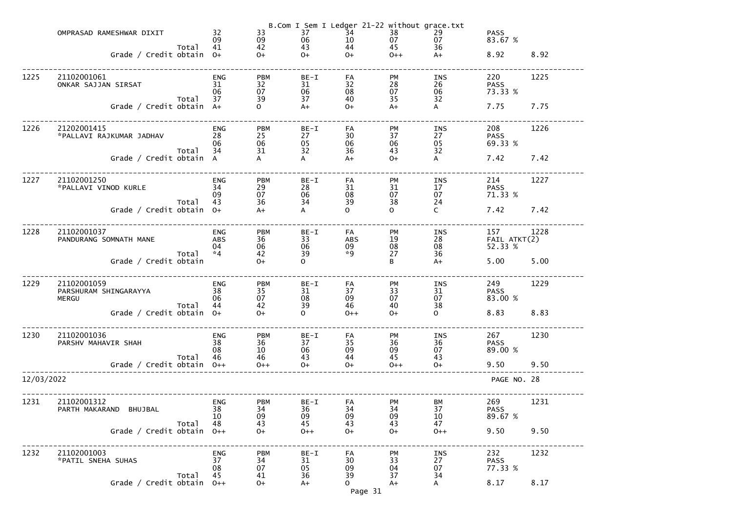| Sr. | Seat No. / Name | | Sub 1 | Sub 2 | Sub 3 | Sub 4 | Sub 5 | Sub 6 | Result | |
|---|---|---|---|---|---|---|---|---|---|---|
| | OMPRASAD RAMESHWAR DIXIT | | 32 | 33 | 37 | 34 | 38 | 29 | PASS | |
| | | | 09 | 09 | 06 | 10 | 07 | 07 | 83.67 % | |
| | | Total | 41 | 42 | 43 | 44 | 45 | 36 | | |
| | Grade / Credit obtain | | O+ | O+ | O+ | O+ | O++ | A+ | 8.92 | 8.92 |
| 1225 | 21102001061 | | ENG | PBM | BE-I | FA | PM | INS | 220 | 1225 |
| | ONKAR SAJJAN SIRSAT | | 31 | 32 | 31 | 32 | 28 | 26 | PASS | |
| | | | 06 | 07 | 06 | 08 | 07 | 06 | 73.33 % | |
| | | Total | 37 | 39 | 37 | 40 | 35 | 32 | | |
| | Grade / Credit obtain | | A+ | O | A+ | O+ | A+ | A | 7.75 | 7.75 |
| 1226 | 21202001415 | | ENG | PBM | BE-I | FA | PM | INS | 208 | 1226 |
| | *PALLAVI RAJKUMAR JADHAV | | 28 | 25 | 27 | 30 | 37 | 27 | PASS | |
| | | | 06 | 06 | 05 | 06 | 06 | 05 | 69.33 % | |
| | | Total | 34 | 31 | 32 | 36 | 43 | 32 | | |
| | Grade / Credit obtain | | A | A | A | A+ | O+ | A | 7.42 | 7.42 |
| 1227 | 21102001250 | | ENG | PBM | BE-I | FA | PM | INS | 214 | 1227 |
| | *PALLAVI VINOD KURLE | | 34 | 29 | 28 | 31 | 31 | 17 | PASS | |
| | | | 09 | 07 | 06 | 08 | 07 | 07 | 71.33 % | |
| | | Total | 43 | 36 | 34 | 39 | 38 | 24 | | |
| | Grade / Credit obtain | | O+ | A+ | A | O | O | C | 7.42 | 7.42 |
| 1228 | 21102001037 | | ENG | PBM | BE-I | FA | PM | INS | 157 | 1228 |
| | PANDURANG SOMNATH MANE | | ABS | 36 | 33 | ABS | 19 | 28 | FAIL ATKT(2) | |
| | | | 04 | 06 | 06 | 09 | 08 | 08 | 52.33 % | |
| | | Total | *4 | 42 | 39 | *9 | 27 | 36 | | |
| | Grade / Credit obtain | | | O+ | O | | B | A+ | 5.00 | 5.00 |
| 1229 | 21102001059 | | ENG | PBM | BE-I | FA | PM | INS | 249 | 1229 |
| | PARSHURAM SHINGARAYYA MERGU | | 38 | 35 | 31 | 37 | 33 | 31 | PASS | |
| | | | 06 | 07 | 08 | 09 | 07 | 07 | 83.00 % | |
| | | Total | 44 | 42 | 39 | 46 | 40 | 38 | | |
| | Grade / Credit obtain | | O+ | O+ | O | O++ | O+ | O | 8.83 | 8.83 |
| 1230 | 21102001036 | | ENG | PBM | BE-I | FA | PM | INS | 267 | 1230 |
| | PARSHV MAHAVIR SHAH | | 38 | 36 | 37 | 35 | 36 | 36 | PASS | |
| | | | 08 | 10 | 06 | 09 | 09 | 07 | 89.00 % | |
| | | Total | 46 | 46 | 43 | 44 | 45 | 43 | | |
| | Grade / Credit obtain | | O++ | O++ | O+ | O+ | O++ | O+ | 9.50 | 9.50 |

12/03/2022 PAGE NO. 28

| Sr. | Seat No. / Name | | Sub 1 | Sub 2 | Sub 3 | Sub 4 | Sub 5 | Sub 6 | Result | |
|---|---|---|---|---|---|---|---|---|---|---|
| 1231 | 21102001312 | | ENG | PBM | BE-I | FA | PM | BM | 269 | 1231 |
| | PARTH MAKARAND BHUJBAL | | 38 | 34 | 36 | 34 | 34 | 37 | PASS | |
| | | | 10 | 09 | 09 | 09 | 09 | 10 | 89.67 % | |
| | | Total | 48 | 43 | 45 | 43 | 43 | 47 | | |
| | Grade / Credit obtain | | O++ | O+ | O++ | O+ | O+ | O++ | 9.50 | 9.50 |
| 1232 | 21102001003 | | ENG | PBM | BE-I | FA | PM | INS | 232 | 1232 |
| | *PATIL SNEHA SUHAS | | 37 | 34 | 31 | 30 | 33 | 27 | PASS | |
| | | | 08 | 07 | 05 | 09 | 04 | 07 | 77.33 % | |
| | | Total | 45 | 41 | 36 | 39 | 37 | 34 | | |
| | Grade / Credit obtain | | O++ | O+ | A+ | O | A+ | A | 8.17 | 8.17 |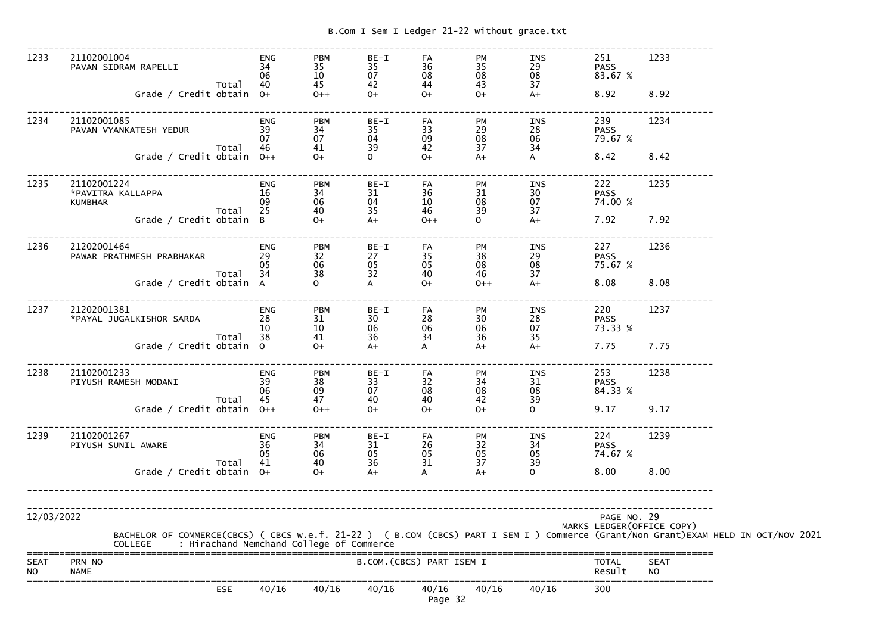| Seat No | PRN No / Name | | ENG | PBM | BE-I | FA | PM | INS | Total / Result | Seat No |
|---|---|---|---|---|---|---|---|---|---|---|
| 1233 | 21102001004<br>PAVAN SIDRAM RAPELLI | | ENG<br>34<br>06 | PBM<br>35<br>10 | BE-I<br>35<br>07 | FA<br>36<br>08 | PM<br>35<br>08 | INS<br>29<br>08 | 251<br>PASS<br>83.67 % | 1233 |
| | | Total | 40 | 45 | 42 | 44 | 43 | 37 | | |
| | | Grade / Credit obtain | O+ | O++ | O+ | O+ | O+ | A+ | 8.92 | 8.92 |
| 1234 | 21102001085<br>PAVAN VYANKATESH YEDUR | | ENG<br>39<br>07 | PBM<br>34<br>07 | BE-I<br>35<br>04 | FA<br>33<br>09 | PM<br>29<br>08 | INS<br>28<br>06 | 239<br>PASS<br>79.67 % | 1234 |
| | | Total | 46 | 41 | 39 | 42 | 37 | 34 | | |
| | | Grade / Credit obtain | O++ | O+ | O | O+ | A+ | A | 8.42 | 8.42 |
| 1235 | 21102001224<br>*PAVITRA KALLAPPA<br>KUMBHAR | | ENG<br>16<br>09 | PBM<br>34<br>06 | BE-I<br>31<br>04 | FA<br>36<br>10 | PM<br>31<br>08 | INS<br>30<br>07 | 222<br>PASS<br>74.00 % | 1235 |
| | | Total | 25 | 40 | 35 | 46 | 39 | 37 | | |
| | | Grade / Credit obtain | B | O+ | A+ | O++ | O | A+ | 7.92 | 7.92 |
| 1236 | 21202001464<br>PAWAR PRATHMESH PRABHAKAR | | ENG<br>29<br>05 | PBM<br>32<br>06 | BE-I<br>27<br>05 | FA<br>35<br>05 | PM<br>38<br>08 | INS<br>29<br>08 | 227<br>PASS<br>75.67 % | 1236 |
| | | Total | 34 | 38 | 32 | 40 | 46 | 37 | | |
| | | Grade / Credit obtain | A | O | A | O+ | O++ | A+ | 8.08 | 8.08 |
| 1237 | 21202001381<br>*PAYAL JUGALKISHOR SARDA | | ENG<br>28<br>10 | PBM<br>31<br>10 | BE-I<br>30<br>06 | FA<br>28<br>06 | PM<br>30<br>06 | INS<br>28<br>07 | 220<br>PASS<br>73.33 % | 1237 |
| | | Total | 38 | 41 | 36 | 34 | 36 | 35 | | |
| | | Grade / Credit obtain | O | O+ | A+ | A | A+ | A+ | 7.75 | 7.75 |
| 1238 | 21102001233<br>PIYUSH RAMESH MODANI | | ENG<br>39<br>06 | PBM<br>38<br>09 | BE-I<br>33<br>07 | FA<br>32<br>08 | PM<br>34<br>08 | INS<br>31<br>08 | 253<br>PASS<br>84.33 % | 1238 |
| | | Total | 45 | 47 | 40 | 40 | 42 | 39 | | |
| | | Grade / Credit obtain | O++ | O++ | O+ | O+ | O+ | O | 9.17 | 9.17 |
| 1239 | 21102001267<br>PIYUSH SUNIL AWARE | | ENG<br>36<br>05 | PBM<br>34<br>06 | BE-I<br>31<br>05 | FA<br>26<br>05 | PM<br>32<br>05 | INS<br>34<br>05 | 224<br>PASS<br>74.67 % | 1239 |
| | | Total | 41 | 40 | 36 | 31 | 37 | 39 | | |
| | | Grade / Credit obtain | O+ | O+ | A+ | A | A+ | O | 8.00 | 8.00 |

12/03/2022 PAGE NO. 29

MARKS LEDGER(OFFICE COPY)

BACHELOR OF COMMERCE(CBCS) ( CBCS w.e.f. 21-22 ) ( B.COM (CBCS) PART I SEM I ) Commerce (Grant/Non Grant)EXAM HELD IN OCT/NOV 2021

COLLEGE : Hirachand Nemchand College of Commerce

| SEAT NO | PRN NO NAME | | B.COM.(CBCS) PART ISEM I | | | | | | TOTAL Result | SEAT NO |
|---|---|---|---|---|---|---|---|---|---|---|
| | | ESE | 40/16 | 40/16 | 40/16 | 40/16 | 40/16 | 40/16 | 300 | |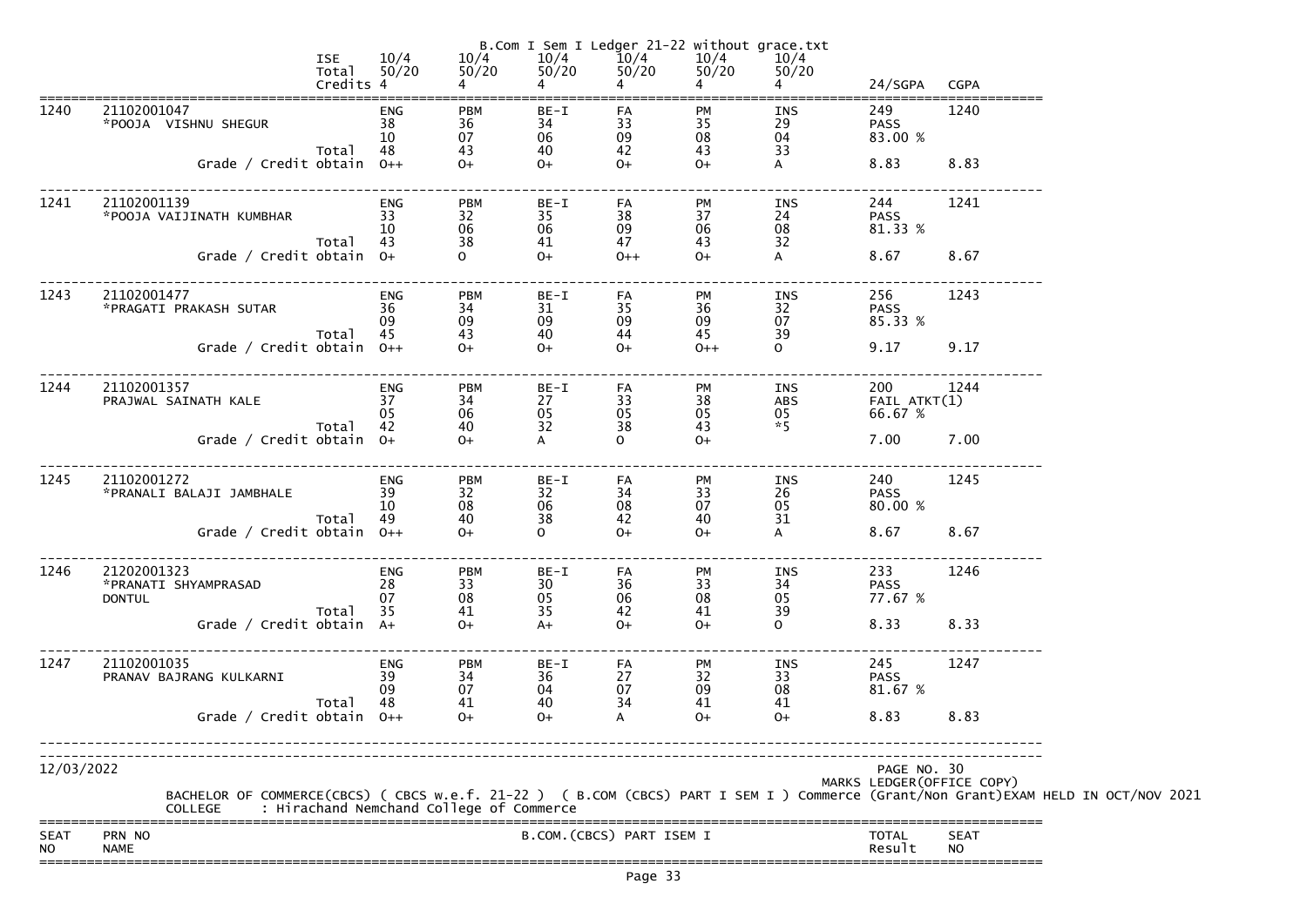B.Com I Sem I Ledger 21-22 without grace.txt

| | | | ISE 10/4 | 10/4 | 10/4 | 10/4 | 10/4 | 10/4 | | |
|---|---|---|---|---|---|---|---|---|---|---|
| | | | Total 50/20 | 50/20 | 50/20 | 50/20 | 50/20 | 50/20 | | |
| | | | Credits 4 | 4 | 4 | 4 | 4 | 4 | 24/SGPA | CGPA |
| 1240 | 21102001047 *POOJA VISHNU SHEGUR | | ENG | PBM | BE-I | FA | PM | INS | 249 | 1240 |
| | | | 38 | 36 | 34 | 33 | 35 | 29 | PASS | |
| | | | 10 | 07 | 06 | 09 | 08 | 04 | 83.00 % | |
| | | Total | 48 | 43 | 40 | 42 | 43 | 33 | | |
| | Grade / Credit obtain | | O++ | O+ | O+ | O+ | O+ | A | 8.83 | 8.83 |
| 1241 | 21102001139 *POOJA VAIJINATH KUMBHAR | | ENG | PBM | BE-I | FA | PM | INS | 244 | 1241 |
| | | | 33 | 32 | 35 | 38 | 37 | 24 | PASS | |
| | | | 10 | 06 | 06 | 09 | 06 | 08 | 81.33 % | |
| | | Total | 43 | 38 | 41 | 47 | 43 | 32 | | |
| | Grade / Credit obtain | | O+ | O | O+ | O++ | O+ | A | 8.67 | 8.67 |
| 1243 | 21102001477 *PRAGATI PRAKASH SUTAR | | ENG | PBM | BE-I | FA | PM | INS | 256 | 1243 |
| | | | 36 | 34 | 31 | 35 | 36 | 32 | PASS | |
| | | | 09 | 09 | 09 | 09 | 09 | 07 | 85.33 % | |
| | | Total | 45 | 43 | 40 | 44 | 45 | 39 | | |
| | Grade / Credit obtain | | O++ | O+ | O+ | O+ | O++ | O | 9.17 | 9.17 |
| 1244 | 21102001357 PRAJWAL SAINATH KALE | | ENG | PBM | BE-I | FA | PM | INS | 200 | 1244 |
| | | | 37 | 34 | 27 | 33 | 38 | ABS | FAIL ATKT(1) | |
| | | | 05 | 06 | 05 | 05 | 05 | 05 | 66.67 % | |
| | | Total | 42 | 40 | 32 | 38 | 43 | *5 | | |
| | Grade / Credit obtain | | O+ | O+ | A | O | O+ | | 7.00 | 7.00 |
| 1245 | 21102001272 *PRANALI BALAJI JAMBHALE | | ENG | PBM | BE-I | FA | PM | INS | 240 | 1245 |
| | | | 39 | 32 | 32 | 34 | 33 | 26 | PASS | |
| | | | 10 | 08 | 06 | 08 | 07 | 05 | 80.00 % | |
| | | Total | 49 | 40 | 38 | 42 | 40 | 31 | | |
| | Grade / Credit obtain | | O++ | O+ | O | O+ | O+ | A | 8.67 | 8.67 |
| 1246 | 21202001323 *PRANATI SHYAMPRASAD DONTUL | | ENG | PBM | BE-I | FA | PM | INS | 233 | 1246 |
| | | | 28 | 33 | 30 | 36 | 33 | 34 | PASS | |
| | | | 07 | 08 | 05 | 06 | 08 | 05 | 77.67 % | |
| | | Total | 35 | 41 | 35 | 42 | 41 | 39 | | |
| | Grade / Credit obtain | | A+ | O+ | A+ | O+ | O+ | O | 8.33 | 8.33 |
| 1247 | 21102001035 PRANAV BAJRANG KULKARNI | | ENG | PBM | BE-I | FA | PM | INS | 245 | 1247 |
| | | | 39 | 34 | 36 | 27 | 32 | 33 | PASS | |
| | | | 09 | 07 | 04 | 07 | 09 | 08 | 81.67 % | |
| | | Total | 48 | 41 | 40 | 34 | 41 | 41 | | |
| | Grade / Credit obtain | | O++ | O+ | O+ | A | O+ | O+ | 8.83 | 8.83 |

12/03/2022

PAGE NO. 30

MARKS LEDGER(OFFICE COPY)

BACHELOR OF COMMERCE(CBCS) ( CBCS w.e.f. 21-22 ) ( B.COM (CBCS) PART I SEM I ) Commerce (Grant/Non Grant)EXAM HELD IN OCT/NOV 2021

COLLEGE : Hirachand Nemchand College of Commerce

| SEAT NO | PRN NO NAME | B.COM.(CBCS) PART ISEM I | TOTAL Result | SEAT NO |
|---|---|---|---|---|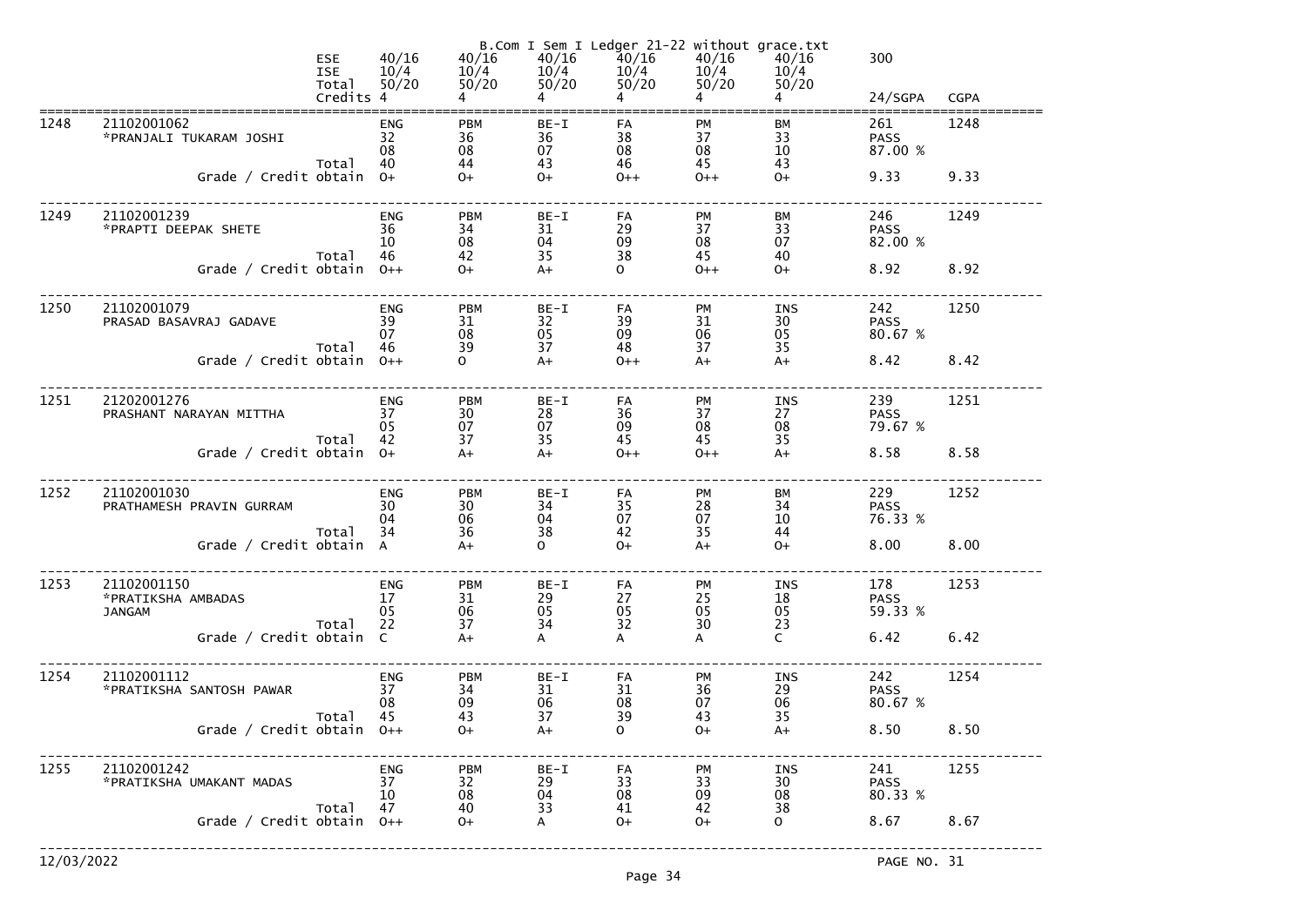B.Com I Sem I Ledger 21-22 without grace.txt

| | | | | | | | | | | |
|---|---|---|---|---|---|---|---|---|---|---|
| | | ESE | 40/16 | 40/16 | 40/16 | 40/16 | 40/16 | 40/16 | 300 | |
| | | ISE | 10/4 | 10/4 | 10/4 | 10/4 | 10/4 | 10/4 | | |
| | | Total | 50/20 | 50/20 | 50/20 | 50/20 | 50/20 | 50/20 | | |
| | | Credits | 4 | 4 | 4 | 4 | 4 | 4 | 24/SGPA | CGPA |
| 1248 | 21102001062 *PRANJALI TUKARAM JOSHI | | ENG | PBM | BE-I | FA | PM | BM | 261 | 1248 |
| | | | 32 | 36 | 36 | 38 | 37 | 33 | PASS | |
| | | | 08 | 08 | 07 | 08 | 08 | 10 | 87.00 % | |
| | | Total | 40 | 44 | 43 | 46 | 45 | 43 | | |
| | Grade / Credit obtain | | O+ | O+ | O+ | O++ | O++ | O+ | 9.33 | 9.33 |
| 1249 | 21102001239 *PRAPTI DEEPAK SHETE | | ENG | PBM | BE-I | FA | PM | BM | 246 | 1249 |
| | | | 36 | 34 | 31 | 29 | 37 | 33 | PASS | |
| | | | 10 | 08 | 04 | 09 | 08 | 07 | 82.00 % | |
| | | Total | 46 | 42 | 35 | 38 | 45 | 40 | | |
| | Grade / Credit obtain | | O++ | O+ | A+ | O | O++ | O+ | 8.92 | 8.92 |
| 1250 | 21102001079 PRASAD BASAVRAJ GADAVE | | ENG | PBM | BE-I | FA | PM | INS | 242 | 1250 |
| | | | 39 | 31 | 32 | 39 | 31 | 30 | PASS | |
| | | | 07 | 08 | 05 | 09 | 06 | 05 | 80.67 % | |
| | | Total | 46 | 39 | 37 | 48 | 37 | 35 | | |
| | Grade / Credit obtain | | O++ | O | A+ | O++ | A+ | A+ | 8.42 | 8.42 |
| 1251 | 21202001276 PRASHANT NARAYAN MITTHA | | ENG | PBM | BE-I | FA | PM | INS | 239 | 1251 |
| | | | 37 | 30 | 28 | 36 | 37 | 27 | PASS | |
| | | | 05 | 07 | 07 | 09 | 08 | 08 | 79.67 % | |
| | | Total | 42 | 37 | 35 | 45 | 45 | 35 | | |
| | Grade / Credit obtain | | O+ | A+ | A+ | O++ | O++ | A+ | 8.58 | 8.58 |
| 1252 | 21102001030 PRATHAMESH PRAVIN GURRAM | | ENG | PBM | BE-I | FA | PM | BM | 229 | 1252 |
| | | | 30 | 30 | 34 | 35 | 28 | 34 | PASS | |
| | | | 04 | 06 | 04 | 07 | 07 | 10 | 76.33 % | |
| | | Total | 34 | 36 | 38 | 42 | 35 | 44 | | |
| | Grade / Credit obtain | | A | A+ | O | O+ | A+ | O+ | 8.00 | 8.00 |
| 1253 | 21102001150 *PRATIKSHA AMBADAS JANGAM | | ENG | PBM | BE-I | FA | PM | INS | 178 | 1253 |
| | | | 17 | 31 | 29 | 27 | 25 | 18 | PASS | |
| | | | 05 | 06 | 05 | 05 | 05 | 05 | 59.33 % | |
| | | Total | 22 | 37 | 34 | 32 | 30 | 23 | | |
| | Grade / Credit obtain | | C | A+ | A | A | A | C | 6.42 | 6.42 |
| 1254 | 21102001112 *PRATIKSHA SANTOSH PAWAR | | ENG | PBM | BE-I | FA | PM | INS | 242 | 1254 |
| | | | 37 | 34 | 31 | 31 | 36 | 29 | PASS | |
| | | | 08 | 09 | 06 | 08 | 07 | 06 | 80.67 % | |
| | | Total | 45 | 43 | 37 | 39 | 43 | 35 | | |
| | Grade / Credit obtain | | O++ | O+ | A+ | O | O+ | A+ | 8.50 | 8.50 |
| 1255 | 21102001242 *PRATIKSHA UMAKANT MADAS | | ENG | PBM | BE-I | FA | PM | INS | 241 | 1255 |
| | | | 37 | 32 | 29 | 33 | 33 | 30 | PASS | |
| | | | 10 | 08 | 04 | 08 | 09 | 08 | 80.33 % | |
| | | Total | 47 | 40 | 33 | 41 | 42 | 38 | | |
| | Grade / Credit obtain | | O++ | O+ | A | O+ | O+ | O | 8.67 | 8.67 |

12/03/2022

PAGE NO. 31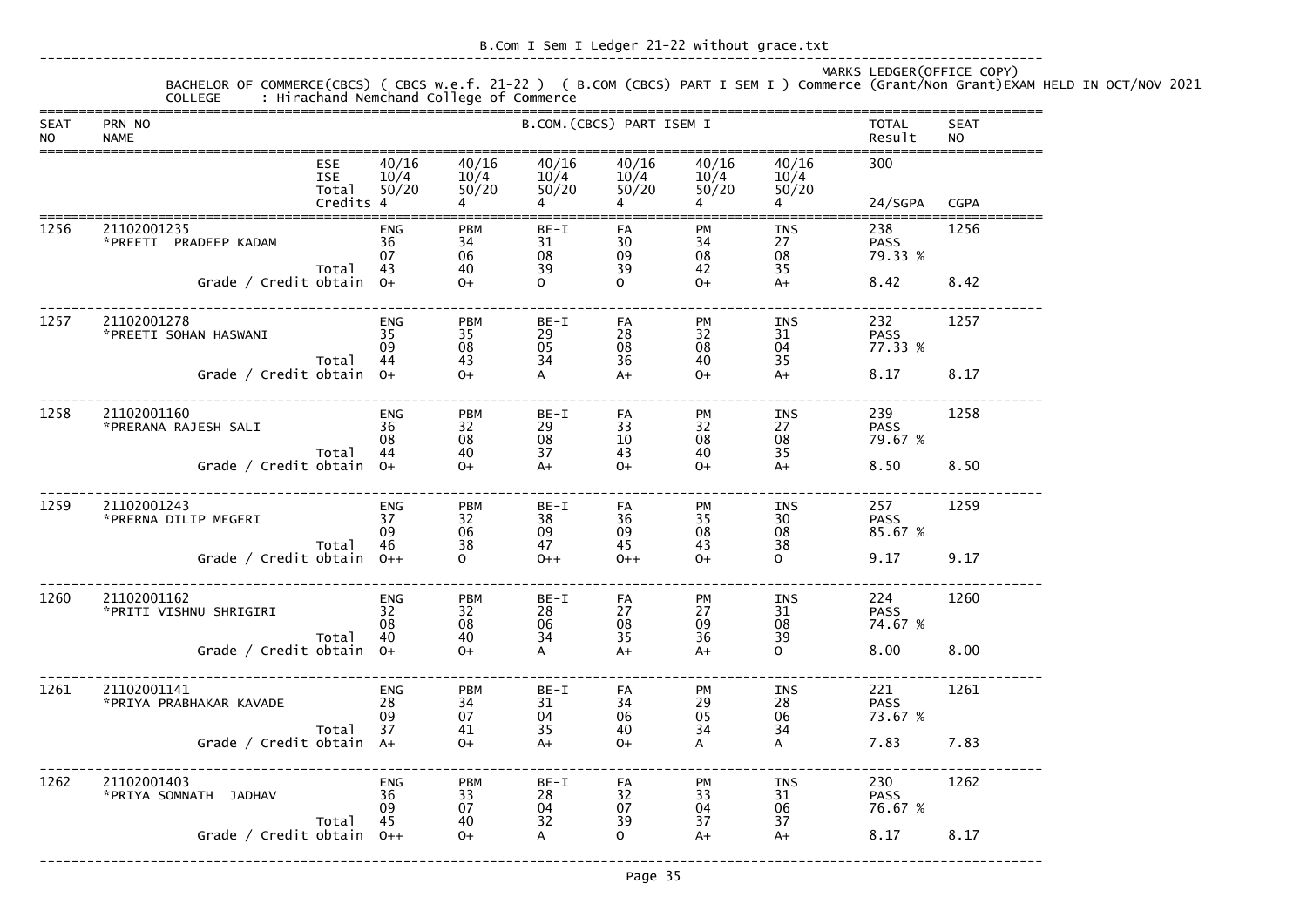B.Com I Sem I Ledger 21-22 without grace.txt

MARKS LEDGER(OFFICE COPY)

BACHELOR OF COMMERCE(CBCS) ( CBCS w.e.f. 21-22 ) ( B.COM (CBCS) PART I SEM I ) Commerce (Grant/Non Grant)EXAM HELD IN OCT/NOV 2021

COLLEGE : Hirachand Nemchand College of Commerce

| SEAT NO | PRN NO / NAME | | B.COM.(CBCS) PART ISEM I | | | | | | TOTAL Result | SEAT NO |
|---|---|---|---|---|---|---|---|---|---|---|
| | | ESE | 40/16 | 40/16 | 40/16 | 40/16 | 40/16 | 40/16 | 300 | |
| | | ISE | 10/4 | 10/4 | 10/4 | 10/4 | 10/4 | 10/4 | | |
| | | Total | 50/20 | 50/20 | 50/20 | 50/20 | 50/20 | 50/20 | | |
| | | Credits | 4 | 4 | 4 | 4 | 4 | 4 | 24/SGPA | CGPA |
| 1256 | 21102001235 | | ENG | PBM | BE-I | FA | PM | INS | 238 | 1256 |
| | *PREETI PRADEEP KADAM | | 36 | 34 | 31 | 30 | 34 | 27 | PASS | |
| | | | 07 | 06 | 08 | 09 | 08 | 08 | 79.33 % | |
| | | Total | 43 | 40 | 39 | 39 | 42 | 35 | | |
| | | Grade / Credit obtain | O+ | O+ | O | O | O+ | A+ | 8.42 | 8.42 |
| 1257 | 21102001278 | | ENG | PBM | BE-I | FA | PM | INS | 232 | 1257 |
| | *PREETI SOHAN HASWANI | | 35 | 35 | 29 | 28 | 32 | 31 | PASS | |
| | | | 09 | 08 | 05 | 08 | 08 | 04 | 77.33 % | |
| | | Total | 44 | 43 | 34 | 36 | 40 | 35 | | |
| | | Grade / Credit obtain | O+ | O+ | A | A+ | O+ | A+ | 8.17 | 8.17 |
| 1258 | 21102001160 | | ENG | PBM | BE-I | FA | PM | INS | 239 | 1258 |
| | *PRERANA RAJESH SALI | | 36 | 32 | 29 | 33 | 32 | 27 | PASS | |
| | | | 08 | 08 | 08 | 10 | 08 | 08 | 79.67 % | |
| | | Total | 44 | 40 | 37 | 43 | 40 | 35 | | |
| | | Grade / Credit obtain | O+ | O+ | A+ | O+ | O+ | A+ | 8.50 | 8.50 |
| 1259 | 21102001243 | | ENG | PBM | BE-I | FA | PM | INS | 257 | 1259 |
| | *PRERNA DILIP MEGERI | | 37 | 32 | 38 | 36 | 35 | 30 | PASS | |
| | | | 09 | 06 | 09 | 09 | 08 | 08 | 85.67 % | |
| | | Total | 46 | 38 | 47 | 45 | 43 | 38 | | |
| | | Grade / Credit obtain | O++ | O | O++ | O++ | O+ | O | 9.17 | 9.17 |
| 1260 | 21102001162 | | ENG | PBM | BE-I | FA | PM | INS | 224 | 1260 |
| | *PRITI VISHNU SHRIGIRI | | 32 | 32 | 28 | 27 | 27 | 31 | PASS | |
| | | | 08 | 08 | 06 | 08 | 09 | 08 | 74.67 % | |
| | | Total | 40 | 40 | 34 | 35 | 36 | 39 | | |
| | | Grade / Credit obtain | O+ | O+ | A | A+ | A+ | O | 8.00 | 8.00 |
| 1261 | 21102001141 | | ENG | PBM | BE-I | FA | PM | INS | 221 | 1261 |
| | *PRIYA PRABHAKAR KAVADE | | 28 | 34 | 31 | 34 | 29 | 28 | PASS | |
| | | | 09 | 07 | 04 | 06 | 05 | 06 | 73.67 % | |
| | | Total | 37 | 41 | 35 | 40 | 34 | 34 | | |
| | | Grade / Credit obtain | A+ | O+ | A+ | O+ | A | A | 7.83 | 7.83 |
| 1262 | 21102001403 | | ENG | PBM | BE-I | FA | PM | INS | 230 | 1262 |
| | *PRIYA SOMNATH JADHAV | | 36 | 33 | 28 | 32 | 33 | 31 | PASS | |
| | | | 09 | 07 | 04 | 07 | 04 | 06 | 76.67 % | |
| | | Total | 45 | 40 | 32 | 39 | 37 | 37 | | |
| | | Grade / Credit obtain | O++ | O+ | A | O | A+ | A+ | 8.17 | 8.17 |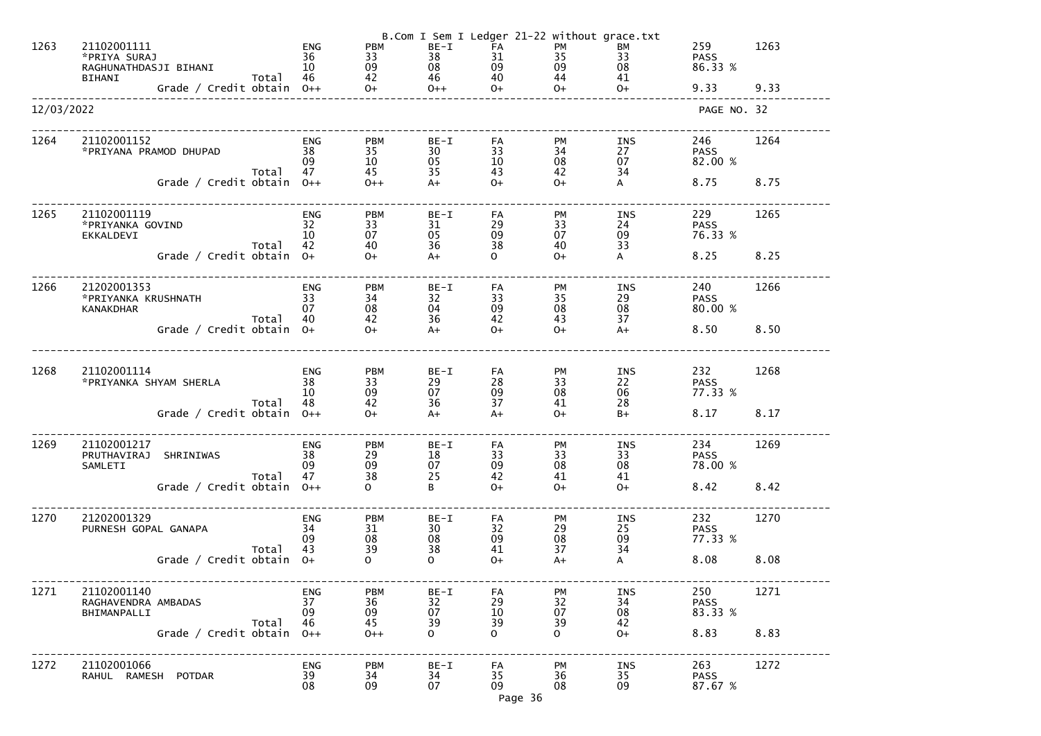B.Com I Sem I Ledger 21-22 without grace.txt

| Sr | Seat No / Name | | ENG | PBM | BE-I | FA | PM | BM/INS | Total | Sr |
|---|---|---|---|---|---|---|---|---|---|---|
| 1263 | 21102001111 | | ENG | PBM | BE-I | FA | PM | BM | 259 | 1263 |
| | *PRIYA SURAJ | | 36 | 33 | 38 | 31 | 35 | 33 | PASS | |
| | RAGHUNATHDASJI BIHANI | | 10 | 09 | 08 | 09 | 09 | 08 | 86.33 % | |
| | BIHANI | Total | 46 | 42 | 46 | 40 | 44 | 41 | | |
| | Grade / Credit obtain | | O++ | O+ | O++ | O+ | O+ | O+ | 9.33 | 9.33 |

12/03/2022 PAGE NO. 32

| Sr | Seat No / Name | | ENG | PBM | BE-I | FA | PM | INS | Total | Sr |
|---|---|---|---|---|---|---|---|---|---|---|
| 1264 | 21102001152 | | ENG | PBM | BE-I | FA | PM | INS | 246 | 1264 |
| | *PRIYANA PRAMOD DHUPAD | | 38 | 35 | 30 | 33 | 34 | 27 | PASS | |
| | | | 09 | 10 | 05 | 10 | 08 | 07 | 82.00 % | |
| | | Total | 47 | 45 | 35 | 43 | 42 | 34 | | |
| | Grade / Credit obtain | | O++ | O++ | A+ | O+ | O+ | A | 8.75 | 8.75 |
| 1265 | 21102001119 | | ENG | PBM | BE-I | FA | PM | INS | 229 | 1265 |
| | *PRIYANKA GOVIND | | 32 | 33 | 31 | 29 | 33 | 24 | PASS | |
| | EKKALDEVI | | 10 | 07 | 05 | 09 | 07 | 09 | 76.33 % | |
| | | Total | 42 | 40 | 36 | 38 | 40 | 33 | | |
| | Grade / Credit obtain | | O+ | O+ | A+ | O | O+ | A | 8.25 | 8.25 |
| 1266 | 21202001353 | | ENG | PBM | BE-I | FA | PM | INS | 240 | 1266 |
| | *PRIYANKA KRUSHNATH | | 33 | 34 | 32 | 33 | 35 | 29 | PASS | |
| | KANAKDHAR | | 07 | 08 | 04 | 09 | 08 | 08 | 80.00 % | |
| | | Total | 40 | 42 | 36 | 42 | 43 | 37 | | |
| | Grade / Credit obtain | | O+ | O+ | A+ | O+ | O+ | A+ | 8.50 | 8.50 |
| 1268 | 21102001114 | | ENG | PBM | BE-I | FA | PM | INS | 232 | 1268 |
| | *PRIYANKA SHYAM SHERLA | | 38 | 33 | 29 | 28 | 33 | 22 | PASS | |
| | | | 10 | 09 | 07 | 09 | 08 | 06 | 77.33 % | |
| | | Total | 48 | 42 | 36 | 37 | 41 | 28 | | |
| | Grade / Credit obtain | | O++ | O+ | A+ | A+ | O+ | B+ | 8.17 | 8.17 |
| 1269 | 21102001217 | | ENG | PBM | BE-I | FA | PM | INS | 234 | 1269 |
| | PRUTHAVIRAJ SHRINIWAS | | 38 | 29 | 18 | 33 | 33 | 33 | PASS | |
| | SAMLETI | | 09 | 09 | 07 | 09 | 08 | 08 | 78.00 % | |
| | | Total | 47 | 38 | 25 | 42 | 41 | 41 | | |
| | Grade / Credit obtain | | O++ | O | B | O+ | O+ | O+ | 8.42 | 8.42 |
| 1270 | 21202001329 | | ENG | PBM | BE-I | FA | PM | INS | 232 | 1270 |
| | PURNESH GOPAL GANAPA | | 34 | 31 | 30 | 32 | 29 | 25 | PASS | |
| | | | 09 | 08 | 08 | 09 | 08 | 09 | 77.33 % | |
| | | Total | 43 | 39 | 38 | 41 | 37 | 34 | | |
| | Grade / Credit obtain | | O+ | O | O | O+ | A+ | A | 8.08 | 8.08 |
| 1271 | 21102001140 | | ENG | PBM | BE-I | FA | PM | INS | 250 | 1271 |
| | RAGHAVENDRA AMBADAS | | 37 | 36 | 32 | 29 | 32 | 34 | PASS | |
| | BHIMANPALLI | | 09 | 09 | 07 | 10 | 07 | 08 | 83.33 % | |
| | | Total | 46 | 45 | 39 | 39 | 39 | 42 | | |
| | Grade / Credit obtain | | O++ | O++ | O | O | O | O+ | 8.83 | 8.83 |
| 1272 | 21102001066 | | ENG | PBM | BE-I | FA | PM | INS | 263 | 1272 |
| | RAHUL RAMESH POTDAR | | 39 | 34 | 34 | 35 | 36 | 35 | PASS | |
| | | | 08 | 09 | 07 | 09 | 08 | 09 | 87.67 % | |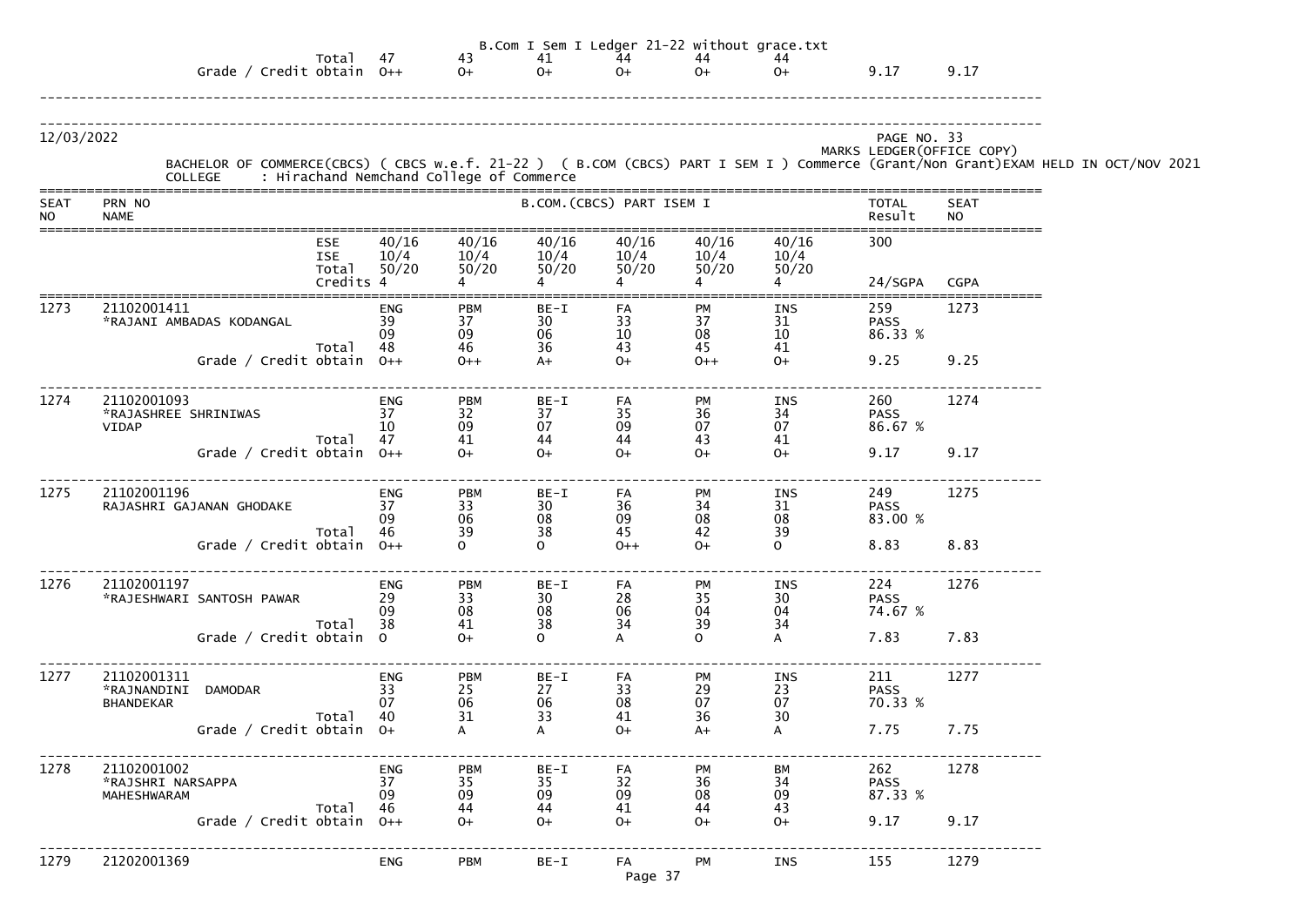| | | | | | | | | | |
|---|---|---|---|---|---|---|---|---|---|
| | Total | 47 | 43 | 41 | 44 | 44 | 44 | | |
| | Grade / Credit obtain | O++ | O+ | O+ | O+ | O+ | O+ | 9.17 | 9.17 |

12/03/2022

PAGE NO. 33

MARKS LEDGER(OFFICE COPY)

BACHELOR OF COMMERCE(CBCS) ( CBCS w.e.f. 21-22 ) ( B.COM (CBCS) PART I SEM I ) Commerce (Grant/Non Grant)EXAM HELD IN OCT/NOV 2021

COLLEGE : Hirachand Nemchand College of Commerce

| SEAT NO | PRN NO NAME | | B.COM.(CBCS) PART ISEM I | | | | | | TOTAL Result | SEAT NO |
|---|---|---|---|---|---|---|---|---|---|---|
| | | ESE | 40/16 | 40/16 | 40/16 | 40/16 | 40/16 | 40/16 | 300 | |
| | | ISE | 10/4 | 10/4 | 10/4 | 10/4 | 10/4 | 10/4 | | |
| | | Total | 50/20 | 50/20 | 50/20 | 50/20 | 50/20 | 50/20 | | |
| | | Credits | 4 | 4 | 4 | 4 | 4 | 4 | 24/SGPA | CGPA |
| 1273 | 21102001411 | | ENG | PBM | BE-I | FA | PM | INS | 259 | 1273 |
| | *RAJANI AMBADAS KODANGAL | | 39 | 37 | 30 | 33 | 37 | 31 | PASS | |
| | | | 09 | 09 | 06 | 10 | 08 | 10 | 86.33 % | |
| | | Total | 48 | 46 | 36 | 43 | 45 | 41 | | |
| | | Grade / Credit obtain | O++ | O++ | A+ | O+ | O++ | O+ | 9.25 | 9.25 |
| 1274 | 21102001093 | | ENG | PBM | BE-I | FA | PM | INS | 260 | 1274 |
| | *RAJASHREE SHRINIWAS | | 37 | 32 | 37 | 35 | 36 | 34 | PASS | |
| | VIDAP | | 10 | 09 | 07 | 09 | 07 | 07 | 86.67 % | |
| | | Total | 47 | 41 | 44 | 44 | 43 | 41 | | |
| | | Grade / Credit obtain | O++ | O+ | O+ | O+ | O+ | O+ | 9.17 | 9.17 |
| 1275 | 21102001196 | | ENG | PBM | BE-I | FA | PM | INS | 249 | 1275 |
| | RAJASHRI GAJANAN GHODAKE | | 37 | 33 | 30 | 36 | 34 | 31 | PASS | |
| | | | 09 | 06 | 08 | 09 | 08 | 08 | 83.00 % | |
| | | Total | 46 | 39 | 38 | 45 | 42 | 39 | | |
| | | Grade / Credit obtain | O++ | O | O | O++ | O+ | O | 8.83 | 8.83 |
| 1276 | 21102001197 | | ENG | PBM | BE-I | FA | PM | INS | 224 | 1276 |
| | *RAJESHWARI SANTOSH PAWAR | | 29 | 33 | 30 | 28 | 35 | 30 | PASS | |
| | | | 09 | 08 | 08 | 06 | 04 | 04 | 74.67 % | |
| | | Total | 38 | 41 | 38 | 34 | 39 | 34 | | |
| | | Grade / Credit obtain | O | O+ | O | A | O | A | 7.83 | 7.83 |
| 1277 | 21102001311 | | ENG | PBM | BE-I | FA | PM | INS | 211 | 1277 |
| | *RAJNANDINI DAMODAR | | 33 | 25 | 27 | 33 | 29 | 23 | PASS | |
| | BHANDEKAR | | 07 | 06 | 06 | 08 | 07 | 07 | 70.33 % | |
| | | Total | 40 | 31 | 33 | 41 | 36 | 30 | | |
| | | Grade / Credit obtain | O+ | A | A | O+ | A+ | A | 7.75 | 7.75 |
| 1278 | 21102001002 | | ENG | PBM | BE-I | FA | PM | BM | 262 | 1278 |
| | *RAJSHRI NARSAPPA | | 37 | 35 | 35 | 32 | 36 | 34 | PASS | |
| | MAHESHWARAM | | 09 | 09 | 09 | 09 | 08 | 09 | 87.33 % | |
| | | Total | 46 | 44 | 44 | 41 | 44 | 43 | | |
| | | Grade / Credit obtain | O++ | O+ | O+ | O+ | O+ | O+ | 9.17 | 9.17 |
| 1279 | 21202001369 | | ENG | PBM | BE-I | FA | PM | INS | 155 | 1279 |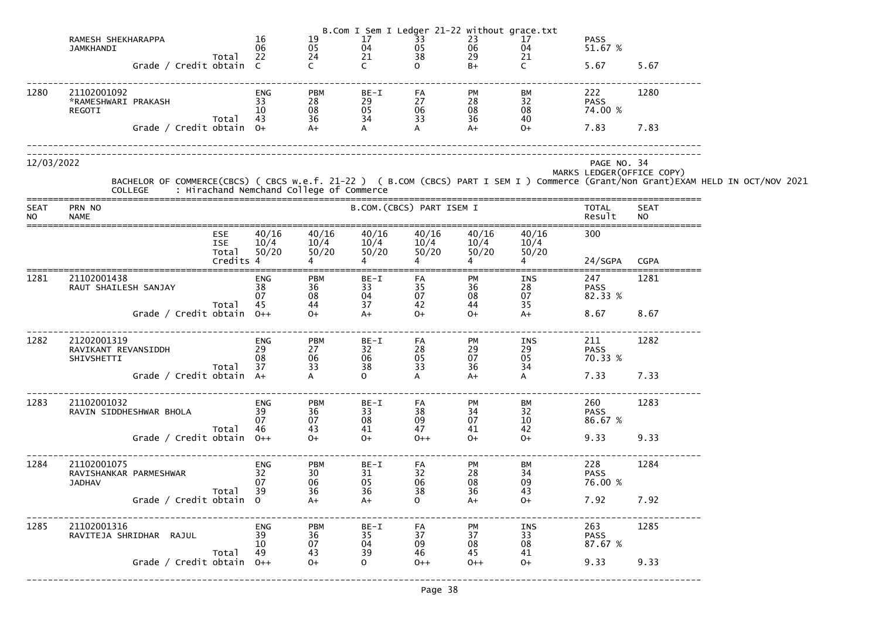B.Com I Sem I Ledger 21-22 without grace.txt

| | | | | | | | | | | |
|---|---|---|---|---|---|---|---|---|---|---|
| | RAMESH SHEKHARAPPA | | 16 | 19 | 17 | 33 | 23 | 17 | PASS | |
| | JAMKHANDI | | 06 | 05 | 04 | 05 | 06 | 04 | 51.67 % | |
| | | Total | 22 | 24 | 21 | 38 | 29 | 21 | | |
| | Grade / Credit obtain | | C | C | C | O | B+ | C | 5.67 | 5.67 |
| 1280 | 21102001092 | | ENG | PBM | BE-I | FA | PM | BM | 222 | 1280 |
| | *RAMESHWARI PRAKASH | | 33 | 28 | 29 | 27 | 28 | 32 | PASS | |
| | REGOTI | | 10 | 08 | 05 | 06 | 08 | 08 | 74.00 % | |
| | | Total | 43 | 36 | 34 | 33 | 36 | 40 | | |
| | Grade / Credit obtain | | O+ | A+ | A | A | A+ | O+ | 7.83 | 7.83 |

12/03/2022

PAGE NO. 34
MARKS LEDGER(OFFICE COPY)

BACHELOR OF COMMERCE(CBCS) ( CBCS w.e.f. 21-22 ) ( B.COM (CBCS) PART I SEM I ) Commerce (Grant/Non Grant)EXAM HELD IN OCT/NOV 2021

COLLEGE : Hirachand Nemchand College of Commerce

| SEAT NO | PRN NO NAME | | B.COM.(CBCS) PART ISEM I | | | | | | TOTAL Result | SEAT NO |
|---|---|---|---|---|---|---|---|---|---|---|
| | | ESE | 40/16 | 40/16 | 40/16 | 40/16 | 40/16 | 40/16 | 300 | |
| | | ISE | 10/4 | 10/4 | 10/4 | 10/4 | 10/4 | 10/4 | | |
| | | Total | 50/20 | 50/20 | 50/20 | 50/20 | 50/20 | 50/20 | | |
| | | Credits | 4 | 4 | 4 | 4 | 4 | 4 | 24/SGPA | CGPA |
| 1281 | 21102001438 | | ENG | PBM | BE-I | FA | PM | INS | 247 | 1281 |
| | RAUT SHAILESH SANJAY | | 38 | 36 | 33 | 35 | 36 | 28 | PASS | |
| | | | 07 | 08 | 04 | 07 | 08 | 07 | 82.33 % | |
| | | Total | 45 | 44 | 37 | 42 | 44 | 35 | | |
| | Grade / Credit obtain | | O++ | O+ | A+ | O+ | O+ | A+ | 8.67 | 8.67 |
| 1282 | 21202001319 | | ENG | PBM | BE-I | FA | PM | INS | 211 | 1282 |
| | RAVIKANT REVANSIDDH | | 29 | 27 | 32 | 28 | 29 | 29 | PASS | |
| | SHIVSHETTI | | 08 | 06 | 06 | 05 | 07 | 05 | 70.33 % | |
| | | Total | 37 | 33 | 38 | 33 | 36 | 34 | | |
| | Grade / Credit obtain | | A+ | A | O | A | A+ | A | 7.33 | 7.33 |
| 1283 | 21102001032 | | ENG | PBM | BE-I | FA | PM | BM | 260 | 1283 |
| | RAVIN SIDDHESHWAR BHOLA | | 39 | 36 | 33 | 38 | 34 | 32 | PASS | |
| | | | 07 | 07 | 08 | 09 | 07 | 10 | 86.67 % | |
| | | Total | 46 | 43 | 41 | 47 | 41 | 42 | | |
| | Grade / Credit obtain | | O++ | O+ | O+ | O++ | O+ | O+ | 9.33 | 9.33 |
| 1284 | 21102001075 | | ENG | PBM | BE-I | FA | PM | BM | 228 | 1284 |
| | RAVISHANKAR PARMESHWAR | | 32 | 30 | 31 | 32 | 28 | 34 | PASS | |
| | JADHAV | | 07 | 06 | 05 | 06 | 08 | 09 | 76.00 % | |
| | | Total | 39 | 36 | 36 | 38 | 36 | 43 | | |
| | Grade / Credit obtain | | O | A+ | A+ | O | A+ | O+ | 7.92 | 7.92 |
| 1285 | 21102001316 | | ENG | PBM | BE-I | FA | PM | INS | 263 | 1285 |
| | RAVITEJA SHRIDHAR RAJUL | | 39 | 36 | 35 | 37 | 37 | 33 | PASS | |
| | | | 10 | 07 | 04 | 09 | 08 | 08 | 87.67 % | |
| | | Total | 49 | 43 | 39 | 46 | 45 | 41 | | |
| | Grade / Credit obtain | | O++ | O+ | O | O++ | O++ | O+ | 9.33 | 9.33 |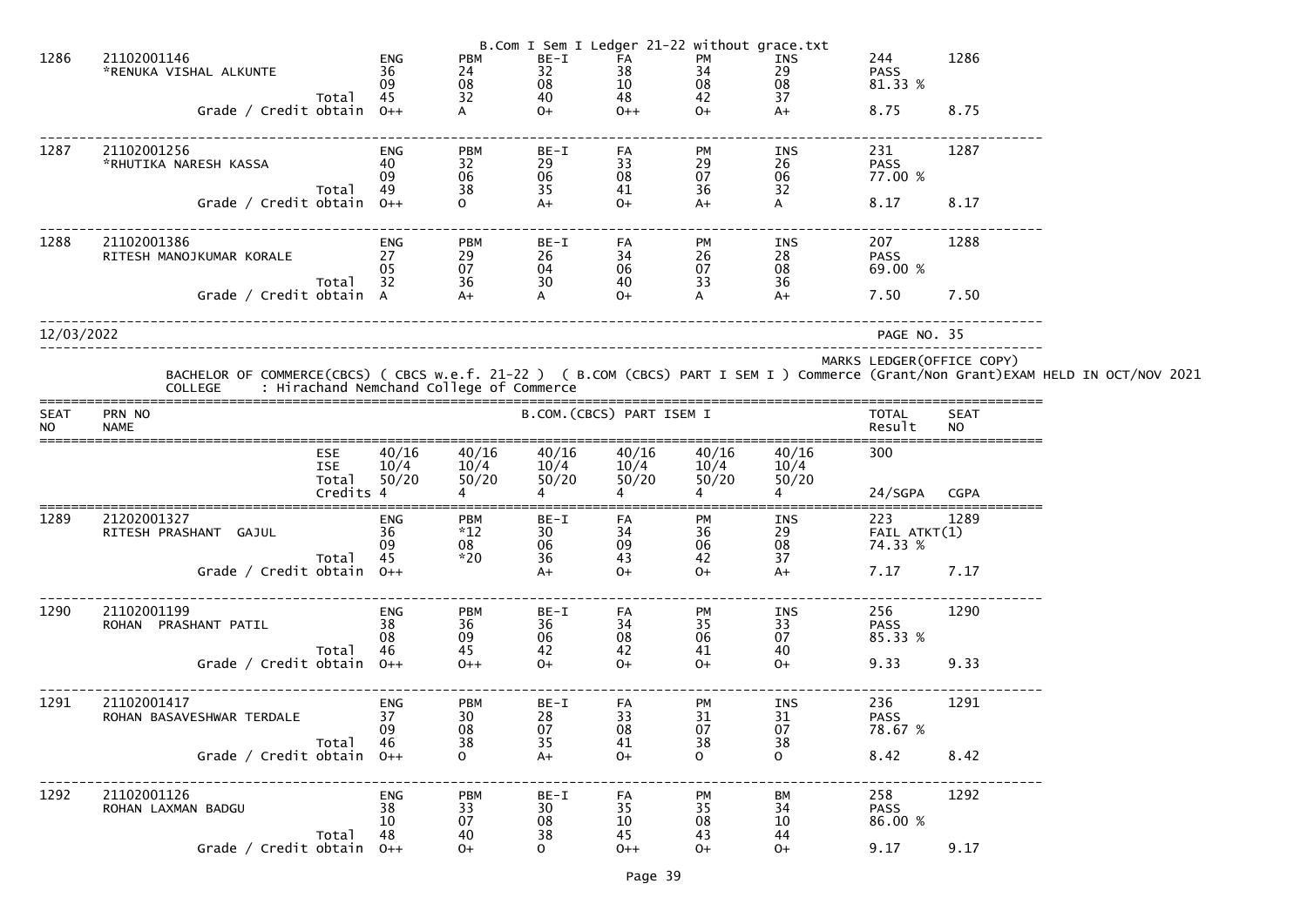| SEAT NO | PRN NO / NAME | | | | | | | | TOTAL / Result | SEAT NO |
|---|---|---|---|---|---|---|---|---|---|---|
| 1286 | 21102001146 | | ENG | PBM | BE-I | FA | PM | INS | 244 | 1286 |
| | *RENUKA VISHAL ALKUNTE | | 36 | 24 | 32 | 38 | 34 | 29 | PASS | |
| | | | 09 | 08 | 08 | 10 | 08 | 08 | 81.33 % | |
| | | Total | 45 | 32 | 40 | 48 | 42 | 37 | | |
| | | Grade / Credit obtain | O++ | A | O+ | O++ | O+ | A+ | 8.75 | 8.75 |
| 1287 | 21102001256 | | ENG | PBM | BE-I | FA | PM | INS | 231 | 1287 |
| | *RHUTIKA NARESH KASSA | | 40 | 32 | 29 | 33 | 29 | 26 | PASS | |
| | | | 09 | 06 | 06 | 08 | 07 | 06 | 77.00 % | |
| | | Total | 49 | 38 | 35 | 41 | 36 | 32 | | |
| | | Grade / Credit obtain | O++ | O | A+ | O+ | A+ | A | 8.17 | 8.17 |
| 1288 | 21102001386 | | ENG | PBM | BE-I | FA | PM | INS | 207 | 1288 |
| | RITESH MANOJKUMAR KORALE | | 27 | 29 | 26 | 34 | 26 | 28 | PASS | |
| | | | 05 | 07 | 04 | 06 | 07 | 08 | 69.00 % | |
| | | Total | 32 | 36 | 30 | 40 | 33 | 36 | | |
| | | Grade / Credit obtain | A | A+ | A | O+ | A | A+ | 7.50 | 7.50 |

12/03/2022 PAGE NO. 35

MARKS LEDGER(OFFICE COPY)

BACHELOR OF COMMERCE(CBCS) ( CBCS w.e.f. 21-22 ) ( B.COM (CBCS) PART I SEM I ) Commerce (Grant/Non Grant)EXAM HELD IN OCT/NOV 2021

COLLEGE : Hirachand Nemchand College of Commerce

| SEAT NO | PRN NO / NAME | | B.COM.(CBCS) PART ISEM I | | | | | | TOTAL / Result | SEAT NO |
|---|---|---|---|---|---|---|---|---|---|---|
| | | ESE | 40/16 | 40/16 | 40/16 | 40/16 | 40/16 | 40/16 | 300 | |
| | | ISE | 10/4 | 10/4 | 10/4 | 10/4 | 10/4 | 10/4 | | |
| | | Total | 50/20 | 50/20 | 50/20 | 50/20 | 50/20 | 50/20 | | |
| | | Credits | 4 | 4 | 4 | 4 | 4 | 4 | 24/SGPA | CGPA |
| 1289 | 21202001327 | | ENG | PBM | BE-I | FA | PM | INS | 223 | 1289 |
| | RITESH PRASHANT GAJUL | | 36 | *12 | 30 | 34 | 36 | 29 | FAIL ATKT(1) | |
| | | | 09 | 08 | 06 | 09 | 06 | 08 | 74.33 % | |
| | | Total | 45 | *20 | 36 | 43 | 42 | 37 | | |
| | | Grade / Credit obtain | O++ | | A+ | O+ | O+ | A+ | 7.17 | 7.17 |
| 1290 | 21102001199 | | ENG | PBM | BE-I | FA | PM | INS | 256 | 1290 |
| | ROHAN PRASHANT PATIL | | 38 | 36 | 36 | 34 | 35 | 33 | PASS | |
| | | | 08 | 09 | 06 | 08 | 06 | 07 | 85.33 % | |
| | | Total | 46 | 45 | 42 | 42 | 41 | 40 | | |
| | | Grade / Credit obtain | O++ | O++ | O+ | O+ | O+ | O+ | 9.33 | 9.33 |
| 1291 | 21102001417 | | ENG | PBM | BE-I | FA | PM | INS | 236 | 1291 |
| | ROHAN BASAVESHWAR TERDALE | | 37 | 30 | 28 | 33 | 31 | 31 | PASS | |
| | | | 09 | 08 | 07 | 08 | 07 | 07 | 78.67 % | |
| | | Total | 46 | 38 | 35 | 41 | 38 | 38 | | |
| | | Grade / Credit obtain | O++ | O | A+ | O+ | O | O | 8.42 | 8.42 |
| 1292 | 21102001126 | | ENG | PBM | BE-I | FA | PM | BM | 258 | 1292 |
| | ROHAN LAXMAN BADGU | | 38 | 33 | 30 | 35 | 35 | 34 | PASS | |
| | | | 10 | 07 | 08 | 10 | 08 | 10 | 86.00 % | |
| | | Total | 48 | 40 | 38 | 45 | 43 | 44 | | |
| | | Grade / Credit obtain | O++ | O+ | O | O++ | O+ | O+ | 9.17 | 9.17 |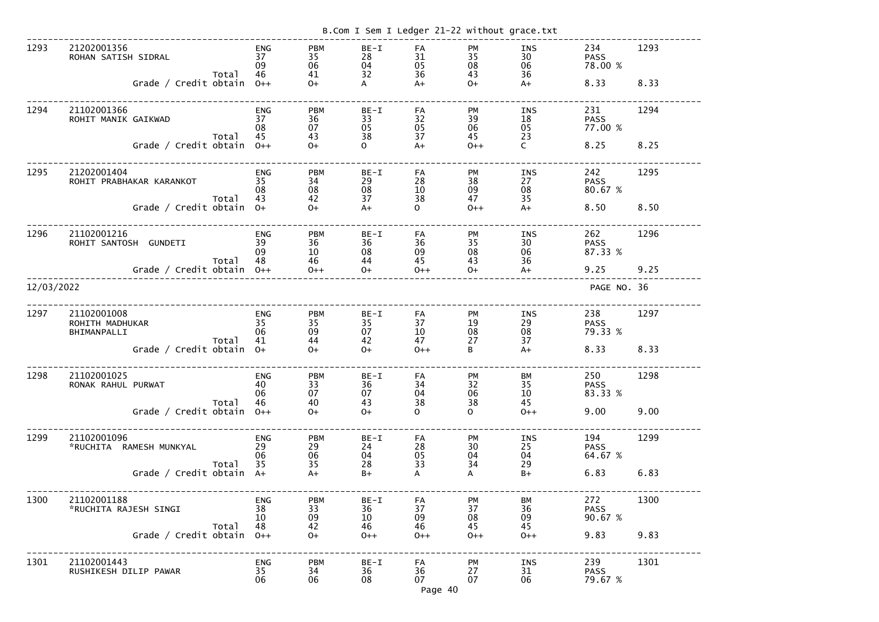| Sr | Seat No / Name | | ENG | PBM | BE-I | FA | PM | INS | Total | Sr |
|---|---|---|---|---|---|---|---|---|---|---|
| 1293 | 21202001356 | | ENG | PBM | BE-I | FA | PM | INS | 234 | 1293 |
| | ROHAN SATISH SIDRAL | | 37 | 35 | 28 | 31 | 35 | 30 | PASS | |
| | | | 09 | 06 | 04 | 05 | 08 | 06 | 78.00 % | |
| | | Total | 46 | 41 | 32 | 36 | 43 | 36 | | |
| | Grade / Credit obtain | | O++ | O+ | A | A+ | O+ | A+ | 8.33 | 8.33 |
| 1294 | 21102001366 | | ENG | PBM | BE-I | FA | PM | INS | 231 | 1294 |
| | ROHIT MANIK GAIKWAD | | 37 | 36 | 33 | 32 | 39 | 18 | PASS | |
| | | | 08 | 07 | 05 | 05 | 06 | 05 | 77.00 % | |
| | | Total | 45 | 43 | 38 | 37 | 45 | 23 | | |
| | Grade / Credit obtain | | O++ | O+ | O | A+ | O++ | C | 8.25 | 8.25 |
| 1295 | 21202001404 | | ENG | PBM | BE-I | FA | PM | INS | 242 | 1295 |
| | ROHIT PRABHAKAR KARANKOT | | 35 | 34 | 29 | 28 | 38 | 27 | PASS | |
| | | | 08 | 08 | 08 | 10 | 09 | 08 | 80.67 % | |
| | | Total | 43 | 42 | 37 | 38 | 47 | 35 | | |
| | Grade / Credit obtain | | O+ | O+ | A+ | O | O++ | A+ | 8.50 | 8.50 |
| 1296 | 21102001216 | | ENG | PBM | BE-I | FA | PM | INS | 262 | 1296 |
| | ROHIT SANTOSH GUNDETI | | 39 | 36 | 36 | 36 | 35 | 30 | PASS | |
| | | | 09 | 10 | 08 | 09 | 08 | 06 | 87.33 % | |
| | | Total | 48 | 46 | 44 | 45 | 43 | 36 | | |
| | Grade / Credit obtain | | O++ | O++ | O+ | O++ | O+ | A+ | 9.25 | 9.25 |

12/03/2022 PAGE NO. 36

| Sr | Seat No / Name | | ENG | PBM | BE-I | FA | PM | INS/BM | Total | Sr |
|---|---|---|---|---|---|---|---|---|---|---|
| 1297 | 21102001008 | | ENG | PBM | BE-I | FA | PM | INS | 238 | 1297 |
| | ROHITH MADHUKAR | | 35 | 35 | 35 | 37 | 19 | 29 | PASS | |
| | BHIMANPALLI | | 06 | 09 | 07 | 10 | 08 | 08 | 79.33 % | |
| | | Total | 41 | 44 | 42 | 47 | 27 | 37 | | |
| | Grade / Credit obtain | | O+ | O+ | O+ | O++ | B | A+ | 8.33 | 8.33 |
| 1298 | 21102001025 | | ENG | PBM | BE-I | FA | PM | BM | 250 | 1298 |
| | RONAK RAHUL PURWAT | | 40 | 33 | 36 | 34 | 32 | 35 | PASS | |
| | | | 06 | 07 | 07 | 04 | 06 | 10 | 83.33 % | |
| | | Total | 46 | 40 | 43 | 38 | 38 | 45 | | |
| | Grade / Credit obtain | | O++ | O+ | O+ | O | O | O++ | 9.00 | 9.00 |
| 1299 | 21102001096 | | ENG | PBM | BE-I | FA | PM | INS | 194 | 1299 |
| | *RUCHITA RAMESH MUNKYAL | | 29 | 29 | 24 | 28 | 30 | 25 | PASS | |
| | | | 06 | 06 | 04 | 05 | 04 | 04 | 64.67 % | |
| | | Total | 35 | 35 | 28 | 33 | 34 | 29 | | |
| | Grade / Credit obtain | | A+ | A+ | B+ | A | A | B+ | 6.83 | 6.83 |
| 1300 | 21102001188 | | ENG | PBM | BE-I | FA | PM | BM | 272 | 1300 |
| | *RUCHITA RAJESH SINGI | | 38 | 33 | 36 | 37 | 37 | 36 | PASS | |
| | | | 10 | 09 | 10 | 09 | 08 | 09 | 90.67 % | |
| | | Total | 48 | 42 | 46 | 46 | 45 | 45 | | |
| | Grade / Credit obtain | | O++ | O+ | O++ | O++ | O++ | O++ | 9.83 | 9.83 |
| 1301 | 21102001443 | | ENG | PBM | BE-I | FA | PM | INS | 239 | 1301 |
| | RUSHIKESH DILIP PAWAR | | 35 | 34 | 36 | 36 | 27 | 31 | PASS | |
| | | | 06 | 06 | 08 | 07 | 07 | 06 | 79.67 % | |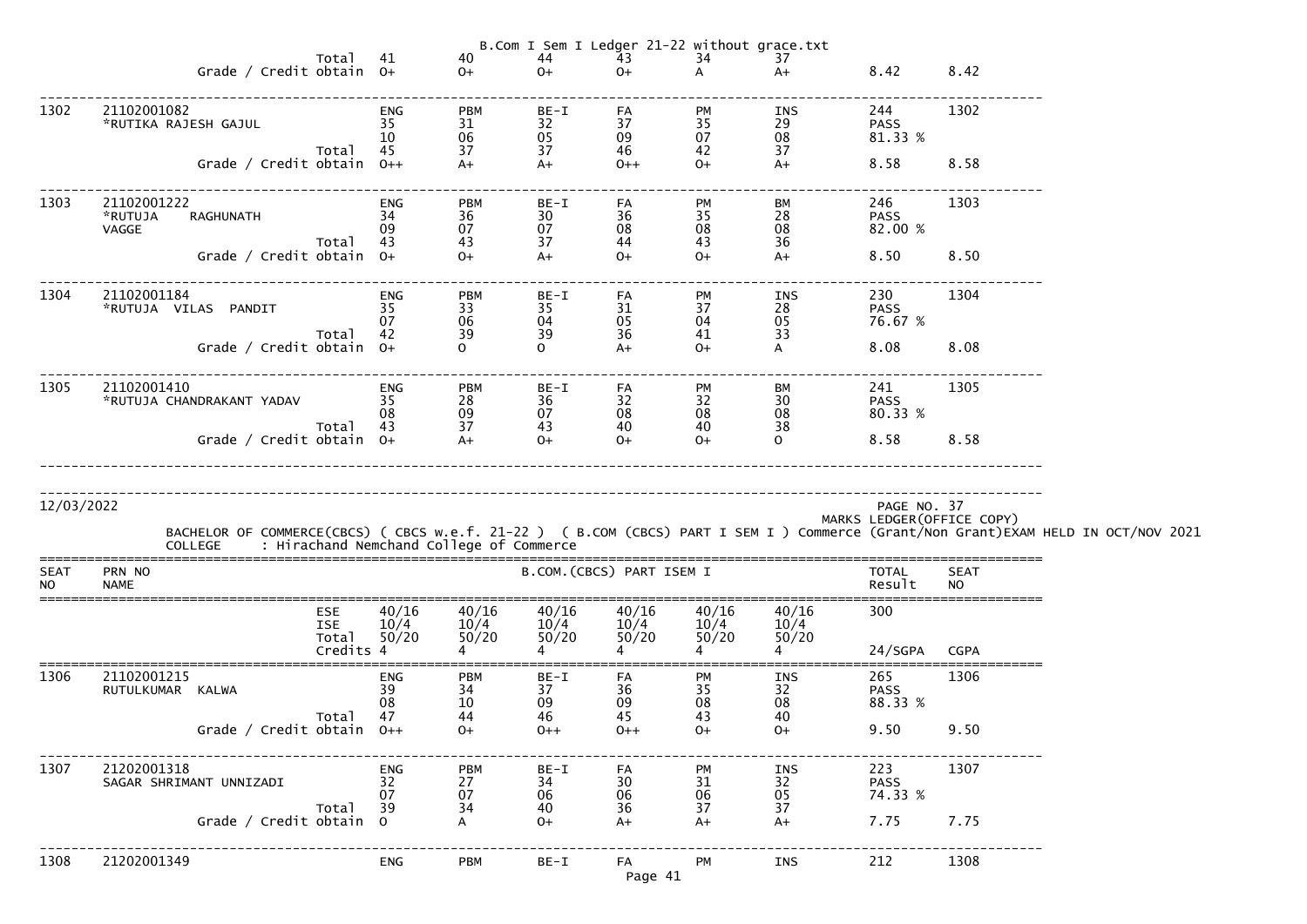| | | | | | | | | | | |
|---|---|---|---|---|---|---|---|---|---|---|
| | Total | 41 | 40 | 44 | 43 | 34 | 37 | | | |
| | Grade / Credit obtain | O+ | O+ | O+ | O+ | A | A+ | 8.42 | 8.42 | |
| 1302 | 21102001082 | ENG | PBM | BE-I | FA | PM | INS | 244 | 1302 |
| | *RUTIKA RAJESH GAJUL | 35 | 31 | 32 | 37 | 35 | 29 | PASS | |
| | | 10 | 06 | 05 | 09 | 07 | 08 | 81.33 % | |
| | Total | 45 | 37 | 37 | 46 | 42 | 37 | | |
| | Grade / Credit obtain | O++ | A+ | A+ | O++ | O+ | A+ | 8.58 | 8.58 |
| 1303 | 21102001222 | ENG | PBM | BE-I | FA | PM | BM | 246 | 1303 |
| | *RUTUJA RAGHUNATH VAGGE | 34 | 36 | 30 | 36 | 35 | 28 | PASS | |
| | | 09 | 07 | 07 | 08 | 08 | 08 | 82.00 % | |
| | Total | 43 | 43 | 37 | 44 | 43 | 36 | | |
| | Grade / Credit obtain | O+ | O+ | A+ | O+ | O+ | A+ | 8.50 | 8.50 |
| 1304 | 21102001184 | ENG | PBM | BE-I | FA | PM | INS | 230 | 1304 |
| | *RUTUJA VILAS PANDIT | 35 | 33 | 35 | 31 | 37 | 28 | PASS | |
| | | 07 | 06 | 04 | 05 | 04 | 05 | 76.67 % | |
| | Total | 42 | 39 | 39 | 36 | 41 | 33 | | |
| | Grade / Credit obtain | O+ | O | O | A+ | O+ | A | 8.08 | 8.08 |
| 1305 | 21102001410 | ENG | PBM | BE-I | FA | PM | BM | 241 | 1305 |
| | *RUTUJA CHANDRAKANT YADAV | 35 | 28 | 36 | 32 | 32 | 30 | PASS | |
| | | 08 | 09 | 07 | 08 | 08 | 08 | 80.33 % | |
| | Total | 43 | 37 | 43 | 40 | 40 | 38 | | |
| | Grade / Credit obtain | O+ | A+ | O+ | O+ | O+ | O | 8.58 | 8.58 |

12/03/2022

PAGE NO. 37

MARKS LEDGER(OFFICE COPY)

BACHELOR OF COMMERCE(CBCS) ( CBCS w.e.f. 21-22 ) ( B.COM (CBCS) PART I SEM I ) Commerce (Grant/Non Grant)EXAM HELD IN OCT/NOV 2021

COLLEGE : Hirachand Nemchand College of Commerce

| SEAT NO | PRN NO / NAME | | B.COM.(CBCS) PART ISEM I | | | | | | TOTAL Result | SEAT NO |
|---|---|---|---|---|---|---|---|---|---|---|
| | | ESE | 40/16 | 40/16 | 40/16 | 40/16 | 40/16 | 40/16 | 300 | |
| | | ISE | 10/4 | 10/4 | 10/4 | 10/4 | 10/4 | 10/4 | | |
| | | Total | 50/20 | 50/20 | 50/20 | 50/20 | 50/20 | 50/20 | | |
| | | Credits | 4 | 4 | 4 | 4 | 4 | 4 | 24/SGPA | CGPA |
| 1306 | 21102001215 | | ENG | PBM | BE-I | FA | PM | INS | 265 | 1306 |
| | RUTULKUMAR KALWA | | 39 | 34 | 37 | 36 | 35 | 32 | PASS | |
| | | | 08 | 10 | 09 | 09 | 08 | 08 | 88.33 % | |
| | | Total | 47 | 44 | 46 | 45 | 43 | 40 | | |
| | | Grade / Credit obtain | O++ | O+ | O++ | O++ | O+ | O+ | 9.50 | 9.50 |
| 1307 | 21202001318 | | ENG | PBM | BE-I | FA | PM | INS | 223 | 1307 |
| | SAGAR SHRIMANT UNNIZADI | | 32 | 27 | 34 | 30 | 31 | 32 | PASS | |
| | | | 07 | 07 | 06 | 06 | 06 | 05 | 74.33 % | |
| | | Total | 39 | 34 | 40 | 36 | 37 | 37 | | |
| | | Grade / Credit obtain | O | A | O+ | A+ | A+ | A+ | 7.75 | 7.75 |
| 1308 | 21202001349 | | ENG | PBM | BE-I | FA | PM | INS | 212 | 1308 |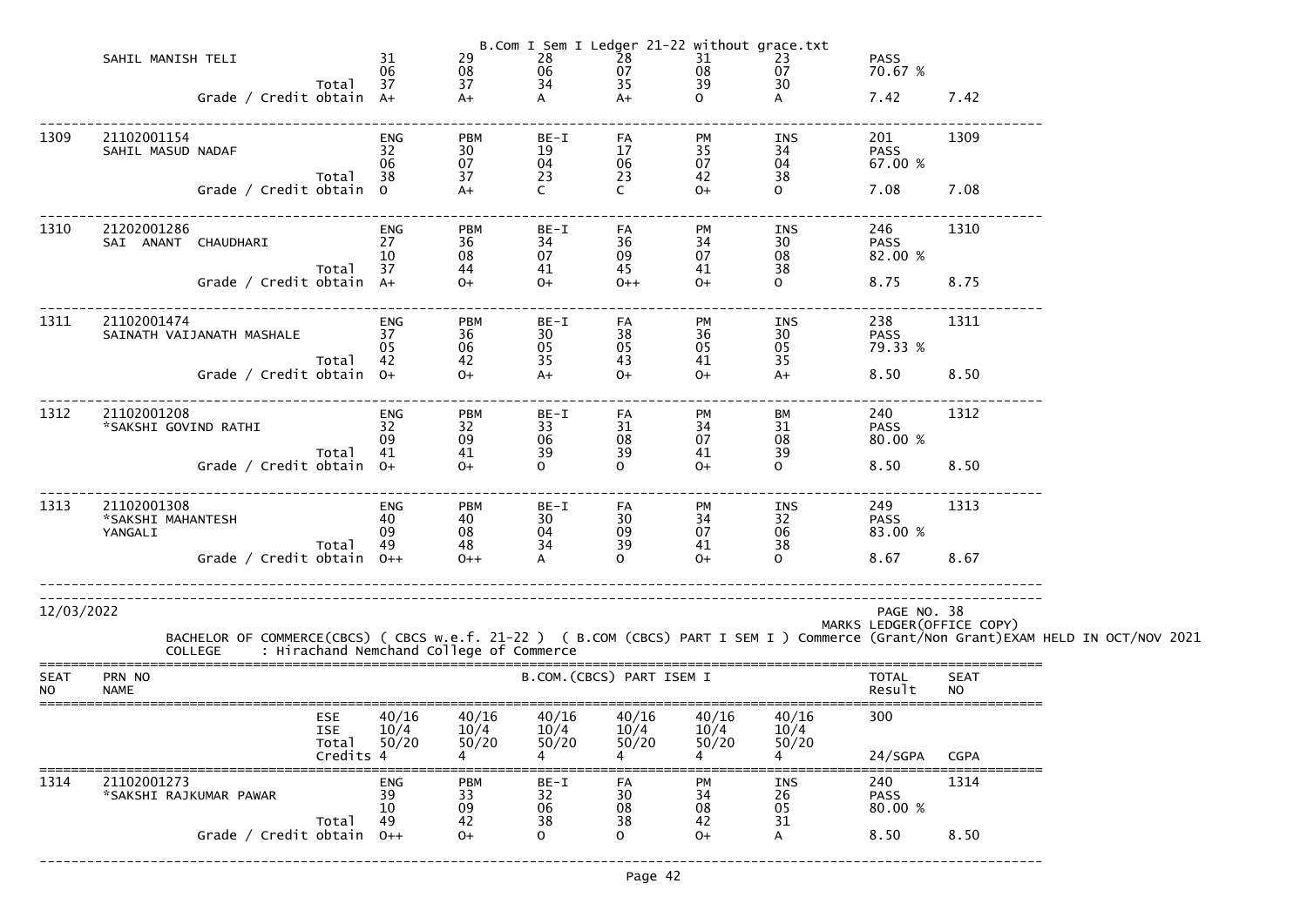| SEAT NO | PRN NO / NAME | | Sub 1 | Sub 2 | Sub 3 | Sub 4 | Sub 5 | Sub 6 | TOTAL / Result | SEAT NO |
|---|---|---|---|---|---|---|---|---|---|---|
| | SAHIL MANISH TELI | | 31 | 29 | 28 | 28 | 31 | 23 | PASS | |
| | | | 06 | 08 | 06 | 07 | 08 | 07 | 70.67 % | |
| | | Total | 37 | 37 | 34 | 35 | 39 | 30 | | |
| | | Grade / Credit obtain | A+ | A+ | A | A+ | O | A | 7.42 | 7.42 |
| 1309 | 21102001154 | | ENG | PBM | BE-I | FA | PM | INS | 201 | 1309 |
| | SAHIL MASUD NADAF | | 32 | 30 | 19 | 17 | 35 | 34 | PASS | |
| | | | 06 | 07 | 04 | 06 | 07 | 04 | 67.00 % | |
| | | Total | 38 | 37 | 23 | 23 | 42 | 38 | | |
| | | Grade / Credit obtain | O | A+ | C | C | O+ | O | 7.08 | 7.08 |
| 1310 | 21202001286 | | ENG | PBM | BE-I | FA | PM | INS | 246 | 1310 |
| | SAI ANANT CHAUDHARI | | 27 | 36 | 34 | 36 | 34 | 30 | PASS | |
| | | | 10 | 08 | 07 | 09 | 07 | 08 | 82.00 % | |
| | | Total | 37 | 44 | 41 | 45 | 41 | 38 | | |
| | | Grade / Credit obtain | A+ | O+ | O+ | O++ | O+ | O | 8.75 | 8.75 |
| 1311 | 21102001474 | | ENG | PBM | BE-I | FA | PM | INS | 238 | 1311 |
| | SAINATH VAIJANATH MASHALE | | 37 | 36 | 30 | 38 | 36 | 30 | PASS | |
| | | | 05 | 06 | 05 | 05 | 05 | 05 | 79.33 % | |
| | | Total | 42 | 42 | 35 | 43 | 41 | 35 | | |
| | | Grade / Credit obtain | O+ | O+ | A+ | O+ | O+ | A+ | 8.50 | 8.50 |
| 1312 | 21102001208 | | ENG | PBM | BE-I | FA | PM | BM | 240 | 1312 |
| | *SAKSHI GOVIND RATHI | | 32 | 32 | 33 | 31 | 34 | 31 | PASS | |
| | | | 09 | 09 | 06 | 08 | 07 | 08 | 80.00 % | |
| | | Total | 41 | 41 | 39 | 39 | 41 | 39 | | |
| | | Grade / Credit obtain | O+ | O+ | O | O | O+ | O | 8.50 | 8.50 |
| 1313 | 21102001308 | | ENG | PBM | BE-I | FA | PM | INS | 249 | 1313 |
| | *SAKSHI MAHANTESH YANGALI | | 40 | 40 | 30 | 30 | 34 | 32 | PASS | |
| | | | 09 | 08 | 04 | 09 | 07 | 06 | 83.00 % | |
| | | Total | 49 | 48 | 34 | 39 | 41 | 38 | | |
| | | Grade / Credit obtain | O++ | O++ | A | O | O+ | O | 8.67 | 8.67 |

12/03/2022

PAGE NO. 38
MARKS LEDGER(OFFICE COPY)

BACHELOR OF COMMERCE(CBCS) ( CBCS w.e.f. 21-22 ) ( B.COM (CBCS) PART I SEM I ) Commerce (Grant/Non Grant)EXAM HELD IN OCT/NOV 2021
COLLEGE : Hirachand Nemchand College of Commerce

| SEAT NO | PRN NO / NAME | B.COM.(CBCS) PART ISEM I | | | | | | | TOTAL / Result | SEAT NO |
|---|---|---|---|---|---|---|---|---|---|---|
| | | ESE | 40/16 | 40/16 | 40/16 | 40/16 | 40/16 | 40/16 | 300 | |
| | | ISE | 10/4 | 10/4 | 10/4 | 10/4 | 10/4 | 10/4 | | |
| | | Total | 50/20 | 50/20 | 50/20 | 50/20 | 50/20 | 50/20 | | |
| | | Credits | 4 | 4 | 4 | 4 | 4 | 4 | 24/SGPA | CGPA |
| 1314 | 21102001273 | | ENG | PBM | BE-I | FA | PM | INS | 240 | 1314 |
| | *SAKSHI RAJKUMAR PAWAR | | 39 | 33 | 32 | 30 | 34 | 26 | PASS | |
| | | | 10 | 09 | 06 | 08 | 08 | 05 | 80.00 % | |
| | | Total | 49 | 42 | 38 | 38 | 42 | 31 | | |
| | | Grade / Credit obtain | O++ | O+ | O | O | O+ | A | 8.50 | 8.50 |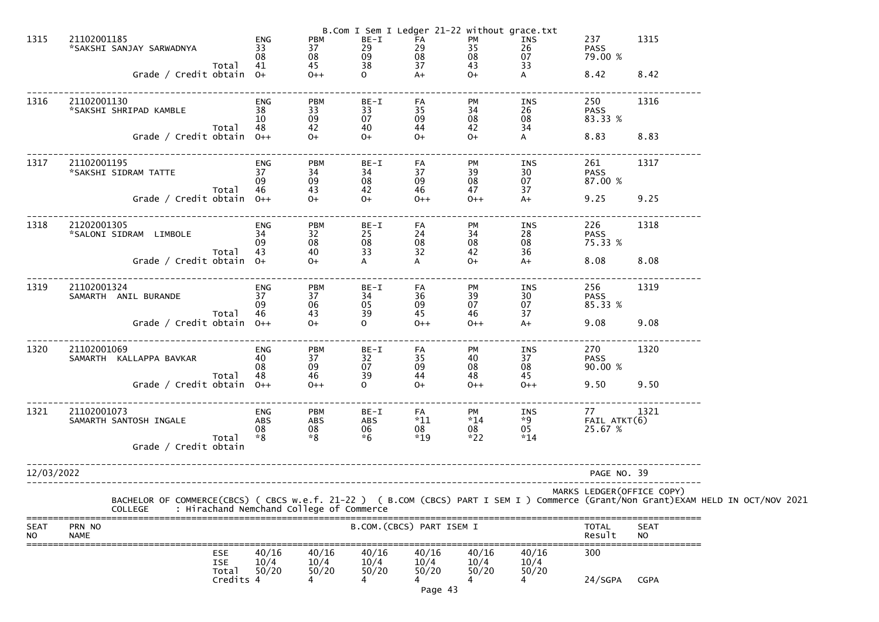| SEAT NO | PRN NO / NAME | | ENG | PBM | BE-I | FA | PM | INS | TOTAL / Result | SEAT NO |
|---|---|---|---|---|---|---|---|---|---|---|
| 1315 | 21102001185 | | ENG | PBM | BE-I | FA | PM | INS | 237 | 1315 |
| | *SAKSHI SANJAY SARWADNYA | | 33 | 37 | 29 | 29 | 35 | 26 | PASS | |
| | | | 08 | 08 | 09 | 08 | 08 | 07 | 79.00 % | |
| | | Total | 41 | 45 | 38 | 37 | 43 | 33 | | |
| | | Grade / Credit obtain | O+ | O++ | O | A+ | O+ | A | 8.42 | 8.42 |
| 1316 | 21102001130 | | ENG | PBM | BE-I | FA | PM | INS | 250 | 1316 |
| | *SAKSHI SHRIPAD KAMBLE | | 38 | 33 | 33 | 35 | 34 | 26 | PASS | |
| | | | 10 | 09 | 07 | 09 | 08 | 08 | 83.33 % | |
| | | Total | 48 | 42 | 40 | 44 | 42 | 34 | | |
| | | Grade / Credit obtain | O++ | O+ | O+ | O+ | O+ | A | 8.83 | 8.83 |
| 1317 | 21102001195 | | ENG | PBM | BE-I | FA | PM | INS | 261 | 1317 |
| | *SAKSHI SIDRAM TATTE | | 37 | 34 | 34 | 37 | 39 | 30 | PASS | |
| | | | 09 | 09 | 08 | 09 | 08 | 07 | 87.00 % | |
| | | Total | 46 | 43 | 42 | 46 | 47 | 37 | | |
| | | Grade / Credit obtain | O++ | O+ | O+ | O++ | O++ | A+ | 9.25 | 9.25 |
| 1318 | 21202001305 | | ENG | PBM | BE-I | FA | PM | INS | 226 | 1318 |
| | *SALONI SIDRAM LIMBOLE | | 34 | 32 | 25 | 24 | 34 | 28 | PASS | |
| | | | 09 | 08 | 08 | 08 | 08 | 08 | 75.33 % | |
| | | Total | 43 | 40 | 33 | 32 | 42 | 36 | | |
| | | Grade / Credit obtain | O+ | O+ | A | A | O+ | A+ | 8.08 | 8.08 |
| 1319 | 21102001324 | | ENG | PBM | BE-I | FA | PM | INS | 256 | 1319 |
| | SAMARTH ANIL BURANDE | | 37 | 37 | 34 | 36 | 39 | 30 | PASS | |
| | | | 09 | 06 | 05 | 09 | 07 | 07 | 85.33 % | |
| | | Total | 46 | 43 | 39 | 45 | 46 | 37 | | |
| | | Grade / Credit obtain | O++ | O+ | O | O++ | O++ | A+ | 9.08 | 9.08 |
| 1320 | 21102001069 | | ENG | PBM | BE-I | FA | PM | INS | 270 | 1320 |
| | SAMARTH KALLAPPA BAVKAR | | 40 | 37 | 32 | 35 | 40 | 37 | PASS | |
| | | | 08 | 09 | 07 | 09 | 08 | 08 | 90.00 % | |
| | | Total | 48 | 46 | 39 | 44 | 48 | 45 | | |
| | | Grade / Credit obtain | O++ | O++ | O | O+ | O++ | O++ | 9.50 | 9.50 |
| 1321 | 21102001073 | | ENG | PBM | BE-I | FA | PM | INS | 77 | 1321 |
| | SAMARTH SANTOSH INGALE | | ABS | ABS | ABS | *11 | *14 | *9 | FAIL ATKT(6) | |
| | | | 08 | 08 | 06 | 08 | 08 | 05 | 25.67 % | |
| | | Total | *8 | *8 | *6 | *19 | *22 | *14 | | |
| | | Grade / Credit obtain | | | | | | | | |

12/03/2022 PAGE NO. 39

MARKS LEDGER(OFFICE COPY)

BACHELOR OF COMMERCE(CBCS) ( CBCS w.e.f. 21-22 ) ( B.COM (CBCS) PART I SEM I ) Commerce (Grant/Non Grant)EXAM HELD IN OCT/NOV 2021

COLLEGE : Hirachand Nemchand College of Commerce

| SEAT NO | PRN NO NAME | | B.COM.(CBCS) PART ISEM I | | | | | | TOTAL Result | SEAT NO |
|---|---|---|---|---|---|---|---|---|---|---|
| | | ESE | 40/16 | 40/16 | 40/16 | 40/16 | 40/16 | 40/16 | 300 | |
| | | ISE | 10/4 | 10/4 | 10/4 | 10/4 | 10/4 | 10/4 | | |
| | | Total | 50/20 | 50/20 | 50/20 | 50/20 | 50/20 | 50/20 | | |
| | | Credits | 4 | 4 | 4 | 4 | 4 | 4 | 24/SGPA | CGPA |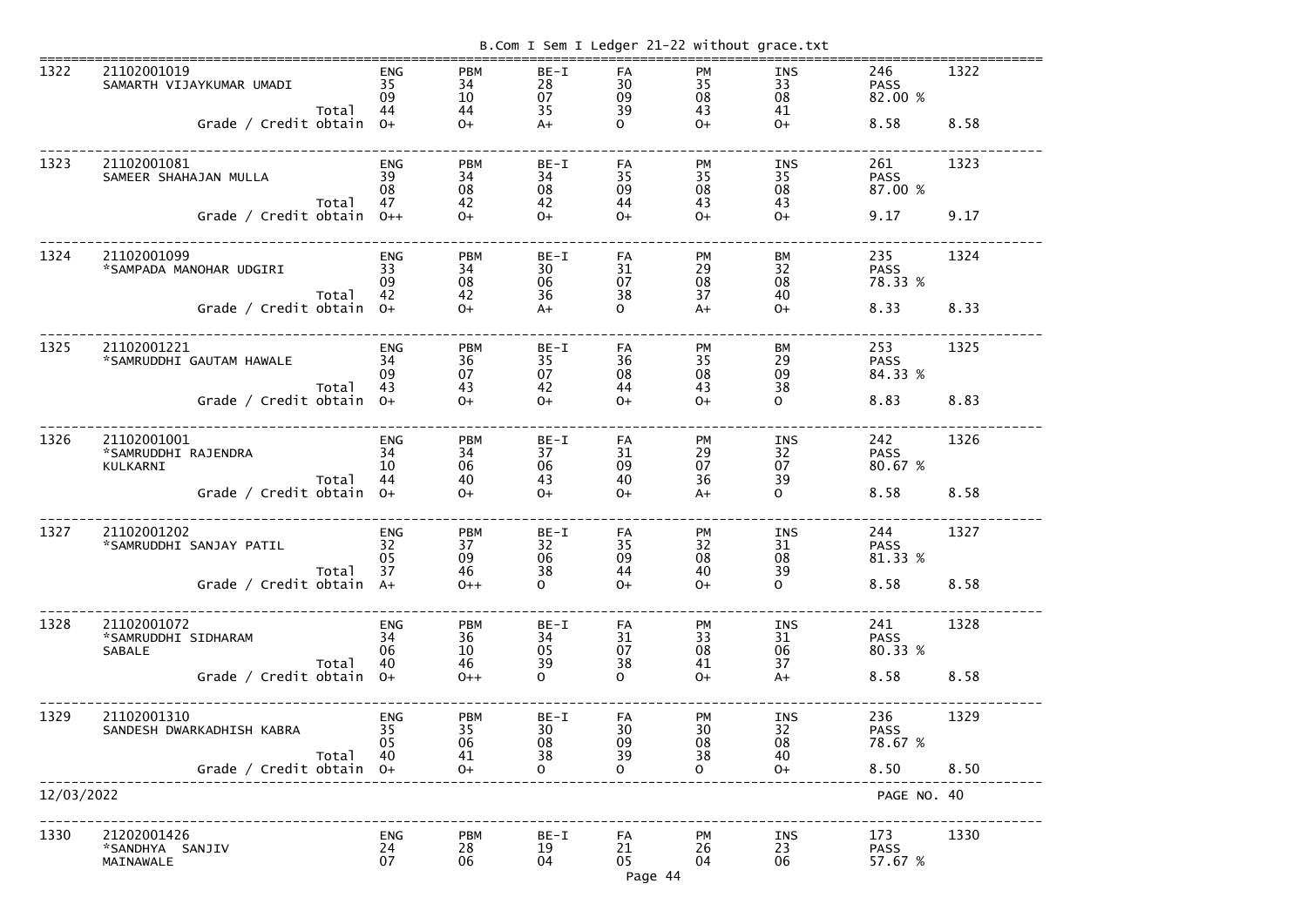| Sr | Seat No / Name | | Sub1 | Sub2 | Sub3 | Sub4 | Sub5 | Sub6 | Total / Result | Sr |
|---|---|---|---|---|---|---|---|---|---|---|
| 1322 | 21102001019 | | ENG | PBM | BE-I | FA | PM | INS | 246 | 1322 |
| | SAMARTH VIJAYKUMAR UMADI | | 35 | 34 | 28 | 30 | 35 | 33 | PASS | |
| | | | 09 | 10 | 07 | 09 | 08 | 08 | 82.00 % | |
| | | Total | 44 | 44 | 35 | 39 | 43 | 41 | | |
| | Grade / Credit obtain | | O+ | O+ | A+ | O | O+ | O+ | 8.58 | 8.58 |
| 1323 | 21102001081 | | ENG | PBM | BE-I | FA | PM | INS | 261 | 1323 |
| | SAMEER SHAHAJAN MULLA | | 39 | 34 | 34 | 35 | 35 | 35 | PASS | |
| | | | 08 | 08 | 08 | 09 | 08 | 08 | 87.00 % | |
| | | Total | 47 | 42 | 42 | 44 | 43 | 43 | | |
| | Grade / Credit obtain | | O++ | O+ | O+ | O+ | O+ | O+ | 9.17 | 9.17 |
| 1324 | 21102001099 | | ENG | PBM | BE-I | FA | PM | BM | 235 | 1324 |
| | *SAMPADA MANOHAR UDGIRI | | 33 | 34 | 30 | 31 | 29 | 32 | PASS | |
| | | | 09 | 08 | 06 | 07 | 08 | 08 | 78.33 % | |
| | | Total | 42 | 42 | 36 | 38 | 37 | 40 | | |
| | Grade / Credit obtain | | O+ | O+ | A+ | O | A+ | O+ | 8.33 | 8.33 |
| 1325 | 21102001221 | | ENG | PBM | BE-I | FA | PM | BM | 253 | 1325 |
| | *SAMRUDDHI GAUTAM HAWALE | | 34 | 36 | 35 | 36 | 35 | 29 | PASS | |
| | | | 09 | 07 | 07 | 08 | 08 | 09 | 84.33 % | |
| | | Total | 43 | 43 | 42 | 44 | 43 | 38 | | |
| | Grade / Credit obtain | | O+ | O+ | O+ | O+ | O+ | O | 8.83 | 8.83 |
| 1326 | 21102001001 | | ENG | PBM | BE-I | FA | PM | INS | 242 | 1326 |
| | *SAMRUDDHI RAJENDRA | | 34 | 34 | 37 | 31 | 29 | 32 | PASS | |
| | KULKARNI | | 10 | 06 | 06 | 09 | 07 | 07 | 80.67 % | |
| | | Total | 44 | 40 | 43 | 40 | 36 | 39 | | |
| | Grade / Credit obtain | | O+ | O+ | O+ | O+ | A+ | O | 8.58 | 8.58 |
| 1327 | 21102001202 | | ENG | PBM | BE-I | FA | PM | INS | 244 | 1327 |
| | *SAMRUDDHI SANJAY PATIL | | 32 | 37 | 32 | 35 | 32 | 31 | PASS | |
| | | | 05 | 09 | 06 | 09 | 08 | 08 | 81.33 % | |
| | | Total | 37 | 46 | 38 | 44 | 40 | 39 | | |
| | Grade / Credit obtain | | A+ | O++ | O | O+ | O+ | O | 8.58 | 8.58 |
| 1328 | 21102001072 | | ENG | PBM | BE-I | FA | PM | INS | 241 | 1328 |
| | *SAMRUDDHI SIDHARAM | | 34 | 36 | 34 | 31 | 33 | 31 | PASS | |
| | SABALE | | 06 | 10 | 05 | 07 | 08 | 06 | 80.33 % | |
| | | Total | 40 | 46 | 39 | 38 | 41 | 37 | | |
| | Grade / Credit obtain | | O+ | O++ | O | O | O+ | A+ | 8.58 | 8.58 |
| 1329 | 21102001310 | | ENG | PBM | BE-I | FA | PM | INS | 236 | 1329 |
| | SANDESH DWARKADHISH KABRA | | 35 | 35 | 30 | 30 | 30 | 32 | PASS | |
| | | | 05 | 06 | 08 | 09 | 08 | 08 | 78.67 % | |
| | | Total | 40 | 41 | 38 | 39 | 38 | 40 | | |
| | Grade / Credit obtain | | O+ | O+ | O | O | O | O+ | 8.50 | 8.50 |

12/03/2022 PAGE NO. 40

| Sr | Seat No / Name | Sub1 | Sub2 | Sub3 | Sub4 | Sub5 | Sub6 | Total / Result | Sr |
|---|---|---|---|---|---|---|---|---|---|
| 1330 | 21202001426 | ENG | PBM | BE-I | FA | PM | INS | 173 | 1330 |
| | *SANDHYA SANJIV | 24 | 28 | 19 | 21 | 26 | 23 | PASS | |
| | MAINAWALE | 07 | 06 | 04 | 05 | 04 | 06 | 57.67 % | |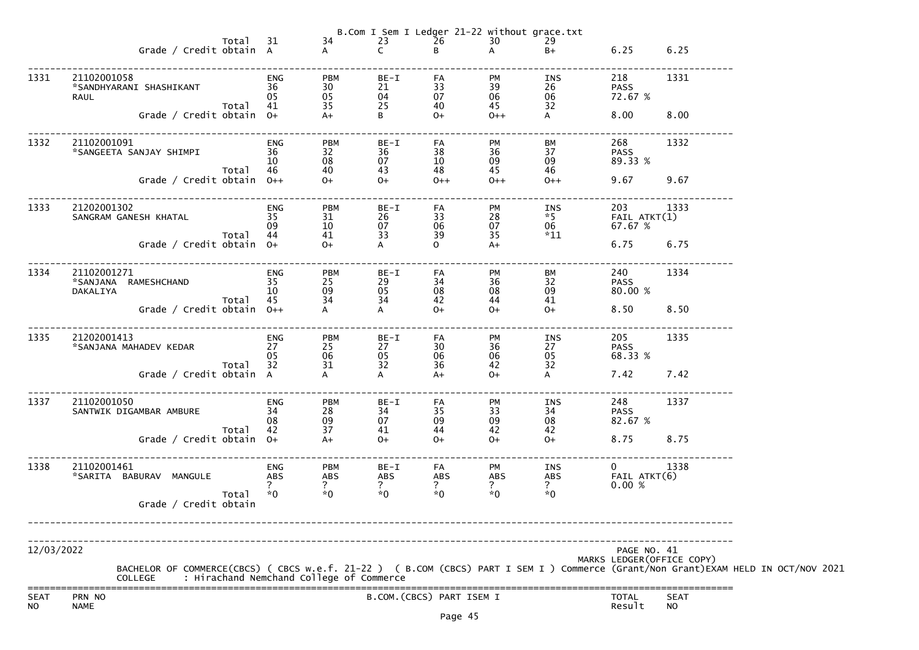| | | | | | | | | | | |
|---|---|---|---|---|---|---|---|---|---|---|
| | Total | 31 | 34 | 23 | 26 | 30 | 29 | | | |
| | Grade / Credit obtain | A | A | C | B | A | B+ | 6.25 | 6.25 | |

| SEAT NO | PRN NO / NAME | | | | | | | | TOTAL / Result | SEAT NO |
|---|---|---|---|---|---|---|---|---|---|---|
| 1331 | 21102001058 *SANDHYARANI SHASHIKANT RAUL | | ENG | PBM | BE-I | FA | PM | INS | 218 | 1331 |
| | | | 36 | 30 | 21 | 33 | 39 | 26 | PASS | |
| | | | 05 | 05 | 04 | 07 | 06 | 06 | 72.67 % | |
| | | Total | 41 | 35 | 25 | 40 | 45 | 32 | | |
| | | Grade / Credit obtain | O+ | A+ | B | O+ | O++ | A | 8.00 | 8.00 |
| 1332 | 21102001091 *SANGEETA SANJAY SHIMPI | | ENG | PBM | BE-I | FA | PM | BM | 268 | 1332 |
| | | | 36 | 32 | 36 | 38 | 36 | 37 | PASS | |
| | | | 10 | 08 | 07 | 10 | 09 | 09 | 89.33 % | |
| | | Total | 46 | 40 | 43 | 48 | 45 | 46 | | |
| | | Grade / Credit obtain | O++ | O+ | O+ | O++ | O++ | O++ | 9.67 | 9.67 |
| 1333 | 21202001302 SANGRAM GANESH KHATAL | | ENG | PBM | BE-I | FA | PM | INS | 203 | 1333 |
| | | | 35 | 31 | 26 | 33 | 28 | *5 | FAIL ATKT(1) | |
| | | | 09 | 10 | 07 | 06 | 07 | 06 | 67.67 % | |
| | | Total | 44 | 41 | 33 | 39 | 35 | *11 | | |
| | | Grade / Credit obtain | O+ | O+ | A | O | A+ | | 6.75 | 6.75 |
| 1334 | 21102001271 *SANJANA RAMESHCHAND DAKALIYA | | ENG | PBM | BE-I | FA | PM | BM | 240 | 1334 |
| | | | 35 | 25 | 29 | 34 | 36 | 32 | PASS | |
| | | | 10 | 09 | 05 | 08 | 08 | 09 | 80.00 % | |
| | | Total | 45 | 34 | 34 | 42 | 44 | 41 | | |
| | | Grade / Credit obtain | O++ | A | A | O+ | O+ | O+ | 8.50 | 8.50 |
| 1335 | 21202001413 *SANJANA MAHADEV KEDAR | | ENG | PBM | BE-I | FA | PM | INS | 205 | 1335 |
| | | | 27 | 25 | 27 | 30 | 36 | 27 | PASS | |
| | | | 05 | 06 | 05 | 06 | 06 | 05 | 68.33 % | |
| | | Total | 32 | 31 | 32 | 36 | 42 | 32 | | |
| | | Grade / Credit obtain | A | A | A | A+ | O+ | A | 7.42 | 7.42 |
| 1337 | 21102001050 SANTWIK DIGAMBAR AMBURE | | ENG | PBM | BE-I | FA | PM | INS | 248 | 1337 |
| | | | 34 | 28 | 34 | 35 | 33 | 34 | PASS | |
| | | | 08 | 09 | 07 | 09 | 09 | 08 | 82.67 % | |
| | | Total | 42 | 37 | 41 | 44 | 42 | 42 | | |
| | | Grade / Credit obtain | O+ | A+ | O+ | O+ | O+ | O+ | 8.75 | 8.75 |
| 1338 | 21102001461 *SARITA BABURAV MANGULE | | ENG | PBM | BE-I | FA | PM | INS | 0 | 1338 |
| | | | ABS | ABS | ABS | ABS | ABS | ABS | FAIL ATKT(6) | |
| | | | ? | ? | ? | ? | ? | ? | 0.00 % | |
| | | Total | *0 | *0 | *0 | *0 | *0 | *0 | | |
| | | Grade / Credit obtain | | | | | | | | |

12/03/2022

PAGE NO. 41

MARKS LEDGER(OFFICE COPY)

BACHELOR OF COMMERCE(CBCS) ( CBCS w.e.f. 21-22 ) ( B.COM (CBCS) PART I SEM I ) Commerce (Grant/Non Grant)EXAM HELD IN OCT/NOV 2021

COLLEGE : Hirachand Nemchand College of Commerce

| SEAT NO | PRN NO NAME | B.COM.(CBCS) PART ISEM I | TOTAL Result | SEAT NO |
|---|---|---|---|---|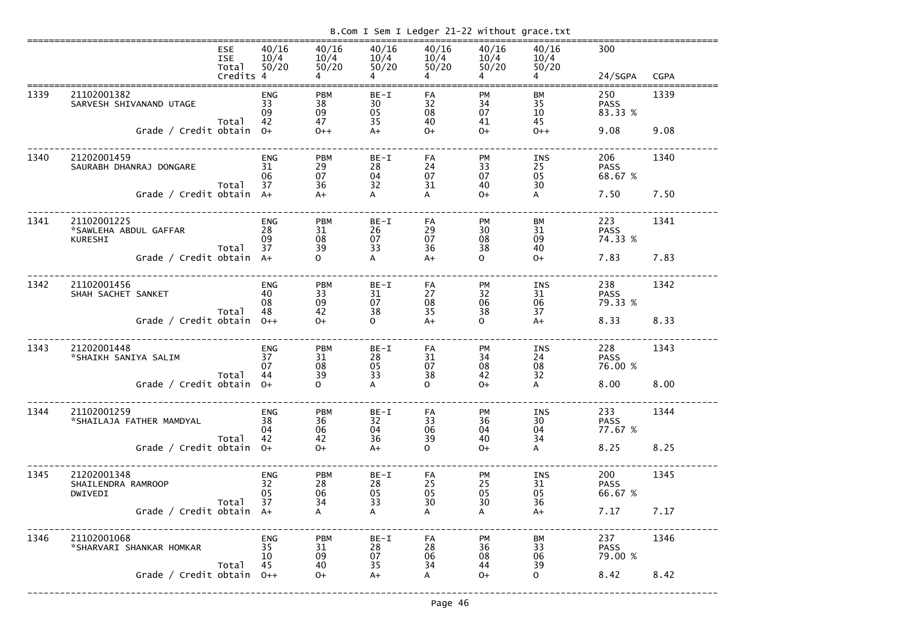B.Com I Sem I Ledger 21-22 without grace.txt

| | | | | | | | | | | |
|---|---|---|---|---|---|---|---|---|---|---|
| | | ESE | 40/16 | 40/16 | 40/16 | 40/16 | 40/16 | 40/16 | 300 | |
| | | ISE | 10/4 | 10/4 | 10/4 | 10/4 | 10/4 | 10/4 | | |
| | | Total | 50/20 | 50/20 | 50/20 | 50/20 | 50/20 | 50/20 | | |
| | | Credits | 4 | 4 | 4 | 4 | 4 | 4 | 24/SGPA | CGPA |
| 1339 | 21102001382 | | ENG | PBM | BE-I | FA | PM | BM | 250 | 1339 |
| | SARVESH SHIVANAND UTAGE | | 33 | 38 | 30 | 32 | 34 | 35 | PASS | |
| | | | 09 | 09 | 05 | 08 | 07 | 10 | 83.33 % | |
| | | Total | 42 | 47 | 35 | 40 | 41 | 45 | | |
| | Grade / Credit obtain | | O+ | O++ | A+ | O+ | O+ | O++ | 9.08 | 9.08 |
| 1340 | 21202001459 | | ENG | PBM | BE-I | FA | PM | INS | 206 | 1340 |
| | SAURABH DHANRAJ DONGARE | | 31 | 29 | 28 | 24 | 33 | 25 | PASS | |
| | | | 06 | 07 | 04 | 07 | 07 | 05 | 68.67 % | |
| | | Total | 37 | 36 | 32 | 31 | 40 | 30 | | |
| | Grade / Credit obtain | | A+ | A+ | A | A | O+ | A | 7.50 | 7.50 |
| 1341 | 21102001225 | | ENG | PBM | BE-I | FA | PM | BM | 223 | 1341 |
| | *SAWLEHA ABDUL GAFFAR | | 28 | 31 | 26 | 29 | 30 | 31 | PASS | |
| | KURESHI | | 09 | 08 | 07 | 07 | 08 | 09 | 74.33 % | |
| | | Total | 37 | 39 | 33 | 36 | 38 | 40 | | |
| | Grade / Credit obtain | | A+ | O | A | A+ | O | O+ | 7.83 | 7.83 |
| 1342 | 21102001456 | | ENG | PBM | BE-I | FA | PM | INS | 238 | 1342 |
| | SHAH SACHET SANKET | | 40 | 33 | 31 | 27 | 32 | 31 | PASS | |
| | | | 08 | 09 | 07 | 08 | 06 | 06 | 79.33 % | |
| | | Total | 48 | 42 | 38 | 35 | 38 | 37 | | |
| | Grade / Credit obtain | | O++ | O+ | O | A+ | O | A+ | 8.33 | 8.33 |
| 1343 | 21202001448 | | ENG | PBM | BE-I | FA | PM | INS | 228 | 1343 |
| | *SHAIKH SANIYA SALIM | | 37 | 31 | 28 | 31 | 34 | 24 | PASS | |
| | | | 07 | 08 | 05 | 07 | 08 | 08 | 76.00 % | |
| | | Total | 44 | 39 | 33 | 38 | 42 | 32 | | |
| | Grade / Credit obtain | | O+ | O | A | O | O+ | A | 8.00 | 8.00 |
| 1344 | 21102001259 | | ENG | PBM | BE-I | FA | PM | INS | 233 | 1344 |
| | *SHAILAJA FATHER MAMDYAL | | 38 | 36 | 32 | 33 | 36 | 30 | PASS | |
| | | | 04 | 06 | 04 | 06 | 04 | 04 | 77.67 % | |
| | | Total | 42 | 42 | 36 | 39 | 40 | 34 | | |
| | Grade / Credit obtain | | O+ | O+ | A+ | O | O+ | A | 8.25 | 8.25 |
| 1345 | 21202001348 | | ENG | PBM | BE-I | FA | PM | INS | 200 | 1345 |
| | SHAILENDRA RAMROOP | | 32 | 28 | 28 | 25 | 25 | 31 | PASS | |
| | DWIVEDI | | 05 | 06 | 05 | 05 | 05 | 05 | 66.67 % | |
| | | Total | 37 | 34 | 33 | 30 | 30 | 36 | | |
| | Grade / Credit obtain | | A+ | A | A | A | A | A+ | 7.17 | 7.17 |
| 1346 | 21102001068 | | ENG | PBM | BE-I | FA | PM | BM | 237 | 1346 |
| | *SHARVARI SHANKAR HOMKAR | | 35 | 31 | 28 | 28 | 36 | 33 | PASS | |
| | | | 10 | 09 | 07 | 06 | 08 | 06 | 79.00 % | |
| | | Total | 45 | 40 | 35 | 34 | 44 | 39 | | |
| | Grade / Credit obtain | | O++ | O+ | A+ | A | O+ | O | 8.42 | 8.42 |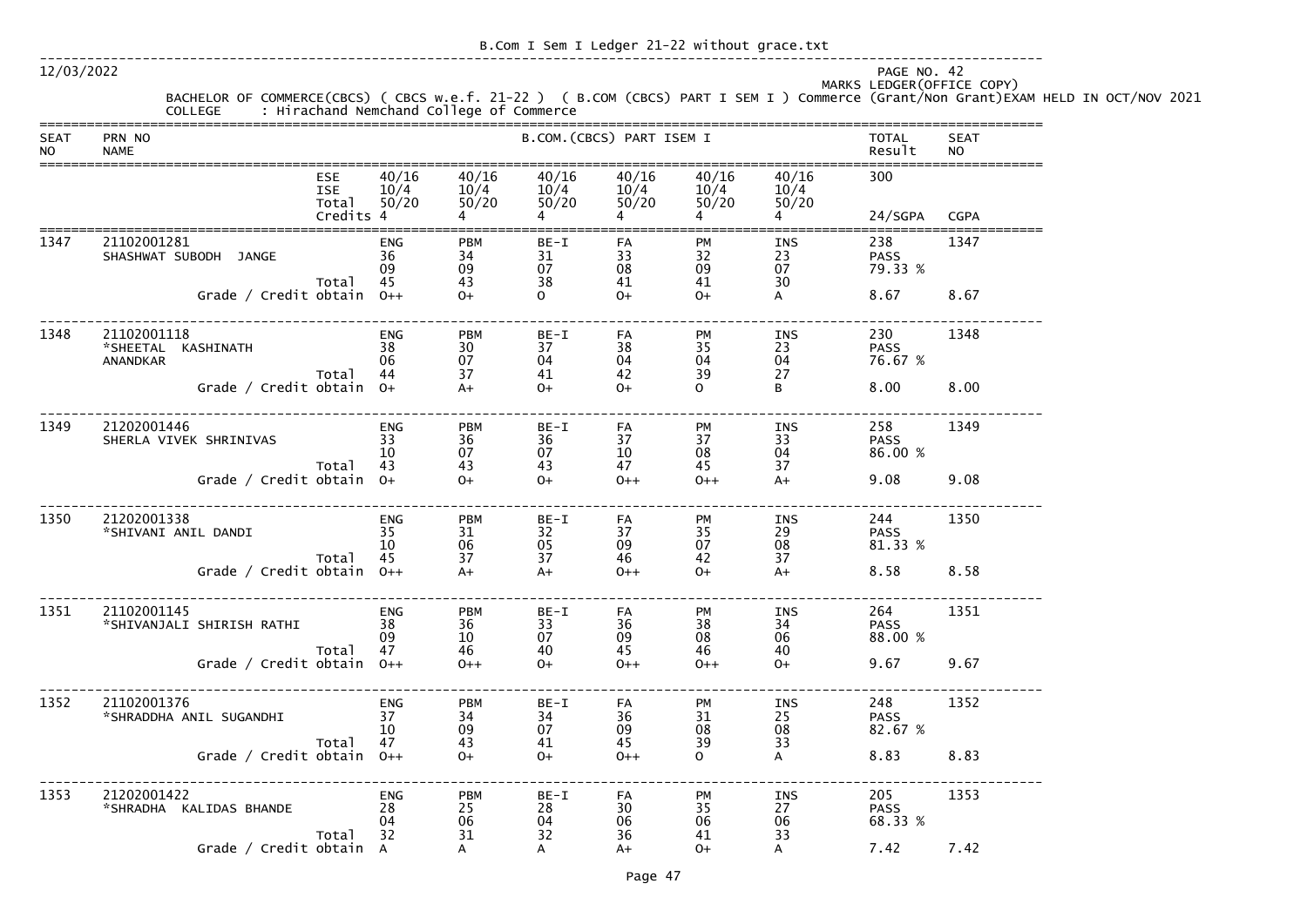12/03/2022

PAGE NO. 42

MARKS LEDGER(OFFICE COPY)

BACHELOR OF COMMERCE(CBCS) ( CBCS w.e.f. 21-22 ) ( B.COM (CBCS) PART I SEM I ) Commerce (Grant/Non Grant)EXAM HELD IN OCT/NOV 2021

COLLEGE : Hirachand Nemchand College of Commerce

| SEAT NO | PRN NO / NAME | | B.COM.(CBCS) PART ISEM I | | | | | | TOTAL Result | SEAT NO |
|---|---|---|---|---|---|---|---|---|---|---|
| | | ESE | 40/16 | 40/16 | 40/16 | 40/16 | 40/16 | 40/16 | 300 | |
| | | ISE | 10/4 | 10/4 | 10/4 | 10/4 | 10/4 | 10/4 | | |
| | | Total | 50/20 | 50/20 | 50/20 | 50/20 | 50/20 | 50/20 | | |
| | | Credits | 4 | 4 | 4 | 4 | 4 | 4 | 24/SGPA | CGPA |
| 1347 | 21102001281 | | ENG | PBM | BE-I | FA | PM | INS | 238 | 1347 |
| | SHASHWAT SUBODH JANGE | | 36 | 34 | 31 | 33 | 32 | 23 | PASS | |
| | | | 09 | 09 | 07 | 08 | 09 | 07 | 79.33 % | |
| | | Total | 45 | 43 | 38 | 41 | 41 | 30 | | |
| | | Grade / Credit obtain | O++ | O+ | O | O+ | O+ | A | 8.67 | 8.67 |
| 1348 | 21102001118 | | ENG | PBM | BE-I | FA | PM | INS | 230 | 1348 |
| | *SHEETAL KASHINATH ANANDKAR | | 38 | 30 | 37 | 38 | 35 | 23 | PASS | |
| | | | 06 | 07 | 04 | 04 | 04 | 04 | 76.67 % | |
| | | Total | 44 | 37 | 41 | 42 | 39 | 27 | | |
| | | Grade / Credit obtain | O+ | A+ | O+ | O+ | O | B | 8.00 | 8.00 |
| 1349 | 21202001446 | | ENG | PBM | BE-I | FA | PM | INS | 258 | 1349 |
| | SHERLA VIVEK SHRINIVAS | | 33 | 36 | 36 | 37 | 37 | 33 | PASS | |
| | | | 10 | 07 | 07 | 10 | 08 | 04 | 86.00 % | |
| | | Total | 43 | 43 | 43 | 47 | 45 | 37 | | |
| | | Grade / Credit obtain | O+ | O+ | O+ | O++ | O++ | A+ | 9.08 | 9.08 |
| 1350 | 21202001338 | | ENG | PBM | BE-I | FA | PM | INS | 244 | 1350 |
| | *SHIVANI ANIL DANDI | | 35 | 31 | 32 | 37 | 35 | 29 | PASS | |
| | | | 10 | 06 | 05 | 09 | 07 | 08 | 81.33 % | |
| | | Total | 45 | 37 | 37 | 46 | 42 | 37 | | |
| | | Grade / Credit obtain | O++ | A+ | A+ | O++ | O+ | A+ | 8.58 | 8.58 |
| 1351 | 21102001145 | | ENG | PBM | BE-I | FA | PM | INS | 264 | 1351 |
| | *SHIVANJALI SHIRISH RATHI | | 38 | 36 | 33 | 36 | 38 | 34 | PASS | |
| | | | 09 | 10 | 07 | 09 | 08 | 06 | 88.00 % | |
| | | Total | 47 | 46 | 40 | 45 | 46 | 40 | | |
| | | Grade / Credit obtain | O++ | O++ | O+ | O++ | O++ | O+ | 9.67 | 9.67 |
| 1352 | 21102001376 | | ENG | PBM | BE-I | FA | PM | INS | 248 | 1352 |
| | *SHRADDHA ANIL SUGANDHI | | 37 | 34 | 34 | 36 | 31 | 25 | PASS | |
| | | | 10 | 09 | 07 | 09 | 08 | 08 | 82.67 % | |
| | | Total | 47 | 43 | 41 | 45 | 39 | 33 | | |
| | | Grade / Credit obtain | O++ | O+ | O+ | O++ | O | A | 8.83 | 8.83 |
| 1353 | 21202001422 | | ENG | PBM | BE-I | FA | PM | INS | 205 | 1353 |
| | *SHRADHA KALIDAS BHANDE | | 28 | 25 | 28 | 30 | 35 | 27 | PASS | |
| | | | 04 | 06 | 04 | 06 | 06 | 06 | 68.33 % | |
| | | Total | 32 | 31 | 32 | 36 | 41 | 33 | | |
| | | Grade / Credit obtain | A | A | A | A+ | O+ | A | 7.42 | 7.42 |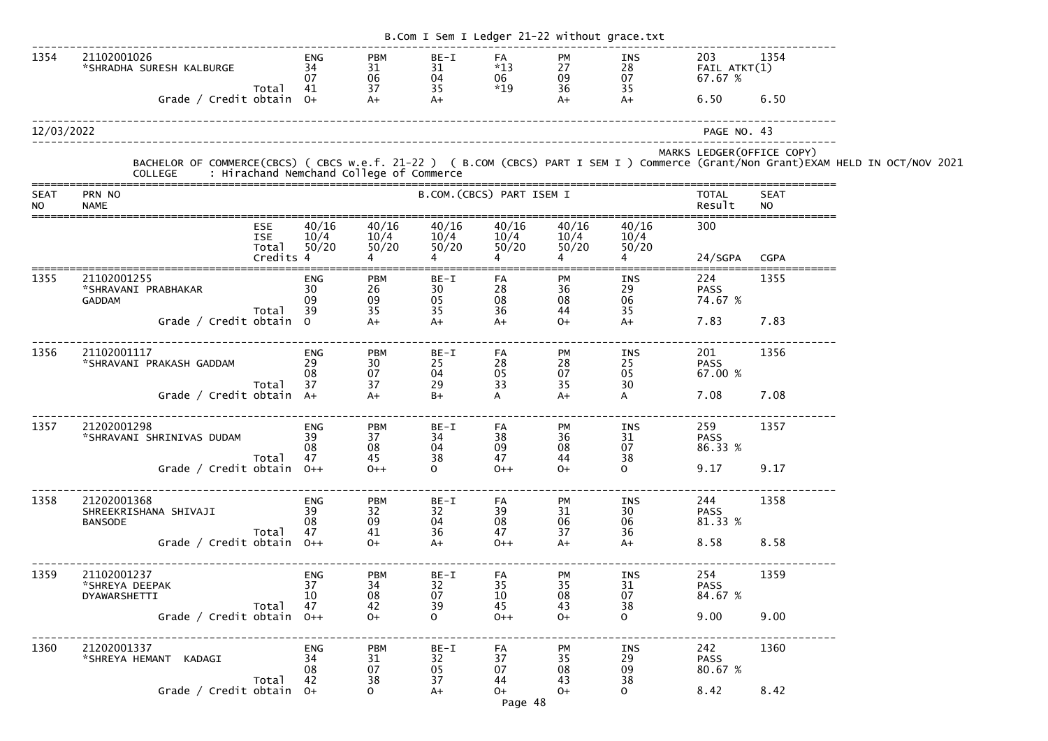| 1354 | 21102001026 | | ENG | PBM | BE-I | FA | PM | INS | 203 | 1354 |
|---|---|---|---|---|---|---|---|---|---|---|
| | *SHRADHA SURESH KALBURGE | | 34 | 31 | 31 | *13 | 27 | 28 | FAIL ATKT(1) | |
| | | | 07 | 06 | 04 | 06 | 09 | 07 | 67.67 % | |
| | | Total | 41 | 37 | 35 | *19 | 36 | 35 | | |
| | | Grade / Credit obtain | O+ | A+ | A+ | | A+ | A+ | 6.50 | 6.50 |

12/03/2022 PAGE NO. 43

MARKS LEDGER(OFFICE COPY)

BACHELOR OF COMMERCE(CBCS) ( CBCS w.e.f. 21-22 ) ( B.COM (CBCS) PART I SEM I ) Commerce (Grant/Non Grant)EXAM HELD IN OCT/NOV 2021

COLLEGE : Hirachand Nemchand College of Commerce

| SEAT NO | PRN NO NAME | | B.COM.(CBCS) PART ISEM I | | | | | | TOTAL Result | SEAT NO |
|---|---|---|---|---|---|---|---|---|---|---|
| | | ESE | 40/16 | 40/16 | 40/16 | 40/16 | 40/16 | 40/16 | 300 | |
| | | ISE | 10/4 | 10/4 | 10/4 | 10/4 | 10/4 | 10/4 | | |
| | | Total | 50/20 | 50/20 | 50/20 | 50/20 | 50/20 | 50/20 | | |
| | | Credits | 4 | 4 | 4 | 4 | 4 | 4 | 24/SGPA | CGPA |
| 1355 | 21102001255 | | ENG | PBM | BE-I | FA | PM | INS | 224 | 1355 |
| | *SHRAVANI PRABHAKAR | | 30 | 26 | 30 | 28 | 36 | 29 | PASS | |
| | GADDAM | | 09 | 09 | 05 | 08 | 08 | 06 | 74.67 % | |
| | | Total | 39 | 35 | 35 | 36 | 44 | 35 | | |
| | | Grade / Credit obtain | O | A+ | A+ | A+ | O+ | A+ | 7.83 | 7.83 |
| 1356 | 21102001117 | | ENG | PBM | BE-I | FA | PM | INS | 201 | 1356 |
| | *SHRAVANI PRAKASH GADDAM | | 29 | 30 | 25 | 28 | 28 | 25 | PASS | |
| | | | 08 | 07 | 04 | 05 | 07 | 05 | 67.00 % | |
| | | Total | 37 | 37 | 29 | 33 | 35 | 30 | | |
| | | Grade / Credit obtain | A+ | A+ | B+ | A | A+ | A | 7.08 | 7.08 |
| 1357 | 21202001298 | | ENG | PBM | BE-I | FA | PM | INS | 259 | 1357 |
| | *SHRAVANI SHRINIVAS DUDAM | | 39 | 37 | 34 | 38 | 36 | 31 | PASS | |
| | | | 08 | 08 | 04 | 09 | 08 | 07 | 86.33 % | |
| | | Total | 47 | 45 | 38 | 47 | 44 | 38 | | |
| | | Grade / Credit obtain | O++ | O++ | O | O++ | O+ | O | 9.17 | 9.17 |
| 1358 | 21202001368 | | ENG | PBM | BE-I | FA | PM | INS | 244 | 1358 |
| | SHREEKRISHANA SHIVAJI | | 39 | 32 | 32 | 39 | 31 | 30 | PASS | |
| | BANSODE | | 08 | 09 | 04 | 08 | 06 | 06 | 81.33 % | |
| | | Total | 47 | 41 | 36 | 47 | 37 | 36 | | |
| | | Grade / Credit obtain | O++ | O+ | A+ | O++ | A+ | A+ | 8.58 | 8.58 |
| 1359 | 21102001237 | | ENG | PBM | BE-I | FA | PM | INS | 254 | 1359 |
| | *SHREYA DEEPAK | | 37 | 34 | 32 | 35 | 35 | 31 | PASS | |
| | DYAWARSHETTI | | 10 | 08 | 07 | 10 | 08 | 07 | 84.67 % | |
| | | Total | 47 | 42 | 39 | 45 | 43 | 38 | | |
| | | Grade / Credit obtain | O++ | O+ | O | O++ | O+ | O | 9.00 | 9.00 |
| 1360 | 21202001337 | | ENG | PBM | BE-I | FA | PM | INS | 242 | 1360 |
| | *SHREYA HEMANT KADAGI | | 34 | 31 | 32 | 37 | 35 | 29 | PASS | |
| | | | 08 | 07 | 05 | 07 | 08 | 09 | 80.67 % | |
| | | Total | 42 | 38 | 37 | 44 | 43 | 38 | | |
| | | Grade / Credit obtain | O+ | O | A+ | O+ | O+ | O | 8.42 | 8.42 |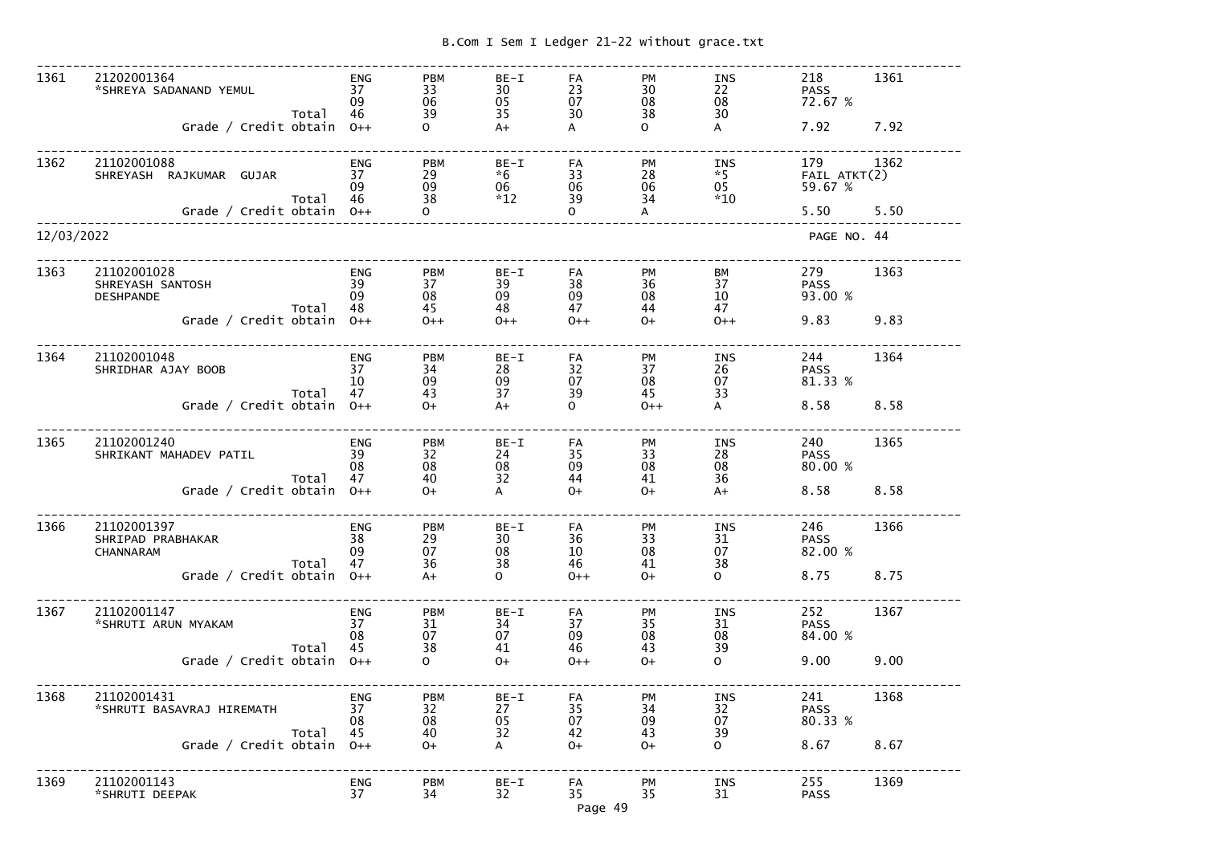| Sr. | Seat No. / Name | | Subj 1 | Subj 2 | Subj 3 | Subj 4 | Subj 5 | Subj 6 | Total / Result | |
|---|---|---|---|---|---|---|---|---|---|---|
| 1361 | 21202001364 | | ENG | PBM | BE-I | FA | PM | INS | 218 | 1361 |
| | *SHREYA SADANAND YEMUL | | 37 | 33 | 30 | 23 | 30 | 22 | PASS | |
| | | | 09 | 06 | 05 | 07 | 08 | 08 | 72.67 % | |
| | | Total | 46 | 39 | 35 | 30 | 38 | 30 | | |
| | | Grade / Credit obtain | O++ | O | A+ | A | O | A | 7.92 | 7.92 |
| 1362 | 21102001088 | | ENG | PBM | BE-I | FA | PM | INS | 179 | 1362 |
| | SHREYASH RAJKUMAR GUJAR | | 37 | 29 | *6 | 33 | 28 | *5 | FAIL ATKT(2) | |
| | | | 09 | 09 | 06 | 06 | 06 | 05 | 59.67 % | |
| | | Total | 46 | 38 | *12 | 39 | 34 | *10 | | |
| | | Grade / Credit obtain | O++ | O | | O | A | | 5.50 | 5.50 |

12/03/2022 PAGE NO. 44

| Sr. | Seat No. / Name | | Subj 1 | Subj 2 | Subj 3 | Subj 4 | Subj 5 | Subj 6 | Total / Result | |
|---|---|---|---|---|---|---|---|---|---|---|
| 1363 | 21102001028 | | ENG | PBM | BE-I | FA | PM | BM | 279 | 1363 |
| | SHREYASH SANTOSH | | 39 | 37 | 39 | 38 | 36 | 37 | PASS | |
| | DESHPANDE | | 09 | 08 | 09 | 09 | 08 | 10 | 93.00 % | |
| | | Total | 48 | 45 | 48 | 47 | 44 | 47 | | |
| | | Grade / Credit obtain | O++ | O++ | O++ | O++ | O+ | O++ | 9.83 | 9.83 |
| 1364 | 21102001048 | | ENG | PBM | BE-I | FA | PM | INS | 244 | 1364 |
| | SHRIDHAR AJAY BOOB | | 37 | 34 | 28 | 32 | 37 | 26 | PASS | |
| | | | 10 | 09 | 09 | 07 | 08 | 07 | 81.33 % | |
| | | Total | 47 | 43 | 37 | 39 | 45 | 33 | | |
| | | Grade / Credit obtain | O++ | O+ | A+ | O | O++ | A | 8.58 | 8.58 |
| 1365 | 21102001240 | | ENG | PBM | BE-I | FA | PM | INS | 240 | 1365 |
| | SHRIKANT MAHADEV PATIL | | 39 | 32 | 24 | 35 | 33 | 28 | PASS | |
| | | | 08 | 08 | 08 | 09 | 08 | 08 | 80.00 % | |
| | | Total | 47 | 40 | 32 | 44 | 41 | 36 | | |
| | | Grade / Credit obtain | O++ | O+ | A | O+ | O+ | A+ | 8.58 | 8.58 |
| 1366 | 21102001397 | | ENG | PBM | BE-I | FA | PM | INS | 246 | 1366 |
| | SHRIPAD PRABHAKAR | | 38 | 29 | 30 | 36 | 33 | 31 | PASS | |
| | CHANNARAM | | 09 | 07 | 08 | 10 | 08 | 07 | 82.00 % | |
| | | Total | 47 | 36 | 38 | 46 | 41 | 38 | | |
| | | Grade / Credit obtain | O++ | A+ | O | O++ | O+ | O | 8.75 | 8.75 |
| 1367 | 21102001147 | | ENG | PBM | BE-I | FA | PM | INS | 252 | 1367 |
| | *SHRUTI ARUN MYAKAM | | 37 | 31 | 34 | 37 | 35 | 31 | PASS | |
| | | | 08 | 07 | 07 | 09 | 08 | 08 | 84.00 % | |
| | | Total | 45 | 38 | 41 | 46 | 43 | 39 | | |
| | | Grade / Credit obtain | O++ | O | O+ | O++ | O+ | O | 9.00 | 9.00 |
| 1368 | 21102001431 | | ENG | PBM | BE-I | FA | PM | INS | 241 | 1368 |
| | *SHRUTI BASAVRAJ HIREMATH | | 37 | 32 | 27 | 35 | 34 | 32 | PASS | |
| | | | 08 | 08 | 05 | 07 | 09 | 07 | 80.33 % | |
| | | Total | 45 | 40 | 32 | 42 | 43 | 39 | | |
| | | Grade / Credit obtain | O++ | O+ | A | O+ | O+ | O | 8.67 | 8.67 |
| 1369 | 21102001143 | | ENG | PBM | BE-I | FA | PM | INS | 255 | 1369 |
| | *SHRUTI DEEPAK | | 37 | 34 | 32 | 35 | 35 | 31 | PASS | |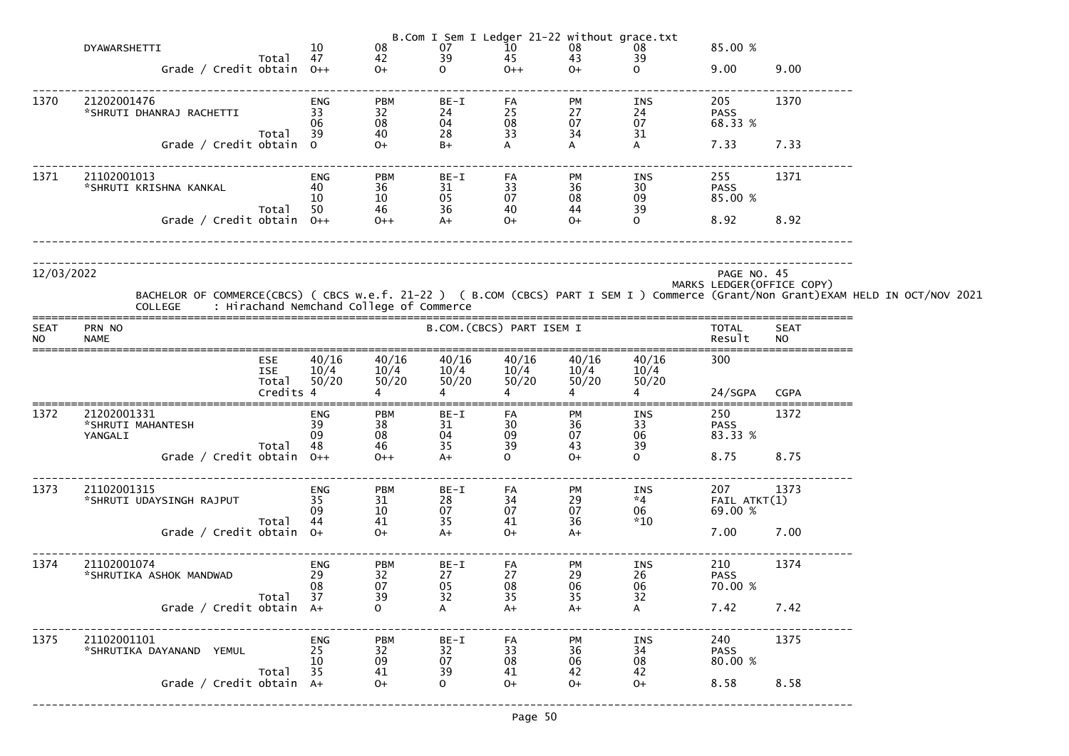| SEAT NO | PRN NO / NAME | | ENG | PBM | BE-I | FA | PM | INS | TOTAL / Result | SEAT NO |
|---|---|---|---|---|---|---|---|---|---|---|
| | DYAWARSHETTI | | 10 | 08 | 07 | 10 | 08 | 08 | 85.00 % | |
| | | Total | 47 | 42 | 39 | 45 | 43 | 39 | | |
| | | Grade / Credit obtain | O++ | O+ | O | O++ | O+ | O | 9.00 | 9.00 |
| 1370 | 21202001476 | | ENG | PBM | BE-I | FA | PM | INS | 205 | 1370 |
| | *SHRUTI DHANRAJ RACHETTI | | 33 | 32 | 24 | 25 | 27 | 24 | PASS | |
| | | | 06 | 08 | 04 | 08 | 07 | 07 | 68.33 % | |
| | | Total | 39 | 40 | 28 | 33 | 34 | 31 | | |
| | | Grade / Credit obtain | O | O+ | B+ | A | A | A | 7.33 | 7.33 |
| 1371 | 21102001013 | | ENG | PBM | BE-I | FA | PM | INS | 255 | 1371 |
| | *SHRUTI KRISHNA KANKAL | | 40 | 36 | 31 | 33 | 36 | 30 | PASS | |
| | | | 10 | 10 | 05 | 07 | 08 | 09 | 85.00 % | |
| | | Total | 50 | 46 | 36 | 40 | 44 | 39 | | |
| | | Grade / Credit obtain | O++ | O++ | A+ | O+ | O+ | O | 8.92 | 8.92 |

12/03/2022

PAGE NO. 45

MARKS LEDGER(OFFICE COPY)

BACHELOR OF COMMERCE(CBCS) ( CBCS w.e.f. 21-22 ) ( B.COM (CBCS) PART I SEM I ) Commerce (Grant/Non Grant)EXAM HELD IN OCT/NOV 2021

COLLEGE : Hirachand Nemchand College of Commerce

| SEAT NO | PRN NO NAME | | B.COM.(CBCS) PART ISEM I | | | | | | TOTAL Result | SEAT NO |
|---|---|---|---|---|---|---|---|---|---|---|
| | | ESE | 40/16 | 40/16 | 40/16 | 40/16 | 40/16 | 40/16 | 300 | |
| | | ISE | 10/4 | 10/4 | 10/4 | 10/4 | 10/4 | 10/4 | | |
| | | Total | 50/20 | 50/20 | 50/20 | 50/20 | 50/20 | 50/20 | | |
| | | Credits | 4 | 4 | 4 | 4 | 4 | 4 | 24/SGPA | CGPA |
| 1372 | 21202001331 | | ENG | PBM | BE-I | FA | PM | INS | 250 | 1372 |
| | *SHRUTI MAHANTESH | | 39 | 38 | 31 | 30 | 36 | 33 | PASS | |
| | YANGALI | | 09 | 08 | 04 | 09 | 07 | 06 | 83.33 % | |
| | | Total | 48 | 46 | 35 | 39 | 43 | 39 | | |
| | | Grade / Credit obtain | O++ | O++ | A+ | O | O+ | O | 8.75 | 8.75 |
| 1373 | 21102001315 | | ENG | PBM | BE-I | FA | PM | INS | 207 | 1373 |
| | *SHRUTI UDAYSINGH RAJPUT | | 35 | 31 | 28 | 34 | 29 | *4 | FAIL ATKT(1) | |
| | | | 09 | 10 | 07 | 07 | 07 | 06 | 69.00 % | |
| | | Total | 44 | 41 | 35 | 41 | 36 | *10 | | |
| | | Grade / Credit obtain | O+ | O+ | A+ | O+ | A+ | | 7.00 | 7.00 |
| 1374 | 21102001074 | | ENG | PBM | BE-I | FA | PM | INS | 210 | 1374 |
| | *SHRUTIKA ASHOK MANDWAD | | 29 | 32 | 27 | 27 | 29 | 26 | PASS | |
| | | | 08 | 07 | 05 | 08 | 06 | 06 | 70.00 % | |
| | | Total | 37 | 39 | 32 | 35 | 35 | 32 | | |
| | | Grade / Credit obtain | A+ | O | A | A+ | A+ | A | 7.42 | 7.42 |
| 1375 | 21102001101 | | ENG | PBM | BE-I | FA | PM | INS | 240 | 1375 |
| | *SHRUTIKA DAYANAND YEMUL | | 25 | 32 | 32 | 33 | 36 | 34 | PASS | |
| | | | 10 | 09 | 07 | 08 | 06 | 08 | 80.00 % | |
| | | Total | 35 | 41 | 39 | 41 | 42 | 42 | | |
| | | Grade / Credit obtain | A+ | O+ | O | O+ | O+ | O+ | 8.58 | 8.58 |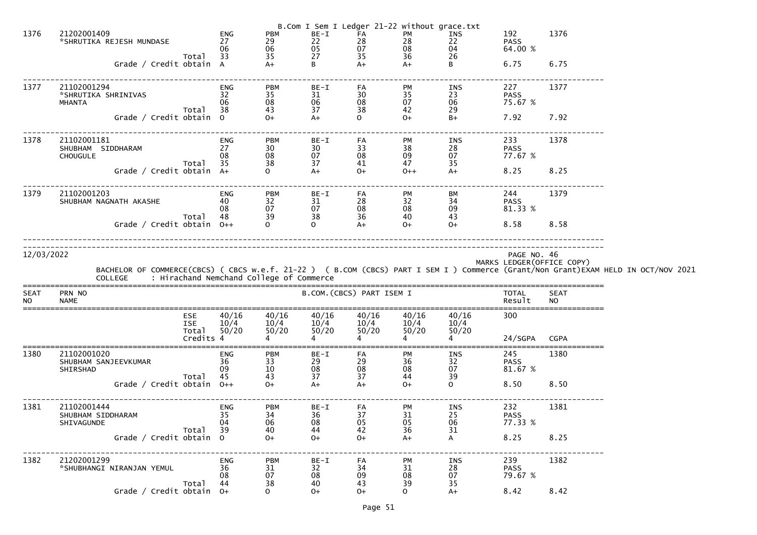B.Com I Sem I Ledger 21-22 without grace.txt

| SEAT NO | PRN NO / NAME | | | | | | | | TOTAL / Result | SEAT NO |
|---|---|---|---|---|---|---|---|---|---|---|
| 1376 | 21202001409 | | ENG | PBM | BE-I | FA | PM | INS | 192 | 1376 |
| | *SHRUTIKA REJESH MUNDASE | | 27 | 29 | 22 | 28 | 28 | 22 | PASS | |
| | | | 06 | 06 | 05 | 07 | 08 | 04 | 64.00 % | |
| | | Total | 33 | 35 | 27 | 35 | 36 | 26 | | |
| | | Grade / Credit obtain | A | A+ | B | A+ | A+ | B | 6.75 | 6.75 |
| 1377 | 21102001294 | | ENG | PBM | BE-I | FA | PM | INS | 227 | 1377 |
| | *SHRUTIKA SHRINIVAS | | 32 | 35 | 31 | 30 | 35 | 23 | PASS | |
| | MHANTA | | 06 | 08 | 06 | 08 | 07 | 06 | 75.67 % | |
| | | Total | 38 | 43 | 37 | 38 | 42 | 29 | | |
| | | Grade / Credit obtain | O | O+ | A+ | O | O+ | B+ | 7.92 | 7.92 |
| 1378 | 21102001181 | | ENG | PBM | BE-I | FA | PM | INS | 233 | 1378 |
| | SHUBHAM SIDDHARAM | | 27 | 30 | 30 | 33 | 38 | 28 | PASS | |
| | CHOUGULE | | 08 | 08 | 07 | 08 | 09 | 07 | 77.67 % | |
| | | Total | 35 | 38 | 37 | 41 | 47 | 35 | | |
| | | Grade / Credit obtain | A+ | O | A+ | O+ | O++ | A+ | 8.25 | 8.25 |
| 1379 | 21102001203 | | ENG | PBM | BE-I | FA | PM | BM | 244 | 1379 |
| | SHUBHAM NAGNATH AKASHE | | 40 | 32 | 31 | 28 | 32 | 34 | PASS | |
| | | | 08 | 07 | 07 | 08 | 08 | 09 | 81.33 % | |
| | | Total | 48 | 39 | 38 | 36 | 40 | 43 | | |
| | | Grade / Credit obtain | O++ | O | O | A+ | O+ | O+ | 8.58 | 8.58 |

12/03/2022

PAGE NO. 46

MARKS LEDGER(OFFICE COPY)

BACHELOR OF COMMERCE(CBCS) ( CBCS w.e.f. 21-22 ) ( B.COM (CBCS) PART I SEM I ) Commerce (Grant/Non Grant)EXAM HELD IN OCT/NOV 2021

COLLEGE : Hirachand Nemchand College of Commerce

| SEAT NO | PRN NO / NAME | B.COM.(CBCS) PART ISEM I | | | | | | | TOTAL / Result | SEAT NO |
|---|---|---|---|---|---|---|---|---|---|---|
| | | ESE | 40/16 | 40/16 | 40/16 | 40/16 | 40/16 | 40/16 | 300 | |
| | | ISE | 10/4 | 10/4 | 10/4 | 10/4 | 10/4 | 10/4 | | |
| | | Total | 50/20 | 50/20 | 50/20 | 50/20 | 50/20 | 50/20 | | |
| | | Credits | 4 | 4 | 4 | 4 | 4 | 4 | 24/SGPA | CGPA |
| 1380 | 21102001020 | | ENG | PBM | BE-I | FA | PM | INS | 245 | 1380 |
| | SHUBHAM SANJEEVKUMAR | | 36 | 33 | 29 | 29 | 36 | 32 | PASS | |
| | SHIRSHAD | | 09 | 10 | 08 | 08 | 08 | 07 | 81.67 % | |
| | | Total | 45 | 43 | 37 | 37 | 44 | 39 | | |
| | | Grade / Credit obtain | O++ | O+ | A+ | A+ | O+ | O | 8.50 | 8.50 |
| 1381 | 21102001444 | | ENG | PBM | BE-I | FA | PM | INS | 232 | 1381 |
| | SHUBHAM SIDDHARAM | | 35 | 34 | 36 | 37 | 31 | 25 | PASS | |
| | SHIVAGUNDE | | 04 | 06 | 08 | 05 | 05 | 06 | 77.33 % | |
| | | Total | 39 | 40 | 44 | 42 | 36 | 31 | | |
| | | Grade / Credit obtain | O | O+ | O+ | O+ | A+ | A | 8.25 | 8.25 |
| 1382 | 21202001299 | | ENG | PBM | BE-I | FA | PM | INS | 239 | 1382 |
| | *SHUBHANGI NIRANJAN YEMUL | | 36 | 31 | 32 | 34 | 31 | 28 | PASS | |
| | | | 08 | 07 | 08 | 09 | 08 | 07 | 79.67 % | |
| | | Total | 44 | 38 | 40 | 43 | 39 | 35 | | |
| | | Grade / Credit obtain | O+ | O | O+ | O+ | O | A+ | 8.42 | 8.42 |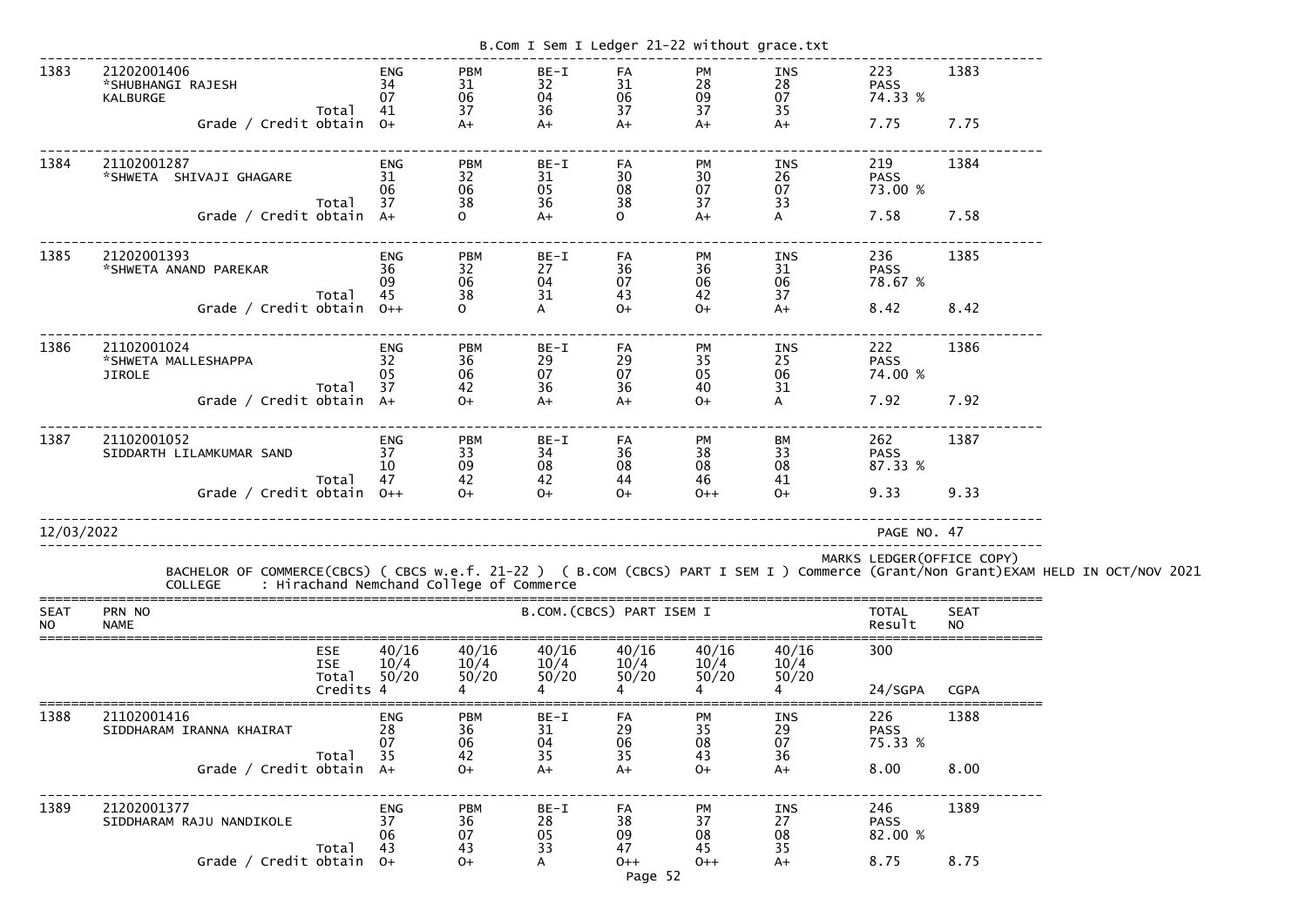| SEAT NO | PRN NO / NAME | | Sub1 | Sub2 | Sub3 | Sub4 | Sub5 | Sub6 | TOTAL / Result | SEAT NO |
|---|---|---|---|---|---|---|---|---|---|---|
| 1383 | 21202001406 *SHUBHANGI RAJESH KALBURGE | | ENG | PBM | BE-I | FA | PM | INS | 223 | 1383 |
| | | | 34 | 31 | 32 | 31 | 28 | 28 | PASS | |
| | | | 07 | 06 | 04 | 06 | 09 | 07 | 74.33 % | |
| | | Total | 41 | 37 | 36 | 37 | 37 | 35 | | |
| | | Grade / Credit obtain | O+ | A+ | A+ | A+ | A+ | A+ | 7.75 | 7.75 |
| 1384 | 21102001287 *SHWETA SHIVAJI GHAGARE | | ENG | PBM | BE-I | FA | PM | INS | 219 | 1384 |
| | | | 31 | 32 | 31 | 30 | 30 | 26 | PASS | |
| | | | 06 | 06 | 05 | 08 | 07 | 07 | 73.00 % | |
| | | Total | 37 | 38 | 36 | 38 | 37 | 33 | | |
| | | Grade / Credit obtain | A+ | O | A+ | O | A+ | A | 7.58 | 7.58 |
| 1385 | 21202001393 *SHWETA ANAND PAREKAR | | ENG | PBM | BE-I | FA | PM | INS | 236 | 1385 |
| | | | 36 | 32 | 27 | 36 | 36 | 31 | PASS | |
| | | | 09 | 06 | 04 | 07 | 06 | 06 | 78.67 % | |
| | | Total | 45 | 38 | 31 | 43 | 42 | 37 | | |
| | | Grade / Credit obtain | O++ | O | A | O+ | O+ | A+ | 8.42 | 8.42 |
| 1386 | 21102001024 *SHWETA MALLESHAPPA JIROLE | | ENG | PBM | BE-I | FA | PM | INS | 222 | 1386 |
| | | | 32 | 36 | 29 | 29 | 35 | 25 | PASS | |
| | | | 05 | 06 | 07 | 07 | 05 | 06 | 74.00 % | |
| | | Total | 37 | 42 | 36 | 36 | 40 | 31 | | |
| | | Grade / Credit obtain | A+ | O+ | A+ | A+ | O+ | A | 7.92 | 7.92 |
| 1387 | 21102001052 SIDDARTH LILAMKUMAR SAND | | ENG | PBM | BE-I | FA | PM | BM | 262 | 1387 |
| | | | 37 | 33 | 34 | 36 | 38 | 33 | PASS | |
| | | | 10 | 09 | 08 | 08 | 08 | 08 | 87.33 % | |
| | | Total | 47 | 42 | 42 | 44 | 46 | 41 | | |
| | | Grade / Credit obtain | O++ | O+ | O+ | O+ | O++ | O+ | 9.33 | 9.33 |

12/03/2022 PAGE NO. 47

MARKS LEDGER(OFFICE COPY)

BACHELOR OF COMMERCE(CBCS) ( CBCS w.e.f. 21-22 ) ( B.COM (CBCS) PART I SEM I ) Commerce (Grant/Non Grant)EXAM HELD IN OCT/NOV 2021

COLLEGE : Hirachand Nemchand College of Commerce

| SEAT NO | PRN NO / NAME | B.COM.(CBCS) PART ISEM I | | | | | | | TOTAL Result | SEAT NO |
|---|---|---|---|---|---|---|---|---|---|---|
| | | ESE | 40/16 | 40/16 | 40/16 | 40/16 | 40/16 | 40/16 | 300 | |
| | | ISE | 10/4 | 10/4 | 10/4 | 10/4 | 10/4 | 10/4 | | |
| | | Total | 50/20 | 50/20 | 50/20 | 50/20 | 50/20 | 50/20 | | |
| | | Credits | 4 | 4 | 4 | 4 | 4 | 4 | 24/SGPA | CGPA |
| 1388 | 21102001416 SIDDHARAM IRANNA KHAIRAT | | ENG | PBM | BE-I | FA | PM | INS | 226 | 1388 |
| | | | 28 | 36 | 31 | 29 | 35 | 29 | PASS | |
| | | | 07 | 06 | 04 | 06 | 08 | 07 | 75.33 % | |
| | | Total | 35 | 42 | 35 | 35 | 43 | 36 | | |
| | | Grade / Credit obtain | A+ | O+ | A+ | A+ | O+ | A+ | 8.00 | 8.00 |
| 1389 | 21202001377 SIDDHARAM RAJU NANDIKOLE | | ENG | PBM | BE-I | FA | PM | INS | 246 | 1389 |
| | | | 37 | 36 | 28 | 38 | 37 | 27 | PASS | |
| | | | 06 | 07 | 05 | 09 | 08 | 08 | 82.00 % | |
| | | Total | 43 | 43 | 33 | 47 | 45 | 35 | | |
| | | Grade / Credit obtain | O+ | O+ | A | O++ | O++ | A+ | 8.75 | 8.75 |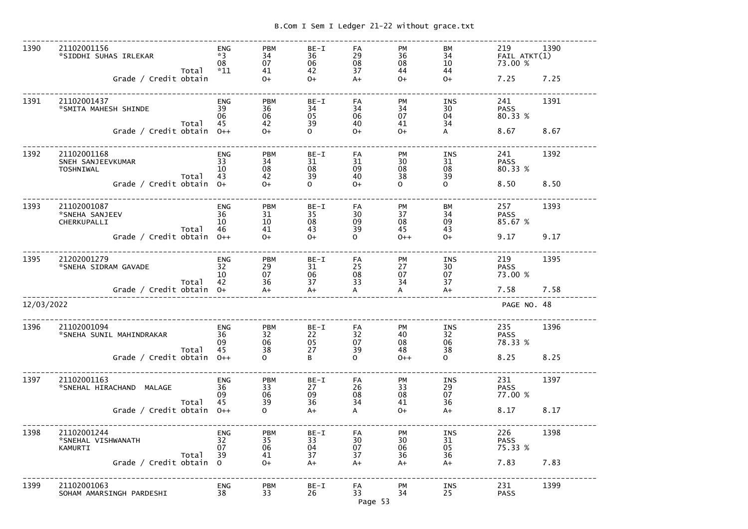| Sr | Seat No / Name | | Sub 1 | Sub 2 | Sub 3 | Sub 4 | Sub 5 | Sub 6 | Result | Sr |
|---|---|---|---|---|---|---|---|---|---|---|
| 1390 | 21102001156 | | ENG | PBM | BE-I | FA | PM | BM | 219 | 1390 |
| | *SIDDHI SUHAS IRLEKAR | | *3 | 34 | 36 | 29 | 36 | 34 | FAIL ATKT(1) | |
| | | | 08 | 07 | 06 | 08 | 08 | 10 | 73.00 % | |
| | | Total | *11 | 41 | 42 | 37 | 44 | 44 | | |
| | Grade / Credit obtain | | | O+ | O+ | A+ | O+ | O+ | 7.25 | 7.25 |
| 1391 | 21102001437 | | ENG | PBM | BE-I | FA | PM | INS | 241 | 1391 |
| | *SMITA MAHESH SHINDE | | 39 | 36 | 34 | 34 | 34 | 30 | PASS | |
| | | | 06 | 06 | 05 | 06 | 07 | 04 | 80.33 % | |
| | | Total | 45 | 42 | 39 | 40 | 41 | 34 | | |
| | Grade / Credit obtain | | O++ | O+ | O | O+ | O+ | A | 8.67 | 8.67 |
| 1392 | 21102001168 | | ENG | PBM | BE-I | FA | PM | INS | 241 | 1392 |
| | SNEH SANJEEVKUMAR TOSHNIWAL | | 33 | 34 | 31 | 31 | 30 | 31 | PASS | |
| | | | 10 | 08 | 08 | 09 | 08 | 08 | 80.33 % | |
| | | Total | 43 | 42 | 39 | 40 | 38 | 39 | | |
| | Grade / Credit obtain | | O+ | O+ | O | O+ | O | O | 8.50 | 8.50 |
| 1393 | 21102001087 | | ENG | PBM | BE-I | FA | PM | BM | 257 | 1393 |
| | *SNEHA SANJEEV CHERKUPALLI | | 36 | 31 | 35 | 30 | 37 | 34 | PASS | |
| | | | 10 | 10 | 08 | 09 | 08 | 09 | 85.67 % | |
| | | Total | 46 | 41 | 43 | 39 | 45 | 43 | | |
| | Grade / Credit obtain | | O++ | O+ | O+ | O | O++ | O+ | 9.17 | 9.17 |
| 1395 | 21202001279 | | ENG | PBM | BE-I | FA | PM | INS | 219 | 1395 |
| | *SNEHA SIDRAM GAVADE | | 32 | 29 | 31 | 25 | 27 | 30 | PASS | |
| | | | 10 | 07 | 06 | 08 | 07 | 07 | 73.00 % | |
| | | Total | 42 | 36 | 37 | 33 | 34 | 37 | | |
| | Grade / Credit obtain | | O+ | A+ | A+ | A | A | A+ | 7.58 | 7.58 |

12/03/2022 PAGE NO. 48

| Sr | Seat No / Name | | Sub 1 | Sub 2 | Sub 3 | Sub 4 | Sub 5 | Sub 6 | Result | Sr |
|---|---|---|---|---|---|---|---|---|---|---|
| 1396 | 21102001094 | | ENG | PBM | BE-I | FA | PM | INS | 235 | 1396 |
| | *SNEHA SUNIL MAHINDRAKAR | | 36 | 32 | 22 | 32 | 40 | 32 | PASS | |
| | | | 09 | 06 | 05 | 07 | 08 | 06 | 78.33 % | |
| | | Total | 45 | 38 | 27 | 39 | 48 | 38 | | |
| | Grade / Credit obtain | | O++ | O | B | O | O++ | O | 8.25 | 8.25 |
| 1397 | 21102001163 | | ENG | PBM | BE-I | FA | PM | INS | 231 | 1397 |
| | *SNEHAL HIRACHAND MALAGE | | 36 | 33 | 27 | 26 | 33 | 29 | PASS | |
| | | | 09 | 06 | 09 | 08 | 08 | 07 | 77.00 % | |
| | | Total | 45 | 39 | 36 | 34 | 41 | 36 | | |
| | Grade / Credit obtain | | O++ | O | A+ | A | O+ | A+ | 8.17 | 8.17 |
| 1398 | 21102001244 | | ENG | PBM | BE-I | FA | PM | INS | 226 | 1398 |
| | *SNEHAL VISHWANATH KAMURTI | | 32 | 35 | 33 | 30 | 30 | 31 | PASS | |
| | | | 07 | 06 | 04 | 07 | 06 | 05 | 75.33 % | |
| | | Total | 39 | 41 | 37 | 37 | 36 | 36 | | |
| | Grade / Credit obtain | | O | O+ | A+ | A+ | A+ | A+ | 7.83 | 7.83 |
| 1399 | 21102001063 | | ENG | PBM | BE-I | FA | PM | INS | 231 | 1399 |
| | SOHAM AMARSINGH PARDESHI | | 38 | 33 | 26 | 33 | 34 | 25 | PASS | |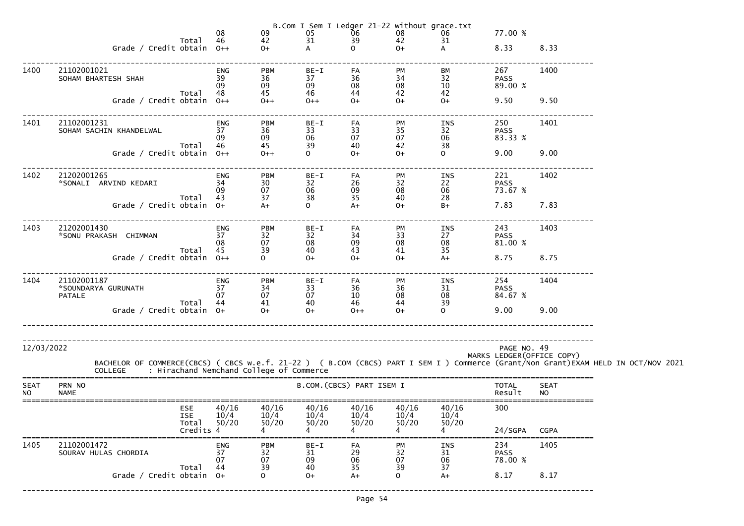B.Com I Sem I Ledger 21-22 without grace.txt

| | | | | | | | | | |
|---|---|---|---|---|---|---|---|---|---|
| | | 08 | 09 | 05 | 06 | 08 | 06 | 77.00 % | |
| | Total | 46 | 42 | 31 | 39 | 42 | 31 | | |
| | Grade / Credit obtain | O++ | O+ | A | O | O+ | A | 8.33 | 8.33 |

| | | | | | | | | | |
|---|---|---|---|---|---|---|---|---|---|
| 1400 | 21102001021 | ENG | PBM | BE-I | FA | PM | BM | 267 | 1400 |
| | SOHAM BHARTESH SHAH | 39 | 36 | 37 | 36 | 34 | 32 | PASS | |
| | | 09 | 09 | 09 | 08 | 08 | 10 | 89.00 % | |
| | Total | 48 | 45 | 46 | 44 | 42 | 42 | | |
| | Grade / Credit obtain | O++ | O++ | O++ | O+ | O+ | O+ | 9.50 | 9.50 |
| 1401 | 21102001231 | ENG | PBM | BE-I | FA | PM | INS | 250 | 1401 |
| | SOHAM SACHIN KHANDELWAL | 37 | 36 | 33 | 33 | 35 | 32 | PASS | |
| | | 09 | 09 | 06 | 07 | 07 | 06 | 83.33 % | |
| | Total | 46 | 45 | 39 | 40 | 42 | 38 | | |
| | Grade / Credit obtain | O++ | O++ | O | O+ | O+ | O | 9.00 | 9.00 |
| 1402 | 21202001265 | ENG | PBM | BE-I | FA | PM | INS | 221 | 1402 |
| | *SONALI ARVIND KEDARI | 34 | 30 | 32 | 26 | 32 | 22 | PASS | |
| | | 09 | 07 | 06 | 09 | 08 | 06 | 73.67 % | |
| | Total | 43 | 37 | 38 | 35 | 40 | 28 | | |
| | Grade / Credit obtain | O+ | A+ | O | A+ | O+ | B+ | 7.83 | 7.83 |
| 1403 | 21202001430 | ENG | PBM | BE-I | FA | PM | INS | 243 | 1403 |
| | *SONU PRAKASH CHIMMAN | 37 | 32 | 32 | 34 | 33 | 27 | PASS | |
| | | 08 | 07 | 08 | 09 | 08 | 08 | 81.00 % | |
| | Total | 45 | 39 | 40 | 43 | 41 | 35 | | |
| | Grade / Credit obtain | O++ | O | O+ | O+ | O+ | A+ | 8.75 | 8.75 |
| 1404 | 21102001187 | ENG | PBM | BE-I | FA | PM | INS | 254 | 1404 |
| | *SOUNDARYA GURUNATH | 37 | 34 | 33 | 36 | 36 | 31 | PASS | |
| | PATALE | 07 | 07 | 07 | 10 | 08 | 08 | 84.67 % | |
| | Total | 44 | 41 | 40 | 46 | 44 | 39 | | |
| | Grade / Credit obtain | O+ | O+ | O+ | O++ | O+ | O | 9.00 | 9.00 |

12/03/2022

PAGE NO. 49

MARKS LEDGER(OFFICE COPY)

BACHELOR OF COMMERCE(CBCS) ( CBCS w.e.f. 21-22 ) ( B.COM (CBCS) PART I SEM I ) Commerce (Grant/Non Grant)EXAM HELD IN OCT/NOV 2021

COLLEGE : Hirachand Nemchand College of Commerce

| SEAT NO | PRN NO NAME | | B.COM.(CBCS) PART ISEM I | | | | | | TOTAL Result | SEAT NO |
|---|---|---|---|---|---|---|---|---|---|---|
| | | ESE | 40/16 | 40/16 | 40/16 | 40/16 | 40/16 | 40/16 | 300 | |
| | | ISE | 10/4 | 10/4 | 10/4 | 10/4 | 10/4 | 10/4 | | |
| | | Total | 50/20 | 50/20 | 50/20 | 50/20 | 50/20 | 50/20 | | |
| | | Credits | 4 | 4 | 4 | 4 | 4 | 4 | 24/SGPA | CGPA |
| 1405 | 21102001472 | | ENG | PBM | BE-I | FA | PM | INS | 234 | 1405 |
| | SOURAV HULAS CHORDIA | | 37 | 32 | 31 | 29 | 32 | 31 | PASS | |
| | | | 07 | 07 | 09 | 06 | 07 | 06 | 78.00 % | |
| | | Total | 44 | 39 | 40 | 35 | 39 | 37 | | |
| | | Grade / Credit obtain | O+ | O | O+ | A+ | O | A+ | 8.17 | 8.17 |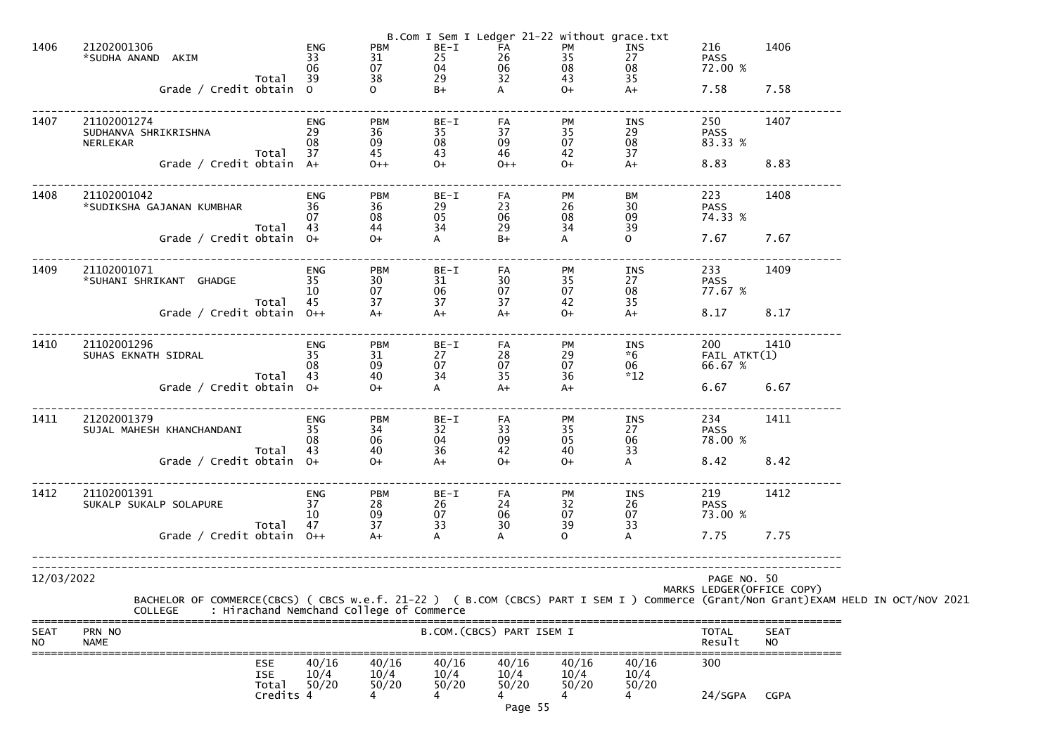B.Com I Sem I Ledger 21-22 without grace.txt

| Seat No | PRN No / Name | | Sub1 | Sub2 | Sub3 | Sub4 | Sub5 | Sub6 | Total/Result | Seat No |
|---|---|---|---|---|---|---|---|---|---|---|
| 1406 | 21202001306 | | ENG | PBM | BE-I | FA | PM | INS | 216 | 1406 |
| | *SUDHA ANAND AKIM | | 33 | 31 | 25 | 26 | 35 | 27 | PASS | |
| | | | 06 | 07 | 04 | 06 | 08 | 08 | 72.00 % | |
| | | Total | 39 | 38 | 29 | 32 | 43 | 35 | | |
| | Grade / Credit obtain | | O | O | B+ | A | O+ | A+ | 7.58 | 7.58 |
| 1407 | 21102001274 | | ENG | PBM | BE-I | FA | PM | INS | 250 | 1407 |
| | SUDHANVA SHRIKRISHNA | | 29 | 36 | 35 | 37 | 35 | 29 | PASS | |
| | NERLEKAR | | 08 | 09 | 08 | 09 | 07 | 08 | 83.33 % | |
| | | Total | 37 | 45 | 43 | 46 | 42 | 37 | | |
| | Grade / Credit obtain | | A+ | O++ | O+ | O++ | O+ | A+ | 8.83 | 8.83 |
| 1408 | 21102001042 | | ENG | PBM | BE-I | FA | PM | BM | 223 | 1408 |
| | *SUDIKSHA GAJANAN KUMBHAR | | 36 | 36 | 29 | 23 | 26 | 30 | PASS | |
| | | | 07 | 08 | 05 | 06 | 08 | 09 | 74.33 % | |
| | | Total | 43 | 44 | 34 | 29 | 34 | 39 | | |
| | Grade / Credit obtain | | O+ | O+ | A | B+ | A | O | 7.67 | 7.67 |
| 1409 | 21102001071 | | ENG | PBM | BE-I | FA | PM | INS | 233 | 1409 |
| | *SUHANI SHRIKANT GHADGE | | 35 | 30 | 31 | 30 | 35 | 27 | PASS | |
| | | | 10 | 07 | 06 | 07 | 07 | 08 | 77.67 % | |
| | | Total | 45 | 37 | 37 | 37 | 42 | 35 | | |
| | Grade / Credit obtain | | O++ | A+ | A+ | A+ | O+ | A+ | 8.17 | 8.17 |
| 1410 | 21102001296 | | ENG | PBM | BE-I | FA | PM | INS | 200 | 1410 |
| | SUHAS EKNATH SIDRAL | | 35 | 31 | 27 | 28 | 29 | *6 | FAIL ATKT(1) | |
| | | | 08 | 09 | 07 | 07 | 07 | 06 | 66.67 % | |
| | | Total | 43 | 40 | 34 | 35 | 36 | *12 | | |
| | Grade / Credit obtain | | O+ | O+ | A | A+ | A+ | | 6.67 | 6.67 |
| 1411 | 21202001379 | | ENG | PBM | BE-I | FA | PM | INS | 234 | 1411 |
| | SUJAL MAHESH KHANCHANDANI | | 35 | 34 | 32 | 33 | 35 | 27 | PASS | |
| | | | 08 | 06 | 04 | 09 | 05 | 06 | 78.00 % | |
| | | Total | 43 | 40 | 36 | 42 | 40 | 33 | | |
| | Grade / Credit obtain | | O+ | O+ | A+ | O+ | O+ | A | 8.42 | 8.42 |
| 1412 | 21102001391 | | ENG | PBM | BE-I | FA | PM | INS | 219 | 1412 |
| | SUKALP SUKALP SOLAPURE | | 37 | 28 | 26 | 24 | 32 | 26 | PASS | |
| | | | 10 | 09 | 07 | 06 | 07 | 07 | 73.00 % | |
| | | Total | 47 | 37 | 33 | 30 | 39 | 33 | | |
| | Grade / Credit obtain | | O++ | A+ | A | A | O | A | 7.75 | 7.75 |

12/03/2022

PAGE NO. 50

MARKS LEDGER(OFFICE COPY)

BACHELOR OF COMMERCE(CBCS) ( CBCS w.e.f. 21-22 ) ( B.COM (CBCS) PART I SEM I ) Commerce (Grant/Non Grant)EXAM HELD IN OCT/NOV 2021

COLLEGE : Hirachand Nemchand College of Commerce

| SEAT NO | PRN NO NAME | | B.COM.(CBCS) PART ISEM I | | | | | | TOTAL Result | SEAT NO |
|---|---|---|---|---|---|---|---|---|---|---|
| | | ESE | 40/16 | 40/16 | 40/16 | 40/16 | 40/16 | 40/16 | 300 | |
| | | ISE | 10/4 | 10/4 | 10/4 | 10/4 | 10/4 | 10/4 | | |
| | | Total | 50/20 | 50/20 | 50/20 | 50/20 | 50/20 | 50/20 | | |
| | | Credits | 4 | 4 | 4 | 4 | 4 | 4 | 24/SGPA | CGPA |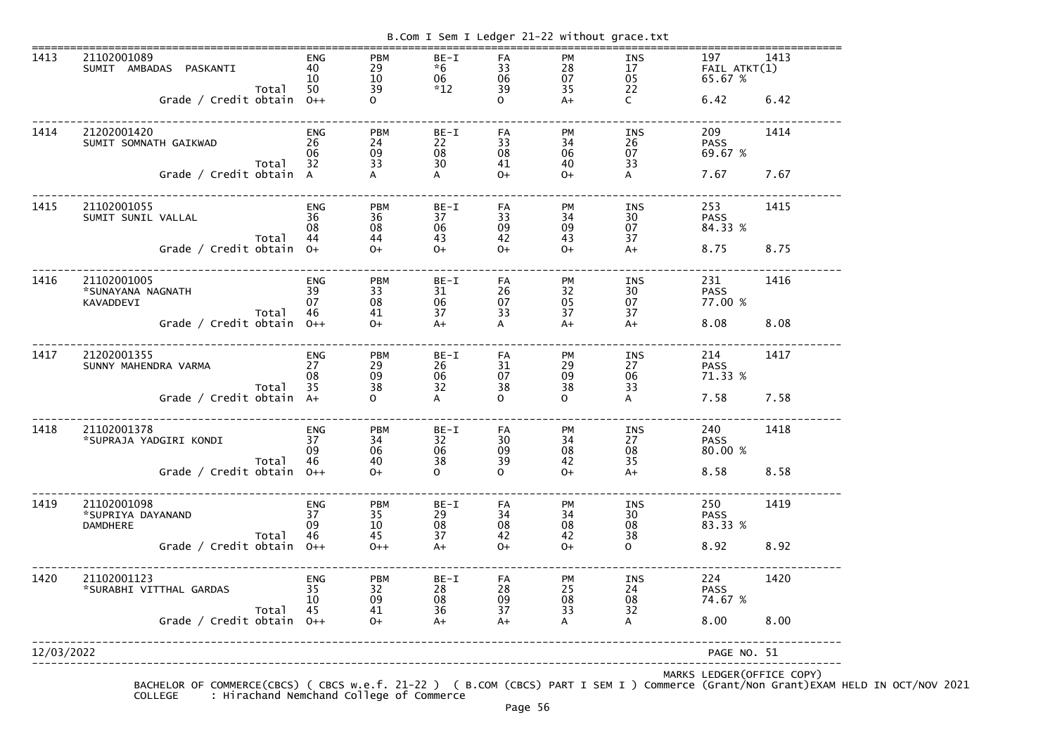B.Com I Sem I Ledger 21-22 without grace.txt

| Sr | Seat No / Name | | ENG | PBM | BE-I | FA | PM | INS | Total | |
|---|---|---|---|---|---|---|---|---|---|---|
| 1413 | 21102001089 SUMIT AMBADAS PASKANTI | | 40 | 29 | *6 | 33 | 28 | 17 | 197 | 1413 |
| | | | 10 | 10 | 06 | 06 | 07 | 05 | FAIL ATKT(1) | |
| | | Total | 50 | 39 | *12 | 39 | 35 | 22 | 65.67 % | |
| | | Grade / Credit obtain | O++ | O | | O | A+ | C | 6.42 | 6.42 |
| 1414 | 21202001420 SUMIT SOMNATH GAIKWAD | | 26 | 24 | 22 | 33 | 34 | 26 | 209 | 1414 |
| | | | 06 | 09 | 08 | 08 | 06 | 07 | PASS | |
| | | Total | 32 | 33 | 30 | 41 | 40 | 33 | 69.67 % | |
| | | Grade / Credit obtain | A | A | A | O+ | O+ | A | 7.67 | 7.67 |
| 1415 | 21102001055 SUMIT SUNIL VALLAL | | 36 | 36 | 37 | 33 | 34 | 30 | 253 | 1415 |
| | | | 08 | 08 | 06 | 09 | 09 | 07 | PASS | |
| | | Total | 44 | 44 | 43 | 42 | 43 | 37 | 84.33 % | |
| | | Grade / Credit obtain | O+ | O+ | O+ | O+ | O+ | A+ | 8.75 | 8.75 |
| 1416 | 21102001005 *SUNAYANA NAGNATH KAVADDEVI | | 39 | 33 | 31 | 26 | 32 | 30 | 231 | 1416 |
| | | | 07 | 08 | 06 | 07 | 05 | 07 | PASS | |
| | | Total | 46 | 41 | 37 | 33 | 37 | 37 | 77.00 % | |
| | | Grade / Credit obtain | O++ | O+ | A+ | A | A+ | A+ | 8.08 | 8.08 |
| 1417 | 21202001355 SUNNY MAHENDRA VARMA | | 27 | 29 | 26 | 31 | 29 | 27 | 214 | 1417 |
| | | | 08 | 09 | 06 | 07 | 09 | 06 | PASS | |
| | | Total | 35 | 38 | 32 | 38 | 38 | 33 | 71.33 % | |
| | | Grade / Credit obtain | A+ | O | A | O | O | A | 7.58 | 7.58 |
| 1418 | 21102001378 *SUPRAJA YADGIRI KONDI | | 37 | 34 | 32 | 30 | 34 | 27 | 240 | 1418 |
| | | | 09 | 06 | 06 | 09 | 08 | 08 | PASS | |
| | | Total | 46 | 40 | 38 | 39 | 42 | 35 | 80.00 % | |
| | | Grade / Credit obtain | O++ | O+ | O | O | O+ | A+ | 8.58 | 8.58 |
| 1419 | 21102001098 *SUPRIYA DAYANAND DAMDHERE | | 37 | 35 | 29 | 34 | 34 | 30 | 250 | 1419 |
| | | | 09 | 10 | 08 | 08 | 08 | 08 | PASS | |
| | | Total | 46 | 45 | 37 | 42 | 42 | 38 | 83.33 % | |
| | | Grade / Credit obtain | O++ | O++ | A+ | O+ | O+ | O | 8.92 | 8.92 |
| 1420 | 21102001123 *SURABHI VITTHAL GARDAS | | 35 | 32 | 28 | 28 | 25 | 24 | 224 | 1420 |
| | | | 10 | 09 | 08 | 09 | 08 | 08 | PASS | |
| | | Total | 45 | 41 | 36 | 37 | 33 | 32 | 74.67 % | |
| | | Grade / Credit obtain | O++ | O+ | A+ | A+ | A | A | 8.00 | 8.00 |

12/03/2022 PAGE NO. 51

MARKS LEDGER(OFFICE COPY)

BACHELOR OF COMMERCE(CBCS) ( CBCS w.e.f. 21-22 ) ( B.COM (CBCS) PART I SEM I ) Commerce (Grant/Non Grant)EXAM HELD IN OCT/NOV 2021

COLLEGE : Hirachand Nemchand College of Commerce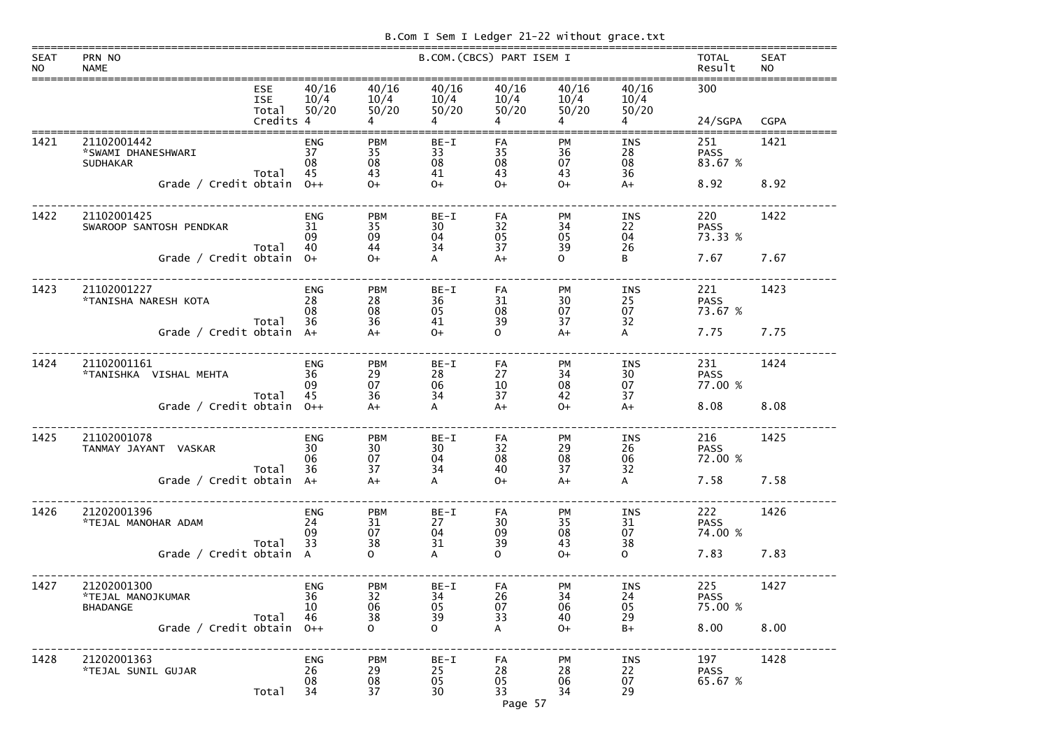B.Com I Sem I Ledger 21-22 without grace.txt

| SEAT NO | PRN NO / NAME | | B.COM.(CBCS) PART ISEM I | | | | | | TOTAL Result | SEAT NO |
|---|---|---|---|---|---|---|---|---|---|---|
| | | ESE | 40/16 | 40/16 | 40/16 | 40/16 | 40/16 | 40/16 | 300 | |
| | | ISE | 10/4 | 10/4 | 10/4 | 10/4 | 10/4 | 10/4 | | |
| | | Total | 50/20 | 50/20 | 50/20 | 50/20 | 50/20 | 50/20 | | |
| | | Credits | 4 | 4 | 4 | 4 | 4 | 4 | 24/SGPA | CGPA |
| 1421 | 21102001442 | | ENG | PBM | BE-I | FA | PM | INS | 251 | 1421 |
| | *SWAMI DHANESHWARI | | 37 | 35 | 33 | 35 | 36 | 28 | PASS | |
| | SUDHAKAR | | 08 | 08 | 08 | 08 | 07 | 08 | 83.67 % | |
| | | Total | 45 | 43 | 41 | 43 | 43 | 36 | | |
| | | Grade / Credit obtain | O++ | O+ | O+ | O+ | O+ | A+ | 8.92 | 8.92 |
| 1422 | 21102001425 | | ENG | PBM | BE-I | FA | PM | INS | 220 | 1422 |
| | SWAROOP SANTOSH PENDKAR | | 31 | 35 | 30 | 32 | 34 | 22 | PASS | |
| | | | 09 | 09 | 04 | 05 | 05 | 04 | 73.33 % | |
| | | Total | 40 | 44 | 34 | 37 | 39 | 26 | | |
| | | Grade / Credit obtain | O+ | O+ | A | A+ | O | B | 7.67 | 7.67 |
| 1423 | 21102001227 | | ENG | PBM | BE-I | FA | PM | INS | 221 | 1423 |
| | *TANISHA NARESH KOTA | | 28 | 28 | 36 | 31 | 30 | 25 | PASS | |
| | | | 08 | 08 | 05 | 08 | 07 | 07 | 73.67 % | |
| | | Total | 36 | 36 | 41 | 39 | 37 | 32 | | |
| | | Grade / Credit obtain | A+ | A+ | O+ | O | A+ | A | 7.75 | 7.75 |
| 1424 | 21102001161 | | ENG | PBM | BE-I | FA | PM | INS | 231 | 1424 |
| | *TANISHKA VISHAL MEHTA | | 36 | 29 | 28 | 27 | 34 | 30 | PASS | |
| | | | 09 | 07 | 06 | 10 | 08 | 07 | 77.00 % | |
| | | Total | 45 | 36 | 34 | 37 | 42 | 37 | | |
| | | Grade / Credit obtain | O++ | A+ | A | A+ | O+ | A+ | 8.08 | 8.08 |
| 1425 | 21102001078 | | ENG | PBM | BE-I | FA | PM | INS | 216 | 1425 |
| | TANMAY JAYANT VASKAR | | 30 | 30 | 30 | 32 | 29 | 26 | PASS | |
| | | | 06 | 07 | 04 | 08 | 08 | 06 | 72.00 % | |
| | | Total | 36 | 37 | 34 | 40 | 37 | 32 | | |
| | | Grade / Credit obtain | A+ | A+ | A | O+ | A+ | A | 7.58 | 7.58 |
| 1426 | 21202001396 | | ENG | PBM | BE-I | FA | PM | INS | 222 | 1426 |
| | *TEJAL MANOHAR ADAM | | 24 | 31 | 27 | 30 | 35 | 31 | PASS | |
| | | | 09 | 07 | 04 | 09 | 08 | 07 | 74.00 % | |
| | | Total | 33 | 38 | 31 | 39 | 43 | 38 | | |
| | | Grade / Credit obtain | A | O | A | O | O+ | O | 7.83 | 7.83 |
| 1427 | 21202001300 | | ENG | PBM | BE-I | FA | PM | INS | 225 | 1427 |
| | *TEJAL MANOJKUMAR | | 36 | 32 | 34 | 26 | 34 | 24 | PASS | |
| | BHADANGE | | 10 | 06 | 05 | 07 | 06 | 05 | 75.00 % | |
| | | Total | 46 | 38 | 39 | 33 | 40 | 29 | | |
| | | Grade / Credit obtain | O++ | O | O | A | O+ | B+ | 8.00 | 8.00 |
| 1428 | 21202001363 | | ENG | PBM | BE-I | FA | PM | INS | 197 | 1428 |
| | *TEJAL SUNIL GUJAR | | 26 | 29 | 25 | 28 | 28 | 22 | PASS | |
| | | | 08 | 08 | 05 | 05 | 06 | 07 | 65.67 % | |
| | | Total | 34 | 37 | 30 | 33 | 34 | 29 | | |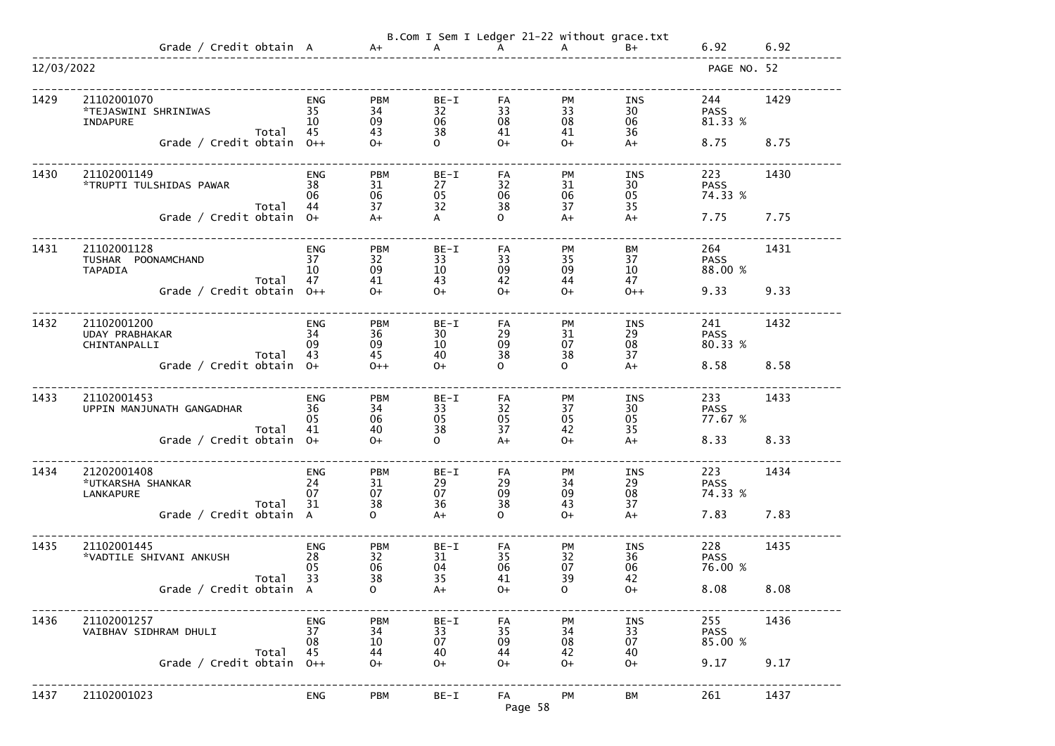Grade / Credit obtain A A+ A A A B+ 6.92 6.92

12/03/2022 PAGE NO. 52

| Sr. | Seat No. / Name | | ENG | PBM | BE-I | FA | PM | INS/BM | Total | |
|---|---|---|---|---|---|---|---|---|---|---|
| 1429 | 21102001070 | | ENG | PBM | BE-I | FA | PM | INS | 244 | 1429 |
| | *TEJASWINI SHRINIWAS | | 35 | 34 | 32 | 33 | 33 | 30 | PASS | |
| | INDAPURE | | 10 | 09 | 06 | 08 | 08 | 06 | 81.33 % | |
| | | Total | 45 | 43 | 38 | 41 | 41 | 36 | | |
| | Grade / Credit obtain | | O++ | O+ | O | O+ | O+ | A+ | 8.75 | 8.75 |
| 1430 | 21102001149 | | ENG | PBM | BE-I | FA | PM | INS | 223 | 1430 |
| | *TRUPTI TULSHIDAS PAWAR | | 38 | 31 | 27 | 32 | 31 | 30 | PASS | |
| | | | 06 | 06 | 05 | 06 | 06 | 05 | 74.33 % | |
| | | Total | 44 | 37 | 32 | 38 | 37 | 35 | | |
| | Grade / Credit obtain | | O+ | A+ | A | O | A+ | A+ | 7.75 | 7.75 |
| 1431 | 21102001128 | | ENG | PBM | BE-I | FA | PM | BM | 264 | 1431 |
| | TUSHAR POONAMCHAND | | 37 | 32 | 33 | 33 | 35 | 37 | PASS | |
| | TAPADIA | | 10 | 09 | 10 | 09 | 09 | 10 | 88.00 % | |
| | | Total | 47 | 41 | 43 | 42 | 44 | 47 | | |
| | Grade / Credit obtain | | O++ | O+ | O+ | O+ | O+ | O++ | 9.33 | 9.33 |
| 1432 | 21102001200 | | ENG | PBM | BE-I | FA | PM | INS | 241 | 1432 |
| | UDAY PRABHAKAR | | 34 | 36 | 30 | 29 | 31 | 29 | PASS | |
| | CHINTANPALLI | | 09 | 09 | 10 | 09 | 07 | 08 | 80.33 % | |
| | | Total | 43 | 45 | 40 | 38 | 38 | 37 | | |
| | Grade / Credit obtain | | O+ | O++ | O+ | O | O | A+ | 8.58 | 8.58 |
| 1433 | 21102001453 | | ENG | PBM | BE-I | FA | PM | INS | 233 | 1433 |
| | UPPIN MANJUNATH GANGADHAR | | 36 | 34 | 33 | 32 | 37 | 30 | PASS | |
| | | | 05 | 06 | 05 | 05 | 05 | 05 | 77.67 % | |
| | | Total | 41 | 40 | 38 | 37 | 42 | 35 | | |
| | Grade / Credit obtain | | O+ | O+ | O | A+ | O+ | A+ | 8.33 | 8.33 |
| 1434 | 21202001408 | | ENG | PBM | BE-I | FA | PM | INS | 223 | 1434 |
| | *UTKARSHA SHANKAR | | 24 | 31 | 29 | 29 | 34 | 29 | PASS | |
| | LANKAPURE | | 07 | 07 | 07 | 09 | 09 | 08 | 74.33 % | |
| | | Total | 31 | 38 | 36 | 38 | 43 | 37 | | |
| | Grade / Credit obtain | | A | O | A+ | O | O+ | A+ | 7.83 | 7.83 |
| 1435 | 21102001445 | | ENG | PBM | BE-I | FA | PM | INS | 228 | 1435 |
| | *VADTILE SHIVANI ANKUSH | | 28 | 32 | 31 | 35 | 32 | 36 | PASS | |
| | | | 05 | 06 | 04 | 06 | 07 | 06 | 76.00 % | |
| | | Total | 33 | 38 | 35 | 41 | 39 | 42 | | |
| | Grade / Credit obtain | | A | O | A+ | O+ | O | O+ | 8.08 | 8.08 |
| 1436 | 21102001257 | | ENG | PBM | BE-I | FA | PM | INS | 255 | 1436 |
| | VAIBHAV SIDHRAM DHULI | | 37 | 34 | 33 | 35 | 34 | 33 | PASS | |
| | | | 08 | 10 | 07 | 09 | 08 | 07 | 85.00 % | |
| | | Total | 45 | 44 | 40 | 44 | 42 | 40 | | |
| | Grade / Credit obtain | | O++ | O+ | O+ | O+ | O+ | O+ | 9.17 | 9.17 |
| 1437 | 21102001023 | | ENG | PBM | BE-I | FA | PM | BM | 261 | 1437 |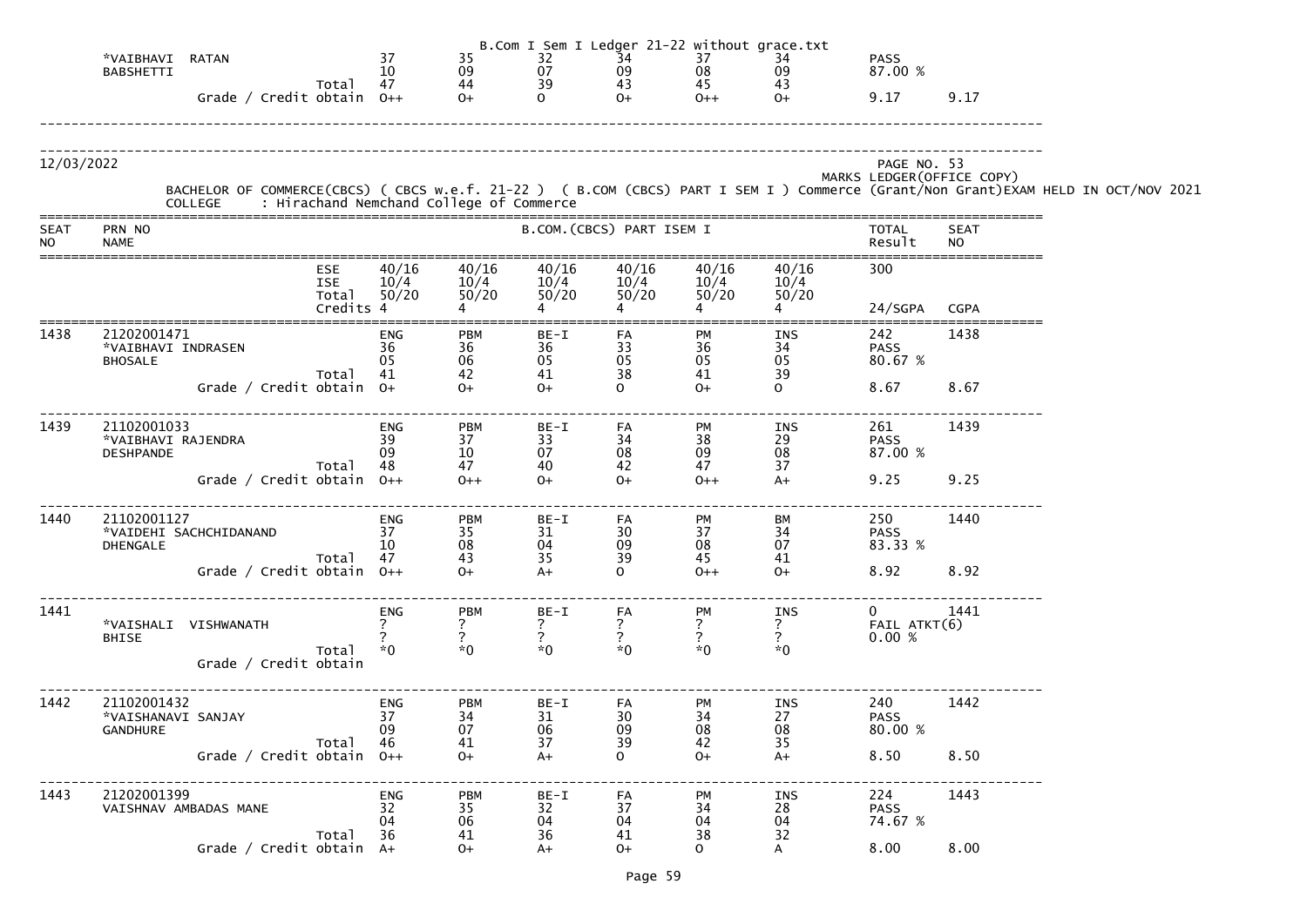B.Com I Sem I Ledger 21-22 without grace.txt

| | | | | | | | | | | |
|---|---|---|---|---|---|---|---|---|---|---|
| | *VAIBHAVI RATAN | | 37 | 35 | 32 | 34 | 37 | 34 | PASS | |
| | BABSHETTI | | 10 | 09 | 07 | 09 | 08 | 09 | 87.00 % | |
| | | Total | 47 | 44 | 39 | 43 | 45 | 43 | | |
| | | Grade / Credit obtain | O++ | O+ | O | O+ | O++ | O+ | 9.17 | 9.17 |

12/03/2022 PAGE NO. 53

MARKS LEDGER(OFFICE COPY)

BACHELOR OF COMMERCE(CBCS) ( CBCS w.e.f. 21-22 ) ( B.COM (CBCS) PART I SEM I ) Commerce (Grant/Non Grant)EXAM HELD IN OCT/NOV 2021

COLLEGE : Hirachand Nemchand College of Commerce

| SEAT NO | PRN NO / NAME | | B.COM.(CBCS) PART ISEM I | | | | | | TOTAL Result | SEAT NO |
|---|---|---|---|---|---|---|---|---|---|---|
| | | ESE | 40/16 | 40/16 | 40/16 | 40/16 | 40/16 | 40/16 | 300 | |
| | | ISE | 10/4 | 10/4 | 10/4 | 10/4 | 10/4 | 10/4 | | |
| | | Total | 50/20 | 50/20 | 50/20 | 50/20 | 50/20 | 50/20 | | |
| | | Credits | 4 | 4 | 4 | 4 | 4 | 4 | 24/SGPA | CGPA |
| 1438 | 21202001471 | | ENG | PBM | BE-I | FA | PM | INS | 242 | 1438 |
| | *VAIBHAVI INDRASEN | | 36 | 36 | 36 | 33 | 36 | 34 | PASS | |
| | BHOSALE | | 05 | 06 | 05 | 05 | 05 | 05 | 80.67 % | |
| | | Total | 41 | 42 | 41 | 38 | 41 | 39 | | |
| | | Grade / Credit obtain | O+ | O+ | O+ | O | O+ | O | 8.67 | 8.67 |
| 1439 | 21102001033 | | ENG | PBM | BE-I | FA | PM | INS | 261 | 1439 |
| | *VAIBHAVI RAJENDRA | | 39 | 37 | 33 | 34 | 38 | 29 | PASS | |
| | DESHPANDE | | 09 | 10 | 07 | 08 | 09 | 08 | 87.00 % | |
| | | Total | 48 | 47 | 40 | 42 | 47 | 37 | | |
| | | Grade / Credit obtain | O++ | O++ | O+ | O+ | O++ | A+ | 9.25 | 9.25 |
| 1440 | 21102001127 | | ENG | PBM | BE-I | FA | PM | BM | 250 | 1440 |
| | *VAIDEHI SACHCHIDANAND | | 37 | 35 | 31 | 30 | 37 | 34 | PASS | |
| | DHENGALE | | 10 | 08 | 04 | 09 | 08 | 07 | 83.33 % | |
| | | Total | 47 | 43 | 35 | 39 | 45 | 41 | | |
| | | Grade / Credit obtain | O++ | O+ | A+ | O | O++ | O+ | 8.92 | 8.92 |
| 1441 | | | ENG | PBM | BE-I | FA | PM | INS | 0 | 1441 |
| | *VAISHALI VISHWANATH | | ? | ? | ? | ? | ? | ? | FAIL ATKT(6) | |
| | BHISE | | ? | ? | ? | ? | ? | ? | 0.00 % | |
| | | Total | *0 | *0 | *0 | *0 | *0 | *0 | | |
| | | Grade / Credit obtain | | | | | | | | |
| 1442 | 21102001432 | | ENG | PBM | BE-I | FA | PM | INS | 240 | 1442 |
| | *VAISHANAVI SANJAY | | 37 | 34 | 31 | 30 | 34 | 27 | PASS | |
| | GANDHURE | | 09 | 07 | 06 | 09 | 08 | 08 | 80.00 % | |
| | | Total | 46 | 41 | 37 | 39 | 42 | 35 | | |
| | | Grade / Credit obtain | O++ | O+ | A+ | O | O+ | A+ | 8.50 | 8.50 |
| 1443 | 21202001399 | | ENG | PBM | BE-I | FA | PM | INS | 224 | 1443 |
| | VAISHNAV AMBADAS MANE | | 32 | 35 | 32 | 37 | 34 | 28 | PASS | |
| | | | 04 | 06 | 04 | 04 | 04 | 04 | 74.67 % | |
| | | Total | 36 | 41 | 36 | 41 | 38 | 32 | | |
| | | Grade / Credit obtain | A+ | O+ | A+ | O+ | O | A | 8.00 | 8.00 |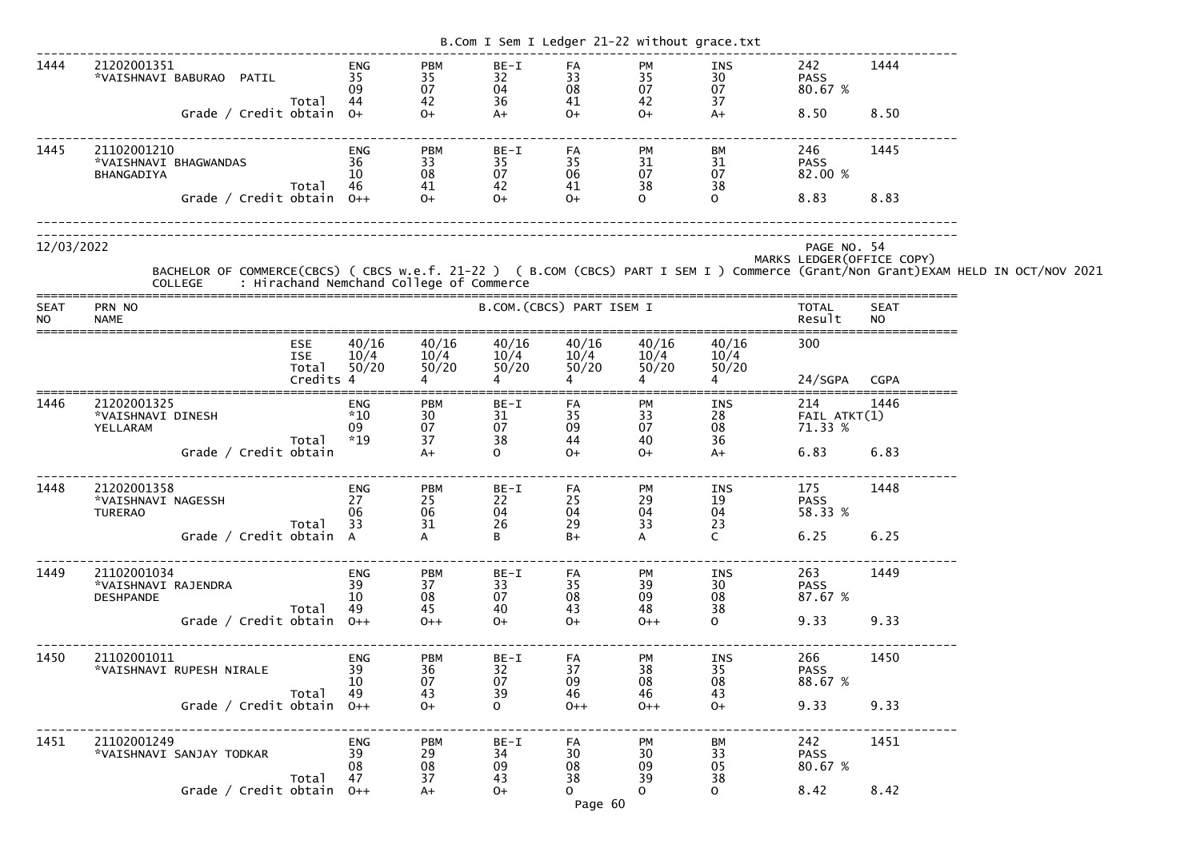| SEAT NO | PRN NO / NAME | | | | | | | | TOTAL Result | SEAT NO |
|---|---|---|---|---|---|---|---|---|---|---|
| 1444 | 21202001351 *VAISHNAVI BABURAO PATIL | | ENG | PBM | BE-I | FA | PM | INS | 242 | 1444 |
| | | | 35 | 35 | 32 | 33 | 35 | 30 | PASS | |
| | | | 09 | 07 | 04 | 08 | 07 | 07 | 80.67 % | |
| | | Total | 44 | 42 | 36 | 41 | 42 | 37 | | |
| | | Grade / Credit obtain | O+ | O+ | A+ | O+ | O+ | A+ | 8.50 | 8.50 |
| 1445 | 21102001210 *VAISHNAVI BHAGWANDAS BHANGADIYA | | ENG | PBM | BE-I | FA | PM | BM | 246 | 1445 |
| | | | 36 | 33 | 35 | 35 | 31 | 31 | PASS | |
| | | | 10 | 08 | 07 | 06 | 07 | 07 | 82.00 % | |
| | | Total | 46 | 41 | 42 | 41 | 38 | 38 | | |
| | | Grade / Credit obtain | O++ | O+ | O+ | O+ | O | O | 8.83 | 8.83 |

12/03/2022

PAGE NO. 54

MARKS LEDGER(OFFICE COPY)

BACHELOR OF COMMERCE(CBCS) ( CBCS w.e.f. 21-22 ) ( B.COM (CBCS) PART I SEM I ) Commerce (Grant/Non Grant)EXAM HELD IN OCT/NOV 2021

COLLEGE : Hirachand Nemchand College of Commerce

| SEAT NO | PRN NO / NAME | B.COM.(CBCS) PART ISEM I | | | | | | | TOTAL Result | SEAT NO |
|---|---|---|---|---|---|---|---|---|---|---|
| | | ESE | 40/16 | 40/16 | 40/16 | 40/16 | 40/16 | 40/16 | 300 | |
| | | ISE | 10/4 | 10/4 | 10/4 | 10/4 | 10/4 | 10/4 | | |
| | | Total | 50/20 | 50/20 | 50/20 | 50/20 | 50/20 | 50/20 | | |
| | | Credits | 4 | 4 | 4 | 4 | 4 | 4 | 24/SGPA | CGPA |
| 1446 | 21202001325 *VAISHNAVI DINESH YELLARAM | | ENG | PBM | BE-I | FA | PM | INS | 214 | 1446 |
| | | | *10 | 30 | 31 | 35 | 33 | 28 | FAIL ATKT(1) | |
| | | | 09 | 07 | 07 | 09 | 07 | 08 | 71.33 % | |
| | | Total | *19 | 37 | 38 | 44 | 40 | 36 | | |
| | | Grade / Credit obtain | | A+ | O | O+ | O+ | A+ | 6.83 | 6.83 |
| 1448 | 21202001358 *VAISHNAVI NAGESSH TURERAO | | ENG | PBM | BE-I | FA | PM | INS | 175 | 1448 |
| | | | 27 | 25 | 22 | 25 | 29 | 19 | PASS | |
| | | | 06 | 06 | 04 | 04 | 04 | 04 | 58.33 % | |
| | | Total | 33 | 31 | 26 | 29 | 33 | 23 | | |
| | | Grade / Credit obtain | A | A | B | B+ | A | C | 6.25 | 6.25 |
| 1449 | 21102001034 *VAISHNAVI RAJENDRA DESHPANDE | | ENG | PBM | BE-I | FA | PM | INS | 263 | 1449 |
| | | | 39 | 37 | 33 | 35 | 39 | 30 | PASS | |
| | | | 10 | 08 | 07 | 08 | 09 | 08 | 87.67 % | |
| | | Total | 49 | 45 | 40 | 43 | 48 | 38 | | |
| | | Grade / Credit obtain | O++ | O++ | O+ | O+ | O++ | O | 9.33 | 9.33 |
| 1450 | 21102001011 *VAISHNAVI RUPESH NIRALE | | ENG | PBM | BE-I | FA | PM | INS | 266 | 1450 |
| | | | 39 | 36 | 32 | 37 | 38 | 35 | PASS | |
| | | | 10 | 07 | 07 | 09 | 08 | 08 | 88.67 % | |
| | | Total | 49 | 43 | 39 | 46 | 46 | 43 | | |
| | | Grade / Credit obtain | O++ | O+ | O | O++ | O++ | O+ | 9.33 | 9.33 |
| 1451 | 21102001249 *VAISHNAVI SANJAY TODKAR | | ENG | PBM | BE-I | FA | PM | BM | 242 | 1451 |
| | | | 39 | 29 | 34 | 30 | 30 | 33 | PASS | |
| | | | 08 | 08 | 09 | 08 | 09 | 05 | 80.67 % | |
| | | Total | 47 | 37 | 43 | 38 | 39 | 38 | | |
| | | Grade / Credit obtain | O++ | A+ | O+ | O | O | O | 8.42 | 8.42 |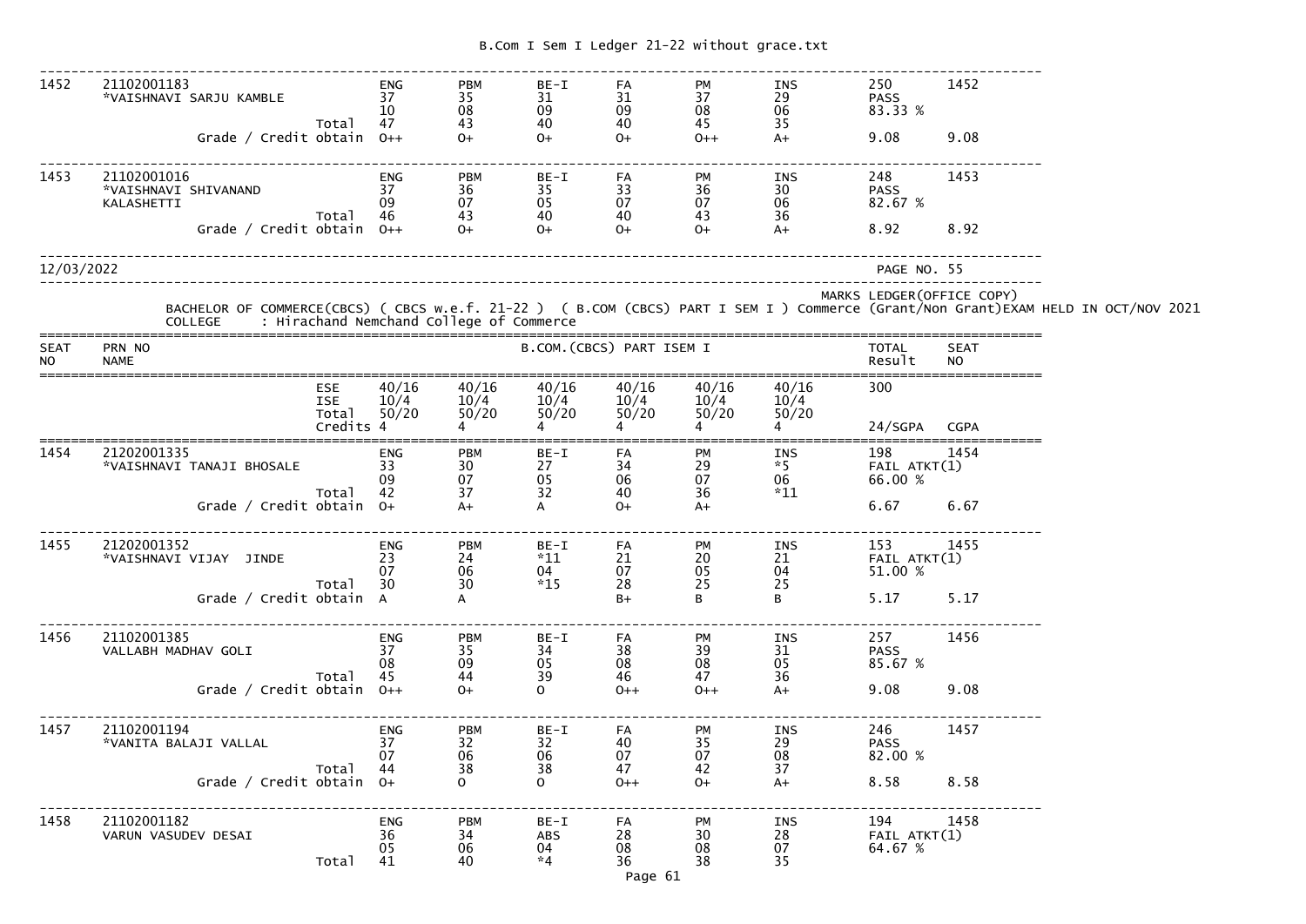| SEAT NO | PRN NO / NAME | | ENG | PBM | BE-I | FA | PM | INS | TOTAL / Result | SEAT NO |
|---|---|---|---|---|---|---|---|---|---|---|
| 1452 | 21102001183 *VAISHNAVI SARJU KAMBLE | | 37 | 35 | 31 | 31 | 37 | 29 | 250 | 1452 |
| | | | 10 | 08 | 09 | 09 | 08 | 06 | PASS | |
| | | Total | 47 | 43 | 40 | 40 | 45 | 35 | 83.33 % | |
| | | Grade / Credit obtain | O++ | O+ | O+ | O+ | O++ | A+ | 9.08 | 9.08 |
| 1453 | 21102001016 *VAISHNAVI SHIVANAND KALASHETTI | | 37 | 36 | 35 | 33 | 36 | 30 | 248 | 1453 |
| | | | 09 | 07 | 05 | 07 | 07 | 06 | PASS | |
| | | Total | 46 | 43 | 40 | 40 | 43 | 36 | 82.67 % | |
| | | Grade / Credit obtain | O++ | O+ | O+ | O+ | O+ | A+ | 8.92 | 8.92 |

12/03/2022 PAGE NO. 55

MARKS LEDGER(OFFICE COPY)

BACHELOR OF COMMERCE(CBCS) ( CBCS w.e.f. 21-22 ) ( B.COM (CBCS) PART I SEM I ) Commerce (Grant/Non Grant)EXAM HELD IN OCT/NOV 2021

COLLEGE : Hirachand Nemchand College of Commerce

| SEAT NO | PRN NO / NAME | | B.COM.(CBCS) PART ISEM I | | | | | | TOTAL Result | SEAT NO |
|---|---|---|---|---|---|---|---|---|---|---|
| | | ESE | 40/16 | 40/16 | 40/16 | 40/16 | 40/16 | 40/16 | 300 | |
| | | ISE | 10/4 | 10/4 | 10/4 | 10/4 | 10/4 | 10/4 | | |
| | | Total | 50/20 | 50/20 | 50/20 | 50/20 | 50/20 | 50/20 | | |
| | | Credits | 4 | 4 | 4 | 4 | 4 | 4 | 24/SGPA | CGPA |
| 1454 | 21202001335 *VAISHNAVI TANAJI BHOSALE | | ENG | PBM | BE-I | FA | PM | INS | 198 | 1454 |
| | | | 33 | 30 | 27 | 34 | 29 | *5 | FAIL ATKT(1) | |
| | | | 09 | 07 | 05 | 06 | 07 | 06 | 66.00 % | |
| | | Total | 42 | 37 | 32 | 40 | 36 | *11 | | |
| | | Grade / Credit obtain | O+ | A+ | A | O+ | A+ | | 6.67 | 6.67 |
| 1455 | 21202001352 *VAISHNAVI VIJAY JINDE | | ENG | PBM | BE-I | FA | PM | INS | 153 | 1455 |
| | | | 23 | 24 | *11 | 21 | 20 | 21 | FAIL ATKT(1) | |
| | | | 07 | 06 | 04 | 07 | 05 | 04 | 51.00 % | |
| | | Total | 30 | 30 | *15 | 28 | 25 | 25 | | |
| | | Grade / Credit obtain | A | A | | B+ | B | B | 5.17 | 5.17 |
| 1456 | 21102001385 VALLABH MADHAV GOLI | | ENG | PBM | BE-I | FA | PM | INS | 257 | 1456 |
| | | | 37 | 35 | 34 | 38 | 39 | 31 | PASS | |
| | | | 08 | 09 | 05 | 08 | 08 | 05 | 85.67 % | |
| | | Total | 45 | 44 | 39 | 46 | 47 | 36 | | |
| | | Grade / Credit obtain | O++ | O+ | O | O++ | O++ | A+ | 9.08 | 9.08 |
| 1457 | 21102001194 *VANITA BALAJI VALLAL | | ENG | PBM | BE-I | FA | PM | INS | 246 | 1457 |
| | | | 37 | 32 | 32 | 40 | 35 | 29 | PASS | |
| | | | 07 | 06 | 06 | 07 | 07 | 08 | 82.00 % | |
| | | Total | 44 | 38 | 38 | 47 | 42 | 37 | | |
| | | Grade / Credit obtain | O+ | O | O | O++ | O+ | A+ | 8.58 | 8.58 |
| 1458 | 21102001182 VARUN VASUDEV DESAI | | ENG | PBM | BE-I | FA | PM | INS | 194 | 1458 |
| | | | 36 | 34 | ABS | 28 | 30 | 28 | FAIL ATKT(1) | |
| | | | 05 | 06 | 04 | 08 | 08 | 07 | 64.67 % | |
| | | Total | 41 | 40 | *4 | 36 | 38 | 35 | | |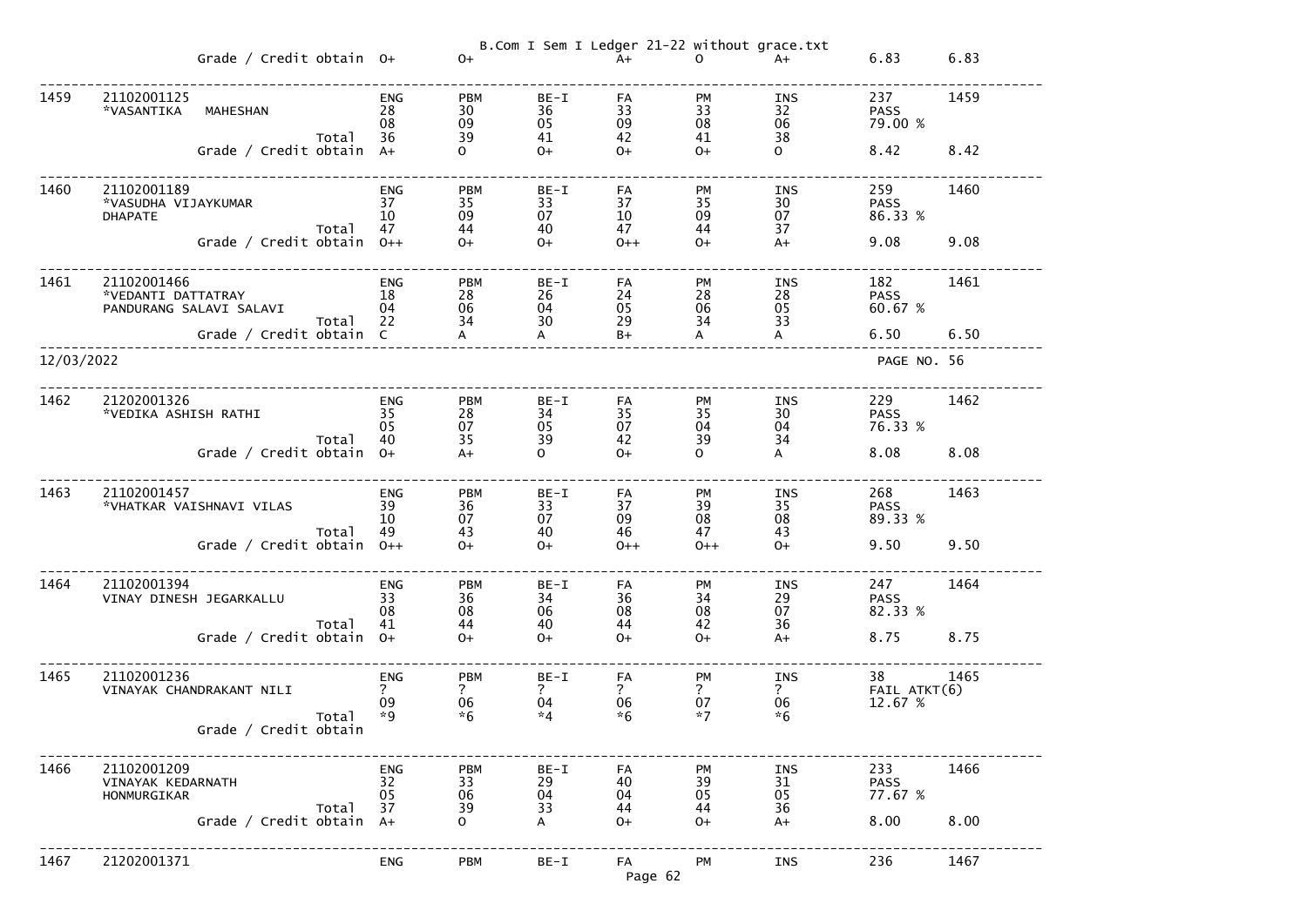| | | | | | | | | | | |
|---|---|---|---|---|---|---|---|---|---|---|
| | Grade / Credit obtain | | O+ | O+ | | A+ | O | A+ | 6.83 | 6.83 |
| 1459 | 21102001125 *VASANTIKA MAHESHAN | | ENG 28 08 | PBM 30 09 | BE-I 36 05 | FA 33 09 | PM 33 08 | INS 32 06 | 237 PASS 79.00 % | 1459 |
| | | Total | 36 | 39 | 41 | 42 | 41 | 38 | | |
| | Grade / Credit obtain | | A+ | O | O+ | O+ | O+ | O | 8.42 | 8.42 |
| 1460 | 21102001189 *VASUDHA VIJAYKUMAR DHAPATE | | ENG 37 10 | PBM 35 09 | BE-I 33 07 | FA 37 10 | PM 35 09 | INS 30 07 | 259 PASS 86.33 % | 1460 |
| | | Total | 47 | 44 | 40 | 47 | 44 | 37 | | |
| | Grade / Credit obtain | | O++ | O+ | O+ | O++ | O+ | A+ | 9.08 | 9.08 |
| 1461 | 21102001466 *VEDANTI DATTATRAY PANDURANG SALAVI SALAVI | | ENG 18 04 | PBM 28 06 | BE-I 26 04 | FA 24 05 | PM 28 06 | INS 28 05 | 182 PASS 60.67 % | 1461 |
| | | Total | 22 | 34 | 30 | 29 | 34 | 33 | | |
| | Grade / Credit obtain | | C | A | A | B+ | A | A | 6.50 | 6.50 |

12/03/2022 PAGE NO. 56

| | | | | | | | | | | |
|---|---|---|---|---|---|---|---|---|---|---|
| 1462 | 21202001326 *VEDIKA ASHISH RATHI | | ENG 35 05 | PBM 28 07 | BE-I 34 05 | FA 35 07 | PM 35 04 | INS 30 04 | 229 PASS 76.33 % | 1462 |
| | | Total | 40 | 35 | 39 | 42 | 39 | 34 | | |
| | Grade / Credit obtain | | O+ | A+ | O | O+ | O | A | 8.08 | 8.08 |
| 1463 | 21102001457 *VHATKAR VAISHNAVI VILAS | | ENG 39 10 | PBM 36 07 | BE-I 33 07 | FA 37 09 | PM 39 08 | INS 35 08 | 268 PASS 89.33 % | 1463 |
| | | Total | 49 | 43 | 40 | 46 | 47 | 43 | | |
| | Grade / Credit obtain | | O++ | O+ | O+ | O++ | O++ | O+ | 9.50 | 9.50 |
| 1464 | 21102001394 VINAY DINESH JEGARKALLU | | ENG 33 08 | PBM 36 08 | BE-I 34 06 | FA 36 08 | PM 34 08 | INS 29 07 | 247 PASS 82.33 % | 1464 |
| | | Total | 41 | 44 | 40 | 44 | 42 | 36 | | |
| | Grade / Credit obtain | | O+ | O+ | O+ | O+ | O+ | A+ | 8.75 | 8.75 |
| 1465 | 21102001236 VINAYAK CHANDRAKANT NILI | | ENG ? 09 | PBM ? 06 | BE-I ? 04 | FA ? 06 | PM ? 07 | INS ? 06 | 38 FAIL ATKT(6) 12.67 % | 1465 |
| | | Total | *9 | *6 | *4 | *6 | *7 | *6 | | |
| | Grade / Credit obtain | | | | | | | | | |
| 1466 | 21102001209 VINAYAK KEDARNATH HONMURGIKAR | | ENG 32 05 | PBM 33 06 | BE-I 29 04 | FA 40 04 | PM 39 05 | INS 31 05 | 233 PASS 77.67 % | 1466 |
| | | Total | 37 | 39 | 33 | 44 | 44 | 36 | | |
| | Grade / Credit obtain | | A+ | O | A | O+ | O+ | A+ | 8.00 | 8.00 |
| 1467 | 21202001371 | | ENG | PBM | BE-I | FA | PM | INS | 236 | 1467 |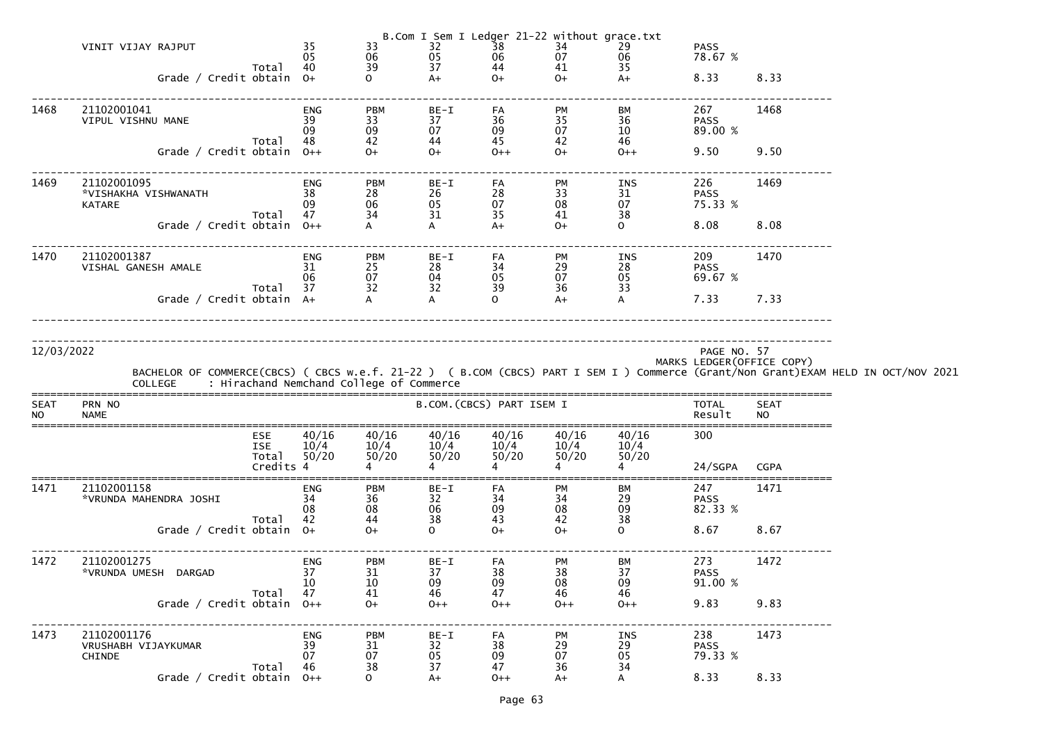| | VINIT VIJAY RAJPUT | | 35 | 33 | 32 | 38 | 34 | 29 | PASS | |
|---|---|---|---|---|---|---|---|---|---|---|
| | | | 05 | 06 | 05 | 06 | 07 | 06 | 78.67 % | |
| | | Total | 40 | 39 | 37 | 44 | 41 | 35 | | |
| | Grade / Credit obtain | | O+ | O | A+ | O+ | O+ | A+ | 8.33 | 8.33 |

| 1468 | 21102001041 | | ENG | PBM | BE-I | FA | PM | BM | 267 | 1468 |
|---|---|---|---|---|---|---|---|---|---|---|
| | VIPUL VISHNU MANE | | 39 | 33 | 37 | 36 | 35 | 36 | PASS | |
| | | | 09 | 09 | 07 | 09 | 07 | 10 | 89.00 % | |
| | | Total | 48 | 42 | 44 | 45 | 42 | 46 | | |
| | Grade / Credit obtain | | O++ | O+ | O+ | O++ | O+ | O++ | 9.50 | 9.50 |

| 1469 | 21102001095 | | ENG | PBM | BE-I | FA | PM | INS | 226 | 1469 |
|---|---|---|---|---|---|---|---|---|---|---|
| | *VISHAKHA VISHWANATH | | 38 | 28 | 26 | 28 | 33 | 31 | PASS | |
| | KATARE | | 09 | 06 | 05 | 07 | 08 | 07 | 75.33 % | |
| | | Total | 47 | 34 | 31 | 35 | 41 | 38 | | |
| | Grade / Credit obtain | | O++ | A | A | A+ | O+ | O | 8.08 | 8.08 |

| 1470 | 21102001387 | | ENG | PBM | BE-I | FA | PM | INS | 209 | 1470 |
|---|---|---|---|---|---|---|---|---|---|---|
| | VISHAL GANESH AMALE | | 31 | 25 | 28 | 34 | 29 | 28 | PASS | |
| | | | 06 | 07 | 04 | 05 | 07 | 05 | 69.67 % | |
| | | Total | 37 | 32 | 32 | 39 | 36 | 33 | | |
| | Grade / Credit obtain | | A+ | A | A | O | A+ | A | 7.33 | 7.33 |

12/03/2022

PAGE NO. 57

MARKS LEDGER(OFFICE COPY)

BACHELOR OF COMMERCE(CBCS) ( CBCS w.e.f. 21-22 ) ( B.COM (CBCS) PART I SEM I ) Commerce (Grant/Non Grant)EXAM HELD IN OCT/NOV 2021

COLLEGE : Hirachand Nemchand College of Commerce

| SEAT NO | PRN NO / NAME | | B.COM.(CBCS) PART ISEM I | | | | | | TOTAL Result | SEAT NO |
|---|---|---|---|---|---|---|---|---|---|---|
| | | ESE | 40/16 | 40/16 | 40/16 | 40/16 | 40/16 | 40/16 | 300 | |
| | | ISE | 10/4 | 10/4 | 10/4 | 10/4 | 10/4 | 10/4 | | |
| | | Total | 50/20 | 50/20 | 50/20 | 50/20 | 50/20 | 50/20 | | |
| | | Credits | 4 | 4 | 4 | 4 | 4 | 4 | 24/SGPA | CGPA |
| 1471 | 21102001158 | | ENG | PBM | BE-I | FA | PM | BM | 247 | 1471 |
| | *VRUNDA MAHENDRA JOSHI | | 34 | 36 | 32 | 34 | 34 | 29 | PASS | |
| | | | 08 | 08 | 06 | 09 | 08 | 09 | 82.33 % | |
| | | Total | 42 | 44 | 38 | 43 | 42 | 38 | | |
| | Grade / Credit obtain | | O+ | O+ | O | O+ | O+ | O | 8.67 | 8.67 |
| 1472 | 21102001275 | | ENG | PBM | BE-I | FA | PM | BM | 273 | 1472 |
| | *VRUNDA UMESH DARGAD | | 37 | 31 | 37 | 38 | 38 | 37 | PASS | |
| | | | 10 | 10 | 09 | 09 | 08 | 09 | 91.00 % | |
| | | Total | 47 | 41 | 46 | 47 | 46 | 46 | | |
| | Grade / Credit obtain | | O++ | O+ | O++ | O++ | O++ | O++ | 9.83 | 9.83 |
| 1473 | 21102001176 | | ENG | PBM | BE-I | FA | PM | INS | 238 | 1473 |
| | VRUSHABH VIJAYKUMAR | | 39 | 31 | 32 | 38 | 29 | 29 | PASS | |
| | CHINDE | | 07 | 07 | 05 | 09 | 07 | 05 | 79.33 % | |
| | | Total | 46 | 38 | 37 | 47 | 36 | 34 | | |
| | Grade / Credit obtain | | O++ | O | A+ | O++ | A+ | A | 8.33 | 8.33 |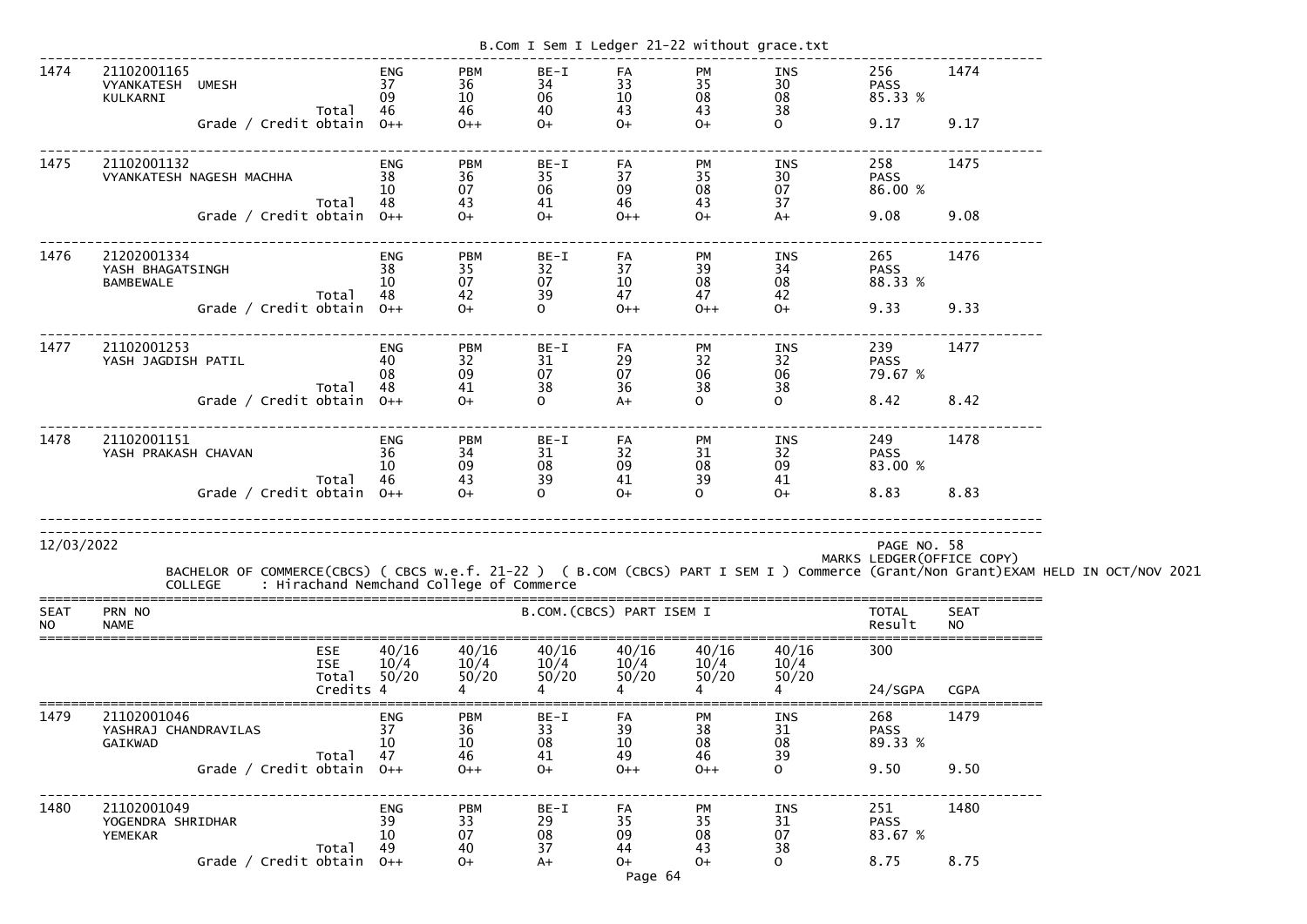| SEAT NO | PRN NO / NAME | | ENG | PBM | BE-I | FA | PM | INS | TOTAL / Result | SEAT NO |
|---|---|---|---|---|---|---|---|---|---|---|
| 1474 | 21102001165 VYANKATESH UMESH KULKARNI | | 37 | 36 | 34 | 33 | 35 | 30 | 256 | 1474 |
| | | | 09 | 10 | 06 | 10 | 08 | 08 | PASS | |
| | | Total | 46 | 46 | 40 | 43 | 43 | 38 | 85.33 % | |
| | | Grade / Credit obtain | O++ | O++ | O+ | O+ | O+ | O | 9.17 | 9.17 |
| 1475 | 21102001132 VYANKATESH NAGESH MACHHA | | 38 | 36 | 35 | 37 | 35 | 30 | 258 | 1475 |
| | | | 10 | 07 | 06 | 09 | 08 | 07 | PASS | |
| | | Total | 48 | 43 | 41 | 46 | 43 | 37 | 86.00 % | |
| | | Grade / Credit obtain | O++ | O+ | O+ | O++ | O+ | A+ | 9.08 | 9.08 |
| 1476 | 21202001334 YASH BHAGATSINGH BAMBEWALE | | 38 | 35 | 32 | 37 | 39 | 34 | 265 | 1476 |
| | | | 10 | 07 | 07 | 10 | 08 | 08 | PASS | |
| | | Total | 48 | 42 | 39 | 47 | 47 | 42 | 88.33 % | |
| | | Grade / Credit obtain | O++ | O+ | O | O++ | O++ | O+ | 9.33 | 9.33 |
| 1477 | 21102001253 YASH JAGDISH PATIL | | 40 | 32 | 31 | 29 | 32 | 32 | 239 | 1477 |
| | | | 08 | 09 | 07 | 07 | 06 | 06 | PASS | |
| | | Total | 48 | 41 | 38 | 36 | 38 | 38 | 79.67 % | |
| | | Grade / Credit obtain | O++ | O+ | O | A+ | O | O | 8.42 | 8.42 |
| 1478 | 21102001151 YASH PRAKASH CHAVAN | | 36 | 34 | 31 | 32 | 31 | 32 | 249 | 1478 |
| | | | 10 | 09 | 08 | 09 | 08 | 09 | PASS | |
| | | Total | 46 | 43 | 39 | 41 | 39 | 41 | 83.00 % | |
| | | Grade / Credit obtain | O++ | O+ | O | O+ | O | O+ | 8.83 | 8.83 |

12/03/2022 PAGE NO. 58

MARKS LEDGER(OFFICE COPY)

BACHELOR OF COMMERCE(CBCS) ( CBCS w.e.f. 21-22 ) ( B.COM (CBCS) PART I SEM I ) Commerce (Grant/Non Grant)EXAM HELD IN OCT/NOV 2021

COLLEGE : Hirachand Nemchand College of Commerce

| SEAT NO | PRN NO / NAME | | B.COM.(CBCS) PART ISEM I | | | | | | TOTAL Result | SEAT NO |
|---|---|---|---|---|---|---|---|---|---|---|
| | | ESE | 40/16 | 40/16 | 40/16 | 40/16 | 40/16 | 40/16 | 300 | |
| | | ISE | 10/4 | 10/4 | 10/4 | 10/4 | 10/4 | 10/4 | | |
| | | Total | 50/20 | 50/20 | 50/20 | 50/20 | 50/20 | 50/20 | | |
| | | Credits | 4 | 4 | 4 | 4 | 4 | 4 | 24/SGPA | CGPA |
| | | | ENG | PBM | BE-I | FA | PM | INS | | |
| 1479 | 21102001046 YASHRAJ CHANDRAVILAS GAIKWAD | | 37 | 36 | 33 | 39 | 38 | 31 | 268 | 1479 |
| | | | 10 | 10 | 08 | 10 | 08 | 08 | PASS | |
| | | Total | 47 | 46 | 41 | 49 | 46 | 39 | 89.33 % | |
| | | Grade / Credit obtain | O++ | O++ | O+ | O++ | O++ | O | 9.50 | 9.50 |
| 1480 | 21102001049 YOGENDRA SHRIDHAR YEMEKAR | | 39 | 33 | 29 | 35 | 35 | 31 | 251 | 1480 |
| | | | 10 | 07 | 08 | 09 | 08 | 07 | PASS | |
| | | Total | 49 | 40 | 37 | 44 | 43 | 38 | 83.67 % | |
| | | Grade / Credit obtain | O++ | O+ | A+ | O+ | O+ | O | 8.75 | 8.75 |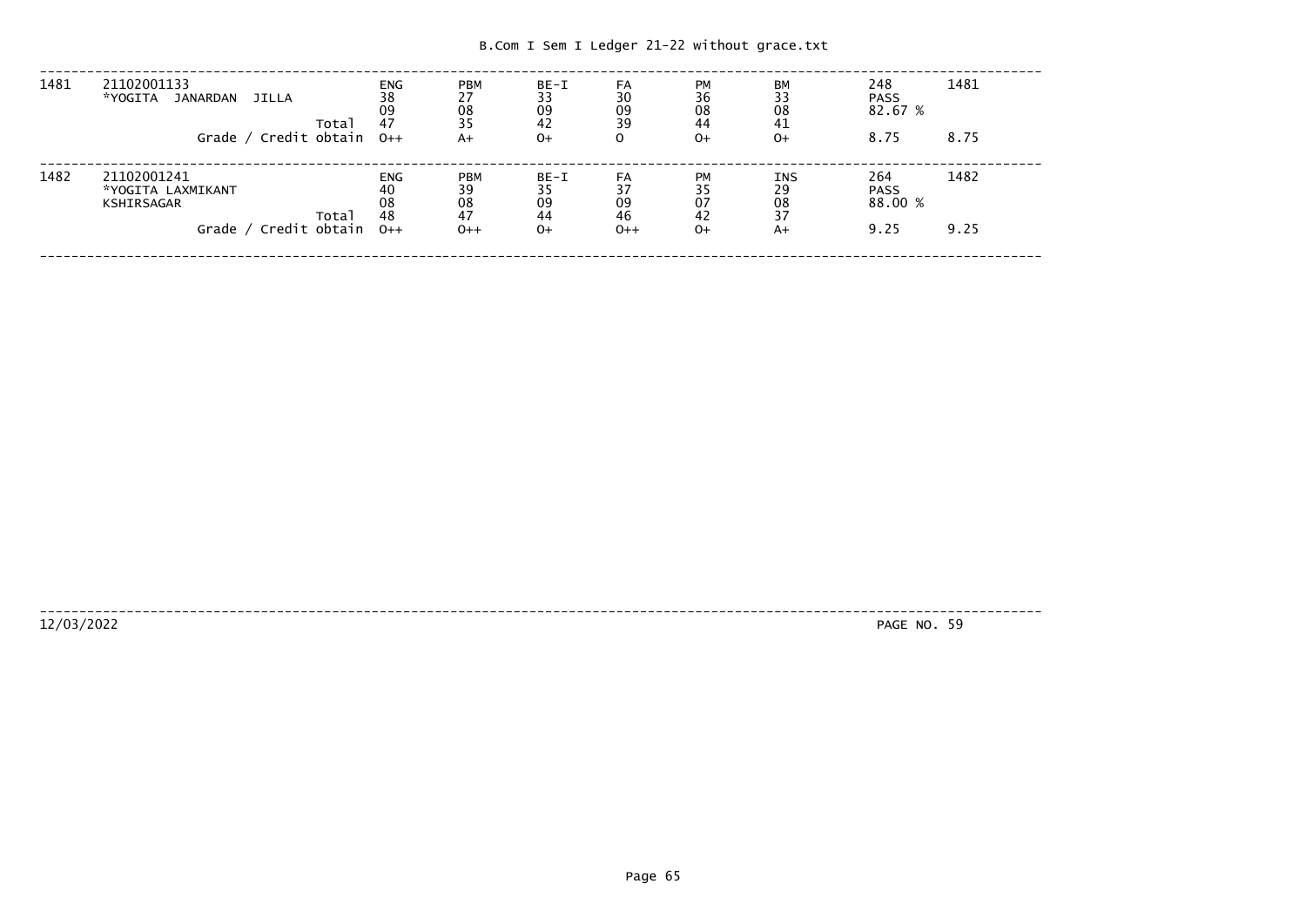| | | | | | | | | | |
|---|---|---|---|---|---|---|---|---|---|
| 1481 | 21102001133<br>*YOGITA JANARDAN JILLA | ENG<br>38<br>09 | PBM<br>27<br>08 | BE-I<br>33<br>09 | FA<br>30<br>09 | PM<br>36<br>08 | BM<br>33<br>08 | 248<br>PASS<br>82.67 % | 1481 |
| | Total | 47 | 35 | 42 | 39 | 44 | 41 | | |
| | Grade / Credit obtain | O++ | A+ | O+ | O | O+ | O+ | 8.75 | 8.75 |
| 1482 | 21102001241<br>*YOGITA LAXMIKANT<br>KSHIRSAGAR | ENG<br>40<br>08 | PBM<br>39<br>08 | BE-I<br>35<br>09 | FA<br>37<br>09 | PM<br>35<br>07 | INS<br>29<br>08 | 264<br>PASS<br>88.00 % | 1482 |
| | Total | 48 | 47 | 44 | 46 | 42 | 37 | | |
| | Grade / Credit obtain | O++ | O++ | O+ | O++ | O+ | A+ | 9.25 | 9.25 |

12/03/2022 PAGE NO. 59